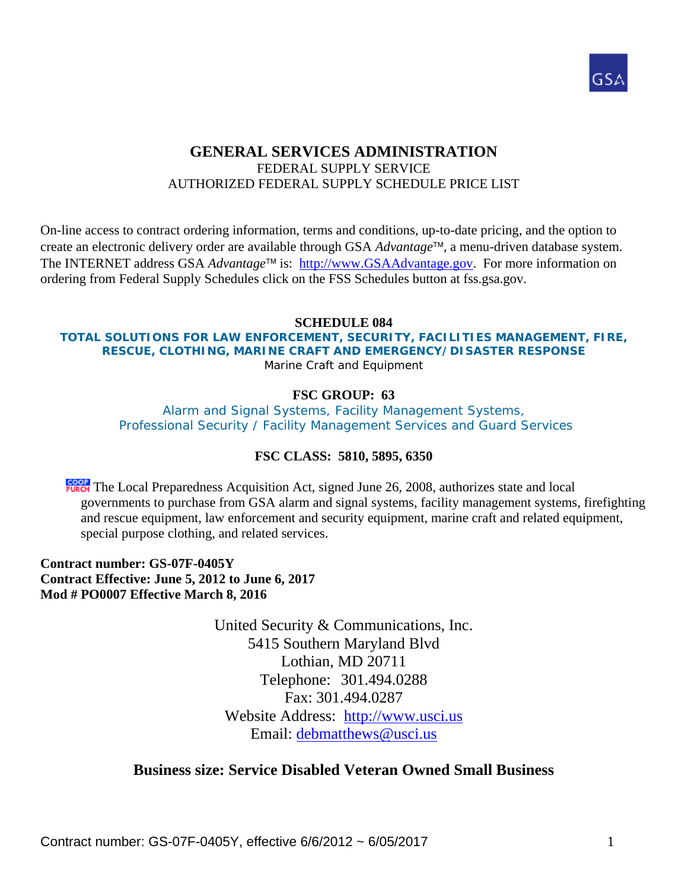# GENERAL SERVICES ADMINISTRATION

FEDERAL SUPPLY SERVICE
AUTHORIZED FEDERAL SUPPLY SCHEDULE PRICE LIST

On-line access to contract ordering information, terms and conditions, up-to-date pricing, and the option to create an electronic delivery order are available through GSA *Advantage*™, a menu-driven database system. The INTERNET address GSA *Advantage*™ is: http://www.GSAAdvantage.gov. For more information on ordering from Federal Supply Schedules click on the FSS Schedules button at fss.gsa.gov.

**SCHEDULE 084**

**TOTAL SOLUTIONS FOR LAW ENFORCEMENT, SECURITY, FACILITIES MANAGEMENT, FIRE, RESCUE, CLOTHING, MARINE CRAFT AND EMERGENCY/DISASTER RESPONSE**

Marine Craft and Equipment

**FSC GROUP: 63**

Alarm and Signal Systems, Facility Management Systems,
Professional Security / Facility Management Services and Guard Services

**FSC CLASS: 5810, 5895, 6350**

COOP PURCH The Local Preparedness Acquisition Act, signed June 26, 2008, authorizes state and local governments to purchase from GSA alarm and signal systems, facility management systems, firefighting and rescue equipment, law enforcement and security equipment, marine craft and related equipment, special purpose clothing, and related services.

**Contract number: GS-07F-0405Y**
**Contract Effective: June 5, 2012 to June 6, 2017**
**Mod # PO0007 Effective March 8, 2016**

United Security & Communications, Inc.
5415 Southern Maryland Blvd
Lothian, MD 20711
Telephone: 301.494.0288
Fax: 301.494.0287
Website Address: http://www.usci.us
Email: debmatthews@usci.us

**Business size: Service Disabled Veteran Owned Small Business**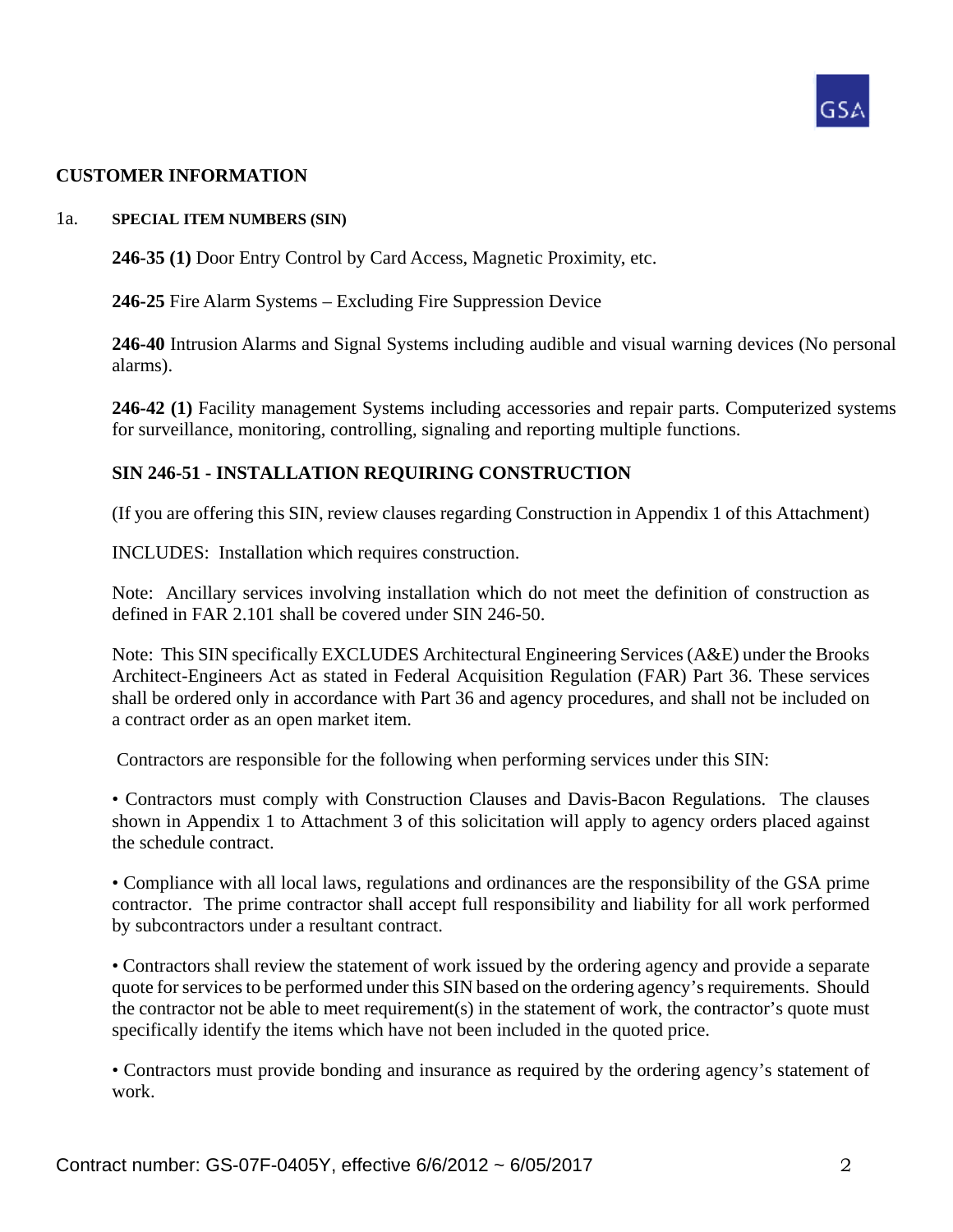## CUSTOMER INFORMATION

1a. **SPECIAL ITEM NUMBERS (SIN)**

**246-35 (1)** Door Entry Control by Card Access, Magnetic Proximity, etc.

**246-25** Fire Alarm Systems – Excluding Fire Suppression Device

**246-40** Intrusion Alarms and Signal Systems including audible and visual warning devices (No personal alarms).

**246-42 (1)** Facility management Systems including accessories and repair parts. Computerized systems for surveillance, monitoring, controlling, signaling and reporting multiple functions.

**SIN 246-51 - INSTALLATION REQUIRING CONSTRUCTION**

(If you are offering this SIN, review clauses regarding Construction in Appendix 1 of this Attachment)

INCLUDES: Installation which requires construction.

Note: Ancillary services involving installation which do not meet the definition of construction as defined in FAR 2.101 shall be covered under SIN 246-50.

Note: This SIN specifically EXCLUDES Architectural Engineering Services (A&E) under the Brooks Architect-Engineers Act as stated in Federal Acquisition Regulation (FAR) Part 36. These services shall be ordered only in accordance with Part 36 and agency procedures, and shall not be included on a contract order as an open market item.

Contractors are responsible for the following when performing services under this SIN:

• Contractors must comply with Construction Clauses and Davis-Bacon Regulations. The clauses shown in Appendix 1 to Attachment 3 of this solicitation will apply to agency orders placed against the schedule contract.

• Compliance with all local laws, regulations and ordinances are the responsibility of the GSA prime contractor. The prime contractor shall accept full responsibility and liability for all work performed by subcontractors under a resultant contract.

• Contractors shall review the statement of work issued by the ordering agency and provide a separate quote for services to be performed under this SIN based on the ordering agency's requirements. Should the contractor not be able to meet requirement(s) in the statement of work, the contractor's quote must specifically identify the items which have not been included in the quoted price.

• Contractors must provide bonding and insurance as required by the ordering agency's statement of work.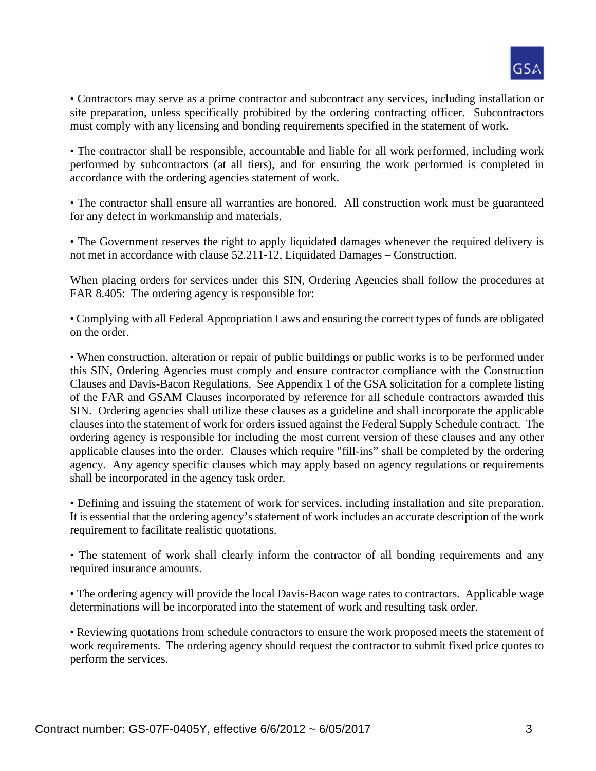• Contractors may serve as a prime contractor and subcontract any services, including installation or site preparation, unless specifically prohibited by the ordering contracting officer. Subcontractors must comply with any licensing and bonding requirements specified in the statement of work.

• The contractor shall be responsible, accountable and liable for all work performed, including work performed by subcontractors (at all tiers), and for ensuring the work performed is completed in accordance with the ordering agencies statement of work.

• The contractor shall ensure all warranties are honored. All construction work must be guaranteed for any defect in workmanship and materials.

• The Government reserves the right to apply liquidated damages whenever the required delivery is not met in accordance with clause 52.211-12, Liquidated Damages – Construction.

When placing orders for services under this SIN, Ordering Agencies shall follow the procedures at FAR 8.405: The ordering agency is responsible for:

• Complying with all Federal Appropriation Laws and ensuring the correct types of funds are obligated on the order.

• When construction, alteration or repair of public buildings or public works is to be performed under this SIN, Ordering Agencies must comply and ensure contractor compliance with the Construction Clauses and Davis-Bacon Regulations. See Appendix 1 of the GSA solicitation for a complete listing of the FAR and GSAM Clauses incorporated by reference for all schedule contractors awarded this SIN. Ordering agencies shall utilize these clauses as a guideline and shall incorporate the applicable clauses into the statement of work for orders issued against the Federal Supply Schedule contract. The ordering agency is responsible for including the most current version of these clauses and any other applicable clauses into the order. Clauses which require "fill-ins" shall be completed by the ordering agency. Any agency specific clauses which may apply based on agency regulations or requirements shall be incorporated in the agency task order.

• Defining and issuing the statement of work for services, including installation and site preparation. It is essential that the ordering agency's statement of work includes an accurate description of the work requirement to facilitate realistic quotations.

• The statement of work shall clearly inform the contractor of all bonding requirements and any required insurance amounts.

• The ordering agency will provide the local Davis-Bacon wage rates to contractors. Applicable wage determinations will be incorporated into the statement of work and resulting task order.

• Reviewing quotations from schedule contractors to ensure the work proposed meets the statement of work requirements. The ordering agency should request the contractor to submit fixed price quotes to perform the services.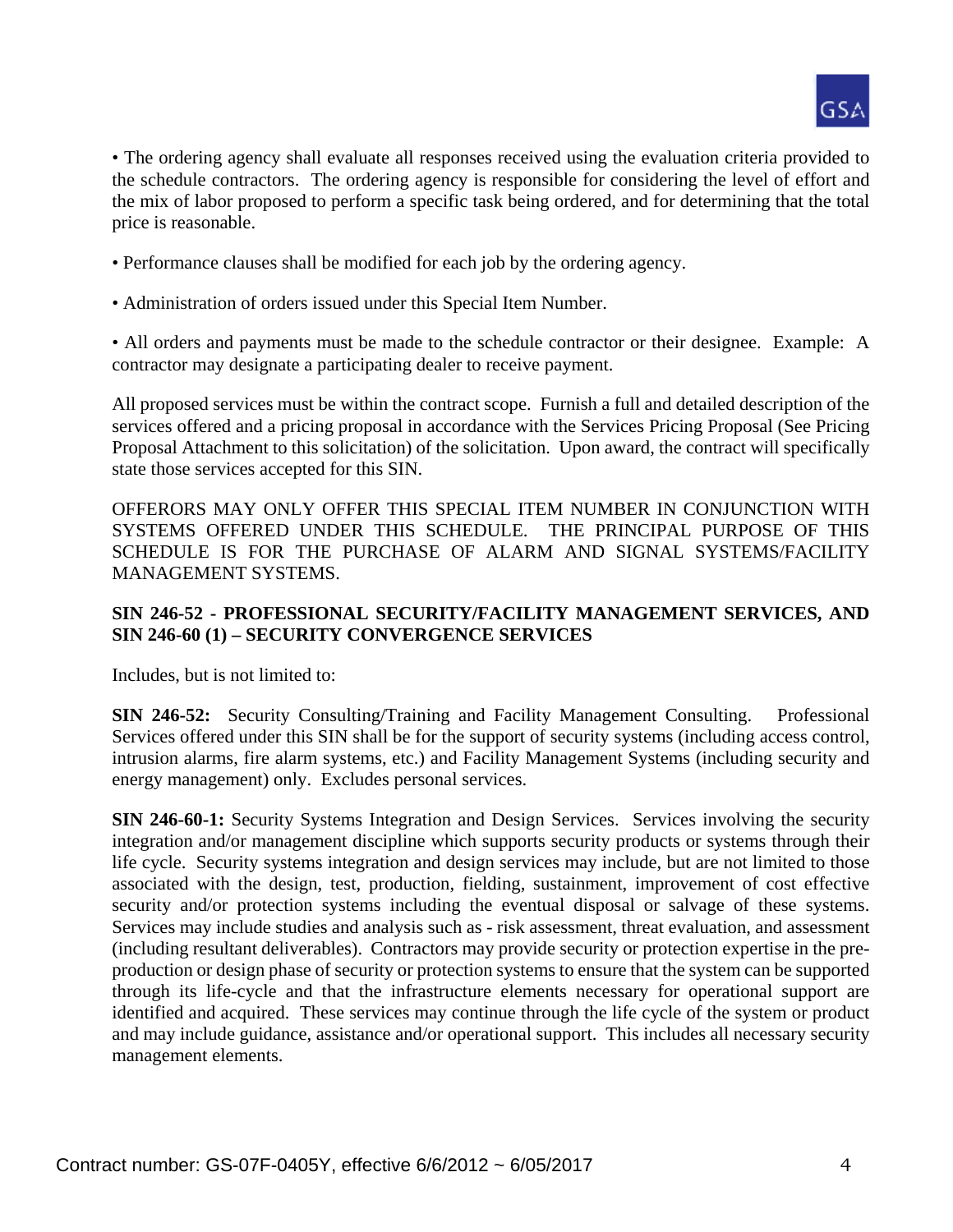• The ordering agency shall evaluate all responses received using the evaluation criteria provided to the schedule contractors. The ordering agency is responsible for considering the level of effort and the mix of labor proposed to perform a specific task being ordered, and for determining that the total price is reasonable.

• Performance clauses shall be modified for each job by the ordering agency.

• Administration of orders issued under this Special Item Number.

• All orders and payments must be made to the schedule contractor or their designee. Example: A contractor may designate a participating dealer to receive payment.

All proposed services must be within the contract scope. Furnish a full and detailed description of the services offered and a pricing proposal in accordance with the Services Pricing Proposal (See Pricing Proposal Attachment to this solicitation) of the solicitation. Upon award, the contract will specifically state those services accepted for this SIN.

OFFERORS MAY ONLY OFFER THIS SPECIAL ITEM NUMBER IN CONJUNCTION WITH SYSTEMS OFFERED UNDER THIS SCHEDULE. THE PRINCIPAL PURPOSE OF THIS SCHEDULE IS FOR THE PURCHASE OF ALARM AND SIGNAL SYSTEMS/FACILITY MANAGEMENT SYSTEMS.

**SIN 246-52 - PROFESSIONAL SECURITY/FACILITY MANAGEMENT SERVICES, AND SIN 246-60 (1) – SECURITY CONVERGENCE SERVICES**

Includes, but is not limited to:

**SIN 246-52:** Security Consulting/Training and Facility Management Consulting. Professional Services offered under this SIN shall be for the support of security systems (including access control, intrusion alarms, fire alarm systems, etc.) and Facility Management Systems (including security and energy management) only. Excludes personal services.

**SIN 246-60-1:** Security Systems Integration and Design Services. Services involving the security integration and/or management discipline which supports security products or systems through their life cycle. Security systems integration and design services may include, but are not limited to those associated with the design, test, production, fielding, sustainment, improvement of cost effective security and/or protection systems including the eventual disposal or salvage of these systems. Services may include studies and analysis such as - risk assessment, threat evaluation, and assessment (including resultant deliverables). Contractors may provide security or protection expertise in the pre-production or design phase of security or protection systems to ensure that the system can be supported through its life-cycle and that the infrastructure elements necessary for operational support are identified and acquired. These services may continue through the life cycle of the system or product and may include guidance, assistance and/or operational support. This includes all necessary security management elements.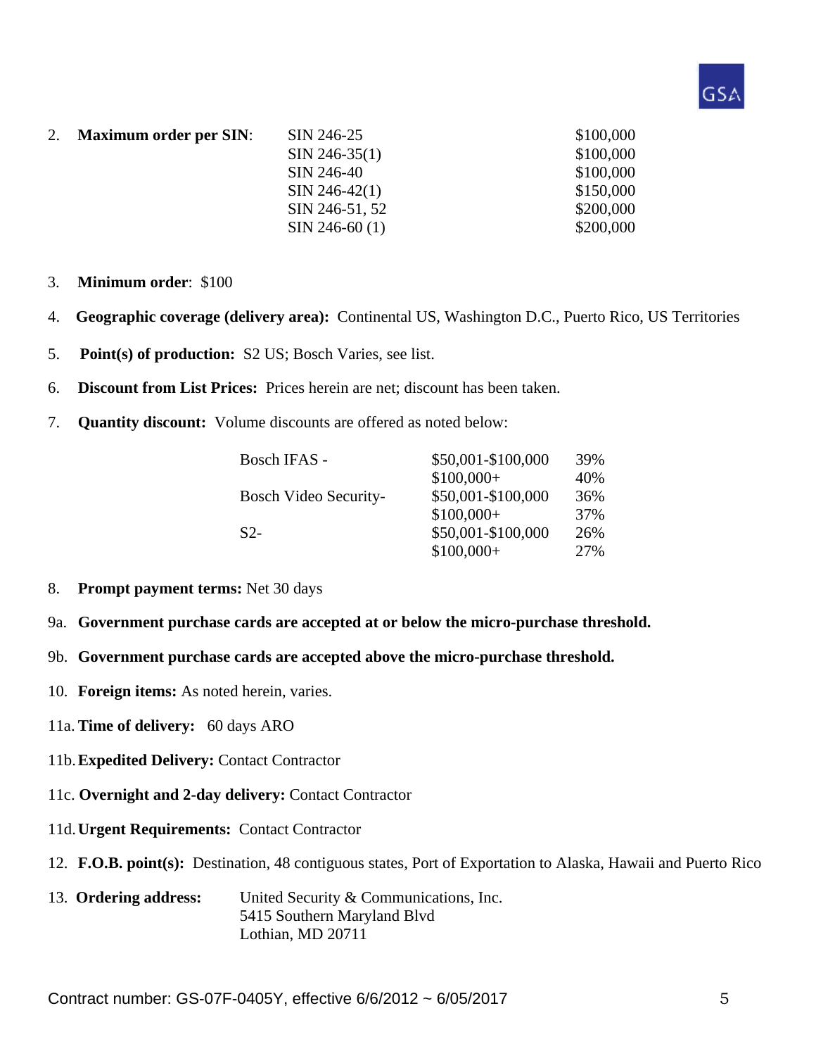2. **Maximum order per SIN**:

| SIN | Maximum |
|---|---|
| SIN 246-25 | $100,000 |
| SIN 246-35(1) | $100,000 |
| SIN 246-40 | $100,000 |
| SIN 246-42(1) | $150,000 |
| SIN 246-51, 52 | $200,000 |
| SIN 246-60 (1) | $200,000 |

3. **Minimum order**: $100

4. **Geographic coverage (delivery area):** Continental US, Washington D.C., Puerto Rico, US Territories

5. **Point(s) of production:** S2 US; Bosch Varies, see list.

6. **Discount from List Prices:** Prices herein are net; discount has been taken.

7. **Quantity discount:** Volume discounts are offered as noted below:

| | | |
|---|---|---|
| Bosch IFAS - | $50,001-$100,000 | 39% |
| | $100,000+ | 40% |
| Bosch Video Security- | $50,001-$100,000 | 36% |
| | $100,000+ | 37% |
| S2- | $50,001-$100,000 | 26% |
| | $100,000+ | 27% |

8. **Prompt payment terms:** Net 30 days

9a. **Government purchase cards are accepted at or below the micro-purchase threshold.**

9b. **Government purchase cards are accepted above the micro-purchase threshold.**

10. **Foreign items:** As noted herein, varies.

11a. **Time of delivery:** 60 days ARO

11b. **Expedited Delivery:** Contact Contractor

11c. **Overnight and 2-day delivery:** Contact Contractor

11d. **Urgent Requirements:** Contact Contractor

12. **F.O.B. point(s):** Destination, 48 contiguous states, Port of Exportation to Alaska, Hawaii and Puerto Rico

13. **Ordering address:** United Security & Communications, Inc.
5415 Southern Maryland Blvd
Lothian, MD 20711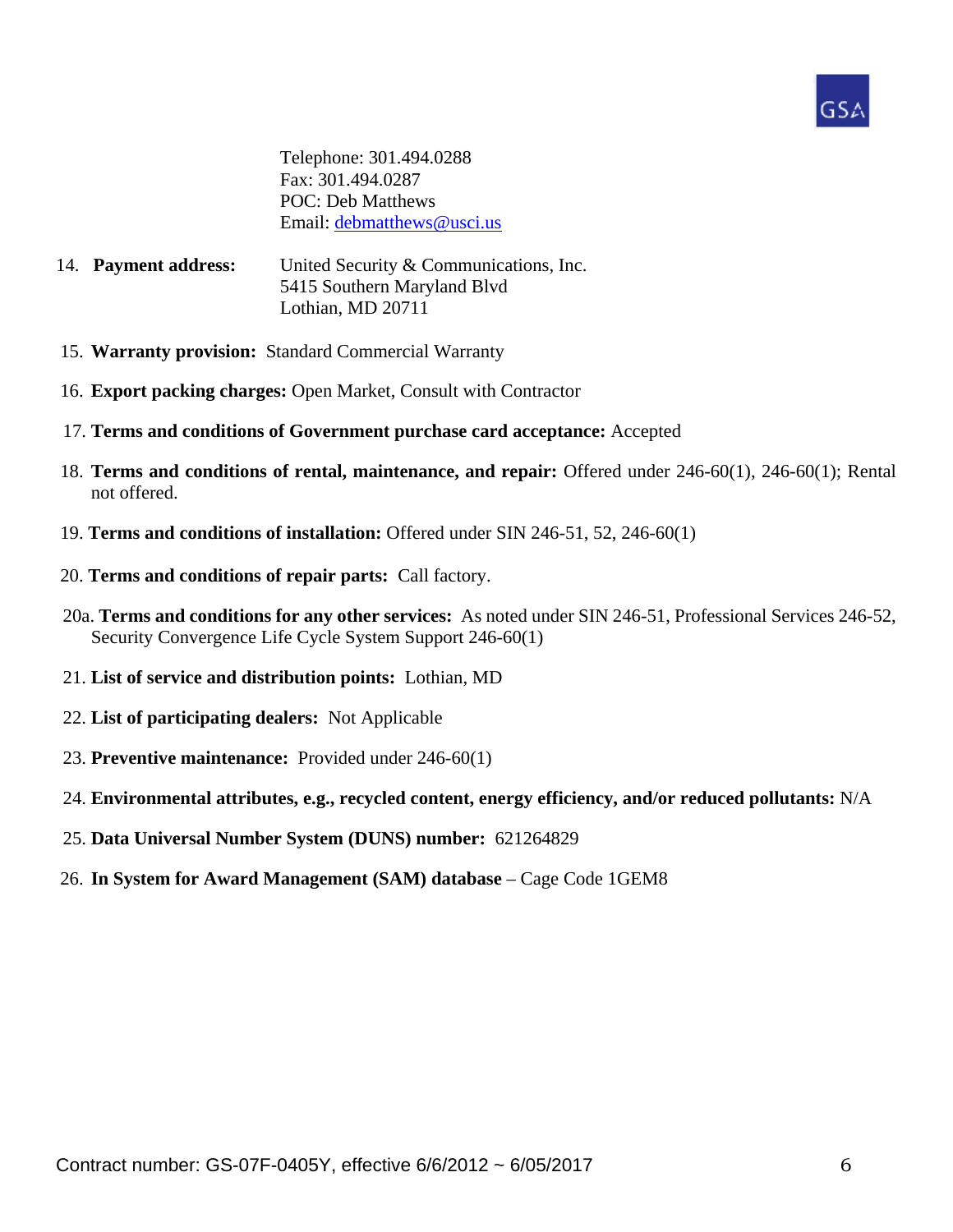Telephone: 301.494.0288
Fax: 301.494.0287
POC: Deb Matthews
Email: debmatthews@usci.us

14. **Payment address:** United Security & Communications, Inc.
5415 Southern Maryland Blvd
Lothian, MD 20711

15. **Warranty provision:** Standard Commercial Warranty

16. **Export packing charges:** Open Market, Consult with Contractor

17. **Terms and conditions of Government purchase card acceptance:** Accepted

18. **Terms and conditions of rental, maintenance, and repair:** Offered under 246-60(1), 246-60(1); Rental not offered.

19. **Terms and conditions of installation:** Offered under SIN 246-51, 52, 246-60(1)

20. **Terms and conditions of repair parts:** Call factory.

20a. **Terms and conditions for any other services:** As noted under SIN 246-51, Professional Services 246-52, Security Convergence Life Cycle System Support 246-60(1)

21. **List of service and distribution points:** Lothian, MD

22. **List of participating dealers:** Not Applicable

23. **Preventive maintenance:** Provided under 246-60(1)

24. **Environmental attributes, e.g., recycled content, energy efficiency, and/or reduced pollutants:** N/A

25. **Data Universal Number System (DUNS) number:** 621264829

26. **In System for Award Management (SAM) database** – Cage Code 1GEM8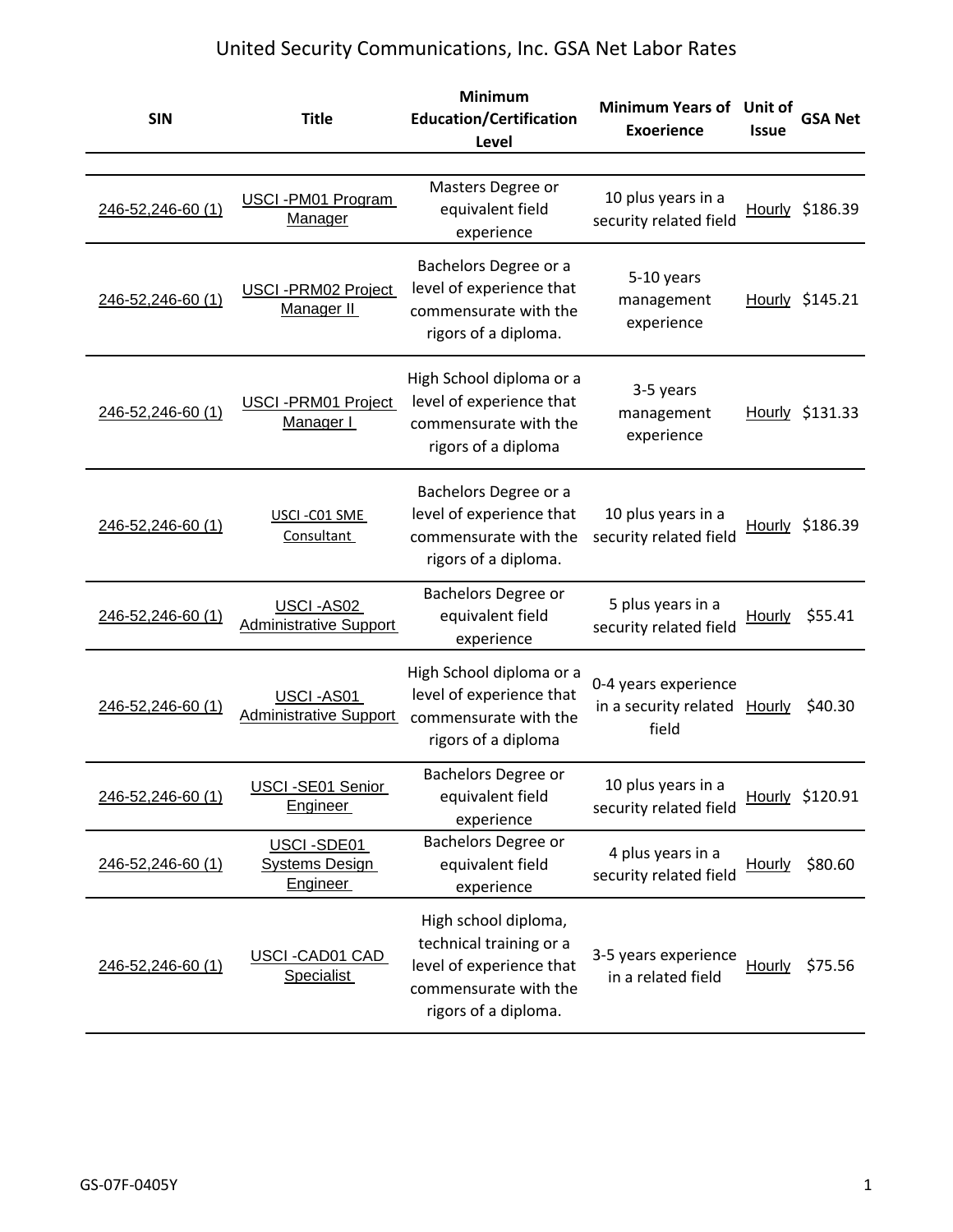# United Security Communications, Inc. GSA Net Labor Rates

| SIN | Title | Minimum Education/Certification Level | Minimum Years of Exoerience | Unit of Issue | GSA Net |
|---|---|---|---|---|---|
| 246-52,246-60 (1) | USCI -PM01 Program Manager | Masters Degree or equivalent field experience | 10 plus years in a security related field | Hourly | $186.39 |
| 246-52,246-60 (1) | USCI -PRM02 Project Manager II | Bachelors Degree or a level of experience that commensurate with the rigors of a diploma. | 5-10 years management experience | Hourly | $145.21 |
| 246-52,246-60 (1) | USCI -PRM01 Project Manager I | High School diploma or a level of experience that commensurate with the rigors of a diploma | 3-5 years management experience | Hourly | $131.33 |
| 246-52,246-60 (1) | USCI -C01 SME Consultant | Bachelors Degree or a level of experience that commensurate with the rigors of a diploma. | 10 plus years in a security related field | Hourly | $186.39 |
| 246-52,246-60 (1) | USCI -AS02 Administrative Support | Bachelors Degree or equivalent field experience | 5 plus years in a security related field | Hourly | $55.41 |
| 246-52,246-60 (1) | USCI -AS01 Administrative Support | High School diploma or a level of experience that commensurate with the rigors of a diploma | 0-4 years experience in a security related field | Hourly | $40.30 |
| 246-52,246-60 (1) | USCI -SE01 Senior Engineer | Bachelors Degree or equivalent field experience | 10 plus years in a security related field | Hourly | $120.91 |
| 246-52,246-60 (1) | USCI -SDE01 Systems Design Engineer | Bachelors Degree or equivalent field experience | 4 plus years in a security related field | Hourly | $80.60 |
| 246-52,246-60 (1) | USCI -CAD01 CAD Specialist | High school diploma, technical training or a level of experience that commensurate with the rigors of a diploma. | 3-5 years experience in a related field | Hourly | $75.56 |

GS-07F-0405Y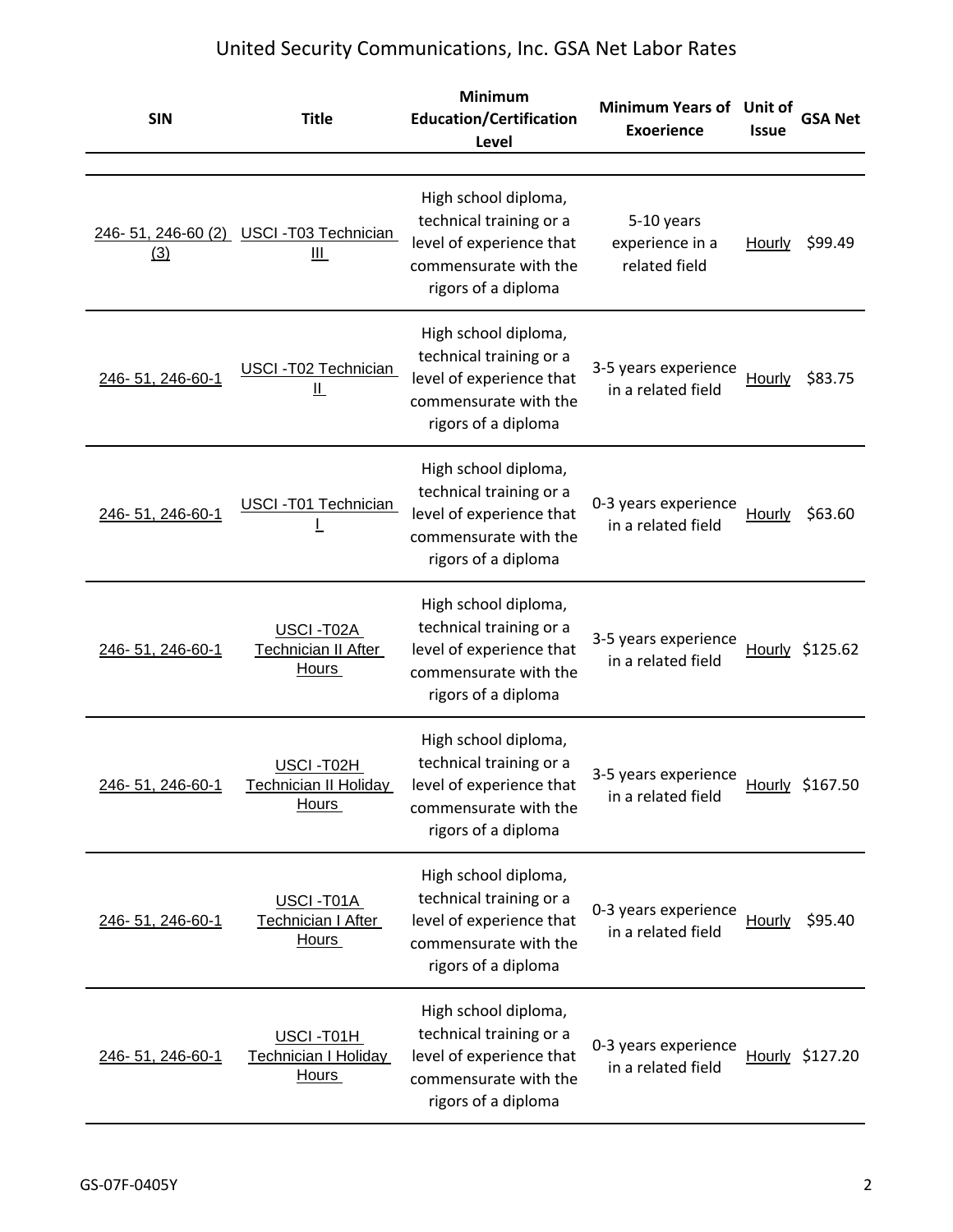# United Security Communications, Inc. GSA Net Labor Rates

| SIN | Title | Minimum Education/Certification Level | Minimum Years of Exoerience | Unit of Issue | GSA Net |
|---|---|---|---|---|---|
| 246- 51, 246-60 (2) (3) | USCI -T03 Technician III | High school diploma, technical training or a level of experience that commensurate with the rigors of a diploma | 5-10 years experience in a related field | Hourly | $99.49 |
| 246- 51, 246-60-1 | USCI -T02 Technician II | High school diploma, technical training or a level of experience that commensurate with the rigors of a diploma | 3-5 years experience in a related field | Hourly | $83.75 |
| 246- 51, 246-60-1 | USCI -T01 Technician I | High school diploma, technical training or a level of experience that commensurate with the rigors of a diploma | 0-3 years experience in a related field | Hourly | $63.60 |
| 246- 51, 246-60-1 | USCI -T02A Technician II After Hours | High school diploma, technical training or a level of experience that commensurate with the rigors of a diploma | 3-5 years experience in a related field | Hourly | $125.62 |
| 246- 51, 246-60-1 | USCI -T02H Technician II Holiday Hours | High school diploma, technical training or a level of experience that commensurate with the rigors of a diploma | 3-5 years experience in a related field | Hourly | $167.50 |
| 246- 51, 246-60-1 | USCI -T01A Technician I After Hours | High school diploma, technical training or a level of experience that commensurate with the rigors of a diploma | 0-3 years experience in a related field | Hourly | $95.40 |
| 246- 51, 246-60-1 | USCI -T01H Technician I Holiday Hours | High school diploma, technical training or a level of experience that commensurate with the rigors of a diploma | 0-3 years experience in a related field | Hourly | $127.20 |

GS-07F-0405Y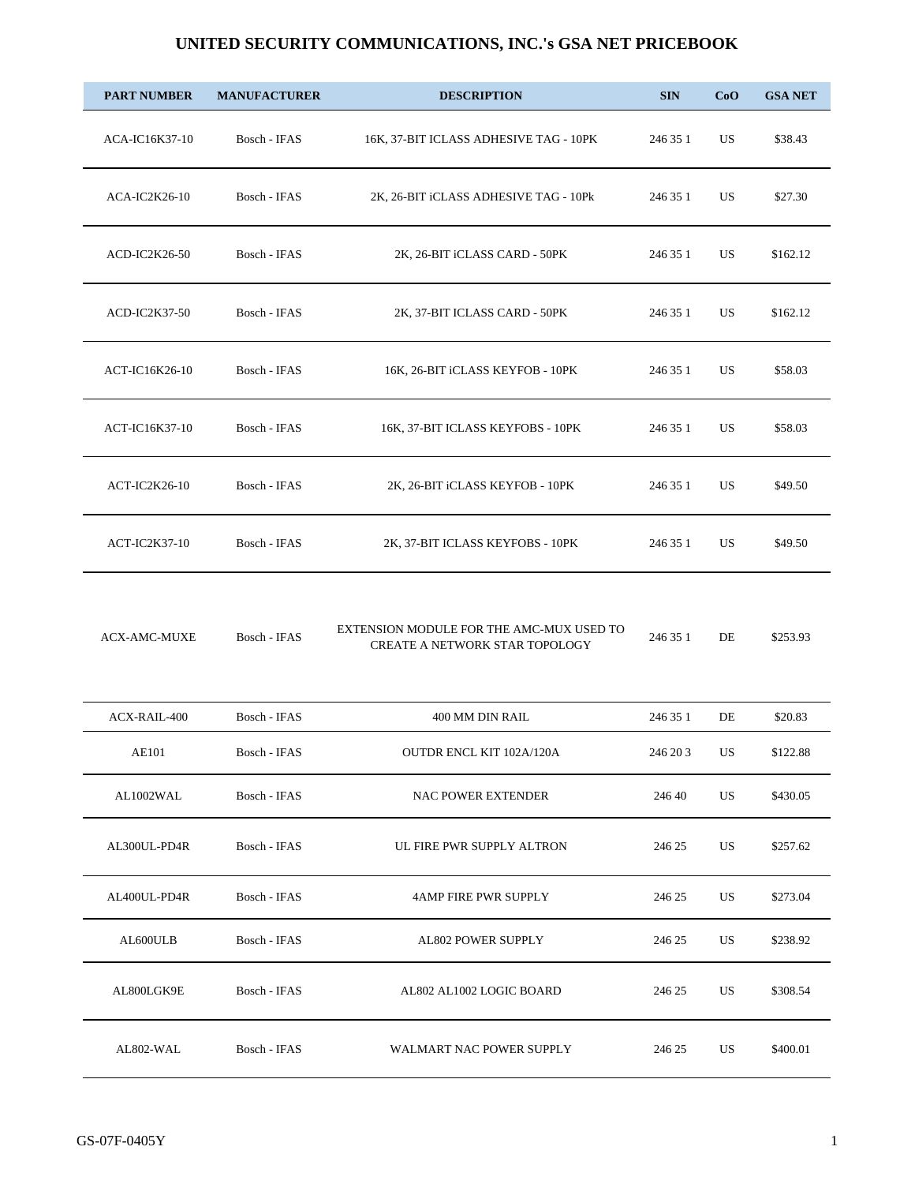# UNITED SECURITY COMMUNICATIONS, INC.'s GSA NET PRICEBOOK

| PART NUMBER | MANUFACTURER | DESCRIPTION | SIN | CoO | GSA NET |
|---|---|---|---|---|---|
| ACA-IC16K37-10 | Bosch - IFAS | 16K, 37-BIT ICLASS ADHESIVE TAG - 10PK | 246 35 1 | US | $38.43 |
| ACA-IC2K26-10 | Bosch - IFAS | 2K, 26-BIT iCLASS ADHESIVE TAG - 10Pk | 246 35 1 | US | $27.30 |
| ACD-IC2K26-50 | Bosch - IFAS | 2K, 26-BIT iCLASS CARD - 50PK | 246 35 1 | US | $162.12 |
| ACD-IC2K37-50 | Bosch - IFAS | 2K, 37-BIT ICLASS CARD - 50PK | 246 35 1 | US | $162.12 |
| ACT-IC16K26-10 | Bosch - IFAS | 16K, 26-BIT iCLASS KEYFOB - 10PK | 246 35 1 | US | $58.03 |
| ACT-IC16K37-10 | Bosch - IFAS | 16K, 37-BIT ICLASS KEYFOBS - 10PK | 246 35 1 | US | $58.03 |
| ACT-IC2K26-10 | Bosch - IFAS | 2K, 26-BIT iCLASS KEYFOB - 10PK | 246 35 1 | US | $49.50 |
| ACT-IC2K37-10 | Bosch - IFAS | 2K, 37-BIT ICLASS KEYFOBS - 10PK | 246 35 1 | US | $49.50 |
| ACX-AMC-MUXE | Bosch - IFAS | EXTENSION MODULE FOR THE AMC-MUX USED TO CREATE A NETWORK STAR TOPOLOGY | 246 35 1 | DE | $253.93 |
| ACX-RAIL-400 | Bosch - IFAS | 400 MM DIN RAIL | 246 35 1 | DE | $20.83 |
| AE101 | Bosch - IFAS | OUTDR ENCL KIT 102A/120A | 246 20 3 | US | $122.88 |
| AL1002WAL | Bosch - IFAS | NAC POWER EXTENDER | 246 40 | US | $430.05 |
| AL300UL-PD4R | Bosch - IFAS | UL FIRE PWR SUPPLY ALTRON | 246 25 | US | $257.62 |
| AL400UL-PD4R | Bosch - IFAS | 4AMP FIRE PWR SUPPLY | 246 25 | US | $273.04 |
| AL600ULB | Bosch - IFAS | AL802 POWER SUPPLY | 246 25 | US | $238.92 |
| AL800LGK9E | Bosch - IFAS | AL802 AL1002 LOGIC BOARD | 246 25 | US | $308.54 |
| AL802-WAL | Bosch - IFAS | WALMART NAC POWER SUPPLY | 246 25 | US | $400.01 |

GS-07F-0405Y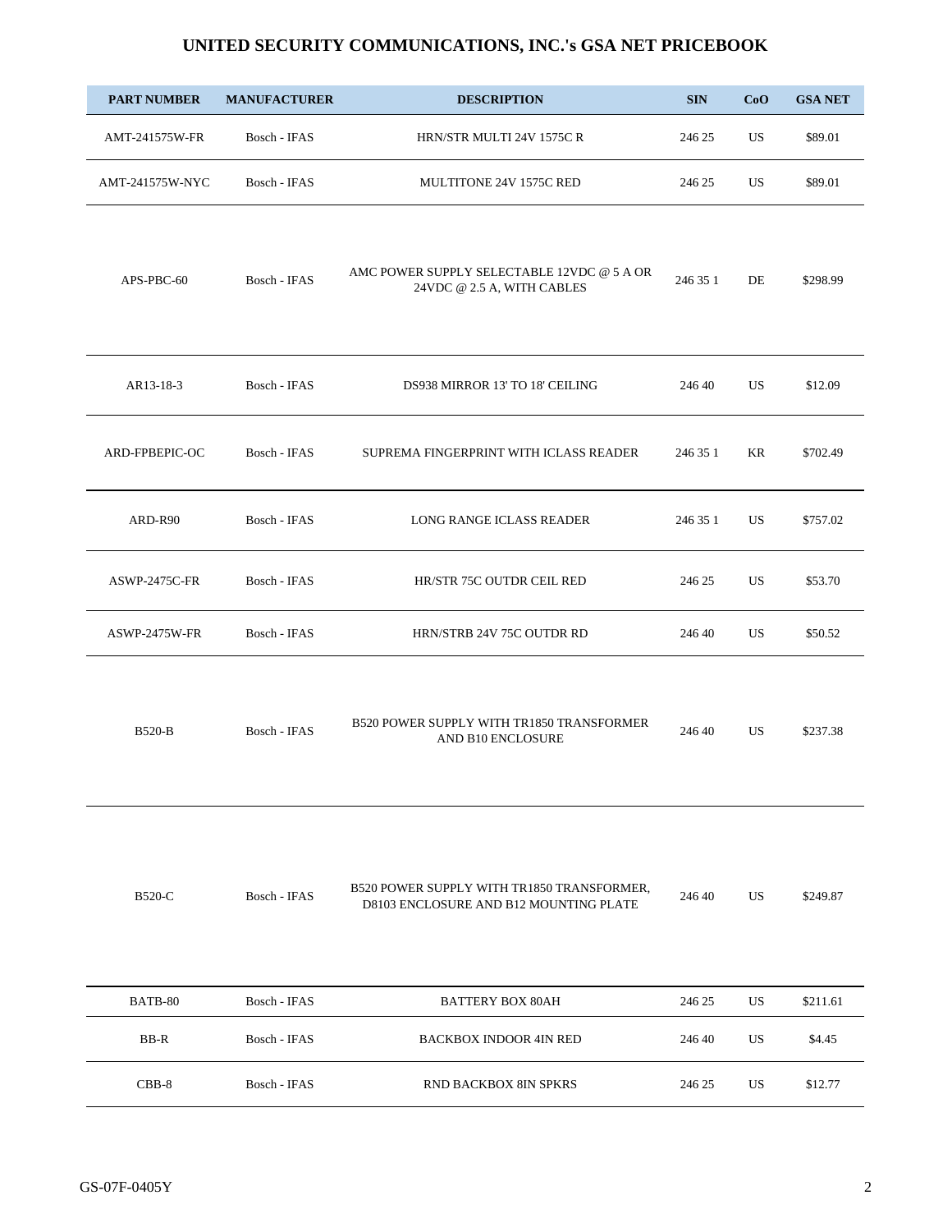# UNITED SECURITY COMMUNICATIONS, INC.'s GSA NET PRICEBOOK

| PART NUMBER | MANUFACTURER | DESCRIPTION | SIN | CoO | GSA NET |
|---|---|---|---|---|---|
| AMT-241575W-FR | Bosch - IFAS | HRN/STR MULTI 24V 1575C R | 246 25 | US | $89.01 |
| AMT-241575W-NYC | Bosch - IFAS | MULTITONE 24V 1575C RED | 246 25 | US | $89.01 |
| APS-PBC-60 | Bosch - IFAS | AMC POWER SUPPLY SELECTABLE 12VDC @ 5 A OR 24VDC @ 2.5 A, WITH CABLES | 246 35 1 | DE | $298.99 |
| AR13-18-3 | Bosch - IFAS | DS938 MIRROR 13' TO 18' CEILING | 246 40 | US | $12.09 |
| ARD-FPBEPIC-OC | Bosch - IFAS | SUPREMA FINGERPRINT WITH ICLASS READER | 246 35 1 | KR | $702.49 |
| ARD-R90 | Bosch - IFAS | LONG RANGE ICLASS READER | 246 35 1 | US | $757.02 |
| ASWP-2475C-FR | Bosch - IFAS | HR/STR 75C OUTDR CEIL RED | 246 25 | US | $53.70 |
| ASWP-2475W-FR | Bosch - IFAS | HRN/STRB 24V 75C OUTDR RD | 246 40 | US | $50.52 |
| B520-B | Bosch - IFAS | B520 POWER SUPPLY WITH TR1850 TRANSFORMER AND B10 ENCLOSURE | 246 40 | US | $237.38 |
| B520-C | Bosch - IFAS | B520 POWER SUPPLY WITH TR1850 TRANSFORMER, D8103 ENCLOSURE AND B12 MOUNTING PLATE | 246 40 | US | $249.87 |
| BATB-80 | Bosch - IFAS | BATTERY BOX 80AH | 246 25 | US | $211.61 |
| BB-R | Bosch - IFAS | BACKBOX INDOOR 4IN RED | 246 40 | US | $4.45 |
| CBB-8 | Bosch - IFAS | RND BACKBOX 8IN SPKRS | 246 25 | US | $12.77 |

GS-07F-0405Y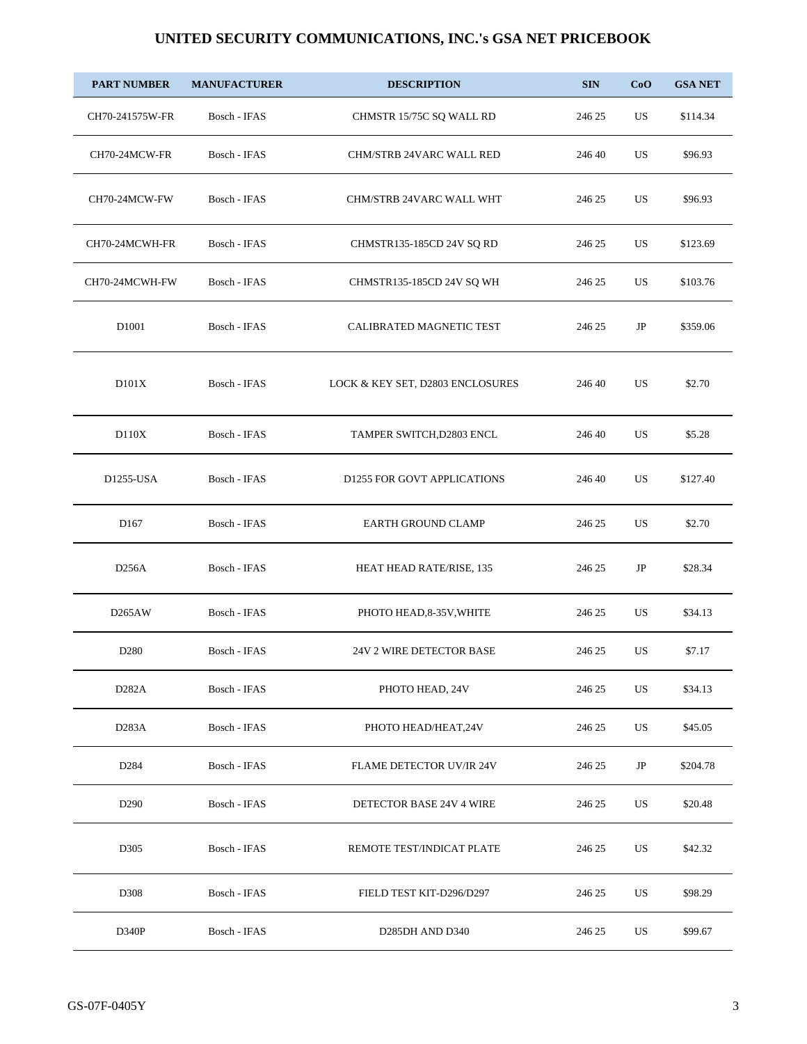# UNITED SECURITY COMMUNICATIONS, INC.'s GSA NET PRICEBOOK

| PART NUMBER | MANUFACTURER | DESCRIPTION | SIN | CoO | GSA NET |
|---|---|---|---|---|---|
| CH70-241575W-FR | Bosch - IFAS | CHMSTR 15/75C SQ WALL RD | 246 25 | US | $114.34 |
| CH70-24MCW-FR | Bosch - IFAS | CHM/STRB 24VARC WALL RED | 246 40 | US | $96.93 |
| CH70-24MCW-FW | Bosch - IFAS | CHM/STRB 24VARC WALL WHT | 246 25 | US | $96.93 |
| CH70-24MCWH-FR | Bosch - IFAS | CHMSTR135-185CD 24V SQ RD | 246 25 | US | $123.69 |
| CH70-24MCWH-FW | Bosch - IFAS | CHMSTR135-185CD 24V SQ WH | 246 25 | US | $103.76 |
| D1001 | Bosch - IFAS | CALIBRATED MAGNETIC TEST | 246 25 | JP | $359.06 |
| D101X | Bosch - IFAS | LOCK & KEY SET, D2803 ENCLOSURES | 246 40 | US | $2.70 |
| D110X | Bosch - IFAS | TAMPER SWITCH,D2803 ENCL | 246 40 | US | $5.28 |
| D1255-USA | Bosch - IFAS | D1255 FOR GOVT APPLICATIONS | 246 40 | US | $127.40 |
| D167 | Bosch - IFAS | EARTH GROUND CLAMP | 246 25 | US | $2.70 |
| D256A | Bosch - IFAS | HEAT HEAD RATE/RISE, 135 | 246 25 | JP | $28.34 |
| D265AW | Bosch - IFAS | PHOTO HEAD,8-35V,WHITE | 246 25 | US | $34.13 |
| D280 | Bosch - IFAS | 24V 2 WIRE DETECTOR BASE | 246 25 | US | $7.17 |
| D282A | Bosch - IFAS | PHOTO HEAD, 24V | 246 25 | US | $34.13 |
| D283A | Bosch - IFAS | PHOTO HEAD/HEAT,24V | 246 25 | US | $45.05 |
| D284 | Bosch - IFAS | FLAME DETECTOR UV/IR 24V | 246 25 | JP | $204.78 |
| D290 | Bosch - IFAS | DETECTOR BASE 24V 4 WIRE | 246 25 | US | $20.48 |
| D305 | Bosch - IFAS | REMOTE TEST/INDICAT PLATE | 246 25 | US | $42.32 |
| D308 | Bosch - IFAS | FIELD TEST KIT-D296/D297 | 246 25 | US | $98.29 |
| D340P | Bosch - IFAS | D285DH AND D340 | 246 25 | US | $99.67 |

GS-07F-0405Y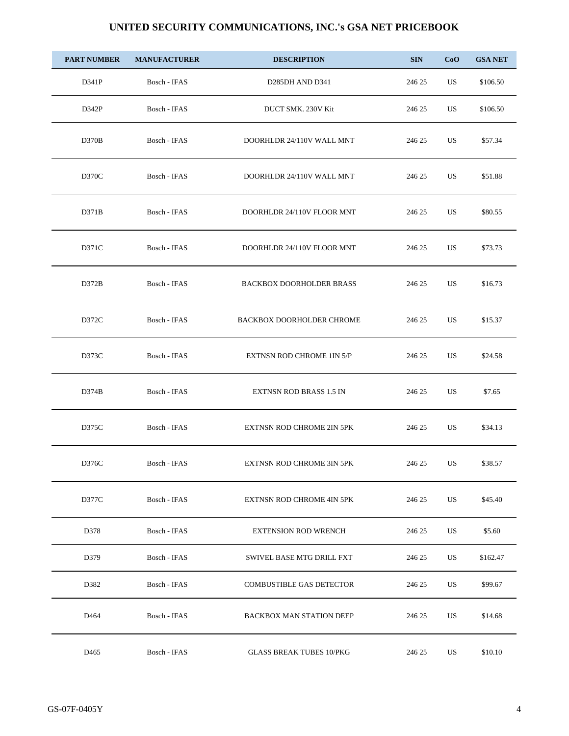# UNITED SECURITY COMMUNICATIONS, INC.'s GSA NET PRICEBOOK

| PART NUMBER | MANUFACTURER | DESCRIPTION | SIN | CoO | GSA NET |
|---|---|---|---|---|---|
| D341P | Bosch - IFAS | D285DH AND D341 | 246 25 | US | $106.50 |
| D342P | Bosch - IFAS | DUCT SMK. 230V Kit | 246 25 | US | $106.50 |
| D370B | Bosch - IFAS | DOORHLDR 24/110V WALL MNT | 246 25 | US | $57.34 |
| D370C | Bosch - IFAS | DOORHLDR 24/110V WALL MNT | 246 25 | US | $51.88 |
| D371B | Bosch - IFAS | DOORHLDR 24/110V FLOOR MNT | 246 25 | US | $80.55 |
| D371C | Bosch - IFAS | DOORHLDR 24/110V FLOOR MNT | 246 25 | US | $73.73 |
| D372B | Bosch - IFAS | BACKBOX DOORHOLDER BRASS | 246 25 | US | $16.73 |
| D372C | Bosch - IFAS | BACKBOX DOORHOLDER CHROME | 246 25 | US | $15.37 |
| D373C | Bosch - IFAS | EXTNSN ROD CHROME 1IN 5/P | 246 25 | US | $24.58 |
| D374B | Bosch - IFAS | EXTNSN ROD BRASS 1.5 IN | 246 25 | US | $7.65 |
| D375C | Bosch - IFAS | EXTNSN ROD CHROME 2IN 5PK | 246 25 | US | $34.13 |
| D376C | Bosch - IFAS | EXTNSN ROD CHROME 3IN 5PK | 246 25 | US | $38.57 |
| D377C | Bosch - IFAS | EXTNSN ROD CHROME 4IN 5PK | 246 25 | US | $45.40 |
| D378 | Bosch - IFAS | EXTENSION ROD WRENCH | 246 25 | US | $5.60 |
| D379 | Bosch - IFAS | SWIVEL BASE MTG DRILL FXT | 246 25 | US | $162.47 |
| D382 | Bosch - IFAS | COMBUSTIBLE GAS DETECTOR | 246 25 | US | $99.67 |
| D464 | Bosch - IFAS | BACKBOX MAN STATION DEEP | 246 25 | US | $14.68 |
| D465 | Bosch - IFAS | GLASS BREAK TUBES 10/PKG | 246 25 | US | $10.10 |

GS-07F-0405Y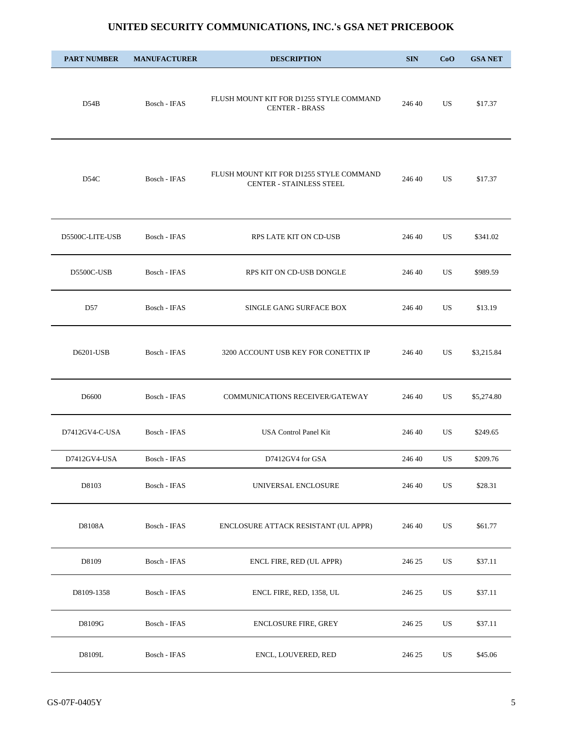# UNITED SECURITY COMMUNICATIONS, INC.'s GSA NET PRICEBOOK

| PART NUMBER | MANUFACTURER | DESCRIPTION | SIN | CoO | GSA NET |
|---|---|---|---|---|---|
| D54B | Bosch - IFAS | FLUSH MOUNT KIT FOR D1255 STYLE COMMAND CENTER - BRASS | 246 40 | US | $17.37 |
| D54C | Bosch - IFAS | FLUSH MOUNT KIT FOR D1255 STYLE COMMAND CENTER - STAINLESS STEEL | 246 40 | US | $17.37 |
| D5500C-LITE-USB | Bosch - IFAS | RPS LATE KIT ON CD-USB | 246 40 | US | $341.02 |
| D5500C-USB | Bosch - IFAS | RPS KIT ON CD-USB DONGLE | 246 40 | US | $989.59 |
| D57 | Bosch - IFAS | SINGLE GANG SURFACE BOX | 246 40 | US | $13.19 |
| D6201-USB | Bosch - IFAS | 3200 ACCOUNT USB KEY FOR CONETTIX IP | 246 40 | US | $3,215.84 |
| D6600 | Bosch - IFAS | COMMUNICATIONS RECEIVER/GATEWAY | 246 40 | US | $5,274.80 |
| D7412GV4-C-USA | Bosch - IFAS | USA Control Panel Kit | 246 40 | US | $249.65 |
| D7412GV4-USA | Bosch - IFAS | D7412GV4 for GSA | 246 40 | US | $209.76 |
| D8103 | Bosch - IFAS | UNIVERSAL ENCLOSURE | 246 40 | US | $28.31 |
| D8108A | Bosch - IFAS | ENCLOSURE ATTACK RESISTANT (UL APPR) | 246 40 | US | $61.77 |
| D8109 | Bosch - IFAS | ENCL FIRE, RED (UL APPR) | 246 25 | US | $37.11 |
| D8109-1358 | Bosch - IFAS | ENCL FIRE, RED, 1358, UL | 246 25 | US | $37.11 |
| D8109G | Bosch - IFAS | ENCLOSURE FIRE, GREY | 246 25 | US | $37.11 |
| D8109L | Bosch - IFAS | ENCL, LOUVERED, RED | 246 25 | US | $45.06 |

GS-07F-0405Y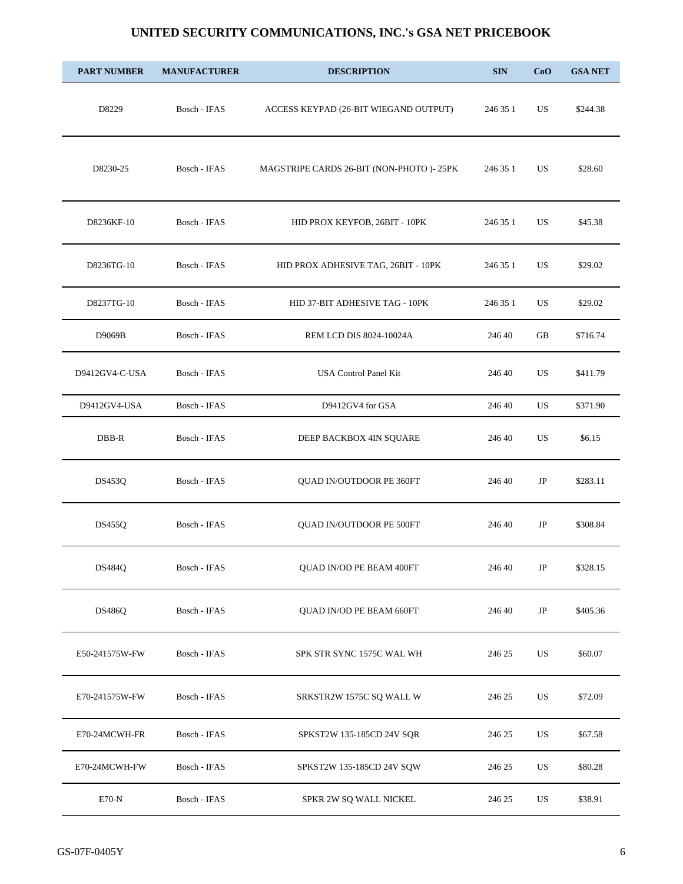# UNITED SECURITY COMMUNICATIONS, INC.'s GSA NET PRICEBOOK

| PART NUMBER | MANUFACTURER | DESCRIPTION | SIN | CoO | GSA NET |
|---|---|---|---|---|---|
| D8229 | Bosch - IFAS | ACCESS KEYPAD (26-BIT WIEGAND OUTPUT) | 246 35 1 | US | $244.38 |
| D8230-25 | Bosch - IFAS | MAGSTRIPE CARDS 26-BIT (NON-PHOTO )- 25PK | 246 35 1 | US | $28.60 |
| D8236KF-10 | Bosch - IFAS | HID PROX KEYFOB, 26BIT - 10PK | 246 35 1 | US | $45.38 |
| D8236TG-10 | Bosch - IFAS | HID PROX ADHESIVE TAG, 26BIT - 10PK | 246 35 1 | US | $29.02 |
| D8237TG-10 | Bosch - IFAS | HID 37-BIT ADHESIVE TAG - 10PK | 246 35 1 | US | $29.02 |
| D9069B | Bosch - IFAS | REM LCD DIS 8024-10024A | 246 40 | GB | $716.74 |
| D9412GV4-C-USA | Bosch - IFAS | USA Control Panel Kit | 246 40 | US | $411.79 |
| D9412GV4-USA | Bosch - IFAS | D9412GV4 for GSA | 246 40 | US | $371.90 |
| DBB-R | Bosch - IFAS | DEEP BACKBOX 4IN SQUARE | 246 40 | US | $6.15 |
| DS453Q | Bosch - IFAS | QUAD IN/OUTDOOR PE 360FT | 246 40 | JP | $283.11 |
| DS455Q | Bosch - IFAS | QUAD IN/OUTDOOR PE 500FT | 246 40 | JP | $308.84 |
| DS484Q | Bosch - IFAS | QUAD IN/OD PE BEAM 400FT | 246 40 | JP | $328.15 |
| DS486Q | Bosch - IFAS | QUAD IN/OD PE BEAM 660FT | 246 40 | JP | $405.36 |
| E50-241575W-FW | Bosch - IFAS | SPK STR SYNC 1575C WAL WH | 246 25 | US | $60.07 |
| E70-241575W-FW | Bosch - IFAS | SRKSTR2W 1575C SQ WALL W | 246 25 | US | $72.09 |
| E70-24MCWH-FR | Bosch - IFAS | SPKST2W 135-185CD 24V SQR | 246 25 | US | $67.58 |
| E70-24MCWH-FW | Bosch - IFAS | SPKST2W 135-185CD 24V SQW | 246 25 | US | $80.28 |
| E70-N | Bosch - IFAS | SPKR 2W SQ WALL NICKEL | 246 25 | US | $38.91 |

GS-07F-0405Y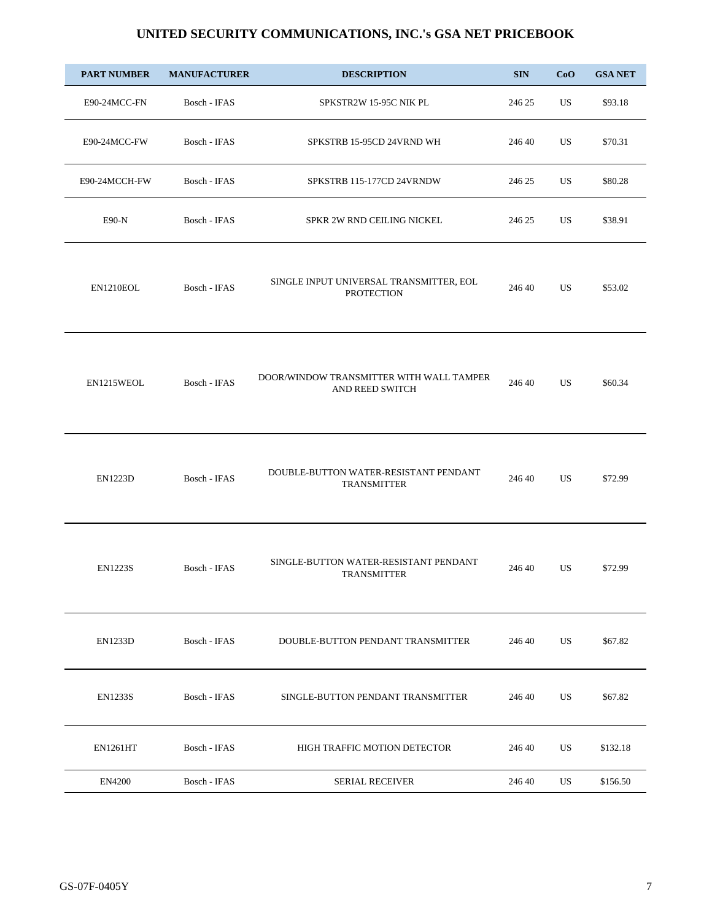# UNITED SECURITY COMMUNICATIONS, INC.'s GSA NET PRICEBOOK

| PART NUMBER | MANUFACTURER | DESCRIPTION | SIN | CoO | GSA NET |
|---|---|---|---|---|---|
| E90-24MCC-FN | Bosch - IFAS | SPKSTR2W 15-95C NIK PL | 246 25 | US | $93.18 |
| E90-24MCC-FW | Bosch - IFAS | SPKSTRB 15-95CD 24VRND WH | 246 40 | US | $70.31 |
| E90-24MCCH-FW | Bosch - IFAS | SPKSTRB 115-177CD 24VRNDW | 246 25 | US | $80.28 |
| E90-N | Bosch - IFAS | SPKR 2W RND CEILING NICKEL | 246 25 | US | $38.91 |
| EN1210EOL | Bosch - IFAS | SINGLE INPUT UNIVERSAL TRANSMITTER, EOL PROTECTION | 246 40 | US | $53.02 |
| EN1215WEOL | Bosch - IFAS | DOOR/WINDOW TRANSMITTER WITH WALL TAMPER AND REED SWITCH | 246 40 | US | $60.34 |
| EN1223D | Bosch - IFAS | DOUBLE-BUTTON WATER-RESISTANT PENDANT TRANSMITTER | 246 40 | US | $72.99 |
| EN1223S | Bosch - IFAS | SINGLE-BUTTON WATER-RESISTANT PENDANT TRANSMITTER | 246 40 | US | $72.99 |
| EN1233D | Bosch - IFAS | DOUBLE-BUTTON PENDANT TRANSMITTER | 246 40 | US | $67.82 |
| EN1233S | Bosch - IFAS | SINGLE-BUTTON PENDANT TRANSMITTER | 246 40 | US | $67.82 |
| EN1261HT | Bosch - IFAS | HIGH TRAFFIC MOTION DETECTOR | 246 40 | US | $132.18 |
| EN4200 | Bosch - IFAS | SERIAL RECEIVER | 246 40 | US | $156.50 |

GS-07F-0405Y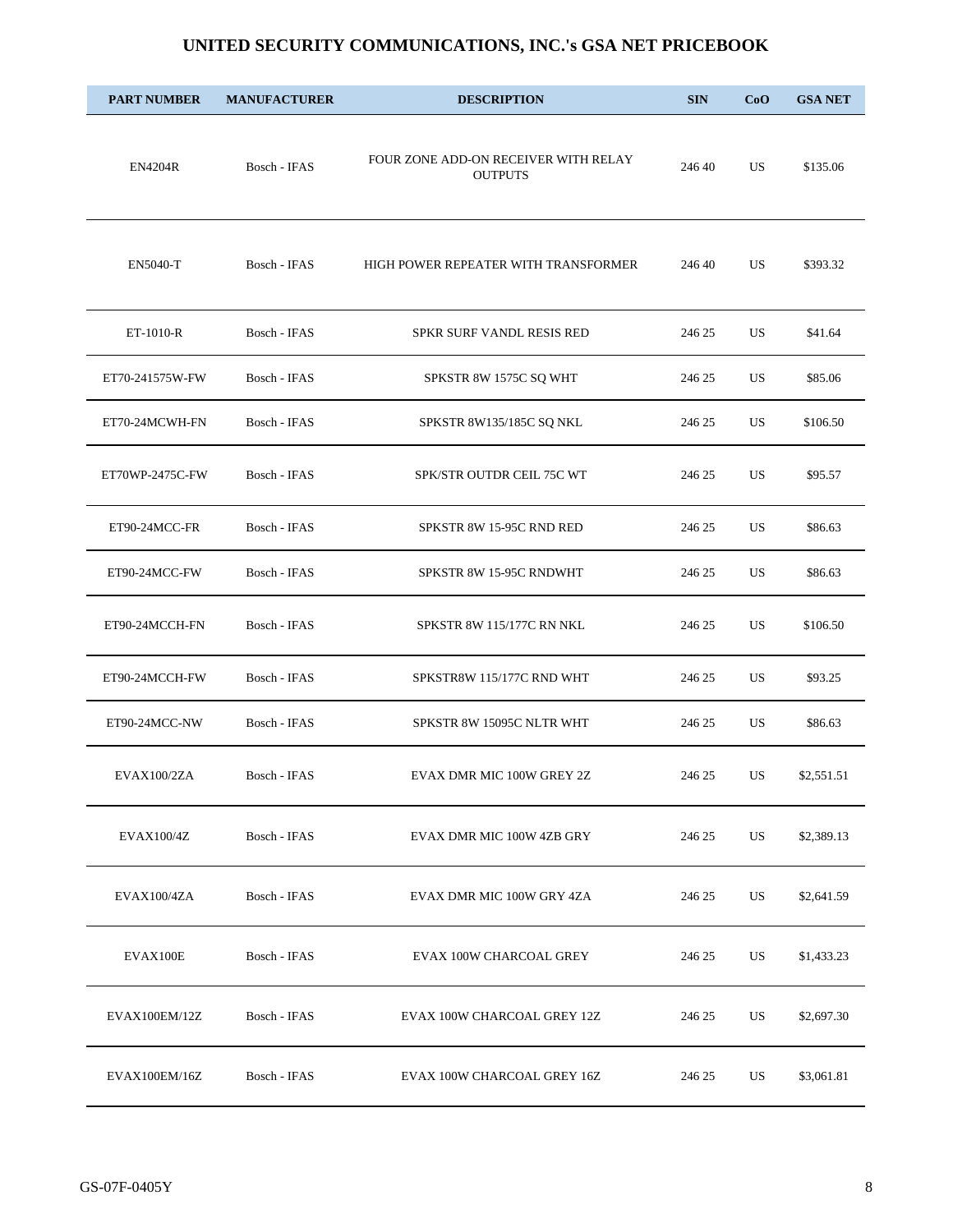## UNITED SECURITY COMMUNICATIONS, INC.'s GSA NET PRICEBOOK

| PART NUMBER | MANUFACTURER | DESCRIPTION | SIN | CoO | GSA NET |
|---|---|---|---|---|---|
| EN4204R | Bosch - IFAS | FOUR ZONE ADD-ON RECEIVER WITH RELAY OUTPUTS | 246 40 | US | $135.06 |
| EN5040-T | Bosch - IFAS | HIGH POWER REPEATER WITH TRANSFORMER | 246 40 | US | $393.32 |
| ET-1010-R | Bosch - IFAS | SPKR SURF VANDL RESIS RED | 246 25 | US | $41.64 |
| ET70-241575W-FW | Bosch - IFAS | SPKSTR 8W 1575C SQ WHT | 246 25 | US | $85.06 |
| ET70-24MCWH-FN | Bosch - IFAS | SPKSTR 8W135/185C SQ NKL | 246 25 | US | $106.50 |
| ET70WP-2475C-FW | Bosch - IFAS | SPK/STR OUTDR CEIL 75C WT | 246 25 | US | $95.57 |
| ET90-24MCC-FR | Bosch - IFAS | SPKSTR 8W 15-95C RND RED | 246 25 | US | $86.63 |
| ET90-24MCC-FW | Bosch - IFAS | SPKSTR 8W 15-95C RNDWHT | 246 25 | US | $86.63 |
| ET90-24MCCH-FN | Bosch - IFAS | SPKSTR 8W 115/177C RN NKL | 246 25 | US | $106.50 |
| ET90-24MCCH-FW | Bosch - IFAS | SPKSTR8W 115/177C RND WHT | 246 25 | US | $93.25 |
| ET90-24MCC-NW | Bosch - IFAS | SPKSTR 8W 15095C NLTR WHT | 246 25 | US | $86.63 |
| EVAX100/2ZA | Bosch - IFAS | EVAX DMR MIC 100W GREY 2Z | 246 25 | US | $2,551.51 |
| EVAX100/4Z | Bosch - IFAS | EVAX DMR MIC 100W 4ZB GRY | 246 25 | US | $2,389.13 |
| EVAX100/4ZA | Bosch - IFAS | EVAX DMR MIC 100W GRY 4ZA | 246 25 | US | $2,641.59 |
| EVAX100E | Bosch - IFAS | EVAX 100W CHARCOAL GREY | 246 25 | US | $1,433.23 |
| EVAX100EM/12Z | Bosch - IFAS | EVAX 100W CHARCOAL GREY 12Z | 246 25 | US | $2,697.30 |
| EVAX100EM/16Z | Bosch - IFAS | EVAX 100W CHARCOAL GREY 16Z | 246 25 | US | $3,061.81 |

GS-07F-0405Y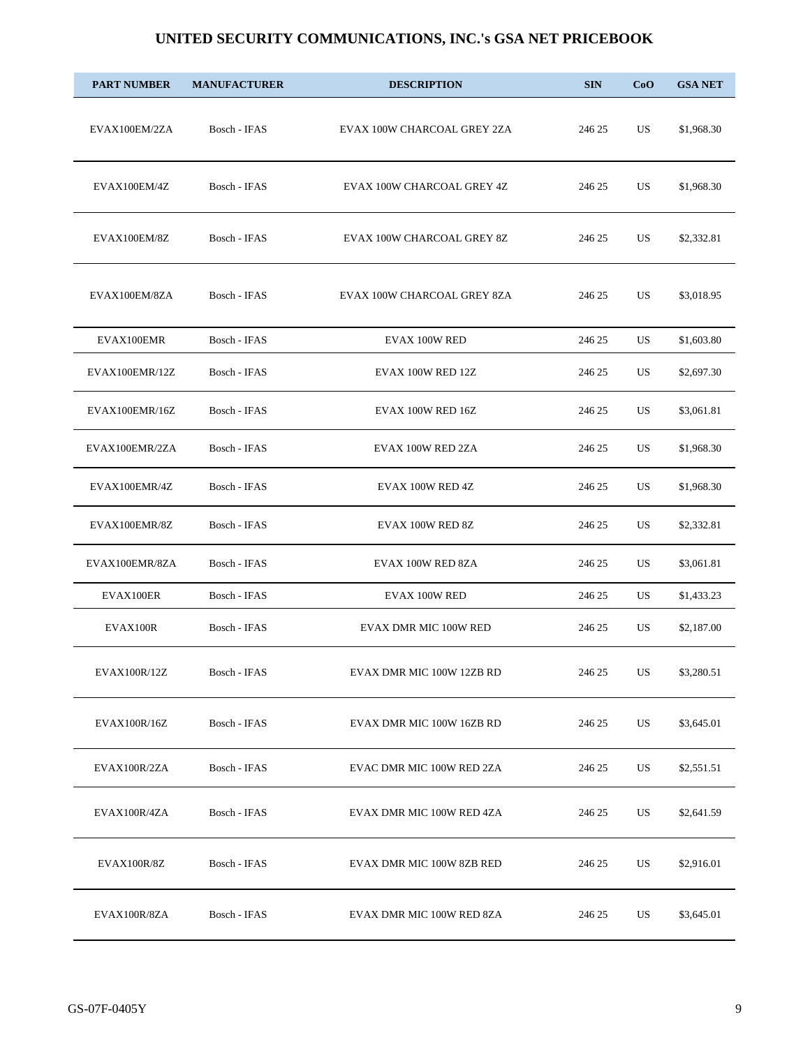# UNITED SECURITY COMMUNICATIONS, INC.'s GSA NET PRICEBOOK

| PART NUMBER | MANUFACTURER | DESCRIPTION | SIN | CoO | GSA NET |
|---|---|---|---|---|---|
| EVAX100EM/2ZA | Bosch - IFAS | EVAX 100W CHARCOAL GREY 2ZA | 246 25 | US | $1,968.30 |
| EVAX100EM/4Z | Bosch - IFAS | EVAX 100W CHARCOAL GREY 4Z | 246 25 | US | $1,968.30 |
| EVAX100EM/8Z | Bosch - IFAS | EVAX 100W CHARCOAL GREY 8Z | 246 25 | US | $2,332.81 |
| EVAX100EM/8ZA | Bosch - IFAS | EVAX 100W CHARCOAL GREY 8ZA | 246 25 | US | $3,018.95 |
| EVAX100EMR | Bosch - IFAS | EVAX 100W RED | 246 25 | US | $1,603.80 |
| EVAX100EMR/12Z | Bosch - IFAS | EVAX 100W RED 12Z | 246 25 | US | $2,697.30 |
| EVAX100EMR/16Z | Bosch - IFAS | EVAX 100W RED 16Z | 246 25 | US | $3,061.81 |
| EVAX100EMR/2ZA | Bosch - IFAS | EVAX 100W RED 2ZA | 246 25 | US | $1,968.30 |
| EVAX100EMR/4Z | Bosch - IFAS | EVAX 100W RED 4Z | 246 25 | US | $1,968.30 |
| EVAX100EMR/8Z | Bosch - IFAS | EVAX 100W RED 8Z | 246 25 | US | $2,332.81 |
| EVAX100EMR/8ZA | Bosch - IFAS | EVAX 100W RED 8ZA | 246 25 | US | $3,061.81 |
| EVAX100ER | Bosch - IFAS | EVAX 100W RED | 246 25 | US | $1,433.23 |
| EVAX100R | Bosch - IFAS | EVAX DMR MIC 100W RED | 246 25 | US | $2,187.00 |
| EVAX100R/12Z | Bosch - IFAS | EVAX DMR MIC 100W 12ZB RD | 246 25 | US | $3,280.51 |
| EVAX100R/16Z | Bosch - IFAS | EVAX DMR MIC 100W 16ZB RD | 246 25 | US | $3,645.01 |
| EVAX100R/2ZA | Bosch - IFAS | EVAC DMR MIC 100W RED 2ZA | 246 25 | US | $2,551.51 |
| EVAX100R/4ZA | Bosch - IFAS | EVAX DMR MIC 100W RED 4ZA | 246 25 | US | $2,641.59 |
| EVAX100R/8Z | Bosch - IFAS | EVAX DMR MIC 100W 8ZB RED | 246 25 | US | $2,916.01 |
| EVAX100R/8ZA | Bosch - IFAS | EVAX DMR MIC 100W RED 8ZA | 246 25 | US | $3,645.01 |

GS-07F-0405Y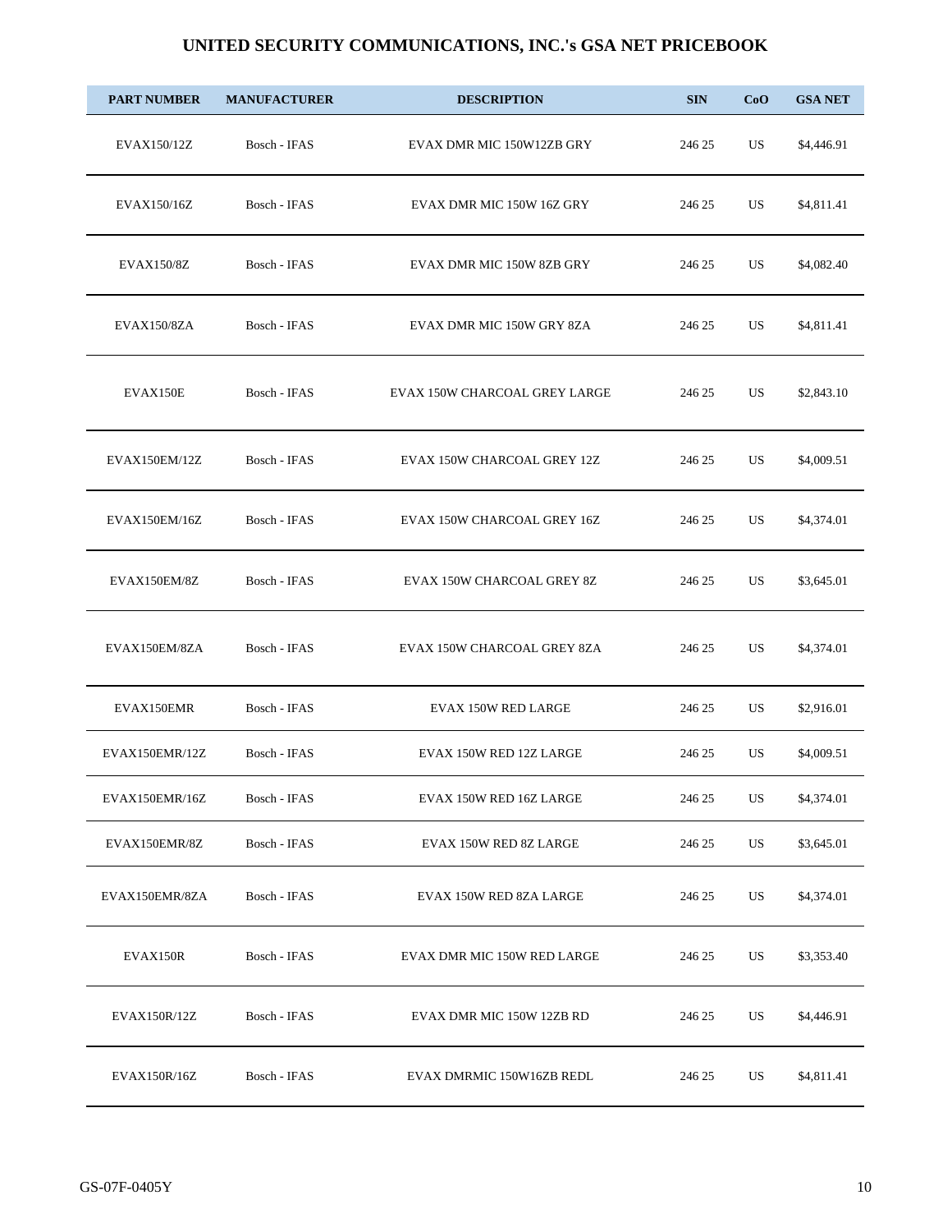# UNITED SECURITY COMMUNICATIONS, INC.'s GSA NET PRICEBOOK

| PART NUMBER | MANUFACTURER | DESCRIPTION | SIN | CoO | GSA NET |
|---|---|---|---|---|---|
| EVAX150/12Z | Bosch - IFAS | EVAX DMR MIC 150W12ZB GRY | 246 25 | US | $4,446.91 |
| EVAX150/16Z | Bosch - IFAS | EVAX DMR MIC 150W 16Z GRY | 246 25 | US | $4,811.41 |
| EVAX150/8Z | Bosch - IFAS | EVAX DMR MIC 150W 8ZB GRY | 246 25 | US | $4,082.40 |
| EVAX150/8ZA | Bosch - IFAS | EVAX DMR MIC 150W GRY 8ZA | 246 25 | US | $4,811.41 |
| EVAX150E | Bosch - IFAS | EVAX 150W CHARCOAL GREY LARGE | 246 25 | US | $2,843.10 |
| EVAX150EM/12Z | Bosch - IFAS | EVAX 150W CHARCOAL GREY 12Z | 246 25 | US | $4,009.51 |
| EVAX150EM/16Z | Bosch - IFAS | EVAX 150W CHARCOAL GREY 16Z | 246 25 | US | $4,374.01 |
| EVAX150EM/8Z | Bosch - IFAS | EVAX 150W CHARCOAL GREY 8Z | 246 25 | US | $3,645.01 |
| EVAX150EM/8ZA | Bosch - IFAS | EVAX 150W CHARCOAL GREY 8ZA | 246 25 | US | $4,374.01 |
| EVAX150EMR | Bosch - IFAS | EVAX 150W RED LARGE | 246 25 | US | $2,916.01 |
| EVAX150EMR/12Z | Bosch - IFAS | EVAX 150W RED 12Z LARGE | 246 25 | US | $4,009.51 |
| EVAX150EMR/16Z | Bosch - IFAS | EVAX 150W RED 16Z LARGE | 246 25 | US | $4,374.01 |
| EVAX150EMR/8Z | Bosch - IFAS | EVAX 150W RED 8Z LARGE | 246 25 | US | $3,645.01 |
| EVAX150EMR/8ZA | Bosch - IFAS | EVAX 150W RED 8ZA LARGE | 246 25 | US | $4,374.01 |
| EVAX150R | Bosch - IFAS | EVAX DMR MIC 150W RED LARGE | 246 25 | US | $3,353.40 |
| EVAX150R/12Z | Bosch - IFAS | EVAX DMR MIC 150W 12ZB RD | 246 25 | US | $4,446.91 |
| EVAX150R/16Z | Bosch - IFAS | EVAX DMRMIC 150W16ZB REDL | 246 25 | US | $4,811.41 |

GS-07F-0405Y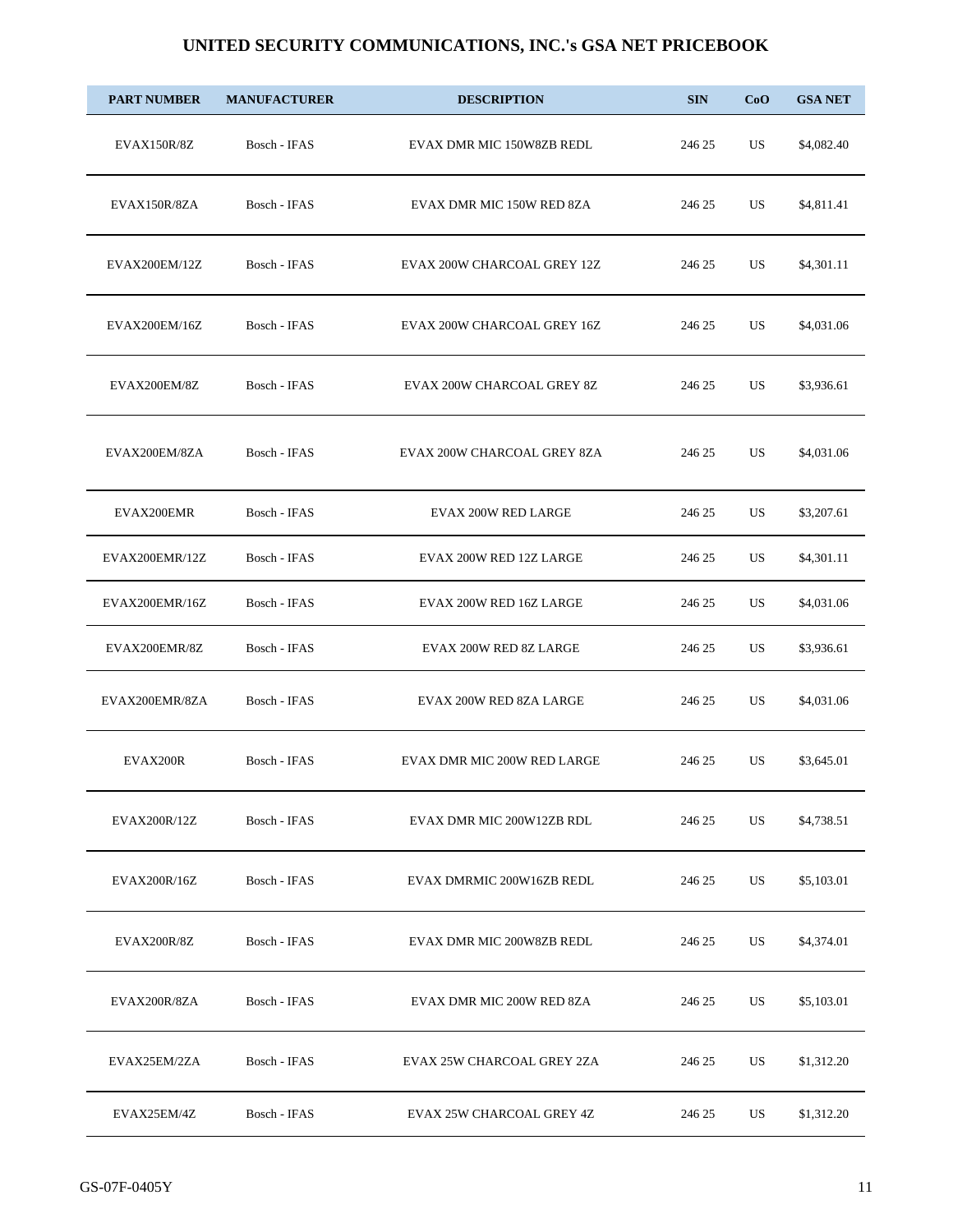# UNITED SECURITY COMMUNICATIONS, INC.'s GSA NET PRICEBOOK

| PART NUMBER | MANUFACTURER | DESCRIPTION | SIN | CoO | GSA NET |
|---|---|---|---|---|---|
| EVAX150R/8Z | Bosch - IFAS | EVAX DMR MIC 150W8ZB REDL | 246 25 | US | $4,082.40 |
| EVAX150R/8ZA | Bosch - IFAS | EVAX DMR MIC 150W RED 8ZA | 246 25 | US | $4,811.41 |
| EVAX200EM/12Z | Bosch - IFAS | EVAX 200W CHARCOAL GREY 12Z | 246 25 | US | $4,301.11 |
| EVAX200EM/16Z | Bosch - IFAS | EVAX 200W CHARCOAL GREY 16Z | 246 25 | US | $4,031.06 |
| EVAX200EM/8Z | Bosch - IFAS | EVAX 200W CHARCOAL GREY 8Z | 246 25 | US | $3,936.61 |
| EVAX200EM/8ZA | Bosch - IFAS | EVAX 200W CHARCOAL GREY 8ZA | 246 25 | US | $4,031.06 |
| EVAX200EMR | Bosch - IFAS | EVAX 200W RED LARGE | 246 25 | US | $3,207.61 |
| EVAX200EMR/12Z | Bosch - IFAS | EVAX 200W RED 12Z LARGE | 246 25 | US | $4,301.11 |
| EVAX200EMR/16Z | Bosch - IFAS | EVAX 200W RED 16Z LARGE | 246 25 | US | $4,031.06 |
| EVAX200EMR/8Z | Bosch - IFAS | EVAX 200W RED 8Z LARGE | 246 25 | US | $3,936.61 |
| EVAX200EMR/8ZA | Bosch - IFAS | EVAX 200W RED 8ZA LARGE | 246 25 | US | $4,031.06 |
| EVAX200R | Bosch - IFAS | EVAX DMR MIC 200W RED LARGE | 246 25 | US | $3,645.01 |
| EVAX200R/12Z | Bosch - IFAS | EVAX DMR MIC 200W12ZB RDL | 246 25 | US | $4,738.51 |
| EVAX200R/16Z | Bosch - IFAS | EVAX DMRMIC 200W16ZB REDL | 246 25 | US | $5,103.01 |
| EVAX200R/8Z | Bosch - IFAS | EVAX DMR MIC 200W8ZB REDL | 246 25 | US | $4,374.01 |
| EVAX200R/8ZA | Bosch - IFAS | EVAX DMR MIC 200W RED 8ZA | 246 25 | US | $5,103.01 |
| EVAX25EM/2ZA | Bosch - IFAS | EVAX 25W CHARCOAL GREY 2ZA | 246 25 | US | $1,312.20 |
| EVAX25EM/4Z | Bosch - IFAS | EVAX 25W CHARCOAL GREY 4Z | 246 25 | US | $1,312.20 |

GS-07F-0405Y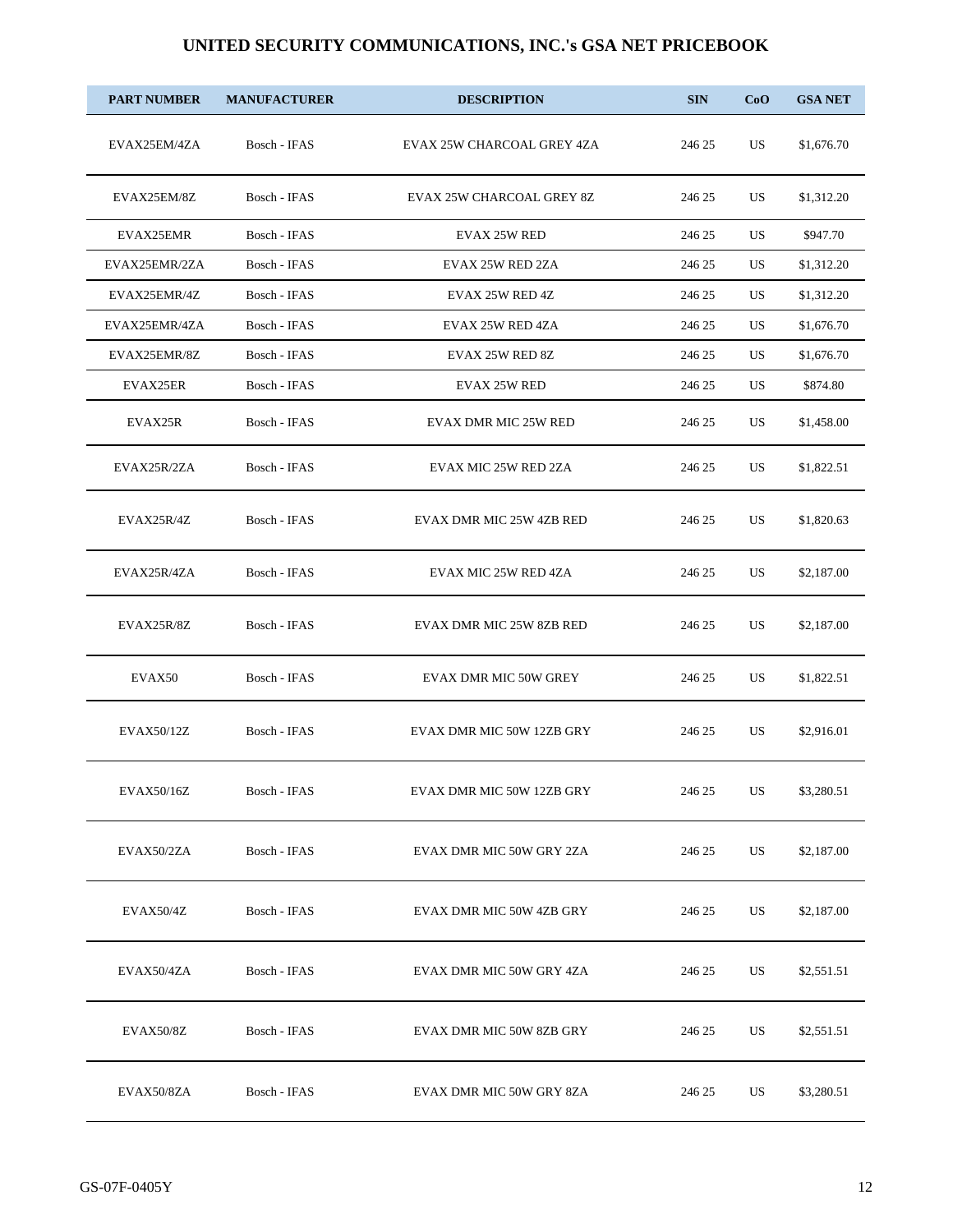# UNITED SECURITY COMMUNICATIONS, INC.'s GSA NET PRICEBOOK

| PART NUMBER | MANUFACTURER | DESCRIPTION | SIN | CoO | GSA NET |
|---|---|---|---|---|---|
| EVAX25EM/4ZA | Bosch - IFAS | EVAX 25W CHARCOAL GREY 4ZA | 246 25 | US | $1,676.70 |
| EVAX25EM/8Z | Bosch - IFAS | EVAX 25W CHARCOAL GREY 8Z | 246 25 | US | $1,312.20 |
| EVAX25EMR | Bosch - IFAS | EVAX 25W RED | 246 25 | US | $947.70 |
| EVAX25EMR/2ZA | Bosch - IFAS | EVAX 25W RED 2ZA | 246 25 | US | $1,312.20 |
| EVAX25EMR/4Z | Bosch - IFAS | EVAX 25W RED 4Z | 246 25 | US | $1,312.20 |
| EVAX25EMR/4ZA | Bosch - IFAS | EVAX 25W RED 4ZA | 246 25 | US | $1,676.70 |
| EVAX25EMR/8Z | Bosch - IFAS | EVAX 25W RED 8Z | 246 25 | US | $1,676.70 |
| EVAX25ER | Bosch - IFAS | EVAX 25W RED | 246 25 | US | $874.80 |
| EVAX25R | Bosch - IFAS | EVAX DMR MIC 25W RED | 246 25 | US | $1,458.00 |
| EVAX25R/2ZA | Bosch - IFAS | EVAX MIC 25W RED 2ZA | 246 25 | US | $1,822.51 |
| EVAX25R/4Z | Bosch - IFAS | EVAX DMR MIC 25W 4ZB RED | 246 25 | US | $1,820.63 |
| EVAX25R/4ZA | Bosch - IFAS | EVAX MIC 25W RED 4ZA | 246 25 | US | $2,187.00 |
| EVAX25R/8Z | Bosch - IFAS | EVAX DMR MIC 25W 8ZB RED | 246 25 | US | $2,187.00 |
| EVAX50 | Bosch - IFAS | EVAX DMR MIC 50W GREY | 246 25 | US | $1,822.51 |
| EVAX50/12Z | Bosch - IFAS | EVAX DMR MIC 50W 12ZB GRY | 246 25 | US | $2,916.01 |
| EVAX50/16Z | Bosch - IFAS | EVAX DMR MIC 50W 12ZB GRY | 246 25 | US | $3,280.51 |
| EVAX50/2ZA | Bosch - IFAS | EVAX DMR MIC 50W GRY 2ZA | 246 25 | US | $2,187.00 |
| EVAX50/4Z | Bosch - IFAS | EVAX DMR MIC 50W 4ZB GRY | 246 25 | US | $2,187.00 |
| EVAX50/4ZA | Bosch - IFAS | EVAX DMR MIC 50W GRY 4ZA | 246 25 | US | $2,551.51 |
| EVAX50/8Z | Bosch - IFAS | EVAX DMR MIC 50W 8ZB GRY | 246 25 | US | $2,551.51 |
| EVAX50/8ZA | Bosch - IFAS | EVAX DMR MIC 50W GRY 8ZA | 246 25 | US | $3,280.51 |

GS-07F-0405Y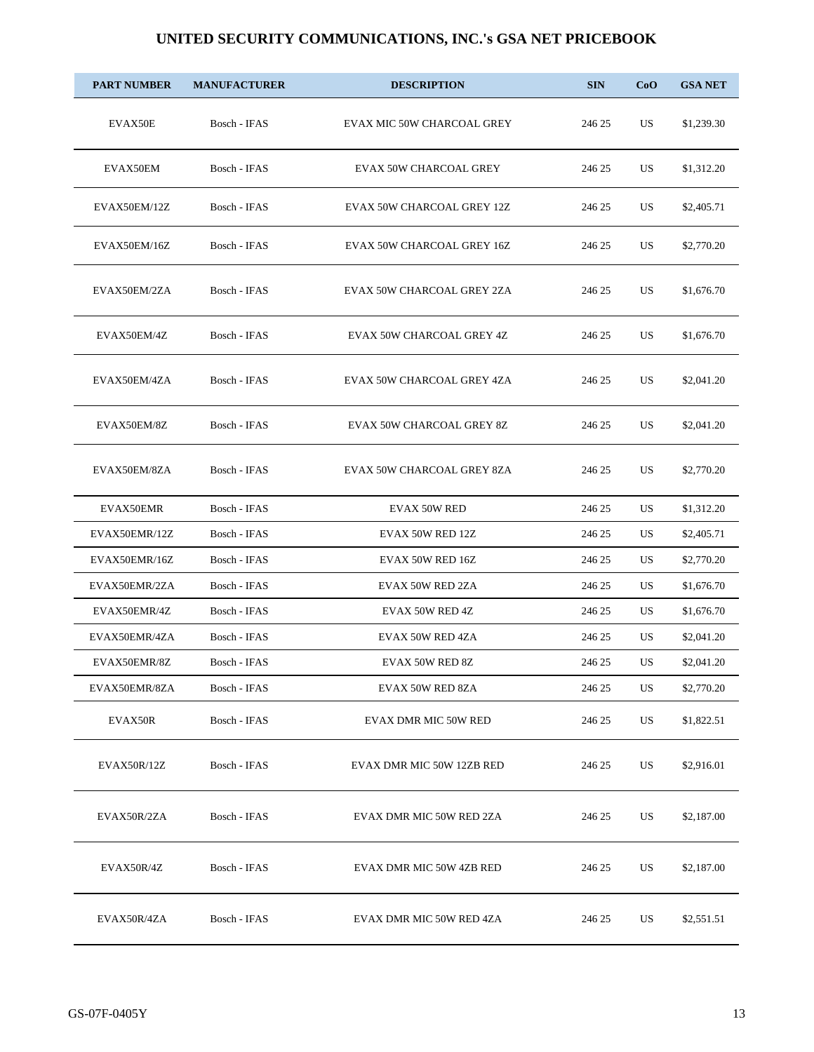# UNITED SECURITY COMMUNICATIONS, INC.'s GSA NET PRICEBOOK

| PART NUMBER | MANUFACTURER | DESCRIPTION | SIN | CoO | GSA NET |
|---|---|---|---|---|---|
| EVAX50E | Bosch - IFAS | EVAX MIC 50W CHARCOAL GREY | 246 25 | US | $1,239.30 |
| EVAX50EM | Bosch - IFAS | EVAX 50W CHARCOAL GREY | 246 25 | US | $1,312.20 |
| EVAX50EM/12Z | Bosch - IFAS | EVAX 50W CHARCOAL GREY 12Z | 246 25 | US | $2,405.71 |
| EVAX50EM/16Z | Bosch - IFAS | EVAX 50W CHARCOAL GREY 16Z | 246 25 | US | $2,770.20 |
| EVAX50EM/2ZA | Bosch - IFAS | EVAX 50W CHARCOAL GREY 2ZA | 246 25 | US | $1,676.70 |
| EVAX50EM/4Z | Bosch - IFAS | EVAX 50W CHARCOAL GREY 4Z | 246 25 | US | $1,676.70 |
| EVAX50EM/4ZA | Bosch - IFAS | EVAX 50W CHARCOAL GREY 4ZA | 246 25 | US | $2,041.20 |
| EVAX50EM/8Z | Bosch - IFAS | EVAX 50W CHARCOAL GREY 8Z | 246 25 | US | $2,041.20 |
| EVAX50EM/8ZA | Bosch - IFAS | EVAX 50W CHARCOAL GREY 8ZA | 246 25 | US | $2,770.20 |
| EVAX50EMR | Bosch - IFAS | EVAX 50W RED | 246 25 | US | $1,312.20 |
| EVAX50EMR/12Z | Bosch - IFAS | EVAX 50W RED 12Z | 246 25 | US | $2,405.71 |
| EVAX50EMR/16Z | Bosch - IFAS | EVAX 50W RED 16Z | 246 25 | US | $2,770.20 |
| EVAX50EMR/2ZA | Bosch - IFAS | EVAX 50W RED 2ZA | 246 25 | US | $1,676.70 |
| EVAX50EMR/4Z | Bosch - IFAS | EVAX 50W RED 4Z | 246 25 | US | $1,676.70 |
| EVAX50EMR/4ZA | Bosch - IFAS | EVAX 50W RED 4ZA | 246 25 | US | $2,041.20 |
| EVAX50EMR/8Z | Bosch - IFAS | EVAX 50W RED 8Z | 246 25 | US | $2,041.20 |
| EVAX50EMR/8ZA | Bosch - IFAS | EVAX 50W RED 8ZA | 246 25 | US | $2,770.20 |
| EVAX50R | Bosch - IFAS | EVAX DMR MIC 50W RED | 246 25 | US | $1,822.51 |
| EVAX50R/12Z | Bosch - IFAS | EVAX DMR MIC 50W 12ZB RED | 246 25 | US | $2,916.01 |
| EVAX50R/2ZA | Bosch - IFAS | EVAX DMR MIC 50W RED 2ZA | 246 25 | US | $2,187.00 |
| EVAX50R/4Z | Bosch - IFAS | EVAX DMR MIC 50W 4ZB RED | 246 25 | US | $2,187.00 |
| EVAX50R/4ZA | Bosch - IFAS | EVAX DMR MIC 50W RED 4ZA | 246 25 | US | $2,551.51 |

GS-07F-0405Y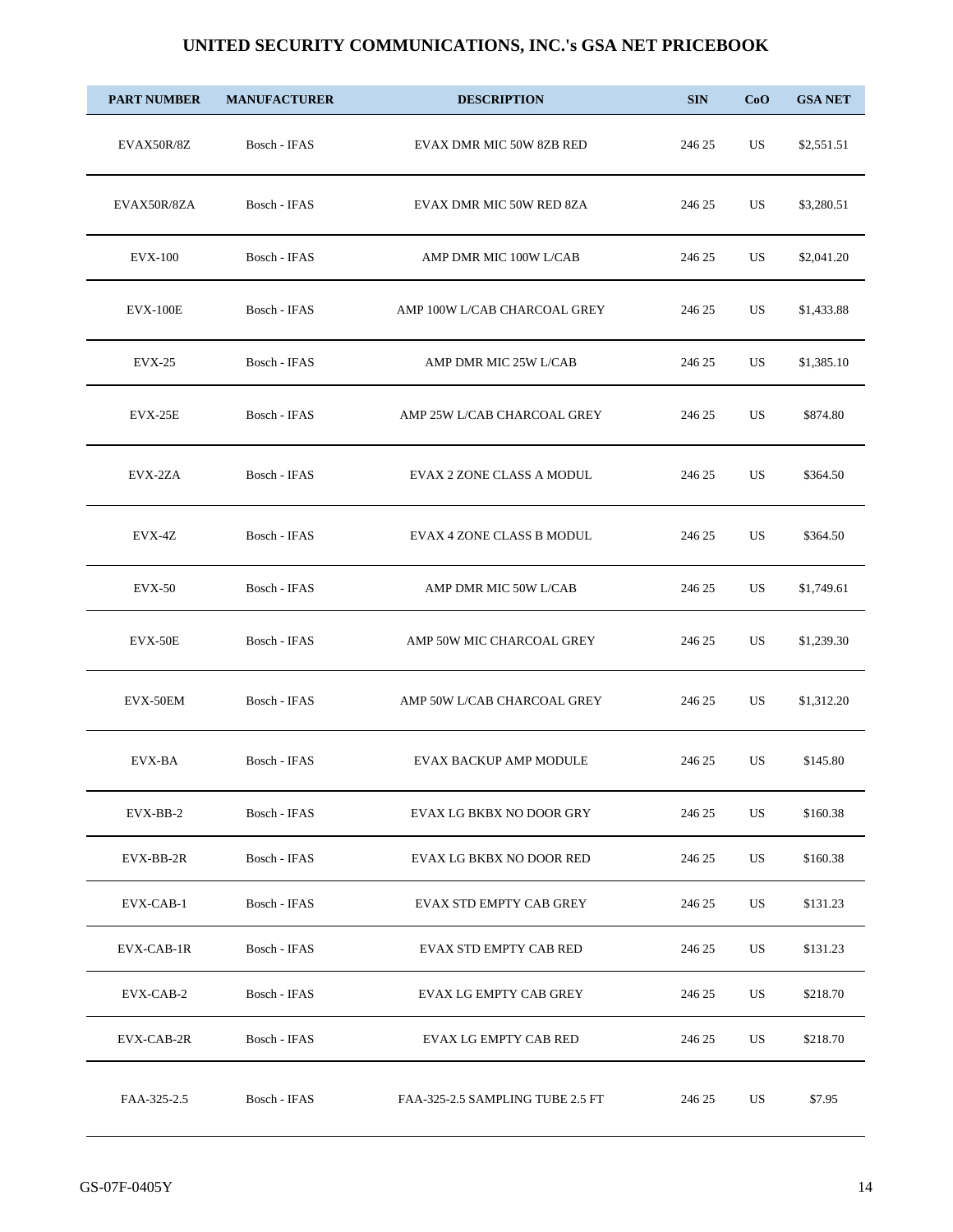# UNITED SECURITY COMMUNICATIONS, INC.'s GSA NET PRICEBOOK

| PART NUMBER | MANUFACTURER | DESCRIPTION | SIN | CoO | GSA NET |
|---|---|---|---|---|---|
| EVAX50R/8Z | Bosch - IFAS | EVAX DMR MIC 50W 8ZB RED | 246 25 | US | $2,551.51 |
| EVAX50R/8ZA | Bosch - IFAS | EVAX DMR MIC 50W RED 8ZA | 246 25 | US | $3,280.51 |
| EVX-100 | Bosch - IFAS | AMP DMR MIC 100W L/CAB | 246 25 | US | $2,041.20 |
| EVX-100E | Bosch - IFAS | AMP 100W L/CAB CHARCOAL GREY | 246 25 | US | $1,433.88 |
| EVX-25 | Bosch - IFAS | AMP DMR MIC 25W L/CAB | 246 25 | US | $1,385.10 |
| EVX-25E | Bosch - IFAS | AMP 25W L/CAB CHARCOAL GREY | 246 25 | US | $874.80 |
| EVX-2ZA | Bosch - IFAS | EVAX 2 ZONE CLASS A MODUL | 246 25 | US | $364.50 |
| EVX-4Z | Bosch - IFAS | EVAX 4 ZONE CLASS B MODUL | 246 25 | US | $364.50 |
| EVX-50 | Bosch - IFAS | AMP DMR MIC 50W L/CAB | 246 25 | US | $1,749.61 |
| EVX-50E | Bosch - IFAS | AMP 50W MIC CHARCOAL GREY | 246 25 | US | $1,239.30 |
| EVX-50EM | Bosch - IFAS | AMP 50W L/CAB CHARCOAL GREY | 246 25 | US | $1,312.20 |
| EVX-BA | Bosch - IFAS | EVAX BACKUP AMP MODULE | 246 25 | US | $145.80 |
| EVX-BB-2 | Bosch - IFAS | EVAX LG BKBX NO DOOR GRY | 246 25 | US | $160.38 |
| EVX-BB-2R | Bosch - IFAS | EVAX LG BKBX NO DOOR RED | 246 25 | US | $160.38 |
| EVX-CAB-1 | Bosch - IFAS | EVAX STD EMPTY CAB GREY | 246 25 | US | $131.23 |
| EVX-CAB-1R | Bosch - IFAS | EVAX STD EMPTY CAB RED | 246 25 | US | $131.23 |
| EVX-CAB-2 | Bosch - IFAS | EVAX LG EMPTY CAB GREY | 246 25 | US | $218.70 |
| EVX-CAB-2R | Bosch - IFAS | EVAX LG EMPTY CAB RED | 246 25 | US | $218.70 |
| FAA-325-2.5 | Bosch - IFAS | FAA-325-2.5 SAMPLING TUBE 2.5 FT | 246 25 | US | $7.95 |

GS-07F-0405Y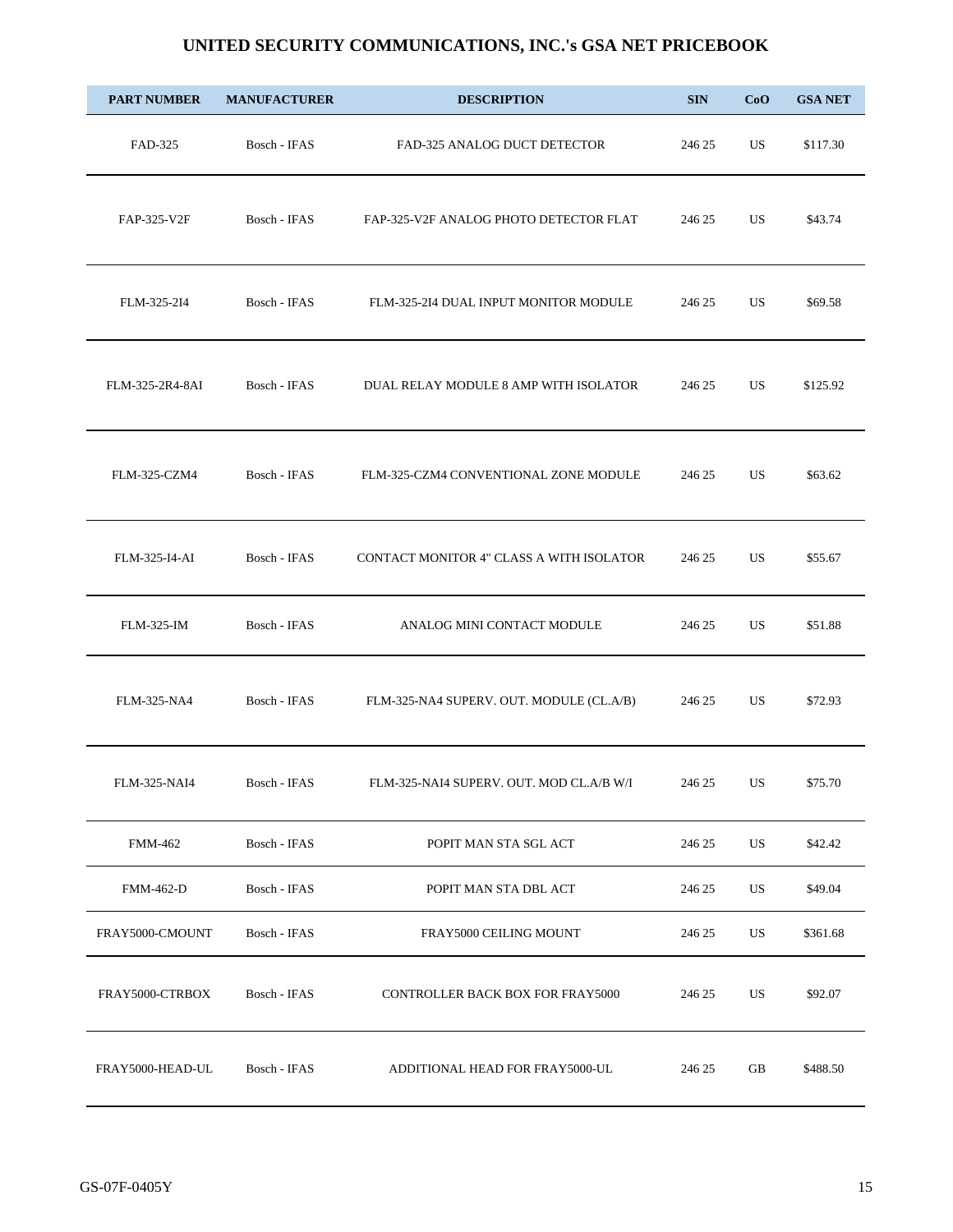# UNITED SECURITY COMMUNICATIONS, INC.'s GSA NET PRICEBOOK

| PART NUMBER | MANUFACTURER | DESCRIPTION | SIN | CoO | GSA NET |
|---|---|---|---|---|---|
| FAD-325 | Bosch - IFAS | FAD-325 ANALOG DUCT DETECTOR | 246 25 | US | $117.30 |
| FAP-325-V2F | Bosch - IFAS | FAP-325-V2F ANALOG PHOTO DETECTOR FLAT | 246 25 | US | $43.74 |
| FLM-325-2I4 | Bosch - IFAS | FLM-325-2I4 DUAL INPUT MONITOR MODULE | 246 25 | US | $69.58 |
| FLM-325-2R4-8AI | Bosch - IFAS | DUAL RELAY MODULE 8 AMP WITH ISOLATOR | 246 25 | US | $125.92 |
| FLM-325-CZM4 | Bosch - IFAS | FLM-325-CZM4 CONVENTIONAL ZONE MODULE | 246 25 | US | $63.62 |
| FLM-325-I4-AI | Bosch - IFAS | CONTACT MONITOR 4" CLASS A WITH ISOLATOR | 246 25 | US | $55.67 |
| FLM-325-IM | Bosch - IFAS | ANALOG MINI CONTACT MODULE | 246 25 | US | $51.88 |
| FLM-325-NA4 | Bosch - IFAS | FLM-325-NA4 SUPERV. OUT. MODULE (CL.A/B) | 246 25 | US | $72.93 |
| FLM-325-NAI4 | Bosch - IFAS | FLM-325-NAI4 SUPERV. OUT. MOD CL.A/B W/I | 246 25 | US | $75.70 |
| FMM-462 | Bosch - IFAS | POPIT MAN STA SGL ACT | 246 25 | US | $42.42 |
| FMM-462-D | Bosch - IFAS | POPIT MAN STA DBL ACT | 246 25 | US | $49.04 |
| FRAY5000-CMOUNT | Bosch - IFAS | FRAY5000 CEILING MOUNT | 246 25 | US | $361.68 |
| FRAY5000-CTRBOX | Bosch - IFAS | CONTROLLER BACK BOX FOR FRAY5000 | 246 25 | US | $92.07 |
| FRAY5000-HEAD-UL | Bosch - IFAS | ADDITIONAL HEAD FOR FRAY5000-UL | 246 25 | GB | $488.50 |

GS-07F-0405Y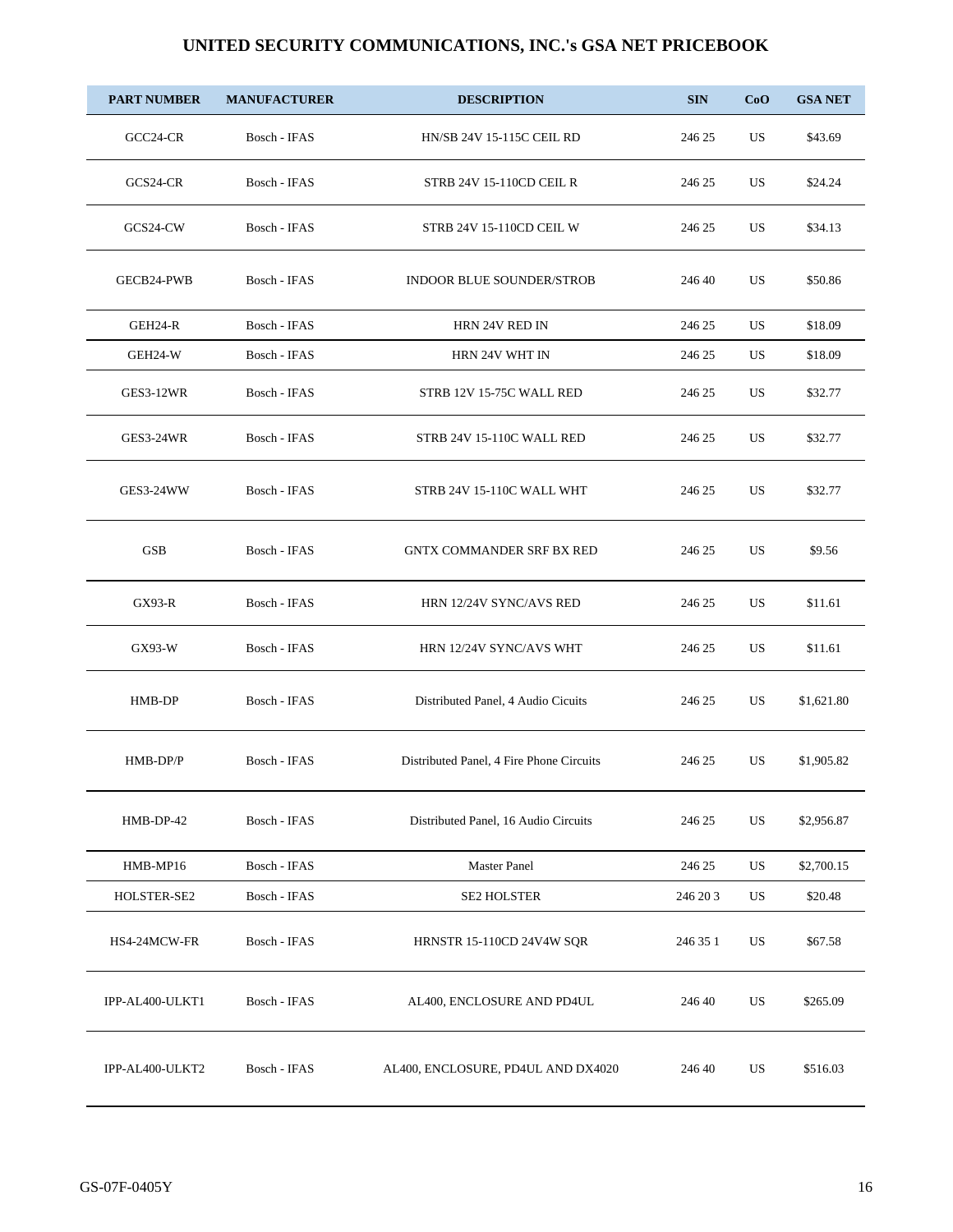# UNITED SECURITY COMMUNICATIONS, INC.'s GSA NET PRICEBOOK

| PART NUMBER | MANUFACTURER | DESCRIPTION | SIN | CoO | GSA NET |
|---|---|---|---|---|---|
| GCC24-CR | Bosch - IFAS | HN/SB 24V 15-115C CEIL RD | 246 25 | US | $43.69 |
| GCS24-CR | Bosch - IFAS | STRB 24V 15-110CD CEIL R | 246 25 | US | $24.24 |
| GCS24-CW | Bosch - IFAS | STRB 24V 15-110CD CEIL W | 246 25 | US | $34.13 |
| GECB24-PWB | Bosch - IFAS | INDOOR BLUE SOUNDER/STROB | 246 40 | US | $50.86 |
| GEH24-R | Bosch - IFAS | HRN 24V RED IN | 246 25 | US | $18.09 |
| GEH24-W | Bosch - IFAS | HRN 24V WHT IN | 246 25 | US | $18.09 |
| GES3-12WR | Bosch - IFAS | STRB 12V 15-75C WALL RED | 246 25 | US | $32.77 |
| GES3-24WR | Bosch - IFAS | STRB 24V 15-110C WALL RED | 246 25 | US | $32.77 |
| GES3-24WW | Bosch - IFAS | STRB 24V 15-110C WALL WHT | 246 25 | US | $32.77 |
| GSB | Bosch - IFAS | GNTX COMMANDER SRF BX RED | 246 25 | US | $9.56 |
| GX93-R | Bosch - IFAS | HRN 12/24V SYNC/AVS RED | 246 25 | US | $11.61 |
| GX93-W | Bosch - IFAS | HRN 12/24V SYNC/AVS WHT | 246 25 | US | $11.61 |
| HMB-DP | Bosch - IFAS | Distributed Panel, 4 Audio Cicuits | 246 25 | US | $1,621.80 |
| HMB-DP/P | Bosch - IFAS | Distributed Panel, 4 Fire Phone Circuits | 246 25 | US | $1,905.82 |
| HMB-DP-42 | Bosch - IFAS | Distributed Panel, 16 Audio Circuits | 246 25 | US | $2,956.87 |
| HMB-MP16 | Bosch - IFAS | Master Panel | 246 25 | US | $2,700.15 |
| HOLSTER-SE2 | Bosch - IFAS | SE2 HOLSTER | 246 20 3 | US | $20.48 |
| HS4-24MCW-FR | Bosch - IFAS | HRNSTR 15-110CD 24V4W SQR | 246 35 1 | US | $67.58 |
| IPP-AL400-ULKT1 | Bosch - IFAS | AL400, ENCLOSURE AND PD4UL | 246 40 | US | $265.09 |
| IPP-AL400-ULKT2 | Bosch - IFAS | AL400, ENCLOSURE, PD4UL AND DX4020 | 246 40 | US | $516.03 |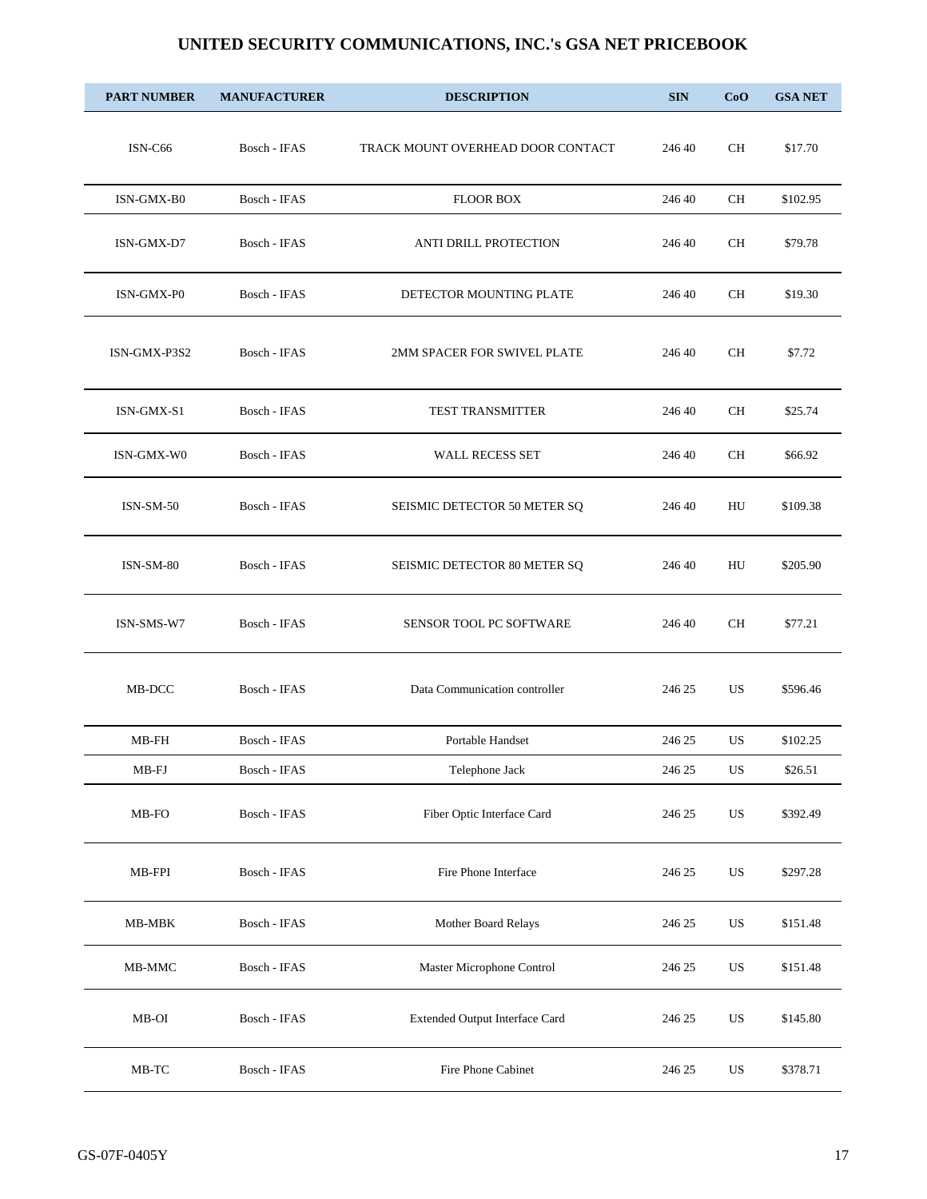# UNITED SECURITY COMMUNICATIONS, INC.'s GSA NET PRICEBOOK

| PART NUMBER | MANUFACTURER | DESCRIPTION | SIN | CoO | GSA NET |
|---|---|---|---|---|---|
| ISN-C66 | Bosch - IFAS | TRACK MOUNT OVERHEAD DOOR CONTACT | 246 40 | CH | $17.70 |
| ISN-GMX-B0 | Bosch - IFAS | FLOOR BOX | 246 40 | CH | $102.95 |
| ISN-GMX-D7 | Bosch - IFAS | ANTI DRILL PROTECTION | 246 40 | CH | $79.78 |
| ISN-GMX-P0 | Bosch - IFAS | DETECTOR MOUNTING PLATE | 246 40 | CH | $19.30 |
| ISN-GMX-P3S2 | Bosch - IFAS | 2MM SPACER FOR SWIVEL PLATE | 246 40 | CH | $7.72 |
| ISN-GMX-S1 | Bosch - IFAS | TEST TRANSMITTER | 246 40 | CH | $25.74 |
| ISN-GMX-W0 | Bosch - IFAS | WALL RECESS SET | 246 40 | CH | $66.92 |
| ISN-SM-50 | Bosch - IFAS | SEISMIC DETECTOR 50 METER SQ | 246 40 | HU | $109.38 |
| ISN-SM-80 | Bosch - IFAS | SEISMIC DETECTOR 80 METER SQ | 246 40 | HU | $205.90 |
| ISN-SMS-W7 | Bosch - IFAS | SENSOR TOOL PC SOFTWARE | 246 40 | CH | $77.21 |
| MB-DCC | Bosch - IFAS | Data Communication controller | 246 25 | US | $596.46 |
| MB-FH | Bosch - IFAS | Portable Handset | 246 25 | US | $102.25 |
| MB-FJ | Bosch - IFAS | Telephone Jack | 246 25 | US | $26.51 |
| MB-FO | Bosch - IFAS | Fiber Optic Interface Card | 246 25 | US | $392.49 |
| MB-FPI | Bosch - IFAS | Fire Phone Interface | 246 25 | US | $297.28 |
| MB-MBK | Bosch - IFAS | Mother Board Relays | 246 25 | US | $151.48 |
| MB-MMC | Bosch - IFAS | Master Microphone Control | 246 25 | US | $151.48 |
| MB-OI | Bosch - IFAS | Extended Output Interface Card | 246 25 | US | $145.80 |
| MB-TC | Bosch - IFAS | Fire Phone Cabinet | 246 25 | US | $378.71 |

GS-07F-0405Y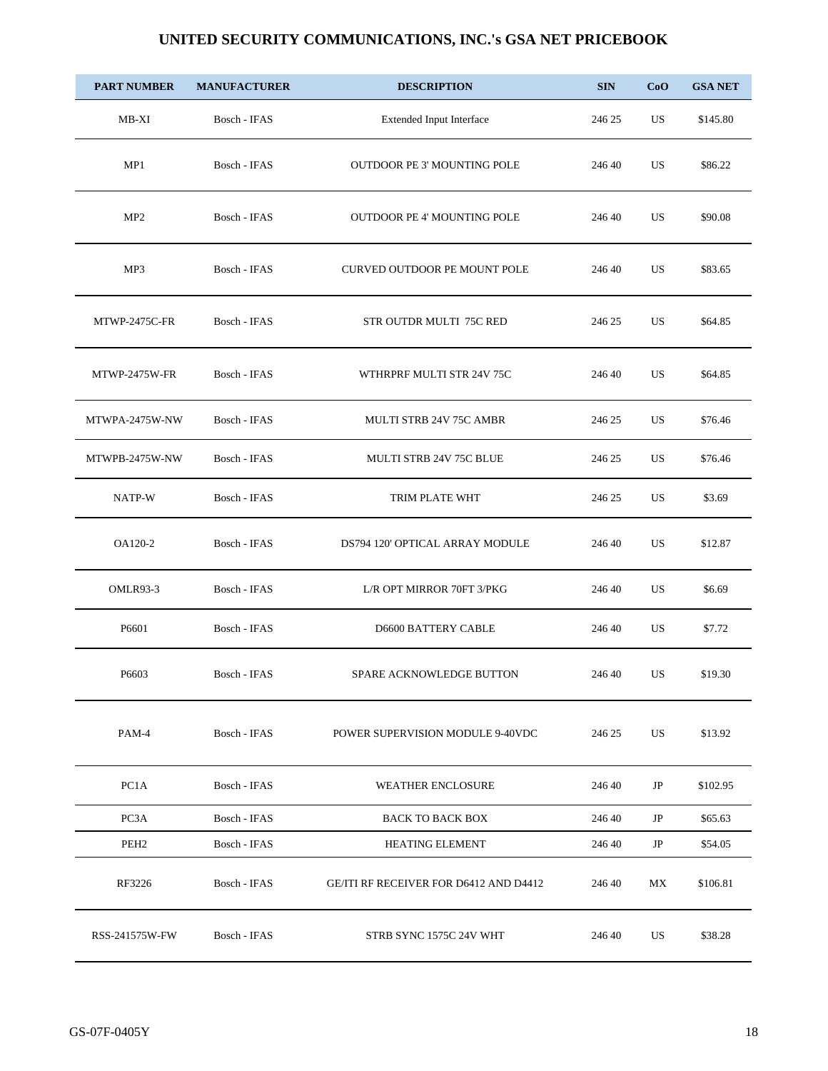## UNITED SECURITY COMMUNICATIONS, INC.'s GSA NET PRICEBOOK

| PART NUMBER | MANUFACTURER | DESCRIPTION | SIN | CoO | GSA NET |
|---|---|---|---|---|---|
| MB-XI | Bosch - IFAS | Extended Input Interface | 246 25 | US | $145.80 |
| MP1 | Bosch - IFAS | OUTDOOR PE 3' MOUNTING POLE | 246 40 | US | $86.22 |
| MP2 | Bosch - IFAS | OUTDOOR PE 4' MOUNTING POLE | 246 40 | US | $90.08 |
| MP3 | Bosch - IFAS | CURVED OUTDOOR PE MOUNT POLE | 246 40 | US | $83.65 |
| MTWP-2475C-FR | Bosch - IFAS | STR OUTDR MULTI 75C RED | 246 25 | US | $64.85 |
| MTWP-2475W-FR | Bosch - IFAS | WTHRPRF MULTI STR 24V 75C | 246 40 | US | $64.85 |
| MTWPA-2475W-NW | Bosch - IFAS | MULTI STRB 24V 75C AMBR | 246 25 | US | $76.46 |
| MTWPB-2475W-NW | Bosch - IFAS | MULTI STRB 24V 75C BLUE | 246 25 | US | $76.46 |
| NATP-W | Bosch - IFAS | TRIM PLATE WHT | 246 25 | US | $3.69 |
| OA120-2 | Bosch - IFAS | DS794 120' OPTICAL ARRAY MODULE | 246 40 | US | $12.87 |
| OMLR93-3 | Bosch - IFAS | L/R OPT MIRROR 70FT 3/PKG | 246 40 | US | $6.69 |
| P6601 | Bosch - IFAS | D6600 BATTERY CABLE | 246 40 | US | $7.72 |
| P6603 | Bosch - IFAS | SPARE ACKNOWLEDGE BUTTON | 246 40 | US | $19.30 |
| PAM-4 | Bosch - IFAS | POWER SUPERVISION MODULE 9-40VDC | 246 25 | US | $13.92 |
| PC1A | Bosch - IFAS | WEATHER ENCLOSURE | 246 40 | JP | $102.95 |
| PC3A | Bosch - IFAS | BACK TO BACK BOX | 246 40 | JP | $65.63 |
| PEH2 | Bosch - IFAS | HEATING ELEMENT | 246 40 | JP | $54.05 |
| RF3226 | Bosch - IFAS | GE/ITI RF RECEIVER FOR D6412 AND D4412 | 246 40 | MX | $106.81 |
| RSS-241575W-FW | Bosch - IFAS | STRB SYNC 1575C 24V WHT | 246 40 | US | $38.28 |

GS-07F-0405Y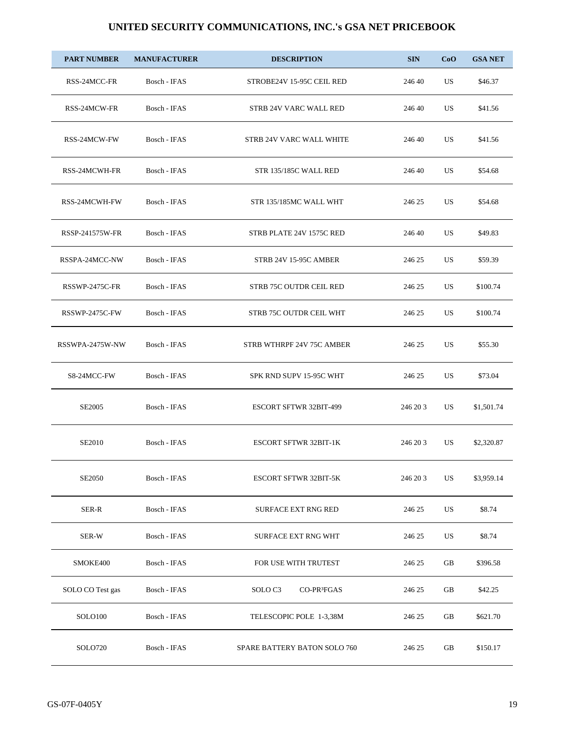# UNITED SECURITY COMMUNICATIONS, INC.'s GSA NET PRICEBOOK

| PART NUMBER | MANUFACTURER | DESCRIPTION | SIN | CoO | GSA NET |
|---|---|---|---|---|---|
| RSS-24MCC-FR | Bosch - IFAS | STROBE24V 15-95C CEIL RED | 246 40 | US | $46.37 |
| RSS-24MCW-FR | Bosch - IFAS | STRB 24V VARC WALL RED | 246 40 | US | $41.56 |
| RSS-24MCW-FW | Bosch - IFAS | STRB 24V VARC WALL WHITE | 246 40 | US | $41.56 |
| RSS-24MCWH-FR | Bosch - IFAS | STR 135/185C WALL RED | 246 40 | US | $54.68 |
| RSS-24MCWH-FW | Bosch - IFAS | STR 135/185MC WALL WHT | 246 25 | US | $54.68 |
| RSSP-241575W-FR | Bosch - IFAS | STRB PLATE 24V 1575C RED | 246 40 | US | $49.83 |
| RSSPA-24MCC-NW | Bosch - IFAS | STRB 24V 15-95C AMBER | 246 25 | US | $59.39 |
| RSSWP-2475C-FR | Bosch - IFAS | STRB 75C OUTDR CEIL RED | 246 25 | US | $100.74 |
| RSSWP-2475C-FW | Bosch - IFAS | STRB 75C OUTDR CEIL WHT | 246 25 | US | $100.74 |
| RSSWPA-2475W-NW | Bosch - IFAS | STRB WTHRPF 24V 75C AMBER | 246 25 | US | $55.30 |
| S8-24MCC-FW | Bosch - IFAS | SPK RND SUPV 15-95C WHT | 246 25 | US | $73.04 |
| SE2005 | Bosch - IFAS | ESCORT SFTWR 32BIT-499 | 246 20 3 | US | $1,501.74 |
| SE2010 | Bosch - IFAS | ESCORT SFTWR 32BIT-1K | 246 20 3 | US | $2,320.87 |
| SE2050 | Bosch - IFAS | ESCORT SFTWR 32BIT-5K | 246 20 3 | US | $3,959.14 |
| SER-R | Bosch - IFAS | SURFACE EXT RNG RED | 246 25 | US | $8.74 |
| SER-W | Bosch - IFAS | SURFACE EXT RNG WHT | 246 25 | US | $8.74 |
| SMOKE400 | Bosch - IFAS | FOR USE WITH TRUTEST | 246 25 | GB | $396.58 |
| SOLO CO Test gas | Bosch - IFAS | SOLO C3 CO-PR³FGAS | 246 25 | GB | $42.25 |
| SOLO100 | Bosch - IFAS | TELESCOPIC POLE 1-3,38M | 246 25 | GB | $621.70 |
| SOLO720 | Bosch - IFAS | SPARE BATTERY BATON SOLO 760 | 246 25 | GB | $150.17 |

GS-07F-0405Y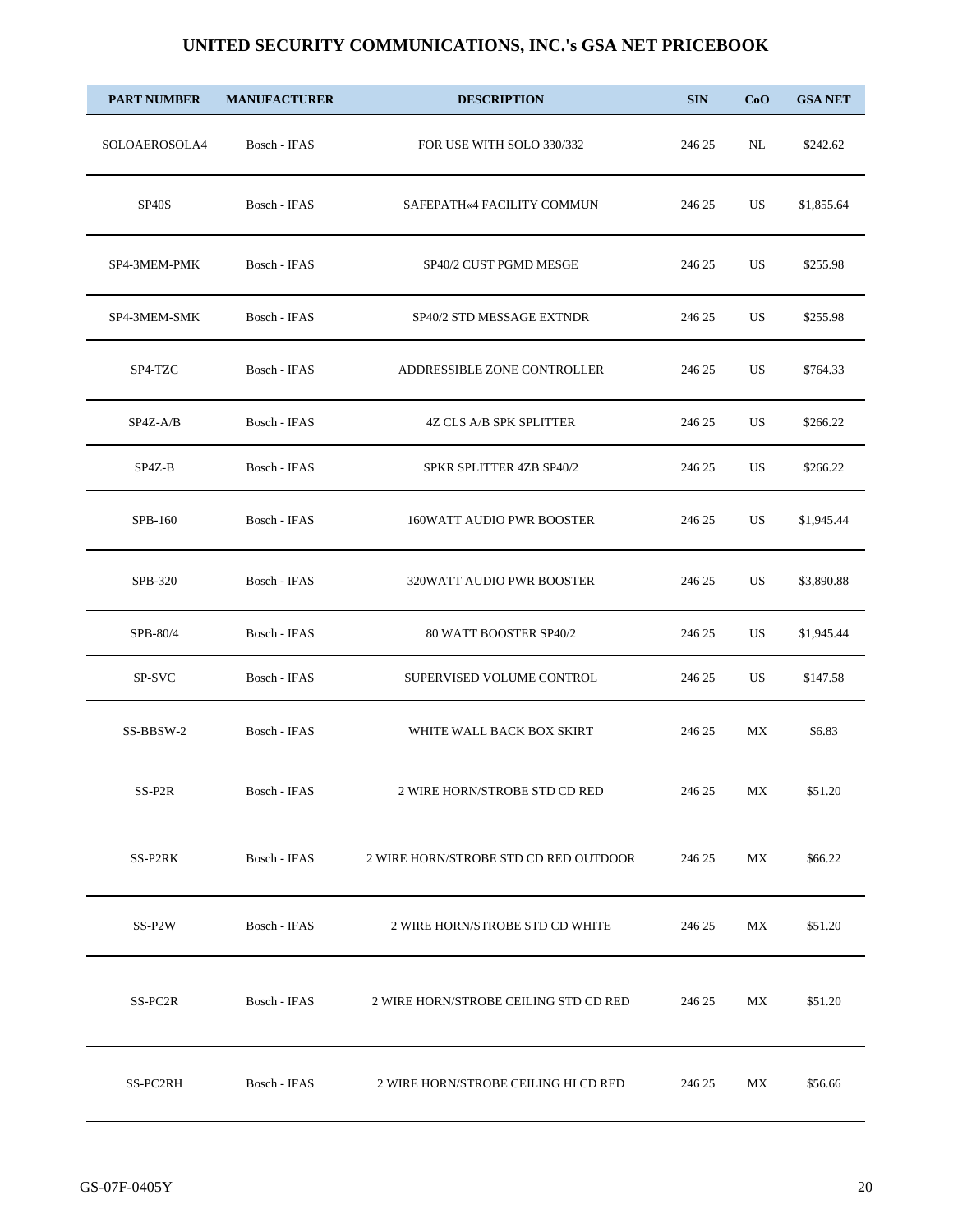## UNITED SECURITY COMMUNICATIONS, INC.'s GSA NET PRICEBOOK

| PART NUMBER | MANUFACTURER | DESCRIPTION | SIN | CoO | GSA NET |
|---|---|---|---|---|---|
| SOLOAEROSOLA4 | Bosch - IFAS | FOR USE WITH SOLO 330/332 | 246 25 | NL | $242.62 |
| SP40S | Bosch - IFAS | SAFEPATH«4 FACILITY COMMUN | 246 25 | US | $1,855.64 |
| SP4-3MEM-PMK | Bosch - IFAS | SP40/2 CUST PGMD MESGE | 246 25 | US | $255.98 |
| SP4-3MEM-SMK | Bosch - IFAS | SP40/2 STD MESSAGE EXTNDR | 246 25 | US | $255.98 |
| SP4-TZC | Bosch - IFAS | ADDRESSIBLE ZONE CONTROLLER | 246 25 | US | $764.33 |
| SP4Z-A/B | Bosch - IFAS | 4Z CLS A/B SPK SPLITTER | 246 25 | US | $266.22 |
| SP4Z-B | Bosch - IFAS | SPKR SPLITTER 4ZB SP40/2 | 246 25 | US | $266.22 |
| SPB-160 | Bosch - IFAS | 160WATT AUDIO PWR BOOSTER | 246 25 | US | $1,945.44 |
| SPB-320 | Bosch - IFAS | 320WATT AUDIO PWR BOOSTER | 246 25 | US | $3,890.88 |
| SPB-80/4 | Bosch - IFAS | 80 WATT BOOSTER SP40/2 | 246 25 | US | $1,945.44 |
| SP-SVC | Bosch - IFAS | SUPERVISED VOLUME CONTROL | 246 25 | US | $147.58 |
| SS-BBSW-2 | Bosch - IFAS | WHITE WALL BACK BOX SKIRT | 246 25 | MX | $6.83 |
| SS-P2R | Bosch - IFAS | 2 WIRE HORN/STROBE STD CD RED | 246 25 | MX | $51.20 |
| SS-P2RK | Bosch - IFAS | 2 WIRE HORN/STROBE STD CD RED OUTDOOR | 246 25 | MX | $66.22 |
| SS-P2W | Bosch - IFAS | 2 WIRE HORN/STROBE STD CD WHITE | 246 25 | MX | $51.20 |
| SS-PC2R | Bosch - IFAS | 2 WIRE HORN/STROBE CEILING STD CD RED | 246 25 | MX | $51.20 |
| SS-PC2RH | Bosch - IFAS | 2 WIRE HORN/STROBE CEILING HI CD RED | 246 25 | MX | $56.66 |

GS-07F-0405Y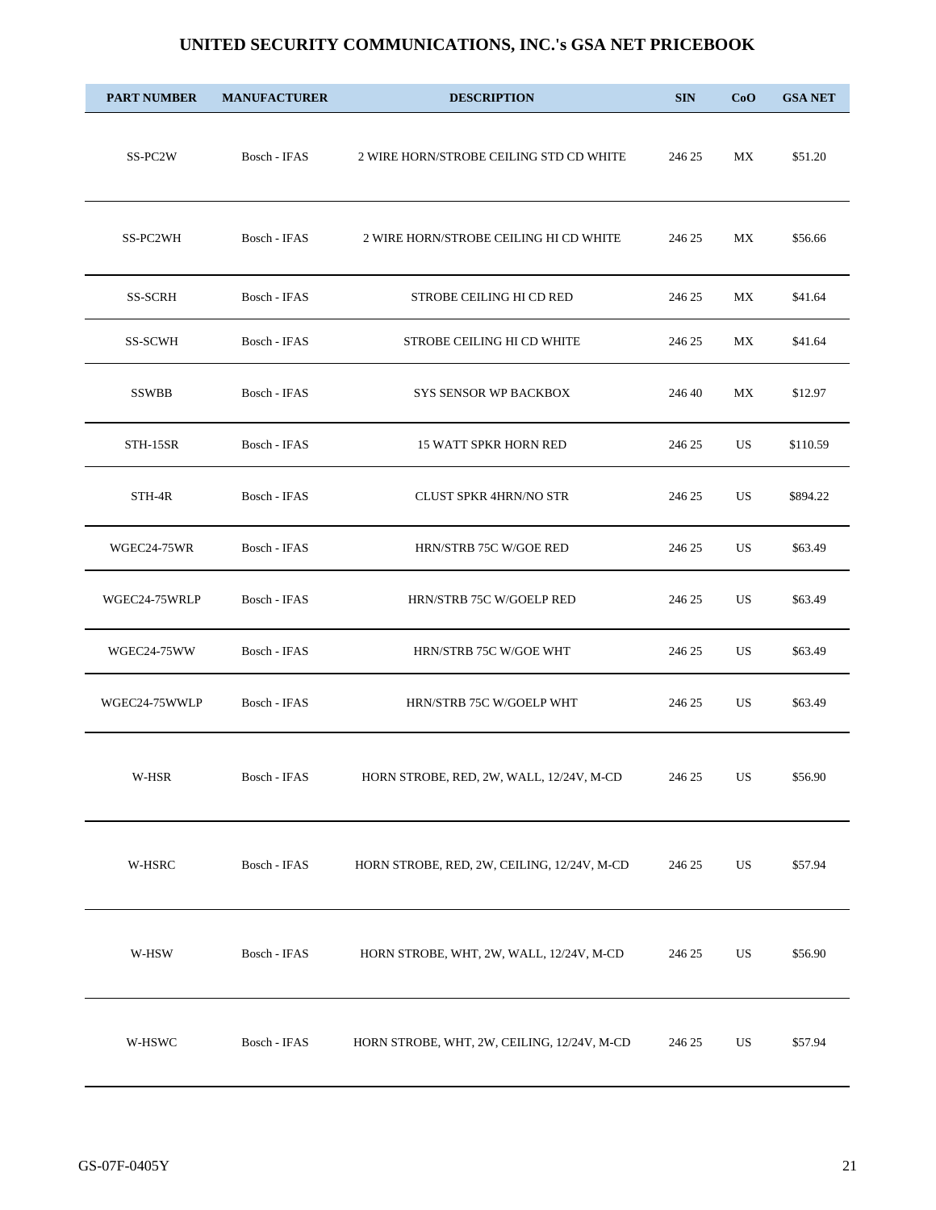## UNITED SECURITY COMMUNICATIONS, INC.'s GSA NET PRICEBOOK

| PART NUMBER | MANUFACTURER | DESCRIPTION | SIN | CoO | GSA NET |
|---|---|---|---|---|---|
| SS-PC2W | Bosch - IFAS | 2 WIRE HORN/STROBE CEILING STD CD WHITE | 246 25 | MX | $51.20 |
| SS-PC2WH | Bosch - IFAS | 2 WIRE HORN/STROBE CEILING HI CD WHITE | 246 25 | MX | $56.66 |
| SS-SCRH | Bosch - IFAS | STROBE CEILING HI CD RED | 246 25 | MX | $41.64 |
| SS-SCWH | Bosch - IFAS | STROBE CEILING HI CD WHITE | 246 25 | MX | $41.64 |
| SSWBB | Bosch - IFAS | SYS SENSOR WP BACKBOX | 246 40 | MX | $12.97 |
| STH-15SR | Bosch - IFAS | 15 WATT SPKR HORN RED | 246 25 | US | $110.59 |
| STH-4R | Bosch - IFAS | CLUST SPKR 4HRN/NO STR | 246 25 | US | $894.22 |
| WGEC24-75WR | Bosch - IFAS | HRN/STRB 75C W/GOE RED | 246 25 | US | $63.49 |
| WGEC24-75WRLP | Bosch - IFAS | HRN/STRB 75C W/GOELP RED | 246 25 | US | $63.49 |
| WGEC24-75WW | Bosch - IFAS | HRN/STRB 75C W/GOE WHT | 246 25 | US | $63.49 |
| WGEC24-75WWLP | Bosch - IFAS | HRN/STRB 75C W/GOELP WHT | 246 25 | US | $63.49 |
| W-HSR | Bosch - IFAS | HORN STROBE, RED, 2W, WALL, 12/24V, M-CD | 246 25 | US | $56.90 |
| W-HSRC | Bosch - IFAS | HORN STROBE, RED, 2W, CEILING, 12/24V, M-CD | 246 25 | US | $57.94 |
| W-HSW | Bosch - IFAS | HORN STROBE, WHT, 2W, WALL, 12/24V, M-CD | 246 25 | US | $56.90 |
| W-HSWC | Bosch - IFAS | HORN STROBE, WHT, 2W, CEILING, 12/24V, M-CD | 246 25 | US | $57.94 |

GS-07F-0405Y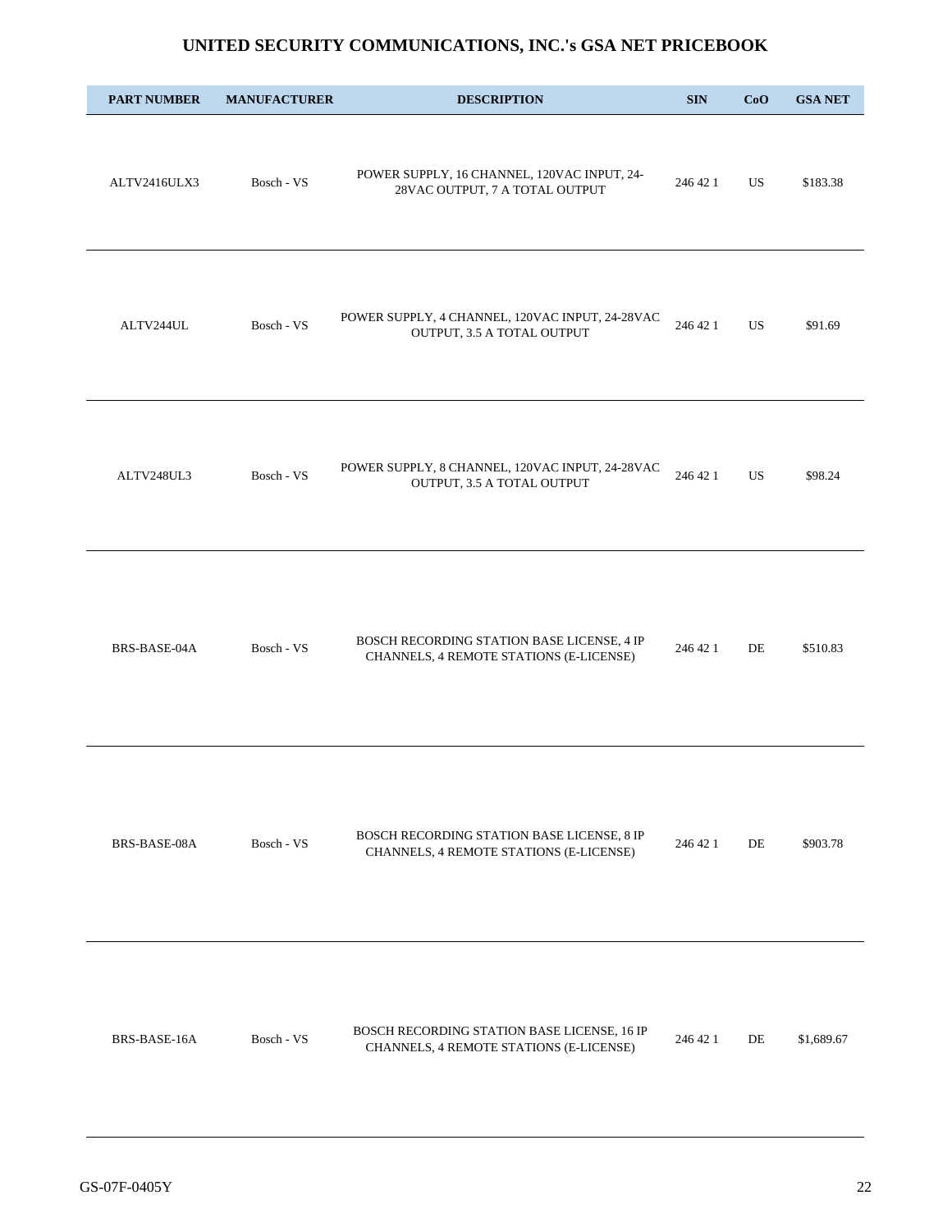# UNITED SECURITY COMMUNICATIONS, INC.'s GSA NET PRICEBOOK

| PART NUMBER | MANUFACTURER | DESCRIPTION | SIN | CoO | GSA NET |
|---|---|---|---|---|---|
| ALTV2416ULX3 | Bosch - VS | POWER SUPPLY, 16 CHANNEL, 120VAC INPUT, 24-28VAC OUTPUT, 7 A TOTAL OUTPUT | 246 42 1 | US | $183.38 |
| ALTV244UL | Bosch - VS | POWER SUPPLY, 4 CHANNEL, 120VAC INPUT, 24-28VAC OUTPUT, 3.5 A TOTAL OUTPUT | 246 42 1 | US | $91.69 |
| ALTV248UL3 | Bosch - VS | POWER SUPPLY, 8 CHANNEL, 120VAC INPUT, 24-28VAC OUTPUT, 3.5 A TOTAL OUTPUT | 246 42 1 | US | $98.24 |
| BRS-BASE-04A | Bosch - VS | BOSCH RECORDING STATION BASE LICENSE, 4 IP CHANNELS, 4 REMOTE STATIONS (E-LICENSE) | 246 42 1 | DE | $510.83 |
| BRS-BASE-08A | Bosch - VS | BOSCH RECORDING STATION BASE LICENSE, 8 IP CHANNELS, 4 REMOTE STATIONS (E-LICENSE) | 246 42 1 | DE | $903.78 |
| BRS-BASE-16A | Bosch - VS | BOSCH RECORDING STATION BASE LICENSE, 16 IP CHANNELS, 4 REMOTE STATIONS (E-LICENSE) | 246 42 1 | DE | $1,689.67 |

GS-07F-0405Y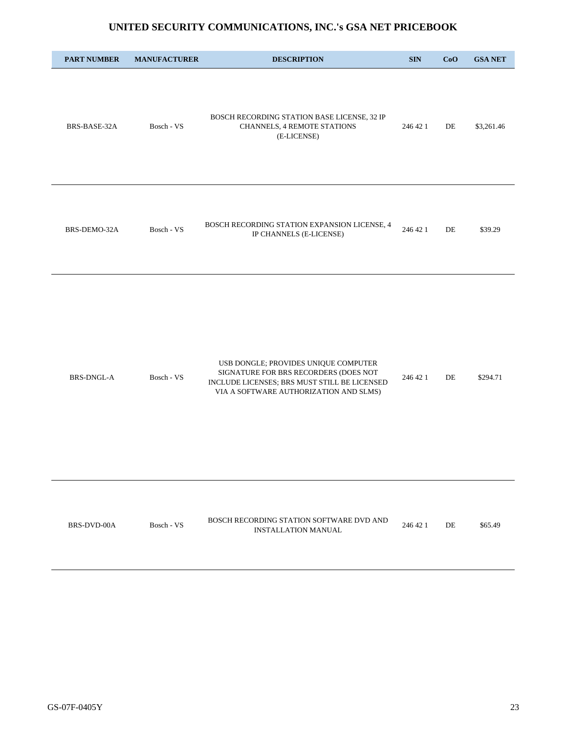# UNITED SECURITY COMMUNICATIONS, INC.'s GSA NET PRICEBOOK

| PART NUMBER | MANUFACTURER | DESCRIPTION | SIN | CoO | GSA NET |
|---|---|---|---|---|---|
| BRS-BASE-32A | Bosch - VS | BOSCH RECORDING STATION BASE LICENSE, 32 IP CHANNELS, 4 REMOTE STATIONS (E-LICENSE) | 246 42 1 | DE | $3,261.46 |
| BRS-DEMO-32A | Bosch - VS | BOSCH RECORDING STATION EXPANSION LICENSE, 4 IP CHANNELS (E-LICENSE) | 246 42 1 | DE | $39.29 |
| BRS-DNGL-A | Bosch - VS | USB DONGLE; PROVIDES UNIQUE COMPUTER SIGNATURE FOR BRS RECORDERS (DOES NOT INCLUDE LICENSES; BRS MUST STILL BE LICENSED VIA A SOFTWARE AUTHORIZATION AND SLMS) | 246 42 1 | DE | $294.71 |
| BRS-DVD-00A | Bosch - VS | BOSCH RECORDING STATION SOFTWARE DVD AND INSTALLATION MANUAL | 246 42 1 | DE | $65.49 |

GS-07F-0405Y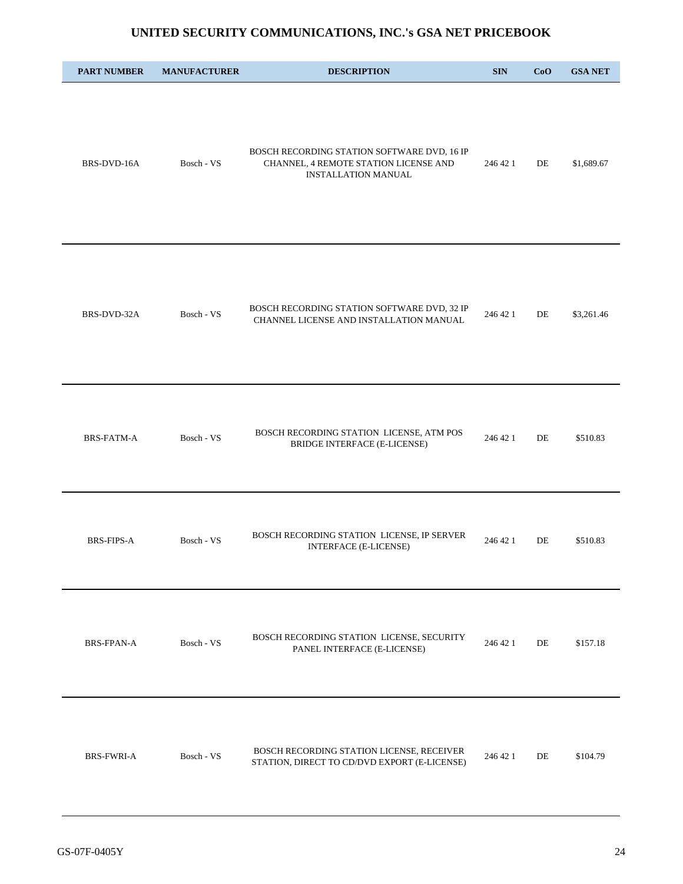# UNITED SECURITY COMMUNICATIONS, INC.'s GSA NET PRICEBOOK

| PART NUMBER | MANUFACTURER | DESCRIPTION | SIN | CoO | GSA NET |
|---|---|---|---|---|---|
| BRS-DVD-16A | Bosch - VS | BOSCH RECORDING STATION SOFTWARE DVD, 16 IP CHANNEL, 4 REMOTE STATION LICENSE AND INSTALLATION MANUAL | 246 42 1 | DE | $1,689.67 |
| BRS-DVD-32A | Bosch - VS | BOSCH RECORDING STATION SOFTWARE DVD, 32 IP CHANNEL LICENSE AND INSTALLATION MANUAL | 246 42 1 | DE | $3,261.46 |
| BRS-FATM-A | Bosch - VS | BOSCH RECORDING STATION LICENSE, ATM POS BRIDGE INTERFACE (E-LICENSE) | 246 42 1 | DE | $510.83 |
| BRS-FIPS-A | Bosch - VS | BOSCH RECORDING STATION LICENSE, IP SERVER INTERFACE (E-LICENSE) | 246 42 1 | DE | $510.83 |
| BRS-FPAN-A | Bosch - VS | BOSCH RECORDING STATION LICENSE, SECURITY PANEL INTERFACE (E-LICENSE) | 246 42 1 | DE | $157.18 |
| BRS-FWRI-A | Bosch - VS | BOSCH RECORDING STATION LICENSE, RECEIVER STATION, DIRECT TO CD/DVD EXPORT (E-LICENSE) | 246 42 1 | DE | $104.79 |

GS-07F-0405Y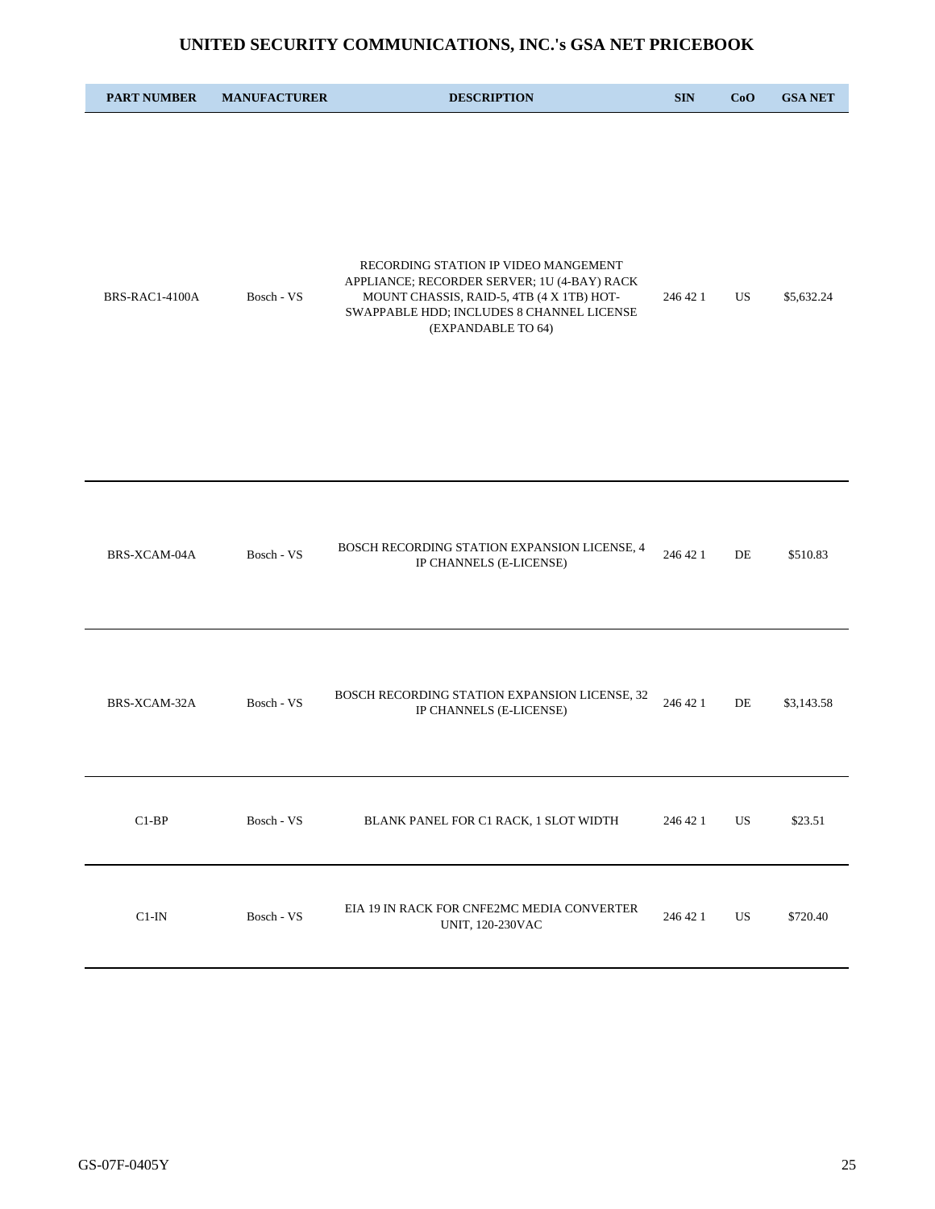# UNITED SECURITY COMMUNICATIONS, INC.'s GSA NET PRICEBOOK

| PART NUMBER | MANUFACTURER | DESCRIPTION | SIN | CoO | GSA NET |
|---|---|---|---|---|---|
| BRS-RAC1-4100A | Bosch - VS | RECORDING STATION IP VIDEO MANGEMENT APPLIANCE; RECORDER SERVER; 1U (4-BAY) RACK MOUNT CHASSIS, RAID-5, 4TB (4 X 1TB) HOT-SWAPPABLE HDD; INCLUDES 8 CHANNEL LICENSE (EXPANDABLE TO 64) | 246 42 1 | US | $5,632.24 |
| BRS-XCAM-04A | Bosch - VS | BOSCH RECORDING STATION EXPANSION LICENSE, 4 IP CHANNELS (E-LICENSE) | 246 42 1 | DE | $510.83 |
| BRS-XCAM-32A | Bosch - VS | BOSCH RECORDING STATION EXPANSION LICENSE, 32 IP CHANNELS (E-LICENSE) | 246 42 1 | DE | $3,143.58 |
| C1-BP | Bosch - VS | BLANK PANEL FOR C1 RACK, 1 SLOT WIDTH | 246 42 1 | US | $23.51 |
| C1-IN | Bosch - VS | EIA 19 IN RACK FOR CNFE2MC MEDIA CONVERTER UNIT, 120-230VAC | 246 42 1 | US | $720.40 |

GS-07F-0405Y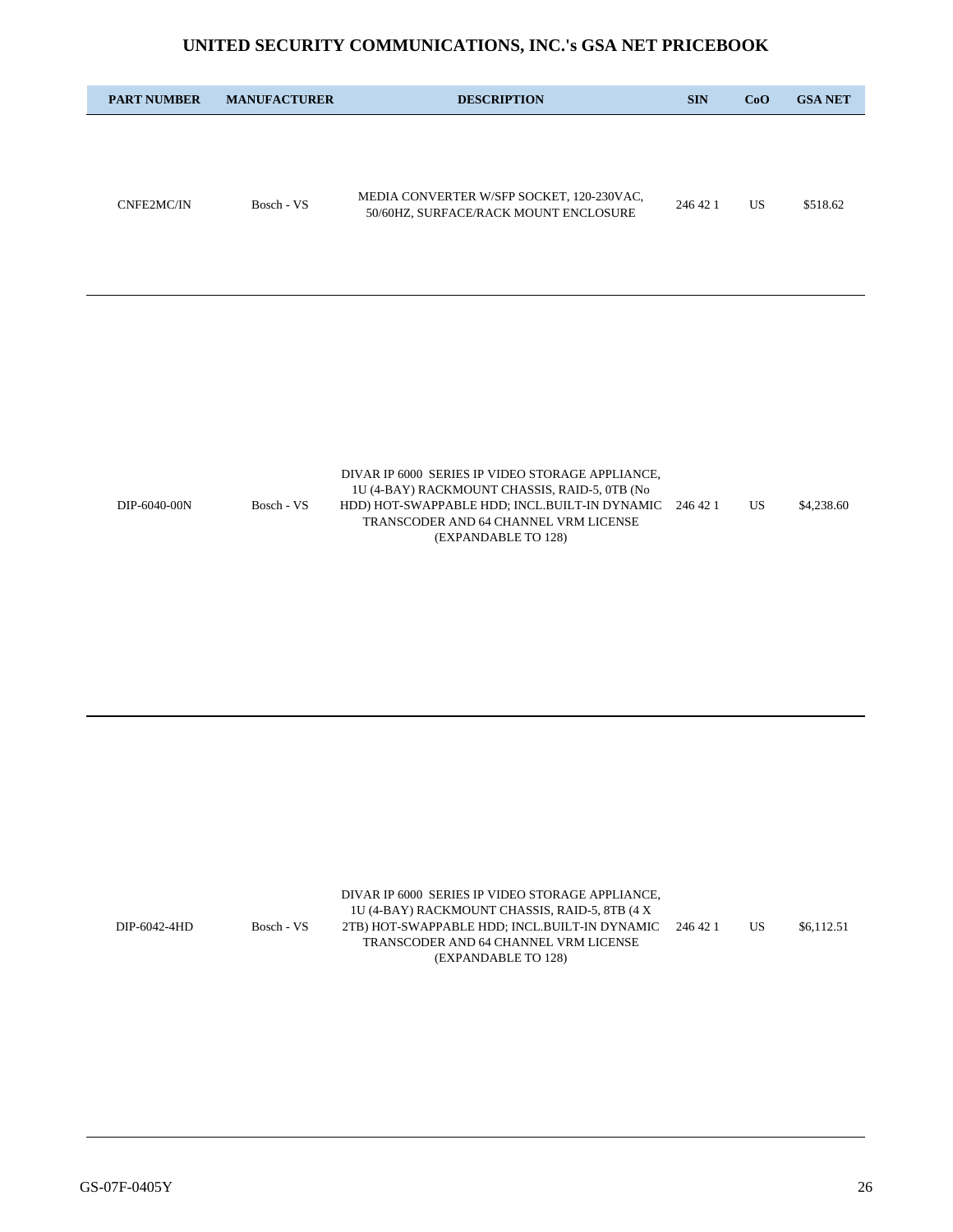# UNITED SECURITY COMMUNICATIONS, INC.'s GSA NET PRICEBOOK

| PART NUMBER | MANUFACTURER | DESCRIPTION | SIN | CoO | GSA NET |
|---|---|---|---|---|---|
| CNFE2MC/IN | Bosch - VS | MEDIA CONVERTER W/SFP SOCKET, 120-230VAC, 50/60HZ, SURFACE/RACK MOUNT ENCLOSURE | 246 42 1 | US | $518.62 |
| DIP-6040-00N | Bosch - VS | DIVAR IP 6000 SERIES IP VIDEO STORAGE APPLIANCE, 1U (4-BAY) RACKMOUNT CHASSIS, RAID-5, 0TB (No HDD) HOT-SWAPPABLE HDD; INCL.BUILT-IN DYNAMIC TRANSCODER AND 64 CHANNEL VRM LICENSE (EXPANDABLE TO 128) | 246 42 1 | US | $4,238.60 |
| DIP-6042-4HD | Bosch - VS | DIVAR IP 6000 SERIES IP VIDEO STORAGE APPLIANCE, 1U (4-BAY) RACKMOUNT CHASSIS, RAID-5, 8TB (4 X 2TB) HOT-SWAPPABLE HDD; INCL.BUILT-IN DYNAMIC TRANSCODER AND 64 CHANNEL VRM LICENSE (EXPANDABLE TO 128) | 246 42 1 | US | $6,112.51 |

GS-07F-0405Y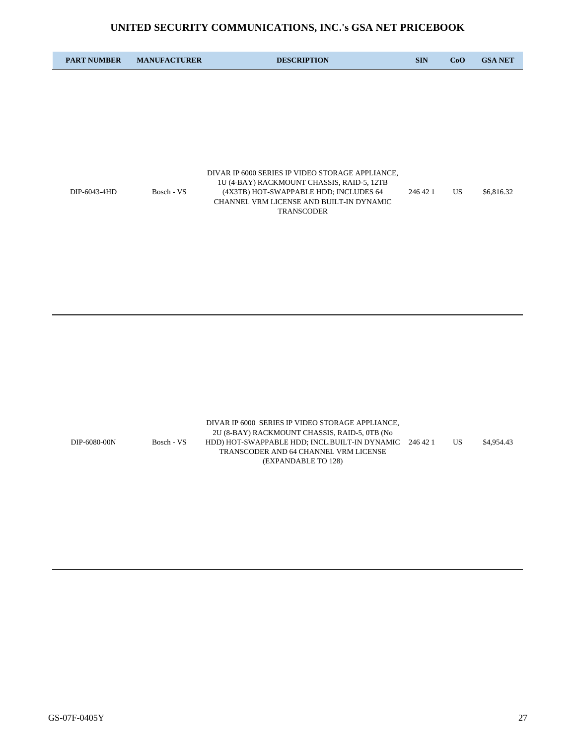# UNITED SECURITY COMMUNICATIONS, INC.'s GSA NET PRICEBOOK

| PART NUMBER | MANUFACTURER | DESCRIPTION | SIN | CoO | GSA NET |
|---|---|---|---|---|---|
| DIP-6043-4HD | Bosch - VS | DIVAR IP 6000 SERIES IP VIDEO STORAGE APPLIANCE, 1U (4-BAY) RACKMOUNT CHASSIS, RAID-5, 12TB (4X3TB) HOT-SWAPPABLE HDD; INCLUDES 64 CHANNEL VRM LICENSE AND BUILT-IN DYNAMIC TRANSCODER | 246 42 1 | US | $6,816.32 |
| DIP-6080-00N | Bosch - VS | DIVAR IP 6000 SERIES IP VIDEO STORAGE APPLIANCE, 2U (8-BAY) RACKMOUNT CHASSIS, RAID-5, 0TB (No HDD) HOT-SWAPPABLE HDD; INCL.BUILT-IN DYNAMIC TRANSCODER AND 64 CHANNEL VRM LICENSE (EXPANDABLE TO 128) | 246 42 1 | US | $4,954.43 |

GS-07F-0405Y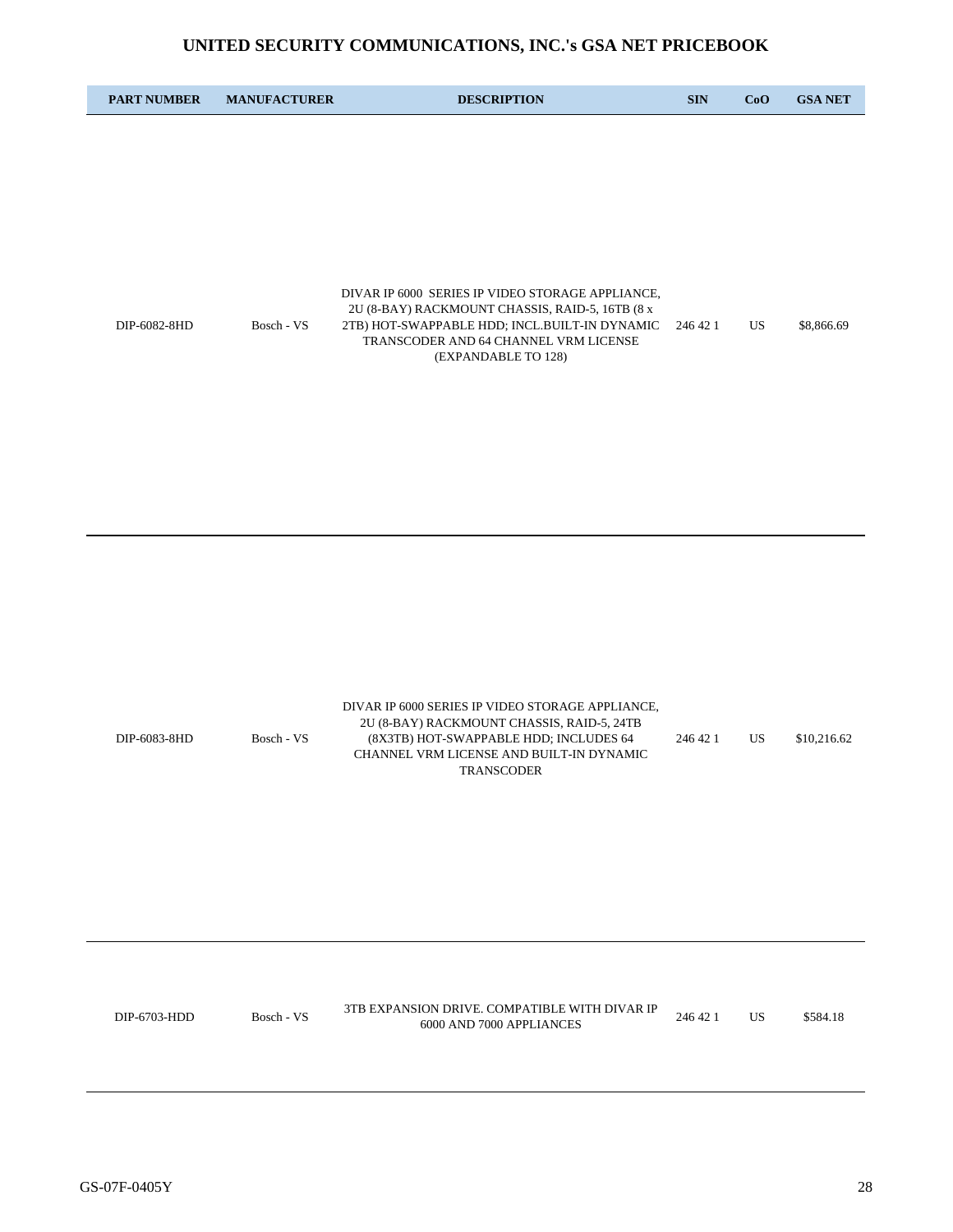# UNITED SECURITY COMMUNICATIONS, INC.'s GSA NET PRICEBOOK

| PART NUMBER | MANUFACTURER | DESCRIPTION | SIN | CoO | GSA NET |
|---|---|---|---|---|---|
| DIP-6082-8HD | Bosch - VS | DIVAR IP 6000  SERIES IP VIDEO STORAGE APPLIANCE, 2U (8-BAY) RACKMOUNT CHASSIS, RAID-5, 16TB (8 x 2TB) HOT-SWAPPABLE HDD; INCL.BUILT-IN DYNAMIC TRANSCODER AND 64 CHANNEL VRM LICENSE (EXPANDABLE TO 128) | 246 42 1 | US | $8,866.69 |
| DIP-6083-8HD | Bosch - VS | DIVAR IP 6000 SERIES IP VIDEO STORAGE APPLIANCE, 2U (8-BAY) RACKMOUNT CHASSIS, RAID-5, 24TB (8X3TB) HOT-SWAPPABLE HDD; INCLUDES 64 CHANNEL VRM LICENSE AND BUILT-IN DYNAMIC TRANSCODER | 246 42 1 | US | $10,216.62 |
| DIP-6703-HDD | Bosch - VS | 3TB EXPANSION DRIVE. COMPATIBLE WITH DIVAR IP 6000 AND 7000 APPLIANCES | 246 42 1 | US | $584.18 |

GS-07F-0405Y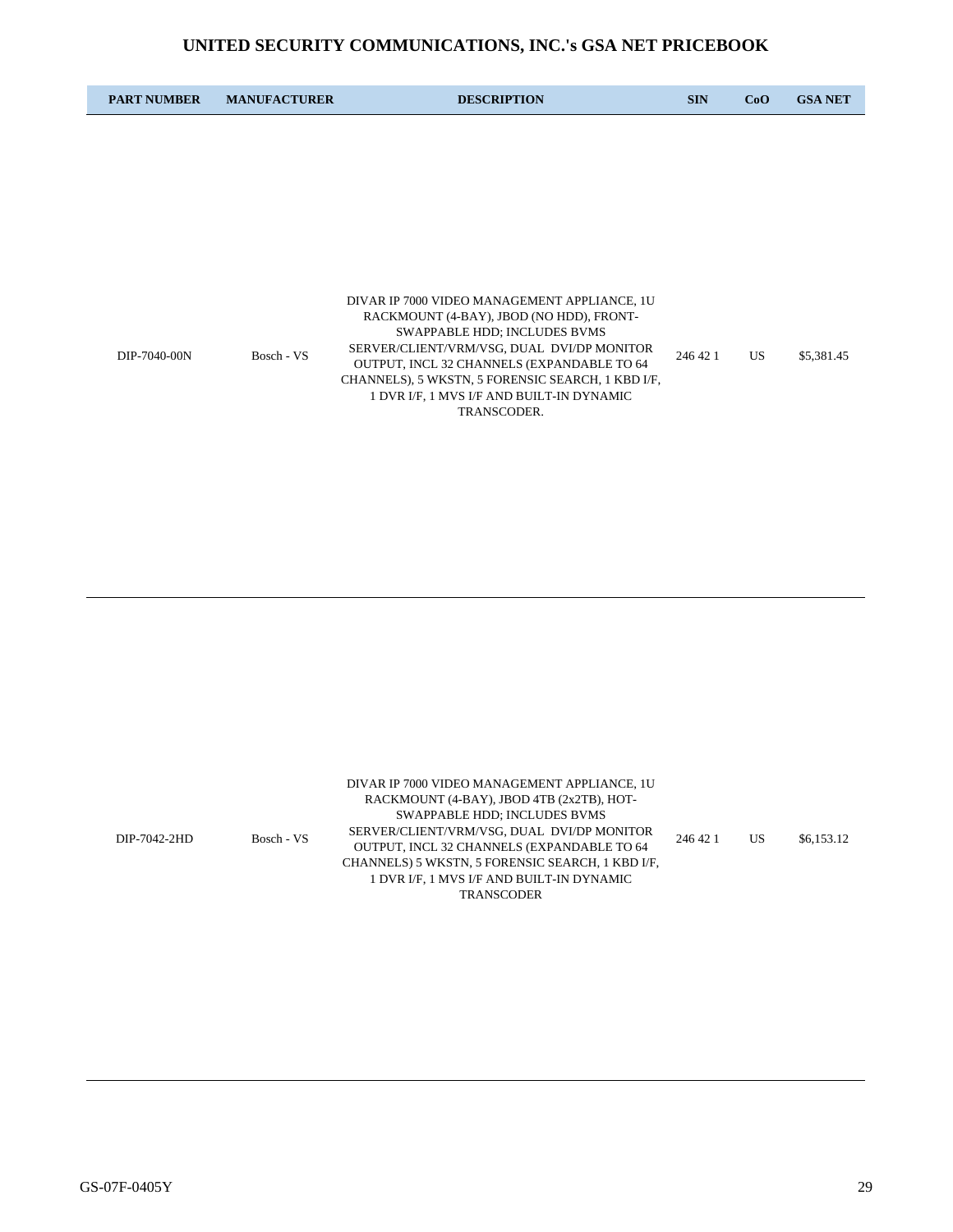# UNITED SECURITY COMMUNICATIONS, INC.'s GSA NET PRICEBOOK

| PART NUMBER | MANUFACTURER | DESCRIPTION | SIN | CoO | GSA NET |
|---|---|---|---|---|---|
| DIP-7040-00N | Bosch - VS | DIVAR IP 7000 VIDEO MANAGEMENT APPLIANCE, 1U RACKMOUNT (4-BAY), JBOD (NO HDD), FRONT-SWAPPABLE HDD; INCLUDES BVMS SERVER/CLIENT/VRM/VSG, DUAL DVI/DP MONITOR OUTPUT, INCL 32 CHANNELS (EXPANDABLE TO 64 CHANNELS), 5 WKSTN, 5 FORENSIC SEARCH, 1 KBD I/F, 1 DVR I/F, 1 MVS I/F AND BUILT-IN DYNAMIC TRANSCODER. | 246 42 1 | US | $5,381.45 |
| DIP-7042-2HD | Bosch - VS | DIVAR IP 7000 VIDEO MANAGEMENT APPLIANCE, 1U RACKMOUNT (4-BAY), JBOD 4TB (2x2TB), HOT-SWAPPABLE HDD; INCLUDES BVMS SERVER/CLIENT/VRM/VSG, DUAL DVI/DP MONITOR OUTPUT, INCL 32 CHANNELS (EXPANDABLE TO 64 CHANNELS) 5 WKSTN, 5 FORENSIC SEARCH, 1 KBD I/F, 1 DVR I/F, 1 MVS I/F AND BUILT-IN DYNAMIC TRANSCODER | 246 42 1 | US | $6,153.12 |

GS-07F-0405Y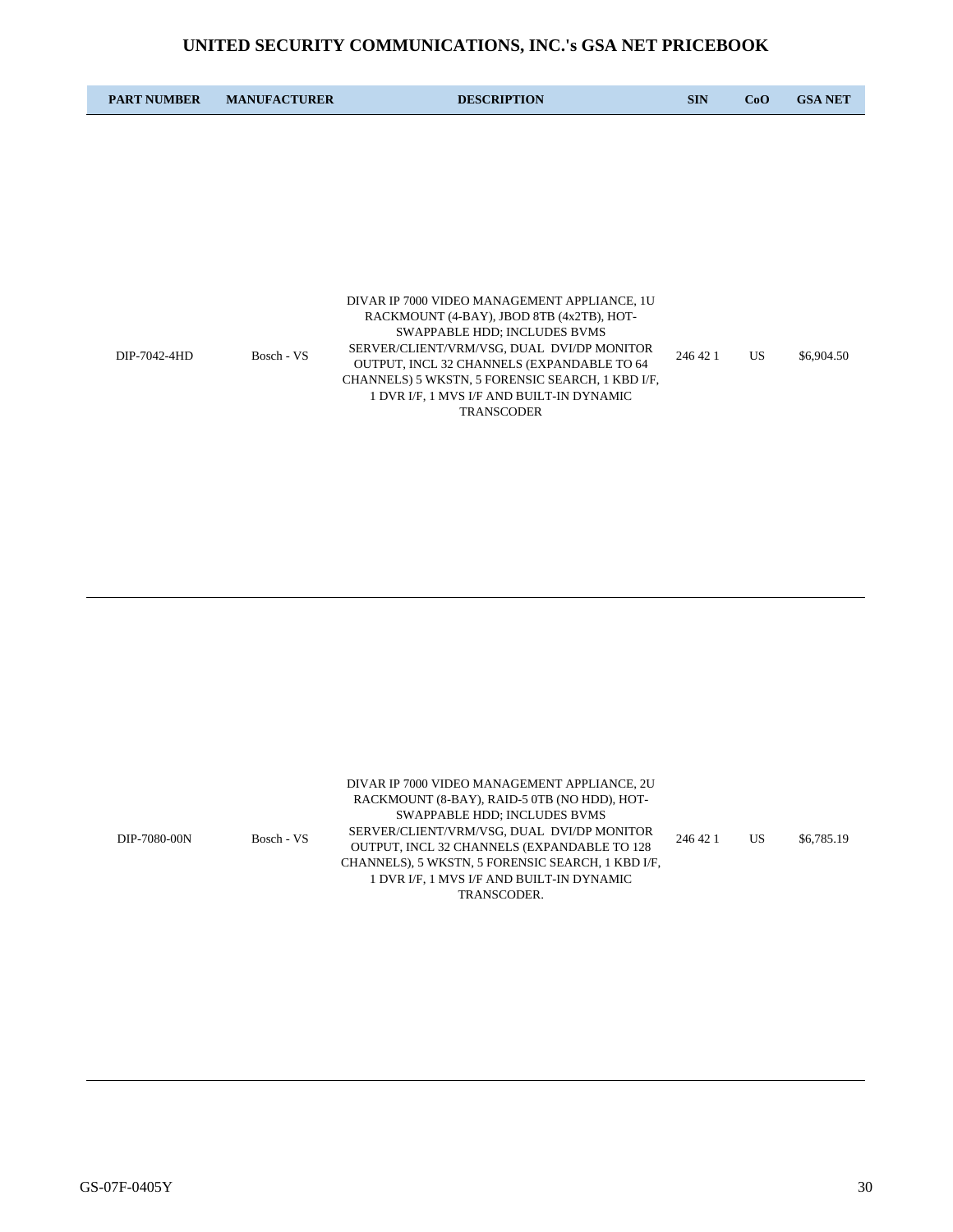# UNITED SECURITY COMMUNICATIONS, INC.'s GSA NET PRICEBOOK

| PART NUMBER | MANUFACTURER | DESCRIPTION | SIN | CoO | GSA NET |
|---|---|---|---|---|---|
| DIP-7042-4HD | Bosch - VS | DIVAR IP 7000 VIDEO MANAGEMENT APPLIANCE, 1U RACKMOUNT (4-BAY), JBOD 8TB (4x2TB), HOT-SWAPPABLE HDD; INCLUDES BVMS SERVER/CLIENT/VRM/VSG, DUAL DVI/DP MONITOR OUTPUT, INCL 32 CHANNELS (EXPANDABLE TO 64 CHANNELS) 5 WKSTN, 5 FORENSIC SEARCH, 1 KBD I/F, 1 DVR I/F, 1 MVS I/F AND BUILT-IN DYNAMIC TRANSCODER | 246 42 1 | US | $6,904.50 |
| DIP-7080-00N | Bosch - VS | DIVAR IP 7000 VIDEO MANAGEMENT APPLIANCE, 2U RACKMOUNT (8-BAY), RAID-5 0TB (NO HDD), HOT-SWAPPABLE HDD; INCLUDES BVMS SERVER/CLIENT/VRM/VSG, DUAL DVI/DP MONITOR OUTPUT, INCL 32 CHANNELS (EXPANDABLE TO 128 CHANNELS), 5 WKSTN, 5 FORENSIC SEARCH, 1 KBD I/F, 1 DVR I/F, 1 MVS I/F AND BUILT-IN DYNAMIC TRANSCODER. | 246 42 1 | US | $6,785.19 |

GS-07F-0405Y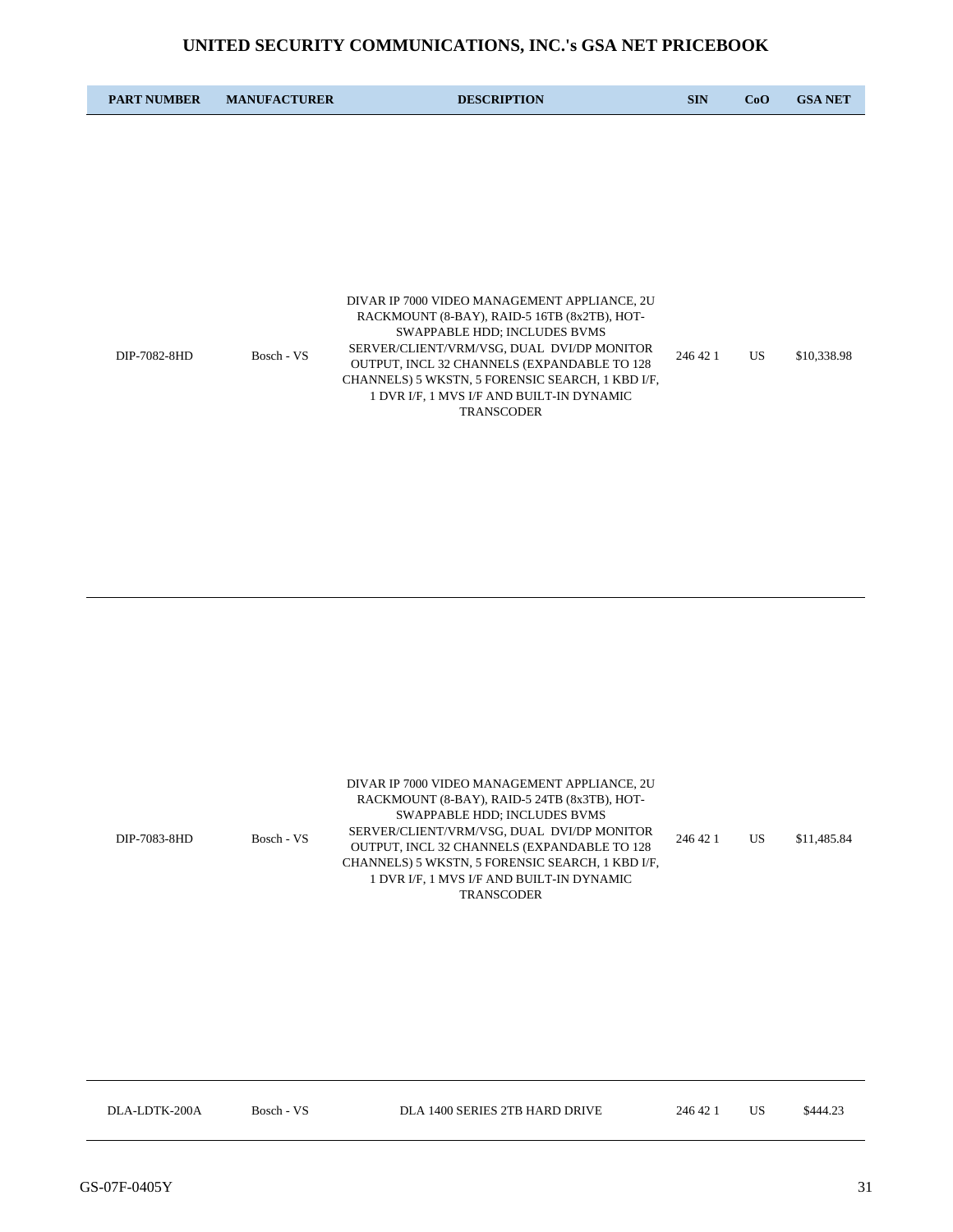# UNITED SECURITY COMMUNICATIONS, INC.'s GSA NET PRICEBOOK

| PART NUMBER | MANUFACTURER | DESCRIPTION | SIN | CoO | GSA NET |
|---|---|---|---|---|---|
| DIP-7082-8HD | Bosch - VS | DIVAR IP 7000 VIDEO MANAGEMENT APPLIANCE, 2U RACKMOUNT (8-BAY), RAID-5 16TB (8x2TB), HOT-SWAPPABLE HDD; INCLUDES BVMS SERVER/CLIENT/VRM/VSG, DUAL DVI/DP MONITOR OUTPUT, INCL 32 CHANNELS (EXPANDABLE TO 128 CHANNELS) 5 WKSTN, 5 FORENSIC SEARCH, 1 KBD I/F, 1 DVR I/F, 1 MVS I/F AND BUILT-IN DYNAMIC TRANSCODER | 246 42 1 | US | $10,338.98 |
| DIP-7083-8HD | Bosch - VS | DIVAR IP 7000 VIDEO MANAGEMENT APPLIANCE, 2U RACKMOUNT (8-BAY), RAID-5 24TB (8x3TB), HOT-SWAPPABLE HDD; INCLUDES BVMS SERVER/CLIENT/VRM/VSG, DUAL DVI/DP MONITOR OUTPUT, INCL 32 CHANNELS (EXPANDABLE TO 128 CHANNELS) 5 WKSTN, 5 FORENSIC SEARCH, 1 KBD I/F, 1 DVR I/F, 1 MVS I/F AND BUILT-IN DYNAMIC TRANSCODER | 246 42 1 | US | $11,485.84 |
| DLA-LDTK-200A | Bosch - VS | DLA 1400 SERIES 2TB HARD DRIVE | 246 42 1 | US | $444.23 |

GS-07F-0405Y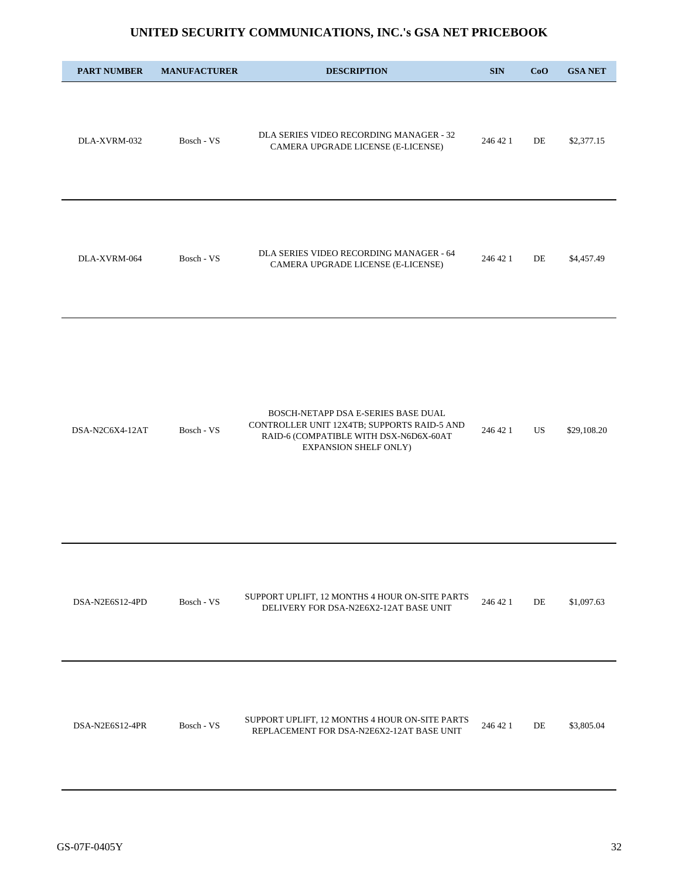# UNITED SECURITY COMMUNICATIONS, INC.'s GSA NET PRICEBOOK

| PART NUMBER | MANUFACTURER | DESCRIPTION | SIN | CoO | GSA NET |
|---|---|---|---|---|---|
| DLA-XVRM-032 | Bosch - VS | DLA SERIES VIDEO RECORDING MANAGER - 32 CAMERA UPGRADE LICENSE (E-LICENSE) | 246 42 1 | DE | $2,377.15 |
| DLA-XVRM-064 | Bosch - VS | DLA SERIES VIDEO RECORDING MANAGER - 64 CAMERA UPGRADE LICENSE (E-LICENSE) | 246 42 1 | DE | $4,457.49 |
| DSA-N2C6X4-12AT | Bosch - VS | BOSCH-NETAPP DSA E-SERIES BASE DUAL CONTROLLER UNIT 12X4TB; SUPPORTS RAID-5 AND RAID-6 (COMPATIBLE WITH DSX-N6D6X-60AT EXPANSION SHELF ONLY) | 246 42 1 | US | $29,108.20 |
| DSA-N2E6S12-4PD | Bosch - VS | SUPPORT UPLIFT, 12 MONTHS 4 HOUR ON-SITE PARTS DELIVERY FOR DSA-N2E6X2-12AT BASE UNIT | 246 42 1 | DE | $1,097.63 |
| DSA-N2E6S12-4PR | Bosch - VS | SUPPORT UPLIFT, 12 MONTHS 4 HOUR ON-SITE PARTS REPLACEMENT FOR DSA-N2E6X2-12AT BASE UNIT | 246 42 1 | DE | $3,805.04 |

GS-07F-0405Y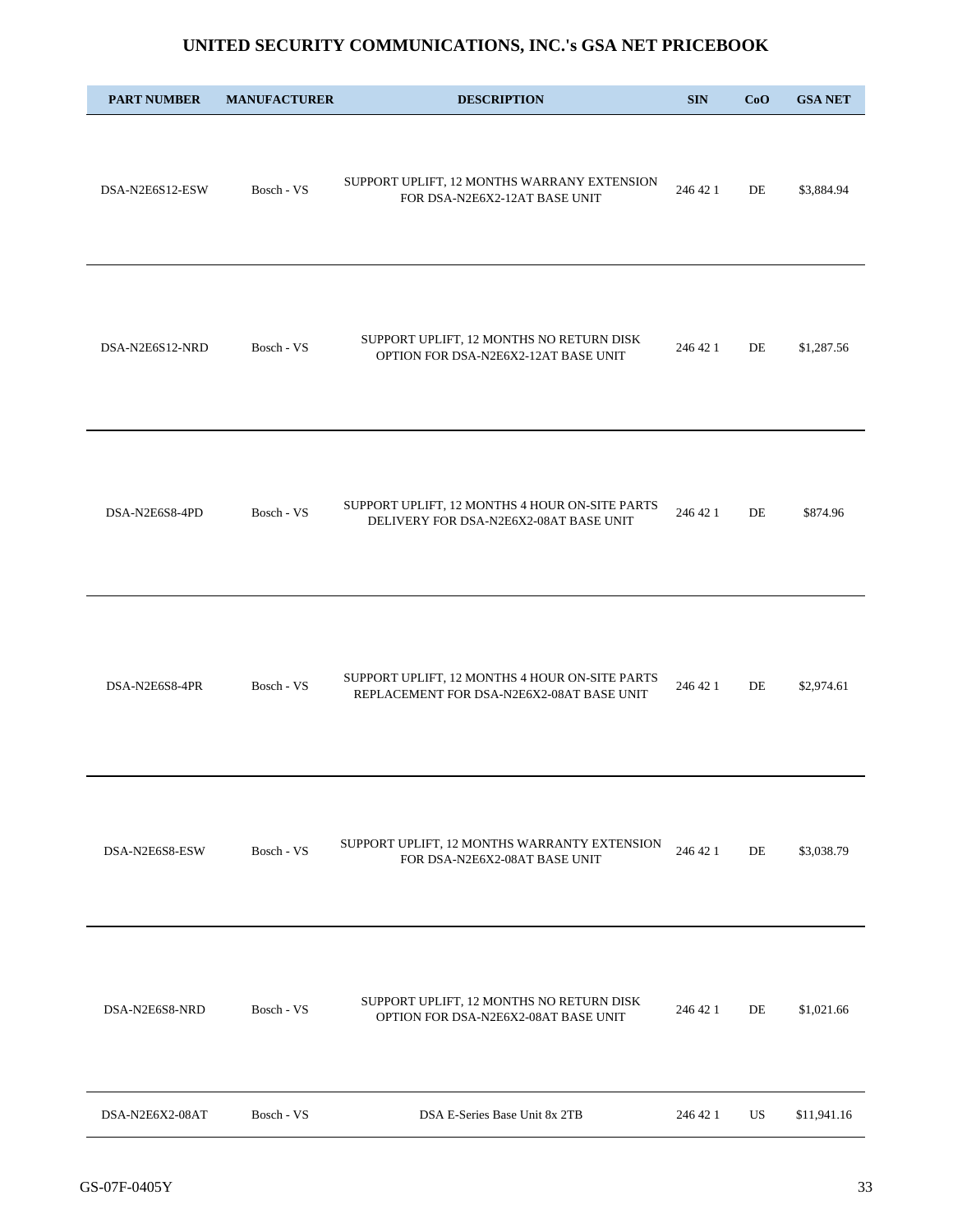# UNITED SECURITY COMMUNICATIONS, INC.'s GSA NET PRICEBOOK

| PART NUMBER | MANUFACTURER | DESCRIPTION | SIN | CoO | GSA NET |
|---|---|---|---|---|---|
| DSA-N2E6S12-ESW | Bosch - VS | SUPPORT UPLIFT, 12 MONTHS WARRANY EXTENSION FOR DSA-N2E6X2-12AT BASE UNIT | 246 42 1 | DE | $3,884.94 |
| DSA-N2E6S12-NRD | Bosch - VS | SUPPORT UPLIFT, 12 MONTHS NO RETURN DISK OPTION FOR DSA-N2E6X2-12AT BASE UNIT | 246 42 1 | DE | $1,287.56 |
| DSA-N2E6S8-4PD | Bosch - VS | SUPPORT UPLIFT, 12 MONTHS 4 HOUR ON-SITE PARTS DELIVERY FOR DSA-N2E6X2-08AT BASE UNIT | 246 42 1 | DE | $874.96 |
| DSA-N2E6S8-4PR | Bosch - VS | SUPPORT UPLIFT, 12 MONTHS 4 HOUR ON-SITE PARTS REPLACEMENT FOR DSA-N2E6X2-08AT BASE UNIT | 246 42 1 | DE | $2,974.61 |
| DSA-N2E6S8-ESW | Bosch - VS | SUPPORT UPLIFT, 12 MONTHS WARRANTY EXTENSION FOR DSA-N2E6X2-08AT BASE UNIT | 246 42 1 | DE | $3,038.79 |
| DSA-N2E6S8-NRD | Bosch - VS | SUPPORT UPLIFT, 12 MONTHS NO RETURN DISK OPTION FOR DSA-N2E6X2-08AT BASE UNIT | 246 42 1 | DE | $1,021.66 |
| DSA-N2E6X2-08AT | Bosch - VS | DSA E-Series Base Unit 8x 2TB | 246 42 1 | US | $11,941.16 |

GS-07F-0405Y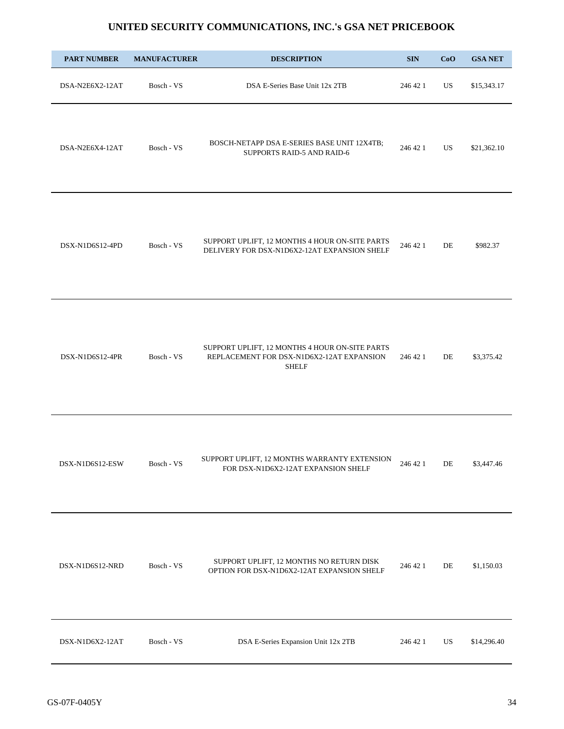# UNITED SECURITY COMMUNICATIONS, INC.'s GSA NET PRICEBOOK

| PART NUMBER | MANUFACTURER | DESCRIPTION | SIN | CoO | GSA NET |
|---|---|---|---|---|---|
| DSA-N2E6X2-12AT | Bosch - VS | DSA E-Series Base Unit 12x 2TB | 246 42 1 | US | $15,343.17 |
| DSA-N2E6X4-12AT | Bosch - VS | BOSCH-NETAPP DSA E-SERIES BASE UNIT 12X4TB; SUPPORTS RAID-5 AND RAID-6 | 246 42 1 | US | $21,362.10 |
| DSX-N1D6S12-4PD | Bosch - VS | SUPPORT UPLIFT, 12 MONTHS 4 HOUR ON-SITE PARTS DELIVERY FOR DSX-N1D6X2-12AT EXPANSION SHELF | 246 42 1 | DE | $982.37 |
| DSX-N1D6S12-4PR | Bosch - VS | SUPPORT UPLIFT, 12 MONTHS 4 HOUR ON-SITE PARTS REPLACEMENT FOR DSX-N1D6X2-12AT EXPANSION SHELF | 246 42 1 | DE | $3,375.42 |
| DSX-N1D6S12-ESW | Bosch - VS | SUPPORT UPLIFT, 12 MONTHS WARRANTY EXTENSION FOR DSX-N1D6X2-12AT EXPANSION SHELF | 246 42 1 | DE | $3,447.46 |
| DSX-N1D6S12-NRD | Bosch - VS | SUPPORT UPLIFT, 12 MONTHS NO RETURN DISK OPTION FOR DSX-N1D6X2-12AT EXPANSION SHELF | 246 42 1 | DE | $1,150.03 |
| DSX-N1D6X2-12AT | Bosch - VS | DSA E-Series Expansion Unit 12x 2TB | 246 42 1 | US | $14,296.40 |

GS-07F-0405Y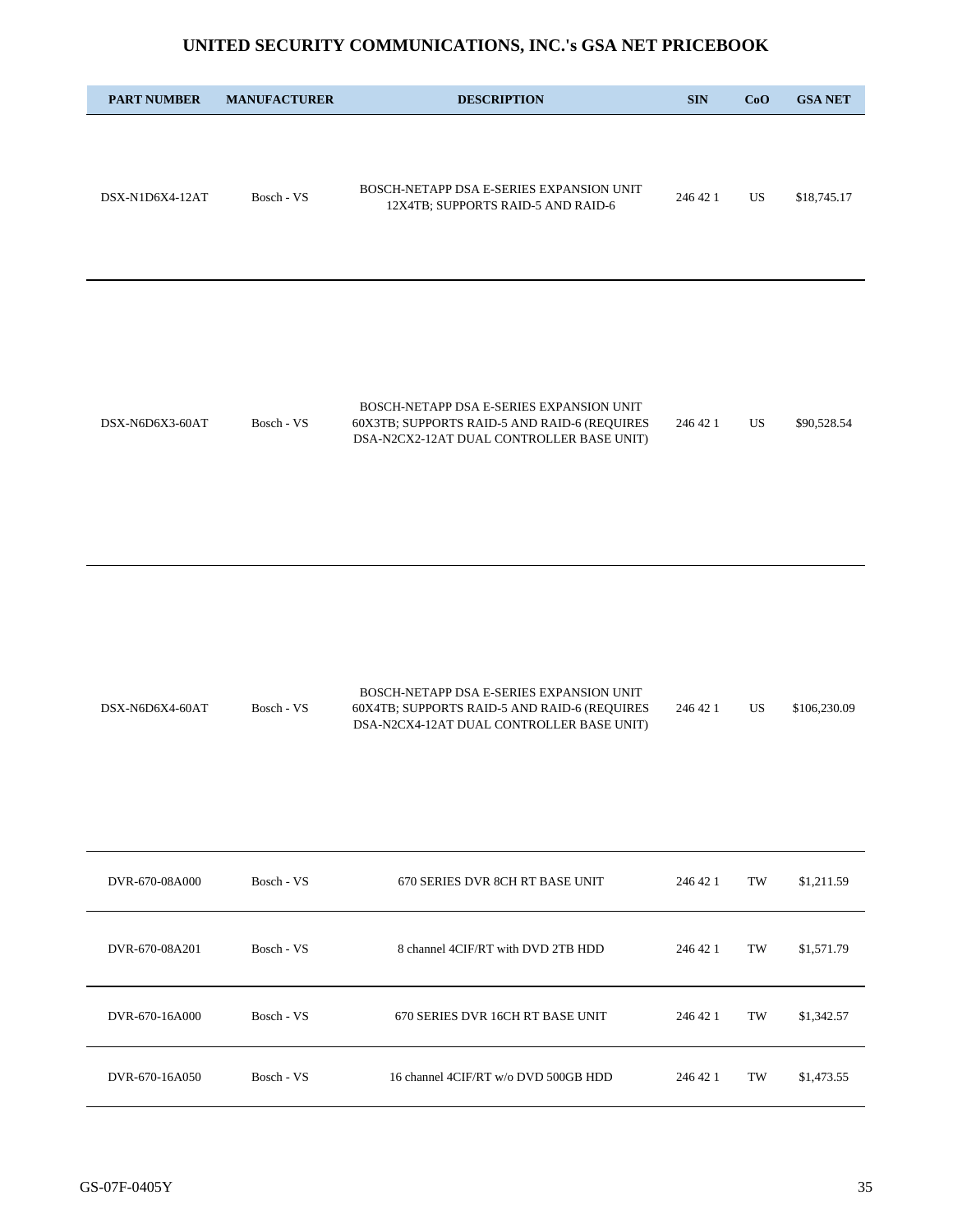# UNITED SECURITY COMMUNICATIONS, INC.'s GSA NET PRICEBOOK

| PART NUMBER | MANUFACTURER | DESCRIPTION | SIN | CoO | GSA NET |
|---|---|---|---|---|---|
| DSX-N1D6X4-12AT | Bosch - VS | BOSCH-NETAPP DSA E-SERIES EXPANSION UNIT 12X4TB; SUPPORTS RAID-5 AND RAID-6 | 246 42 1 | US | $18,745.17 |
| DSX-N6D6X3-60AT | Bosch - VS | BOSCH-NETAPP DSA E-SERIES EXPANSION UNIT 60X3TB; SUPPORTS RAID-5 AND RAID-6 (REQUIRES DSA-N2CX2-12AT DUAL CONTROLLER BASE UNIT) | 246 42 1 | US | $90,528.54 |
| DSX-N6D6X4-60AT | Bosch - VS | BOSCH-NETAPP DSA E-SERIES EXPANSION UNIT 60X4TB; SUPPORTS RAID-5 AND RAID-6 (REQUIRES DSA-N2CX4-12AT DUAL CONTROLLER BASE UNIT) | 246 42 1 | US | $106,230.09 |
| DVR-670-08A000 | Bosch - VS | 670 SERIES DVR 8CH RT BASE UNIT | 246 42 1 | TW | $1,211.59 |
| DVR-670-08A201 | Bosch - VS | 8 channel 4CIF/RT with DVD 2TB HDD | 246 42 1 | TW | $1,571.79 |
| DVR-670-16A000 | Bosch - VS | 670 SERIES DVR 16CH RT BASE UNIT | 246 42 1 | TW | $1,342.57 |
| DVR-670-16A050 | Bosch - VS | 16 channel 4CIF/RT w/o DVD 500GB HDD | 246 42 1 | TW | $1,473.55 |

GS-07F-0405Y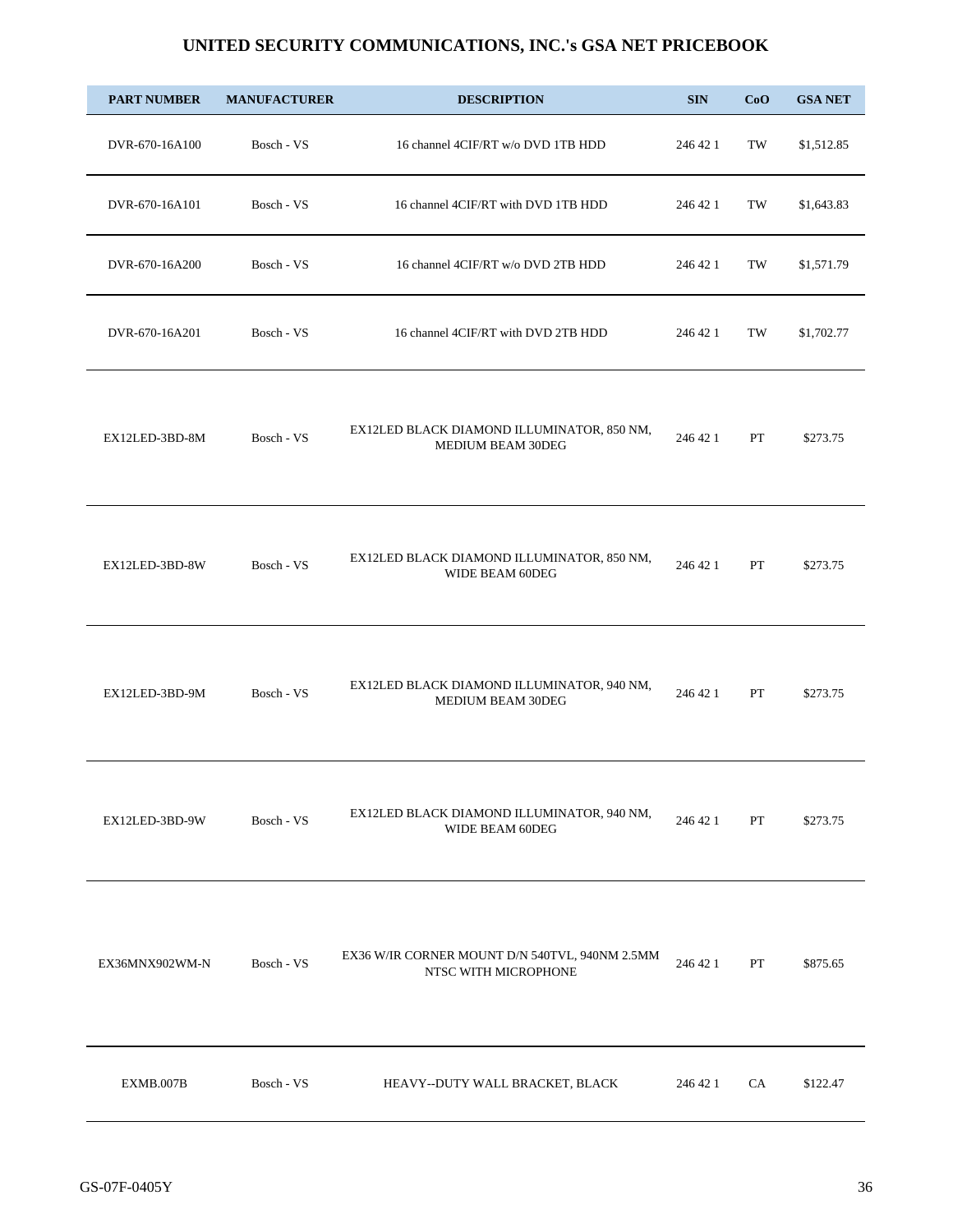# UNITED SECURITY COMMUNICATIONS, INC.'s GSA NET PRICEBOOK

| PART NUMBER | MANUFACTURER | DESCRIPTION | SIN | CoO | GSA NET |
|---|---|---|---|---|---|
| DVR-670-16A100 | Bosch - VS | 16 channel 4CIF/RT w/o DVD 1TB HDD | 246 42 1 | TW | $1,512.85 |
| DVR-670-16A101 | Bosch - VS | 16 channel 4CIF/RT with DVD 1TB HDD | 246 42 1 | TW | $1,643.83 |
| DVR-670-16A200 | Bosch - VS | 16 channel 4CIF/RT w/o DVD 2TB HDD | 246 42 1 | TW | $1,571.79 |
| DVR-670-16A201 | Bosch - VS | 16 channel 4CIF/RT with DVD 2TB HDD | 246 42 1 | TW | $1,702.77 |
| EX12LED-3BD-8M | Bosch - VS | EX12LED BLACK DIAMOND ILLUMINATOR, 850 NM, MEDIUM BEAM 30DEG | 246 42 1 | PT | $273.75 |
| EX12LED-3BD-8W | Bosch - VS | EX12LED BLACK DIAMOND ILLUMINATOR, 850 NM, WIDE BEAM 60DEG | 246 42 1 | PT | $273.75 |
| EX12LED-3BD-9M | Bosch - VS | EX12LED BLACK DIAMOND ILLUMINATOR, 940 NM, MEDIUM BEAM 30DEG | 246 42 1 | PT | $273.75 |
| EX12LED-3BD-9W | Bosch - VS | EX12LED BLACK DIAMOND ILLUMINATOR, 940 NM, WIDE BEAM 60DEG | 246 42 1 | PT | $273.75 |
| EX36MNX902WM-N | Bosch - VS | EX36 W/IR CORNER MOUNT D/N 540TVL, 940NM 2.5MM NTSC WITH MICROPHONE | 246 42 1 | PT | $875.65 |
| EXMB.007B | Bosch - VS | HEAVY--DUTY WALL BRACKET, BLACK | 246 42 1 | CA | $122.47 |

GS-07F-0405Y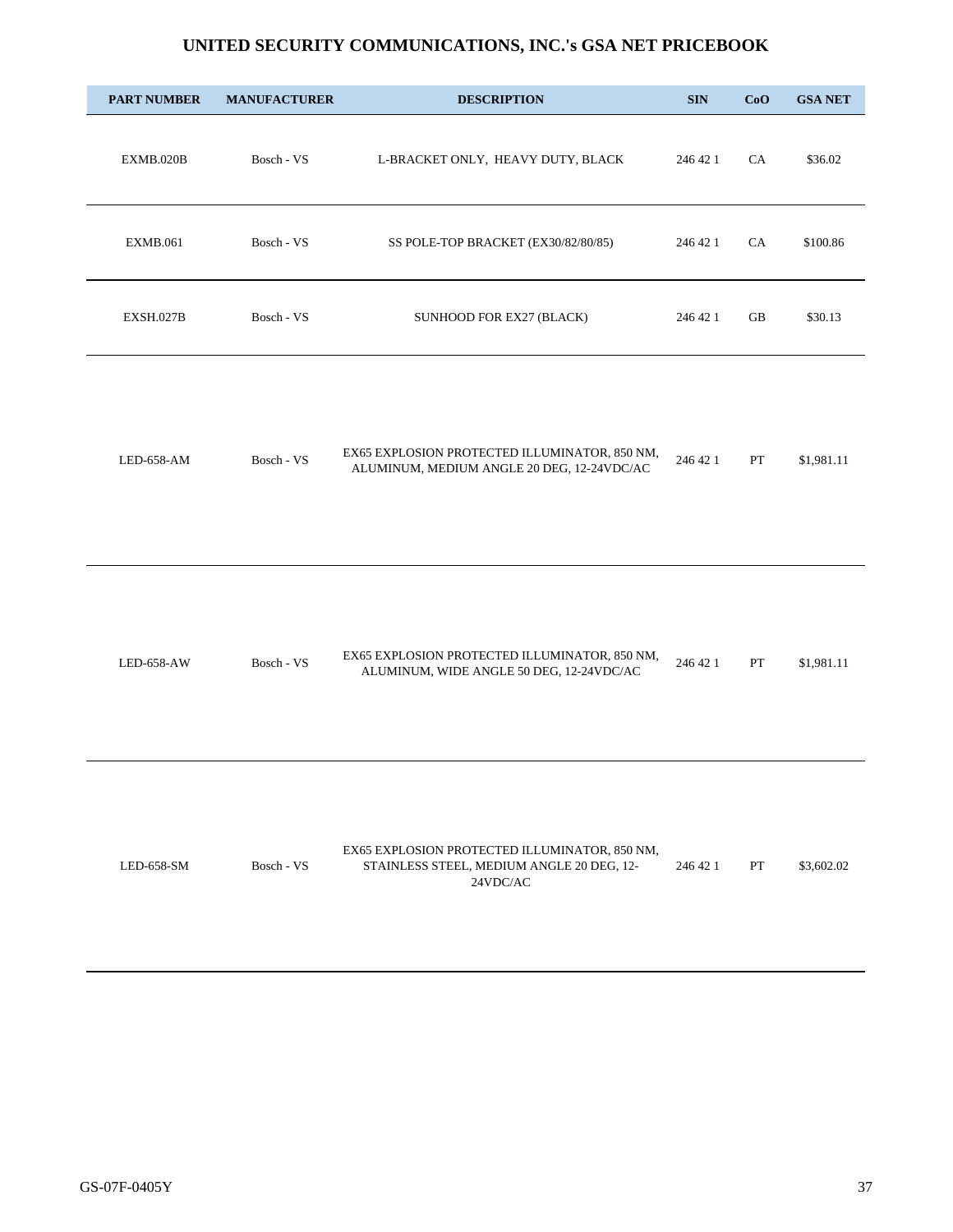# UNITED SECURITY COMMUNICATIONS, INC.'s GSA NET PRICEBOOK

| PART NUMBER | MANUFACTURER | DESCRIPTION | SIN | CoO | GSA NET |
|---|---|---|---|---|---|
| EXMB.020B | Bosch - VS | L-BRACKET ONLY, HEAVY DUTY, BLACK | 246 42 1 | CA | $36.02 |
| EXMB.061 | Bosch - VS | SS POLE-TOP BRACKET (EX30/82/80/85) | 246 42 1 | CA | $100.86 |
| EXSH.027B | Bosch - VS | SUNHOOD FOR EX27 (BLACK) | 246 42 1 | GB | $30.13 |
| LED-658-AM | Bosch - VS | EX65 EXPLOSION PROTECTED ILLUMINATOR, 850 NM, ALUMINUM, MEDIUM ANGLE 20 DEG, 12-24VDC/AC | 246 42 1 | PT | $1,981.11 |
| LED-658-AW | Bosch - VS | EX65 EXPLOSION PROTECTED ILLUMINATOR, 850 NM, ALUMINUM, WIDE ANGLE 50 DEG, 12-24VDC/AC | 246 42 1 | PT | $1,981.11 |
| LED-658-SM | Bosch - VS | EX65 EXPLOSION PROTECTED ILLUMINATOR, 850 NM, STAINLESS STEEL, MEDIUM ANGLE 20 DEG, 12-24VDC/AC | 246 42 1 | PT | $3,602.02 |

GS-07F-0405Y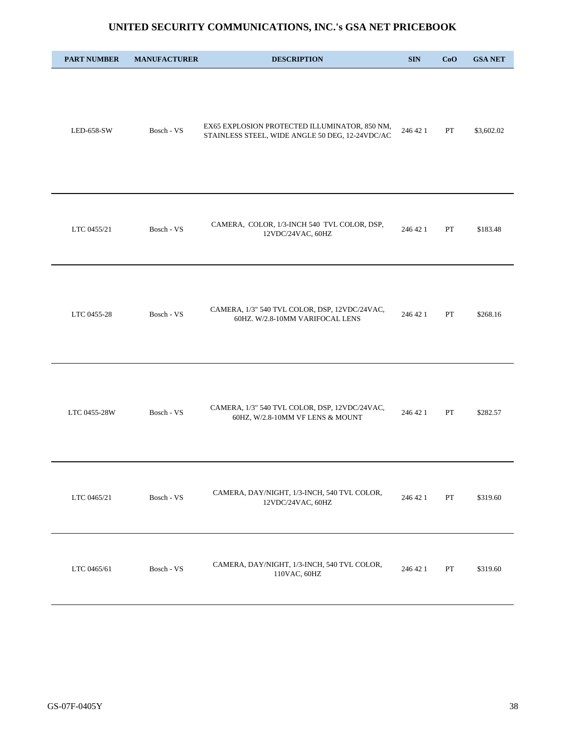# UNITED SECURITY COMMUNICATIONS, INC.'s GSA NET PRICEBOOK

| PART NUMBER | MANUFACTURER | DESCRIPTION | SIN | CoO | GSA NET |
|---|---|---|---|---|---|
| LED-658-SW | Bosch - VS | EX65 EXPLOSION PROTECTED ILLUMINATOR, 850 NM, STAINLESS STEEL, WIDE ANGLE 50 DEG, 12-24VDC/AC | 246 42 1 | PT | $3,602.02 |
| LTC 0455/21 | Bosch - VS | CAMERA, COLOR, 1/3-INCH 540 TVL COLOR, DSP, 12VDC/24VAC, 60HZ | 246 42 1 | PT | $183.48 |
| LTC 0455-28 | Bosch - VS | CAMERA, 1/3" 540 TVL COLOR, DSP, 12VDC/24VAC, 60HZ. W/2.8-10MM VARIFOCAL LENS | 246 42 1 | PT | $268.16 |
| LTC 0455-28W | Bosch - VS | CAMERA, 1/3" 540 TVL COLOR, DSP, 12VDC/24VAC, 60HZ, W/2.8-10MM VF LENS & MOUNT | 246 42 1 | PT | $282.57 |
| LTC 0465/21 | Bosch - VS | CAMERA, DAY/NIGHT, 1/3-INCH, 540 TVL COLOR, 12VDC/24VAC, 60HZ | 246 42 1 | PT | $319.60 |
| LTC 0465/61 | Bosch - VS | CAMERA, DAY/NIGHT, 1/3-INCH, 540 TVL COLOR, 110VAC, 60HZ | 246 42 1 | PT | $319.60 |

GS-07F-0405Y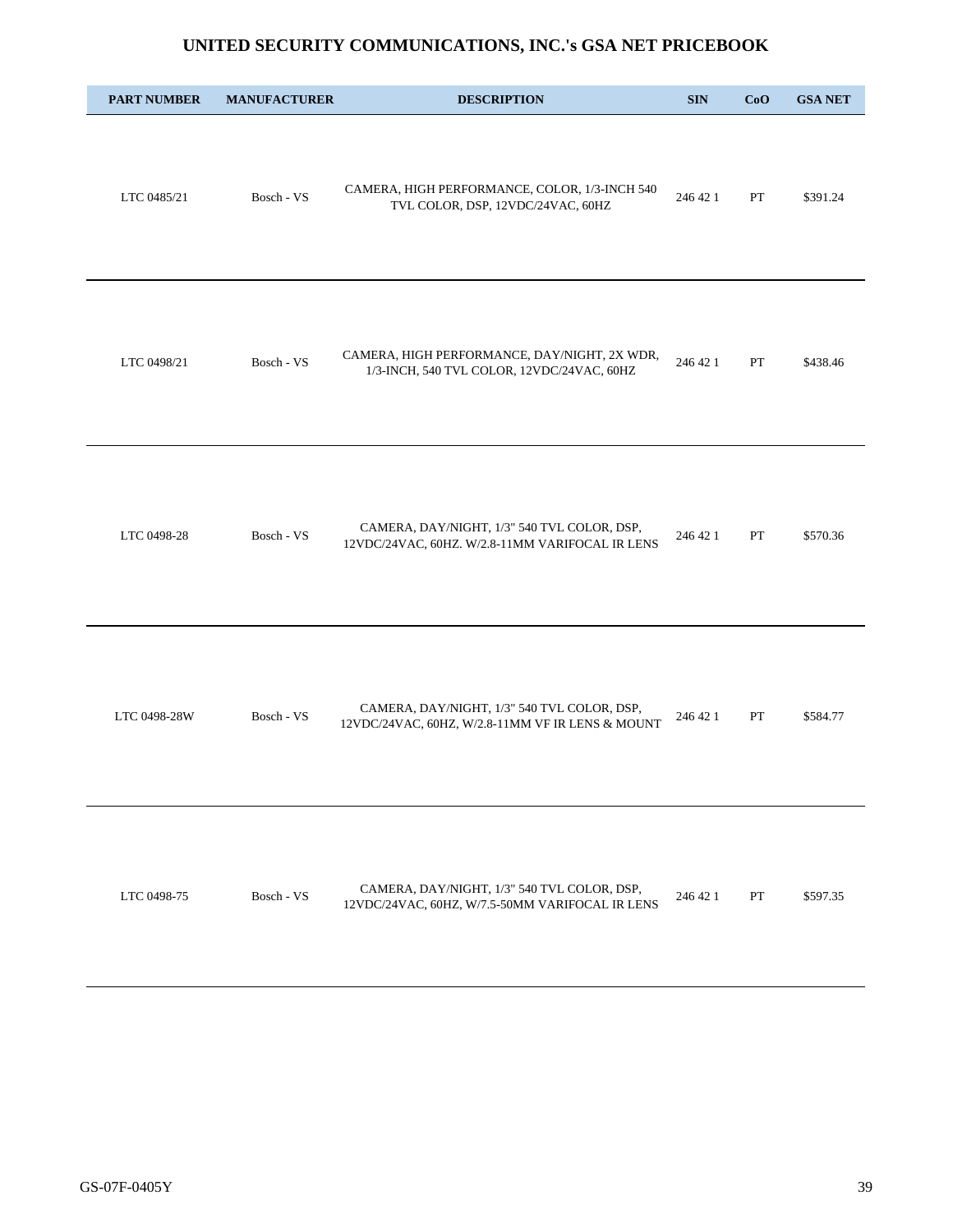# UNITED SECURITY COMMUNICATIONS, INC.'s GSA NET PRICEBOOK

| PART NUMBER | MANUFACTURER | DESCRIPTION | SIN | CoO | GSA NET |
|---|---|---|---|---|---|
| LTC 0485/21 | Bosch - VS | CAMERA, HIGH PERFORMANCE, COLOR, 1/3-INCH 540 TVL COLOR, DSP, 12VDC/24VAC, 60HZ | 246 42 1 | PT | $391.24 |
| LTC 0498/21 | Bosch - VS | CAMERA, HIGH PERFORMANCE, DAY/NIGHT, 2X WDR, 1/3-INCH, 540 TVL COLOR, 12VDC/24VAC, 60HZ | 246 42 1 | PT | $438.46 |
| LTC 0498-28 | Bosch - VS | CAMERA, DAY/NIGHT, 1/3" 540 TVL COLOR, DSP, 12VDC/24VAC, 60HZ. W/2.8-11MM VARIFOCAL IR LENS | 246 42 1 | PT | $570.36 |
| LTC 0498-28W | Bosch - VS | CAMERA, DAY/NIGHT, 1/3" 540 TVL COLOR, DSP, 12VDC/24VAC, 60HZ, W/2.8-11MM VF IR LENS & MOUNT | 246 42 1 | PT | $584.77 |
| LTC 0498-75 | Bosch - VS | CAMERA, DAY/NIGHT, 1/3" 540 TVL COLOR, DSP, 12VDC/24VAC, 60HZ, W/7.5-50MM VARIFOCAL IR LENS | 246 42 1 | PT | $597.35 |

GS-07F-0405Y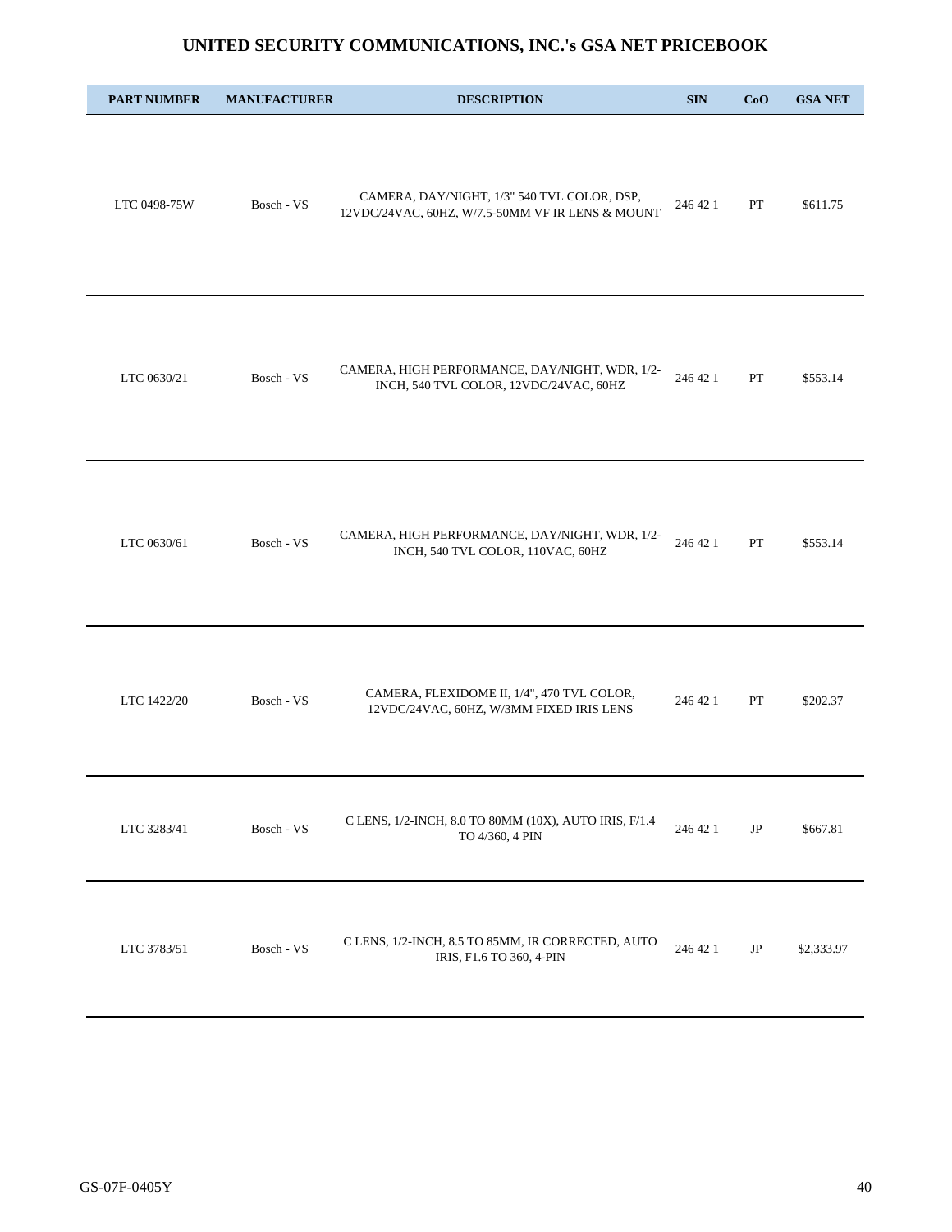# UNITED SECURITY COMMUNICATIONS, INC.'s GSA NET PRICEBOOK

| PART NUMBER | MANUFACTURER | DESCRIPTION | SIN | CoO | GSA NET |
|---|---|---|---|---|---|
| LTC 0498-75W | Bosch - VS | CAMERA, DAY/NIGHT, 1/3" 540 TVL COLOR, DSP, 12VDC/24VAC, 60HZ, W/7.5-50MM VF IR LENS & MOUNT | 246 42 1 | PT | $611.75 |
| LTC 0630/21 | Bosch - VS | CAMERA, HIGH PERFORMANCE, DAY/NIGHT, WDR, 1/2-INCH, 540 TVL COLOR, 12VDC/24VAC, 60HZ | 246 42 1 | PT | $553.14 |
| LTC 0630/61 | Bosch - VS | CAMERA, HIGH PERFORMANCE, DAY/NIGHT, WDR, 1/2-INCH, 540 TVL COLOR, 110VAC, 60HZ | 246 42 1 | PT | $553.14 |
| LTC 1422/20 | Bosch - VS | CAMERA, FLEXIDOME II, 1/4", 470 TVL COLOR, 12VDC/24VAC, 60HZ, W/3MM FIXED IRIS LENS | 246 42 1 | PT | $202.37 |
| LTC 3283/41 | Bosch - VS | C LENS, 1/2-INCH, 8.0 TO 80MM (10X), AUTO IRIS, F/1.4 TO 4/360, 4 PIN | 246 42 1 | JP | $667.81 |
| LTC 3783/51 | Bosch - VS | C LENS, 1/2-INCH, 8.5 TO 85MM, IR CORRECTED, AUTO IRIS, F1.6 TO 360, 4-PIN | 246 42 1 | JP | $2,333.97 |

GS-07F-0405Y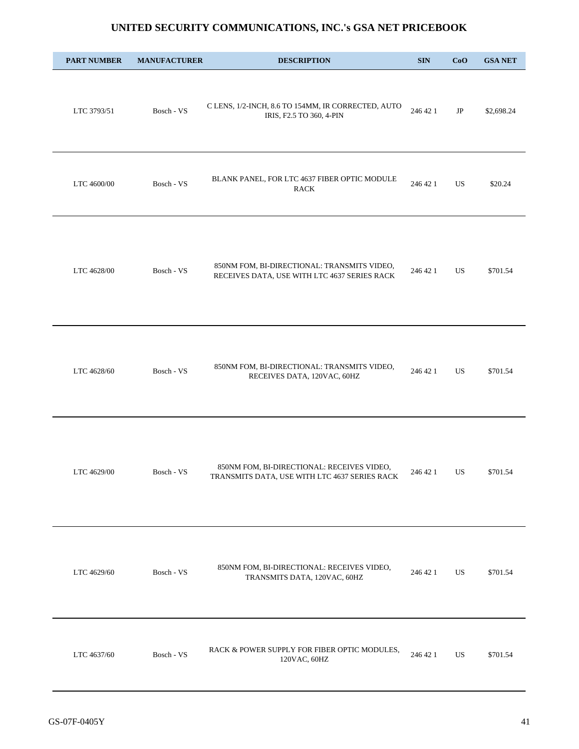# UNITED SECURITY COMMUNICATIONS, INC.'s GSA NET PRICEBOOK

| PART NUMBER | MANUFACTURER | DESCRIPTION | SIN | CoO | GSA NET |
|---|---|---|---|---|---|
| LTC 3793/51 | Bosch - VS | C LENS, 1/2-INCH, 8.6 TO 154MM, IR CORRECTED, AUTO IRIS, F2.5 TO 360, 4-PIN | 246 42 1 | JP | $2,698.24 |
| LTC 4600/00 | Bosch - VS | BLANK PANEL, FOR LTC 4637 FIBER OPTIC MODULE RACK | 246 42 1 | US | $20.24 |
| LTC 4628/00 | Bosch - VS | 850NM FOM, BI-DIRECTIONAL: TRANSMITS VIDEO, RECEIVES DATA, USE WITH LTC 4637 SERIES RACK | 246 42 1 | US | $701.54 |
| LTC 4628/60 | Bosch - VS | 850NM FOM, BI-DIRECTIONAL: TRANSMITS VIDEO, RECEIVES DATA, 120VAC, 60HZ | 246 42 1 | US | $701.54 |
| LTC 4629/00 | Bosch - VS | 850NM FOM, BI-DIRECTIONAL: RECEIVES VIDEO, TRANSMITS DATA, USE WITH LTC 4637 SERIES RACK | 246 42 1 | US | $701.54 |
| LTC 4629/60 | Bosch - VS | 850NM FOM, BI-DIRECTIONAL: RECEIVES VIDEO, TRANSMITS DATA, 120VAC, 60HZ | 246 42 1 | US | $701.54 |
| LTC 4637/60 | Bosch - VS | RACK & POWER SUPPLY FOR FIBER OPTIC MODULES, 120VAC, 60HZ | 246 42 1 | US | $701.54 |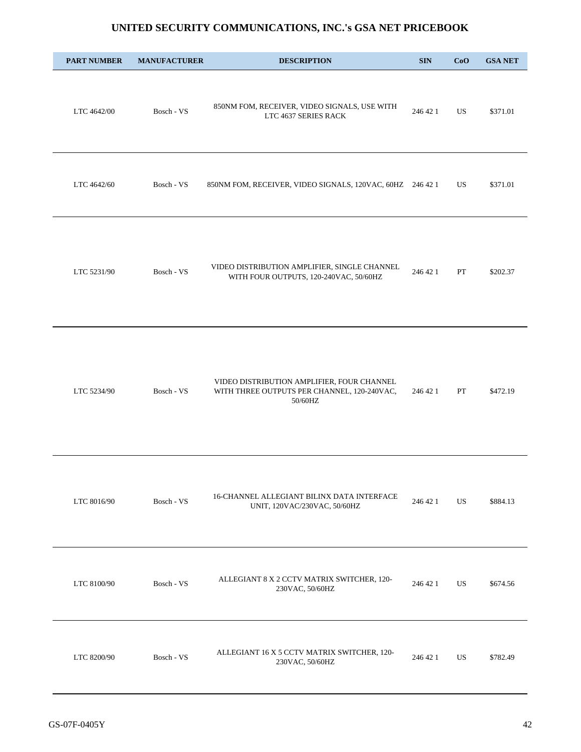# UNITED SECURITY COMMUNICATIONS, INC.'s GSA NET PRICEBOOK

| PART NUMBER | MANUFACTURER | DESCRIPTION | SIN | CoO | GSA NET |
|---|---|---|---|---|---|
| LTC 4642/00 | Bosch - VS | 850NM FOM, RECEIVER, VIDEO SIGNALS, USE WITH LTC 4637 SERIES RACK | 246 42 1 | US | $371.01 |
| LTC 4642/60 | Bosch - VS | 850NM FOM, RECEIVER, VIDEO SIGNALS, 120VAC, 60HZ | 246 42 1 | US | $371.01 |
| LTC 5231/90 | Bosch - VS | VIDEO DISTRIBUTION AMPLIFIER, SINGLE CHANNEL WITH FOUR OUTPUTS, 120-240VAC, 50/60HZ | 246 42 1 | PT | $202.37 |
| LTC 5234/90 | Bosch - VS | VIDEO DISTRIBUTION AMPLIFIER, FOUR CHANNEL WITH THREE OUTPUTS PER CHANNEL, 120-240VAC, 50/60HZ | 246 42 1 | PT | $472.19 |
| LTC 8016/90 | Bosch - VS | 16-CHANNEL ALLEGIANT BILINX DATA INTERFACE UNIT, 120VAC/230VAC, 50/60HZ | 246 42 1 | US | $884.13 |
| LTC 8100/90 | Bosch - VS | ALLEGIANT 8 X 2 CCTV MATRIX SWITCHER, 120-230VAC, 50/60HZ | 246 42 1 | US | $674.56 |
| LTC 8200/90 | Bosch - VS | ALLEGIANT 16 X 5 CCTV MATRIX SWITCHER, 120-230VAC, 50/60HZ | 246 42 1 | US | $782.49 |

GS-07F-0405Y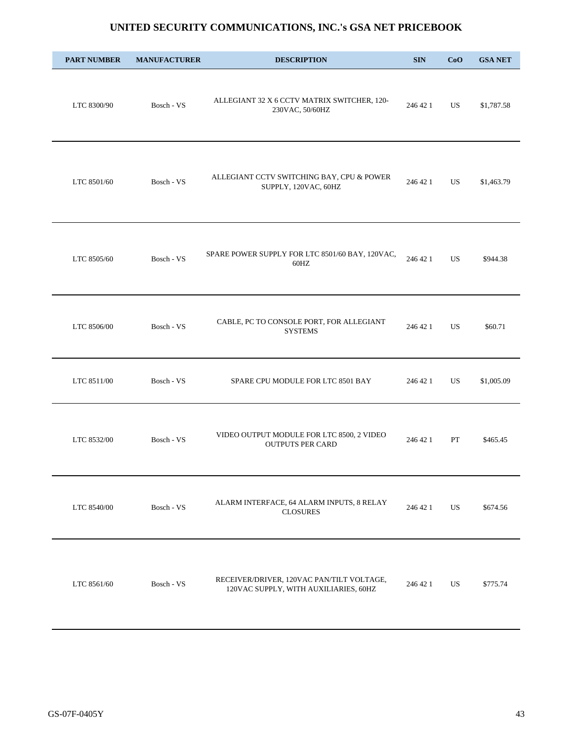# UNITED SECURITY COMMUNICATIONS, INC.'s GSA NET PRICEBOOK

| PART NUMBER | MANUFACTURER | DESCRIPTION | SIN | CoO | GSA NET |
|---|---|---|---|---|---|
| LTC 8300/90 | Bosch - VS | ALLEGIANT 32 X 6 CCTV MATRIX SWITCHER, 120-230VAC, 50/60HZ | 246 42 1 | US | $1,787.58 |
| LTC 8501/60 | Bosch - VS | ALLEGIANT CCTV SWITCHING BAY, CPU & POWER SUPPLY, 120VAC, 60HZ | 246 42 1 | US | $1,463.79 |
| LTC 8505/60 | Bosch - VS | SPARE POWER SUPPLY FOR LTC 8501/60 BAY, 120VAC, 60HZ | 246 42 1 | US | $944.38 |
| LTC 8506/00 | Bosch - VS | CABLE, PC TO CONSOLE PORT, FOR ALLEGIANT SYSTEMS | 246 42 1 | US | $60.71 |
| LTC 8511/00 | Bosch - VS | SPARE CPU MODULE FOR LTC 8501 BAY | 246 42 1 | US | $1,005.09 |
| LTC 8532/00 | Bosch - VS | VIDEO OUTPUT MODULE FOR LTC 8500, 2 VIDEO OUTPUTS PER CARD | 246 42 1 | PT | $465.45 |
| LTC 8540/00 | Bosch - VS | ALARM INTERFACE, 64 ALARM INPUTS, 8 RELAY CLOSURES | 246 42 1 | US | $674.56 |
| LTC 8561/60 | Bosch - VS | RECEIVER/DRIVER, 120VAC PAN/TILT VOLTAGE, 120VAC SUPPLY, WITH AUXILIARIES, 60HZ | 246 42 1 | US | $775.74 |

GS-07F-0405Y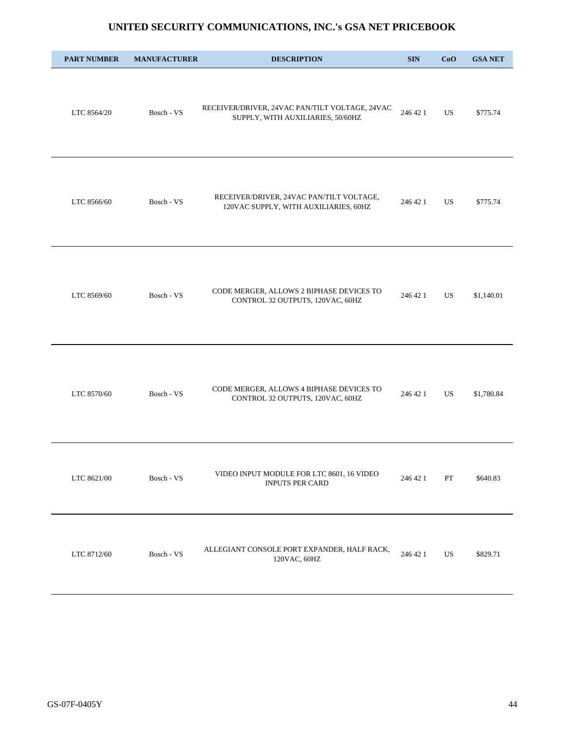# UNITED SECURITY COMMUNICATIONS, INC.'s GSA NET PRICEBOOK

| PART NUMBER | MANUFACTURER | DESCRIPTION | SIN | CoO | GSA NET |
|---|---|---|---|---|---|
| LTC 8564/20 | Bosch - VS | RECEIVER/DRIVER, 24VAC PAN/TILT VOLTAGE, 24VAC SUPPLY, WITH AUXILIARIES, 50/60HZ | 246 42 1 | US | $775.74 |
| LTC 8566/60 | Bosch - VS | RECEIVER/DRIVER, 24VAC PAN/TILT VOLTAGE, 120VAC SUPPLY, WITH AUXILIARIES, 60HZ | 246 42 1 | US | $775.74 |
| LTC 8569/60 | Bosch - VS | CODE MERGER, ALLOWS 2 BIPHASE DEVICES TO CONTROL 32 OUTPUTS, 120VAC, 60HZ | 246 42 1 | US | $1,140.01 |
| LTC 8570/60 | Bosch - VS | CODE MERGER, ALLOWS 4 BIPHASE DEVICES TO CONTROL 32 OUTPUTS, 120VAC, 60HZ | 246 42 1 | US | $1,780.84 |
| LTC 8621/00 | Bosch - VS | VIDEO INPUT MODULE FOR LTC 8601, 16 VIDEO INPUTS PER CARD | 246 42 1 | PT | $640.83 |
| LTC 8712/60 | Bosch - VS | ALLEGIANT CONSOLE PORT EXPANDER, HALF RACK, 120VAC, 60HZ | 246 42 1 | US | $829.71 |

GS-07F-0405Y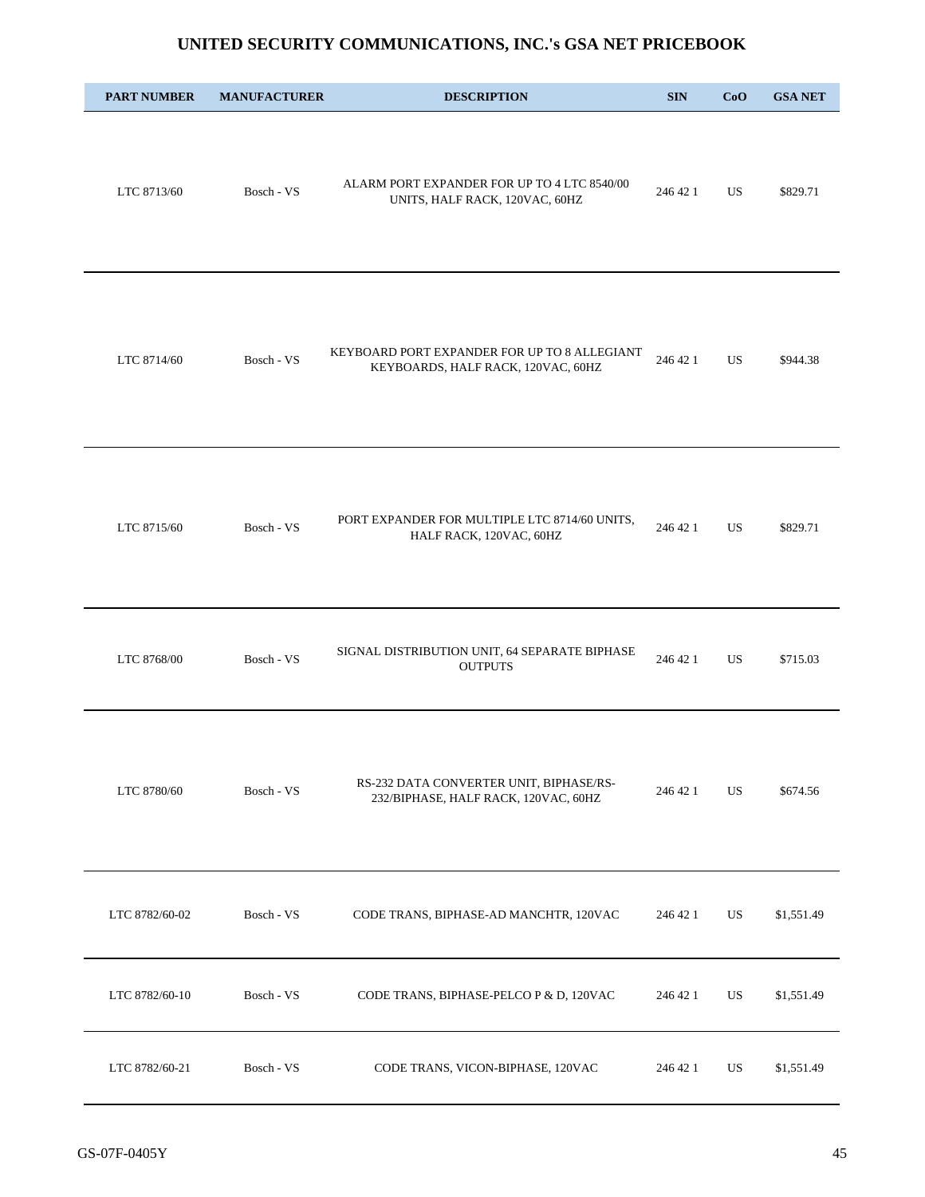## UNITED SECURITY COMMUNICATIONS, INC.'s GSA NET PRICEBOOK

| PART NUMBER | MANUFACTURER | DESCRIPTION | SIN | CoO | GSA NET |
|---|---|---|---|---|---|
| LTC 8713/60 | Bosch - VS | ALARM PORT EXPANDER FOR UP TO 4 LTC 8540/00 UNITS, HALF RACK, 120VAC, 60HZ | 246 42 1 | US | $829.71 |
| LTC 8714/60 | Bosch - VS | KEYBOARD PORT EXPANDER FOR UP TO 8 ALLEGIANT KEYBOARDS, HALF RACK, 120VAC, 60HZ | 246 42 1 | US | $944.38 |
| LTC 8715/60 | Bosch - VS | PORT EXPANDER FOR MULTIPLE LTC 8714/60 UNITS, HALF RACK, 120VAC, 60HZ | 246 42 1 | US | $829.71 |
| LTC 8768/00 | Bosch - VS | SIGNAL DISTRIBUTION UNIT, 64 SEPARATE BIPHASE OUTPUTS | 246 42 1 | US | $715.03 |
| LTC 8780/60 | Bosch - VS | RS-232 DATA CONVERTER UNIT, BIPHASE/RS-232/BIPHASE, HALF RACK, 120VAC, 60HZ | 246 42 1 | US | $674.56 |
| LTC 8782/60-02 | Bosch - VS | CODE TRANS, BIPHASE-AD MANCHTR, 120VAC | 246 42 1 | US | $1,551.49 |
| LTC 8782/60-10 | Bosch - VS | CODE TRANS, BIPHASE-PELCO P & D, 120VAC | 246 42 1 | US | $1,551.49 |
| LTC 8782/60-21 | Bosch - VS | CODE TRANS, VICON-BIPHASE, 120VAC | 246 42 1 | US | $1,551.49 |

GS-07F-0405Y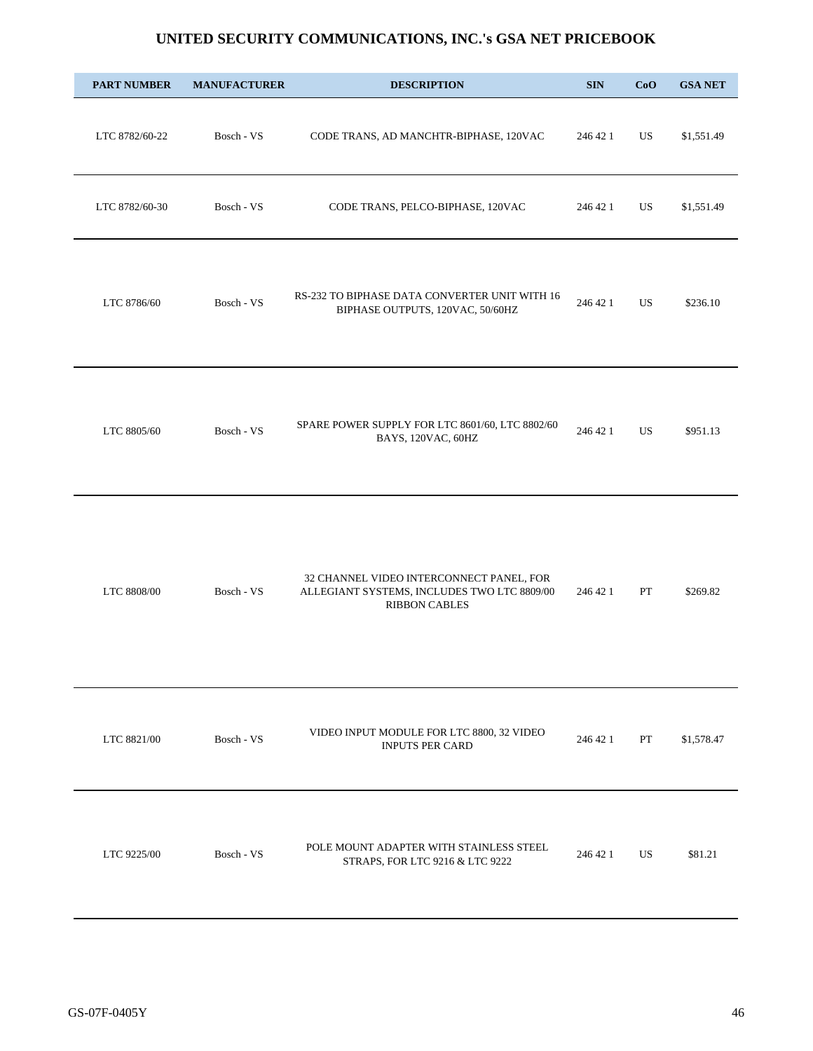# UNITED SECURITY COMMUNICATIONS, INC.'s GSA NET PRICEBOOK

| PART NUMBER | MANUFACTURER | DESCRIPTION | SIN | CoO | GSA NET |
|---|---|---|---|---|---|
| LTC 8782/60-22 | Bosch - VS | CODE TRANS, AD MANCHTR-BIPHASE, 120VAC | 246 42 1 | US | $1,551.49 |
| LTC 8782/60-30 | Bosch - VS | CODE TRANS, PELCO-BIPHASE, 120VAC | 246 42 1 | US | $1,551.49 |
| LTC 8786/60 | Bosch - VS | RS-232 TO BIPHASE DATA CONVERTER UNIT WITH 16 BIPHASE OUTPUTS, 120VAC, 50/60HZ | 246 42 1 | US | $236.10 |
| LTC 8805/60 | Bosch - VS | SPARE POWER SUPPLY FOR LTC 8601/60, LTC 8802/60 BAYS, 120VAC, 60HZ | 246 42 1 | US | $951.13 |
| LTC 8808/00 | Bosch - VS | 32 CHANNEL VIDEO INTERCONNECT PANEL, FOR ALLEGIANT SYSTEMS, INCLUDES TWO LTC 8809/00 RIBBON CABLES | 246 42 1 | PT | $269.82 |
| LTC 8821/00 | Bosch - VS | VIDEO INPUT MODULE FOR LTC 8800, 32 VIDEO INPUTS PER CARD | 246 42 1 | PT | $1,578.47 |
| LTC 9225/00 | Bosch - VS | POLE MOUNT ADAPTER WITH STAINLESS STEEL STRAPS, FOR LTC 9216 & LTC 9222 | 246 42 1 | US | $81.21 |

GS-07F-0405Y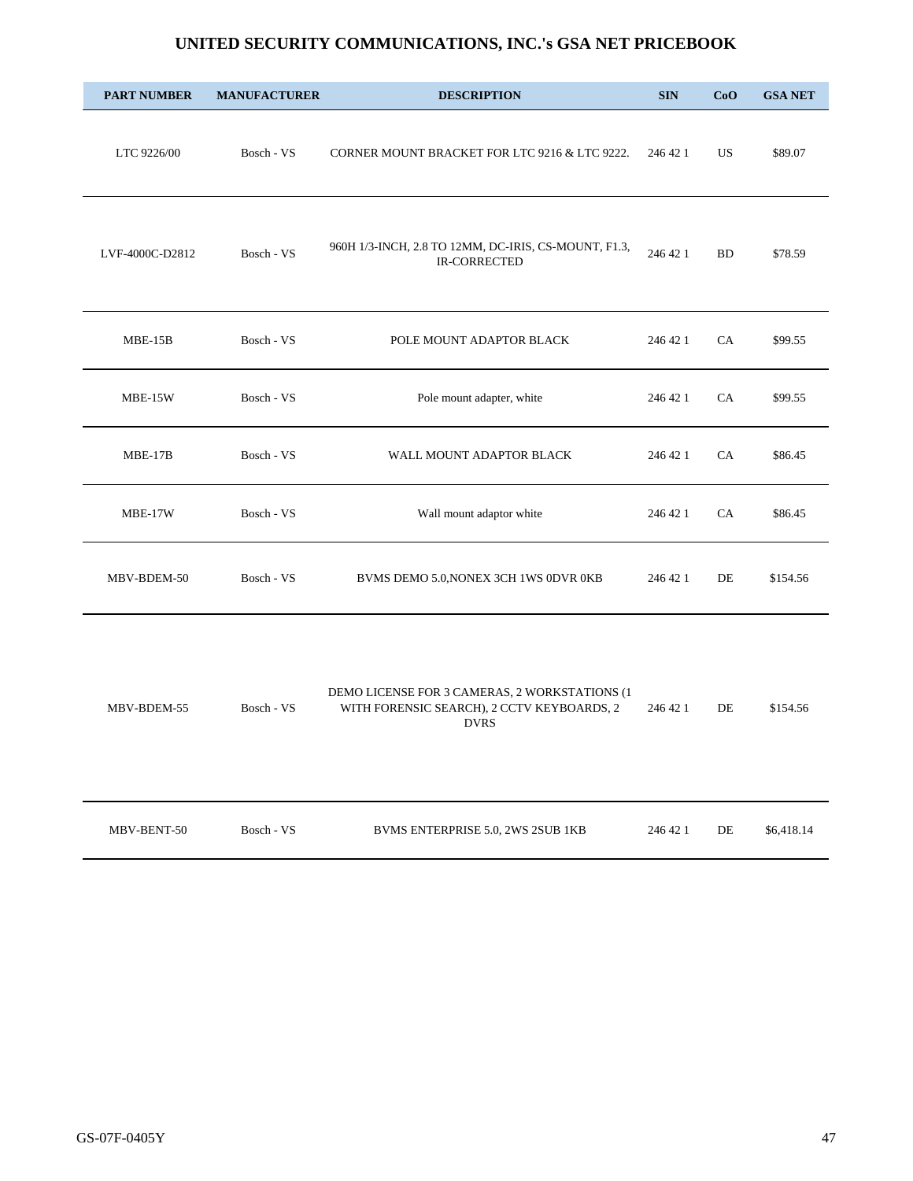# UNITED SECURITY COMMUNICATIONS, INC.'s GSA NET PRICEBOOK

| PART NUMBER | MANUFACTURER | DESCRIPTION | SIN | CoO | GSA NET |
|---|---|---|---|---|---|
| LTC 9226/00 | Bosch - VS | CORNER MOUNT BRACKET FOR LTC 9216 & LTC 9222. | 246 42 1 | US | $89.07 |
| LVF-4000C-D2812 | Bosch - VS | 960H 1/3-INCH, 2.8 TO 12MM, DC-IRIS, CS-MOUNT, F1.3, IR-CORRECTED | 246 42 1 | BD | $78.59 |
| MBE-15B | Bosch - VS | POLE MOUNT ADAPTOR BLACK | 246 42 1 | CA | $99.55 |
| MBE-15W | Bosch - VS | Pole mount adapter, white | 246 42 1 | CA | $99.55 |
| MBE-17B | Bosch - VS | WALL MOUNT ADAPTOR BLACK | 246 42 1 | CA | $86.45 |
| MBE-17W | Bosch - VS | Wall mount adaptor white | 246 42 1 | CA | $86.45 |
| MBV-BDEM-50 | Bosch - VS | BVMS DEMO 5.0,NONEX 3CH 1WS 0DVR 0KB | 246 42 1 | DE | $154.56 |
| MBV-BDEM-55 | Bosch - VS | DEMO LICENSE FOR 3 CAMERAS, 2 WORKSTATIONS (1 WITH FORENSIC SEARCH), 2 CCTV KEYBOARDS, 2 DVRS | 246 42 1 | DE | $154.56 |
| MBV-BENT-50 | Bosch - VS | BVMS ENTERPRISE 5.0, 2WS 2SUB 1KB | 246 42 1 | DE | $6,418.14 |

GS-07F-0405Y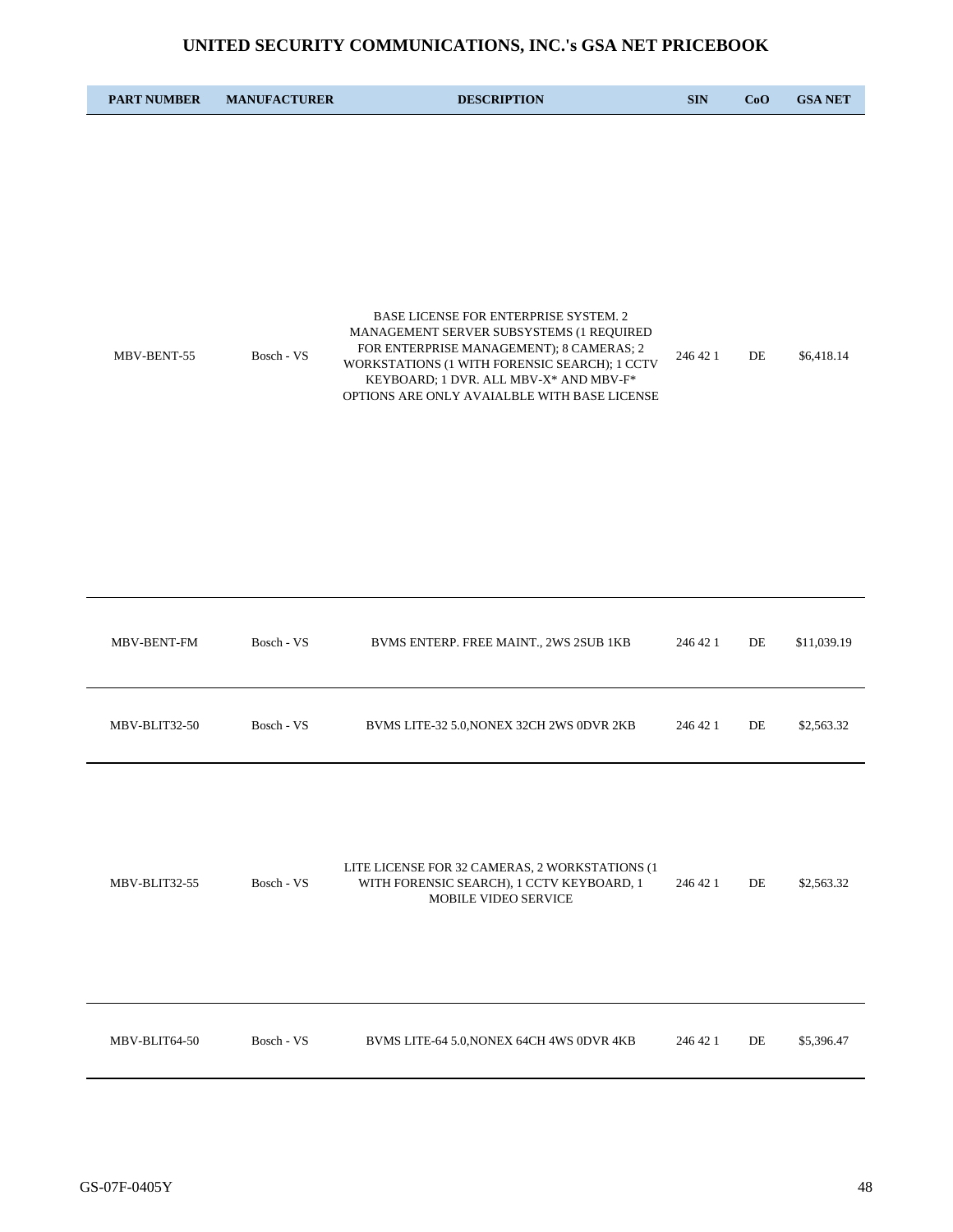# UNITED SECURITY COMMUNICATIONS, INC.'s GSA NET PRICEBOOK

| PART NUMBER | MANUFACTURER | DESCRIPTION | SIN | CoO | GSA NET |
|---|---|---|---|---|---|
| MBV-BENT-55 | Bosch - VS | BASE LICENSE FOR ENTERPRISE SYSTEM. 2 MANAGEMENT SERVER SUBSYSTEMS (1 REQUIRED FOR ENTERPRISE MANAGEMENT); 8 CAMERAS; 2 WORKSTATIONS (1 WITH FORENSIC SEARCH); 1 CCTV KEYBOARD; 1 DVR. ALL MBV-X* AND MBV-F* OPTIONS ARE ONLY AVAIALBLE WITH BASE LICENSE | 246 42 1 | DE | $6,418.14 |
| MBV-BENT-FM | Bosch - VS | BVMS ENTERP. FREE MAINT., 2WS 2SUB 1KB | 246 42 1 | DE | $11,039.19 |
| MBV-BLIT32-50 | Bosch - VS | BVMS LITE-32 5.0,NONEX 32CH 2WS 0DVR 2KB | 246 42 1 | DE | $2,563.32 |
| MBV-BLIT32-55 | Bosch - VS | LITE LICENSE FOR 32 CAMERAS, 2 WORKSTATIONS (1 WITH FORENSIC SEARCH), 1 CCTV KEYBOARD, 1 MOBILE VIDEO SERVICE | 246 42 1 | DE | $2,563.32 |
| MBV-BLIT64-50 | Bosch - VS | BVMS LITE-64 5.0,NONEX 64CH 4WS 0DVR 4KB | 246 42 1 | DE | $5,396.47 |

GS-07F-0405Y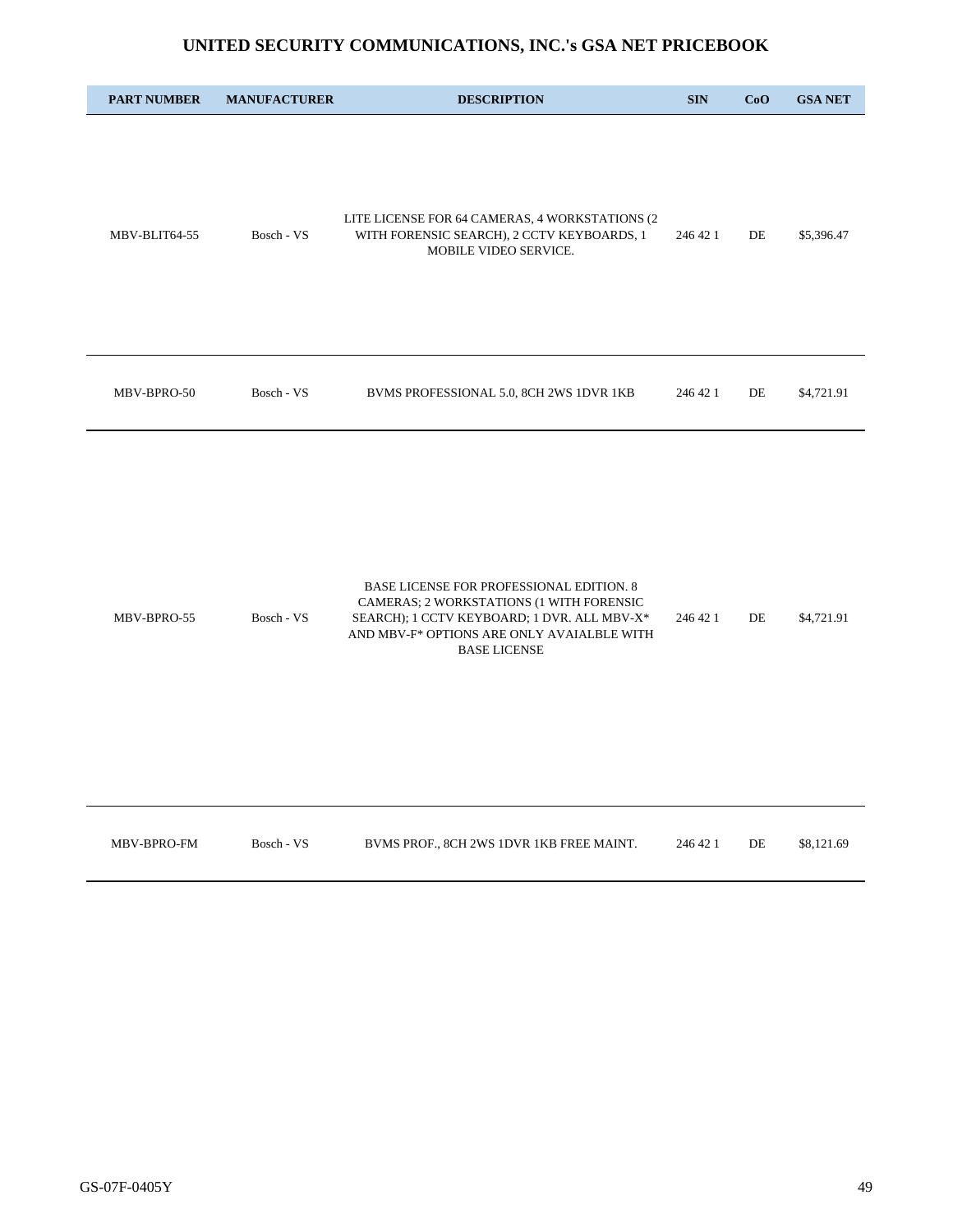# UNITED SECURITY COMMUNICATIONS, INC.'s GSA NET PRICEBOOK

| PART NUMBER | MANUFACTURER | DESCRIPTION | SIN | CoO | GSA NET |
|---|---|---|---|---|---|
| MBV-BLIT64-55 | Bosch - VS | LITE LICENSE FOR 64 CAMERAS, 4 WORKSTATIONS (2 WITH FORENSIC SEARCH), 2 CCTV KEYBOARDS, 1 MOBILE VIDEO SERVICE. | 246 42 1 | DE | $5,396.47 |
| MBV-BPRO-50 | Bosch - VS | BVMS PROFESSIONAL 5.0, 8CH 2WS 1DVR 1KB | 246 42 1 | DE | $4,721.91 |
| MBV-BPRO-55 | Bosch - VS | BASE LICENSE FOR PROFESSIONAL EDITION. 8 CAMERAS; 2 WORKSTATIONS (1 WITH FORENSIC SEARCH); 1 CCTV KEYBOARD; 1 DVR. ALL MBV-X* AND MBV-F* OPTIONS ARE ONLY AVAIALBLE WITH BASE LICENSE | 246 42 1 | DE | $4,721.91 |
| MBV-BPRO-FM | Bosch - VS | BVMS PROF., 8CH 2WS 1DVR 1KB FREE MAINT. | 246 42 1 | DE | $8,121.69 |

GS-07F-0405Y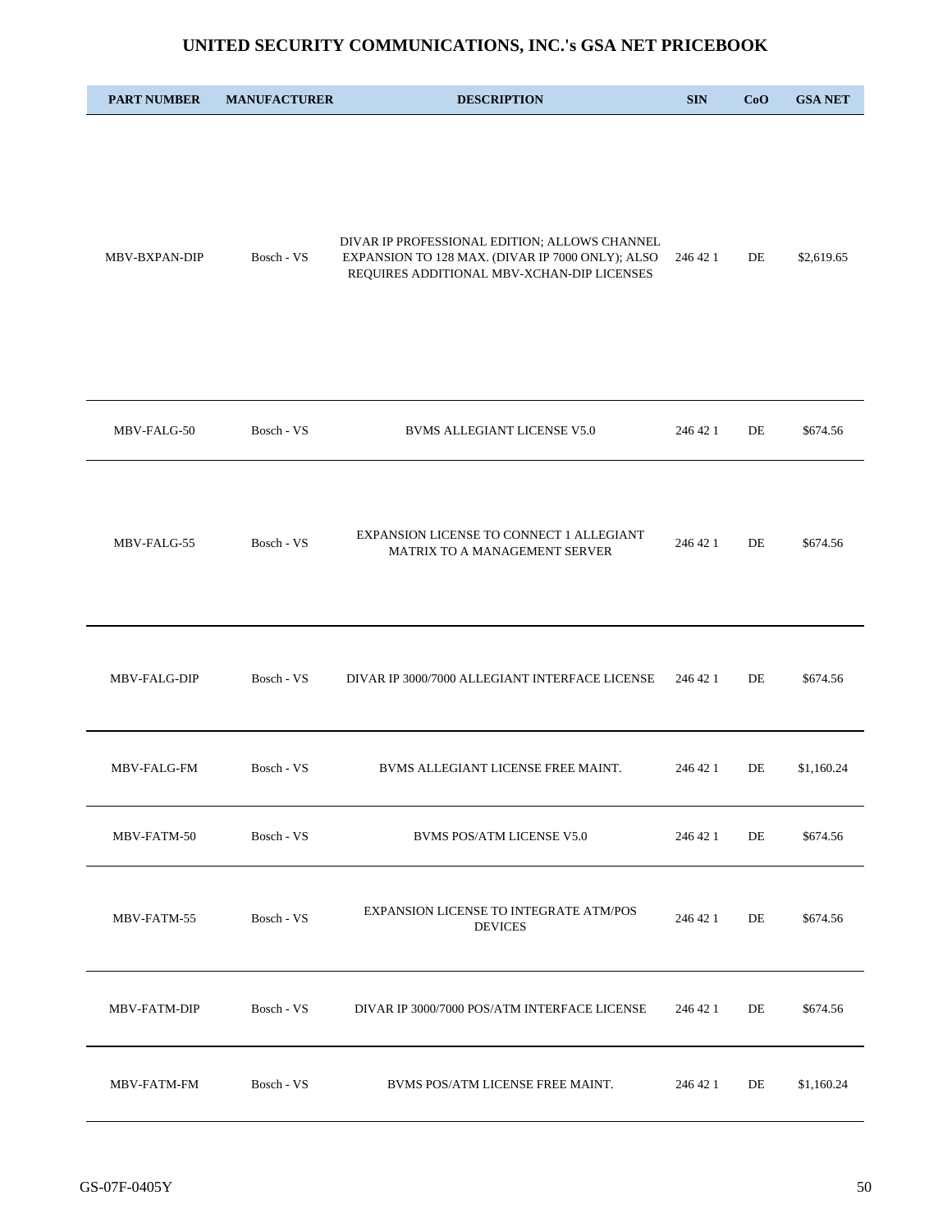## UNITED SECURITY COMMUNICATIONS, INC.'s GSA NET PRICEBOOK

| PART NUMBER | MANUFACTURER | DESCRIPTION | SIN | CoO | GSA NET |
|---|---|---|---|---|---|
| MBV-BXPAN-DIP | Bosch - VS | DIVAR IP PROFESSIONAL EDITION; ALLOWS CHANNEL EXPANSION TO 128 MAX. (DIVAR IP 7000 ONLY); ALSO REQUIRES ADDITIONAL MBV-XCHAN-DIP LICENSES | 246 42 1 | DE | $2,619.65 |
| MBV-FALG-50 | Bosch - VS | BVMS ALLEGIANT LICENSE V5.0 | 246 42 1 | DE | $674.56 |
| MBV-FALG-55 | Bosch - VS | EXPANSION LICENSE TO CONNECT 1 ALLEGIANT MATRIX TO A MANAGEMENT SERVER | 246 42 1 | DE | $674.56 |
| MBV-FALG-DIP | Bosch - VS | DIVAR IP 3000/7000 ALLEGIANT INTERFACE LICENSE | 246 42 1 | DE | $674.56 |
| MBV-FALG-FM | Bosch - VS | BVMS ALLEGIANT LICENSE FREE MAINT. | 246 42 1 | DE | $1,160.24 |
| MBV-FATM-50 | Bosch - VS | BVMS POS/ATM LICENSE V5.0 | 246 42 1 | DE | $674.56 |
| MBV-FATM-55 | Bosch - VS | EXPANSION LICENSE TO INTEGRATE ATM/POS DEVICES | 246 42 1 | DE | $674.56 |
| MBV-FATM-DIP | Bosch - VS | DIVAR IP 3000/7000 POS/ATM INTERFACE LICENSE | 246 42 1 | DE | $674.56 |
| MBV-FATM-FM | Bosch - VS | BVMS POS/ATM LICENSE FREE MAINT. | 246 42 1 | DE | $1,160.24 |

GS-07F-0405Y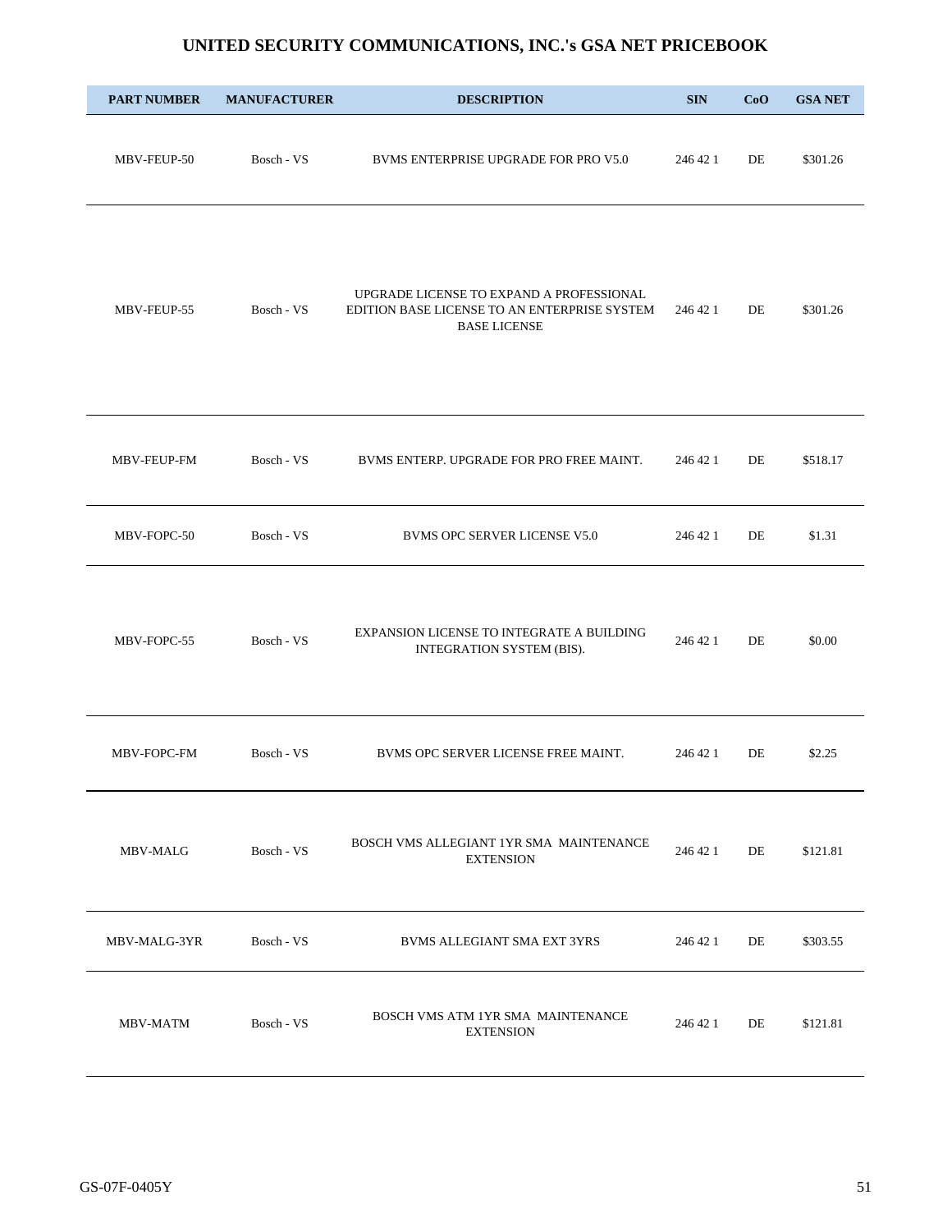## UNITED SECURITY COMMUNICATIONS, INC.'s GSA NET PRICEBOOK

| PART NUMBER | MANUFACTURER | DESCRIPTION | SIN | CoO | GSA NET |
|---|---|---|---|---|---|
| MBV-FEUP-50 | Bosch - VS | BVMS ENTERPRISE UPGRADE FOR PRO V5.0 | 246 42 1 | DE | $301.26 |
| MBV-FEUP-55 | Bosch - VS | UPGRADE LICENSE TO EXPAND A PROFESSIONAL EDITION BASE LICENSE TO AN ENTERPRISE SYSTEM BASE LICENSE | 246 42 1 | DE | $301.26 |
| MBV-FEUP-FM | Bosch - VS | BVMS ENTERP. UPGRADE FOR PRO FREE MAINT. | 246 42 1 | DE | $518.17 |
| MBV-FOPC-50 | Bosch - VS | BVMS OPC SERVER LICENSE V5.0 | 246 42 1 | DE | $1.31 |
| MBV-FOPC-55 | Bosch - VS | EXPANSION LICENSE TO INTEGRATE A BUILDING INTEGRATION SYSTEM (BIS). | 246 42 1 | DE | $0.00 |
| MBV-FOPC-FM | Bosch - VS | BVMS OPC SERVER LICENSE FREE MAINT. | 246 42 1 | DE | $2.25 |
| MBV-MALG | Bosch - VS | BOSCH VMS ALLEGIANT 1YR SMA MAINTENANCE EXTENSION | 246 42 1 | DE | $121.81 |
| MBV-MALG-3YR | Bosch - VS | BVMS ALLEGIANT SMA EXT 3YRS | 246 42 1 | DE | $303.55 |
| MBV-MATM | Bosch - VS | BOSCH VMS ATM 1YR SMA MAINTENANCE EXTENSION | 246 42 1 | DE | $121.81 |

GS-07F-0405Y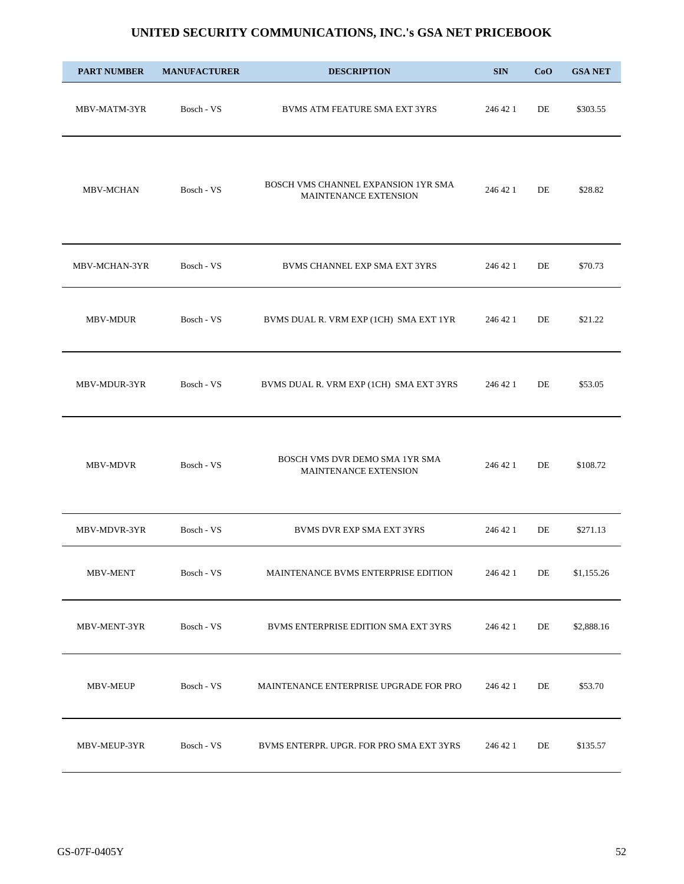# UNITED SECURITY COMMUNICATIONS, INC.'s GSA NET PRICEBOOK

| PART NUMBER | MANUFACTURER | DESCRIPTION | SIN | CoO | GSA NET |
|---|---|---|---|---|---|
| MBV-MATM-3YR | Bosch - VS | BVMS ATM FEATURE SMA EXT 3YRS | 246 42 1 | DE | $303.55 |
| MBV-MCHAN | Bosch - VS | BOSCH VMS CHANNEL EXPANSION 1YR SMA MAINTENANCE EXTENSION | 246 42 1 | DE | $28.82 |
| MBV-MCHAN-3YR | Bosch - VS | BVMS CHANNEL EXP SMA EXT 3YRS | 246 42 1 | DE | $70.73 |
| MBV-MDUR | Bosch - VS | BVMS DUAL R. VRM EXP (1CH) SMA EXT 1YR | 246 42 1 | DE | $21.22 |
| MBV-MDUR-3YR | Bosch - VS | BVMS DUAL R. VRM EXP (1CH) SMA EXT 3YRS | 246 42 1 | DE | $53.05 |
| MBV-MDVR | Bosch - VS | BOSCH VMS DVR DEMO SMA 1YR SMA MAINTENANCE EXTENSION | 246 42 1 | DE | $108.72 |
| MBV-MDVR-3YR | Bosch - VS | BVMS DVR EXP SMA EXT 3YRS | 246 42 1 | DE | $271.13 |
| MBV-MENT | Bosch - VS | MAINTENANCE BVMS ENTERPRISE EDITION | 246 42 1 | DE | $1,155.26 |
| MBV-MENT-3YR | Bosch - VS | BVMS ENTERPRISE EDITION SMA EXT 3YRS | 246 42 1 | DE | $2,888.16 |
| MBV-MEUP | Bosch - VS | MAINTENANCE ENTERPRISE UPGRADE FOR PRO | 246 42 1 | DE | $53.70 |
| MBV-MEUP-3YR | Bosch - VS | BVMS ENTERPR. UPGR. FOR PRO SMA EXT 3YRS | 246 42 1 | DE | $135.57 |

GS-07F-0405Y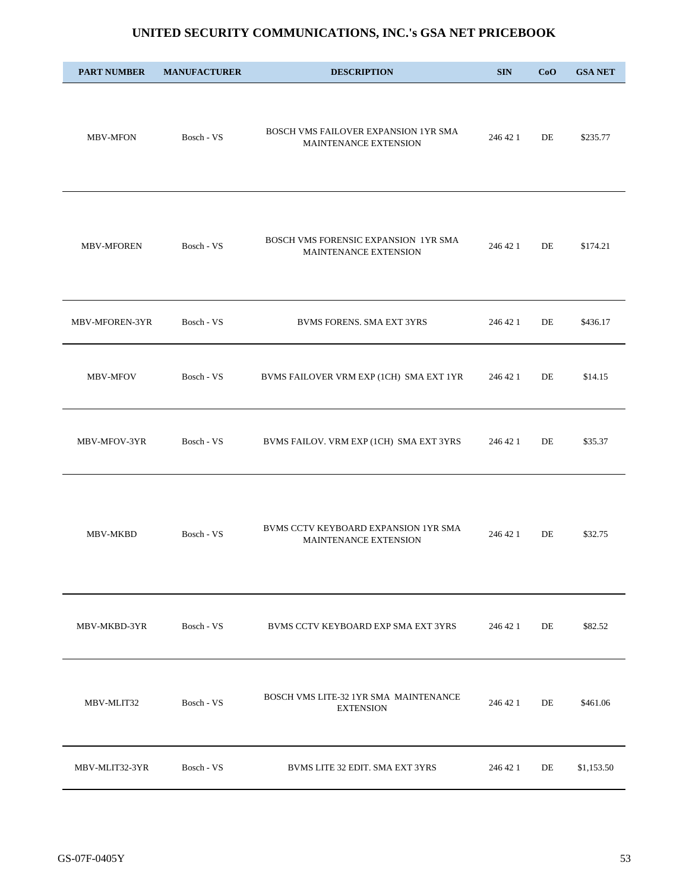## UNITED SECURITY COMMUNICATIONS, INC.'s GSA NET PRICEBOOK

| PART NUMBER | MANUFACTURER | DESCRIPTION | SIN | CoO | GSA NET |
|---|---|---|---|---|---|
| MBV-MFON | Bosch - VS | BOSCH VMS FAILOVER EXPANSION 1YR SMA MAINTENANCE EXTENSION | 246 42 1 | DE | $235.77 |
| MBV-MFOREN | Bosch - VS | BOSCH VMS FORENSIC EXPANSION 1YR SMA MAINTENANCE EXTENSION | 246 42 1 | DE | $174.21 |
| MBV-MFOREN-3YR | Bosch - VS | BVMS FORENS. SMA EXT 3YRS | 246 42 1 | DE | $436.17 |
| MBV-MFOV | Bosch - VS | BVMS FAILOVER VRM EXP (1CH) SMA EXT 1YR | 246 42 1 | DE | $14.15 |
| MBV-MFOV-3YR | Bosch - VS | BVMS FAILOV. VRM EXP (1CH) SMA EXT 3YRS | 246 42 1 | DE | $35.37 |
| MBV-MKBD | Bosch - VS | BVMS CCTV KEYBOARD EXPANSION 1YR SMA MAINTENANCE EXTENSION | 246 42 1 | DE | $32.75 |
| MBV-MKBD-3YR | Bosch - VS | BVMS CCTV KEYBOARD EXP SMA EXT 3YRS | 246 42 1 | DE | $82.52 |
| MBV-MLIT32 | Bosch - VS | BOSCH VMS LITE-32 1YR SMA MAINTENANCE EXTENSION | 246 42 1 | DE | $461.06 |
| MBV-MLIT32-3YR | Bosch - VS | BVMS LITE 32 EDIT. SMA EXT 3YRS | 246 42 1 | DE | $1,153.50 |

GS-07F-0405Y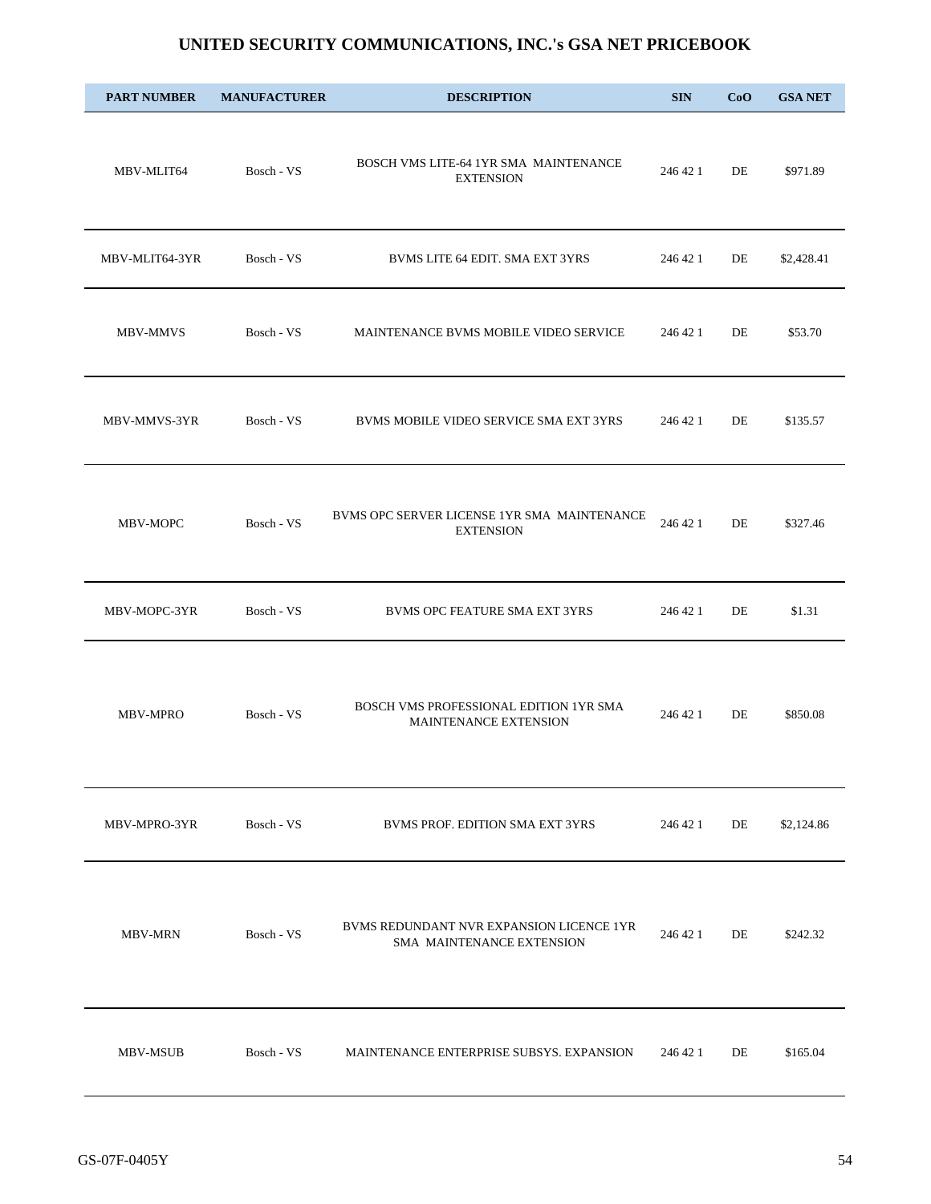# UNITED SECURITY COMMUNICATIONS, INC.'s GSA NET PRICEBOOK

| PART NUMBER | MANUFACTURER | DESCRIPTION | SIN | CoO | GSA NET |
|---|---|---|---|---|---|
| MBV-MLIT64 | Bosch - VS | BOSCH VMS LITE-64 1YR SMA MAINTENANCE EXTENSION | 246 42 1 | DE | $971.89 |
| MBV-MLIT64-3YR | Bosch - VS | BVMS LITE 64 EDIT. SMA EXT 3YRS | 246 42 1 | DE | $2,428.41 |
| MBV-MMVS | Bosch - VS | MAINTENANCE BVMS MOBILE VIDEO SERVICE | 246 42 1 | DE | $53.70 |
| MBV-MMVS-3YR | Bosch - VS | BVMS MOBILE VIDEO SERVICE SMA EXT 3YRS | 246 42 1 | DE | $135.57 |
| MBV-MOPC | Bosch - VS | BVMS OPC SERVER LICENSE 1YR SMA MAINTENANCE EXTENSION | 246 42 1 | DE | $327.46 |
| MBV-MOPC-3YR | Bosch - VS | BVMS OPC FEATURE SMA EXT 3YRS | 246 42 1 | DE | $1.31 |
| MBV-MPRO | Bosch - VS | BOSCH VMS PROFESSIONAL EDITION 1YR SMA MAINTENANCE EXTENSION | 246 42 1 | DE | $850.08 |
| MBV-MPRO-3YR | Bosch - VS | BVMS PROF. EDITION SMA EXT 3YRS | 246 42 1 | DE | $2,124.86 |
| MBV-MRN | Bosch - VS | BVMS REDUNDANT NVR EXPANSION LICENCE 1YR SMA MAINTENANCE EXTENSION | 246 42 1 | DE | $242.32 |
| MBV-MSUB | Bosch - VS | MAINTENANCE ENTERPRISE SUBSYS. EXPANSION | 246 42 1 | DE | $165.04 |

GS-07F-0405Y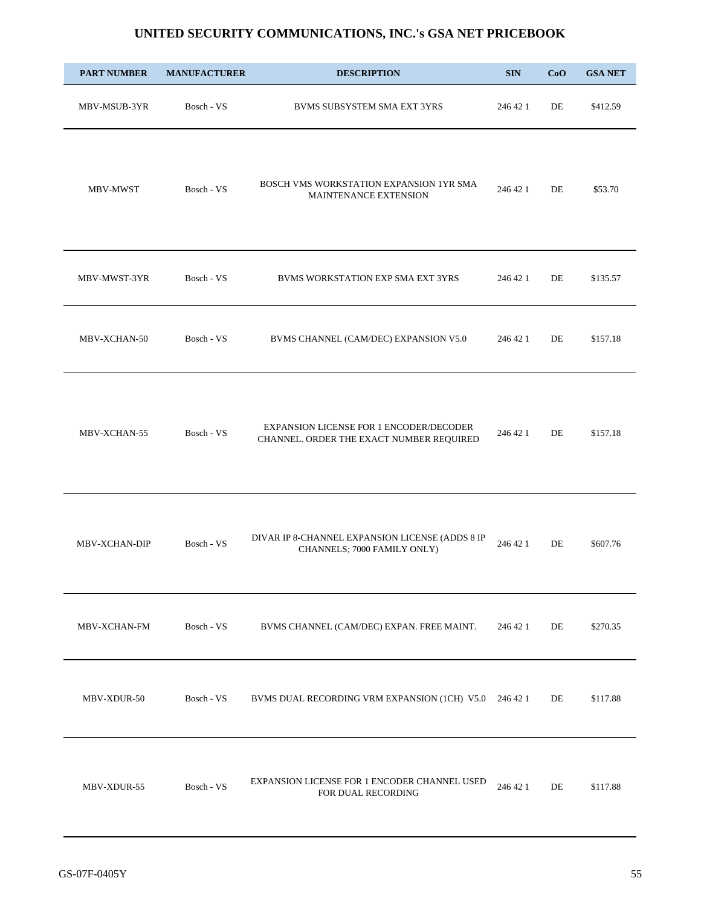# UNITED SECURITY COMMUNICATIONS, INC.'s GSA NET PRICEBOOK

| PART NUMBER | MANUFACTURER | DESCRIPTION | SIN | CoO | GSA NET |
|---|---|---|---|---|---|
| MBV-MSUB-3YR | Bosch - VS | BVMS SUBSYSTEM SMA EXT 3YRS | 246 42 1 | DE | $412.59 |
| MBV-MWST | Bosch - VS | BOSCH VMS WORKSTATION EXPANSION 1YR SMA MAINTENANCE EXTENSION | 246 42 1 | DE | $53.70 |
| MBV-MWST-3YR | Bosch - VS | BVMS WORKSTATION EXP SMA EXT 3YRS | 246 42 1 | DE | $135.57 |
| MBV-XCHAN-50 | Bosch - VS | BVMS CHANNEL (CAM/DEC) EXPANSION V5.0 | 246 42 1 | DE | $157.18 |
| MBV-XCHAN-55 | Bosch - VS | EXPANSION LICENSE FOR 1 ENCODER/DECODER CHANNEL. ORDER THE EXACT NUMBER REQUIRED | 246 42 1 | DE | $157.18 |
| MBV-XCHAN-DIP | Bosch - VS | DIVAR IP 8-CHANNEL EXPANSION LICENSE (ADDS 8 IP CHANNELS; 7000 FAMILY ONLY) | 246 42 1 | DE | $607.76 |
| MBV-XCHAN-FM | Bosch - VS | BVMS CHANNEL (CAM/DEC) EXPAN. FREE MAINT. | 246 42 1 | DE | $270.35 |
| MBV-XDUR-50 | Bosch - VS | BVMS DUAL RECORDING VRM EXPANSION (1CH) V5.0 | 246 42 1 | DE | $117.88 |
| MBV-XDUR-55 | Bosch - VS | EXPANSION LICENSE FOR 1 ENCODER CHANNEL USED FOR DUAL RECORDING | 246 42 1 | DE | $117.88 |

GS-07F-0405Y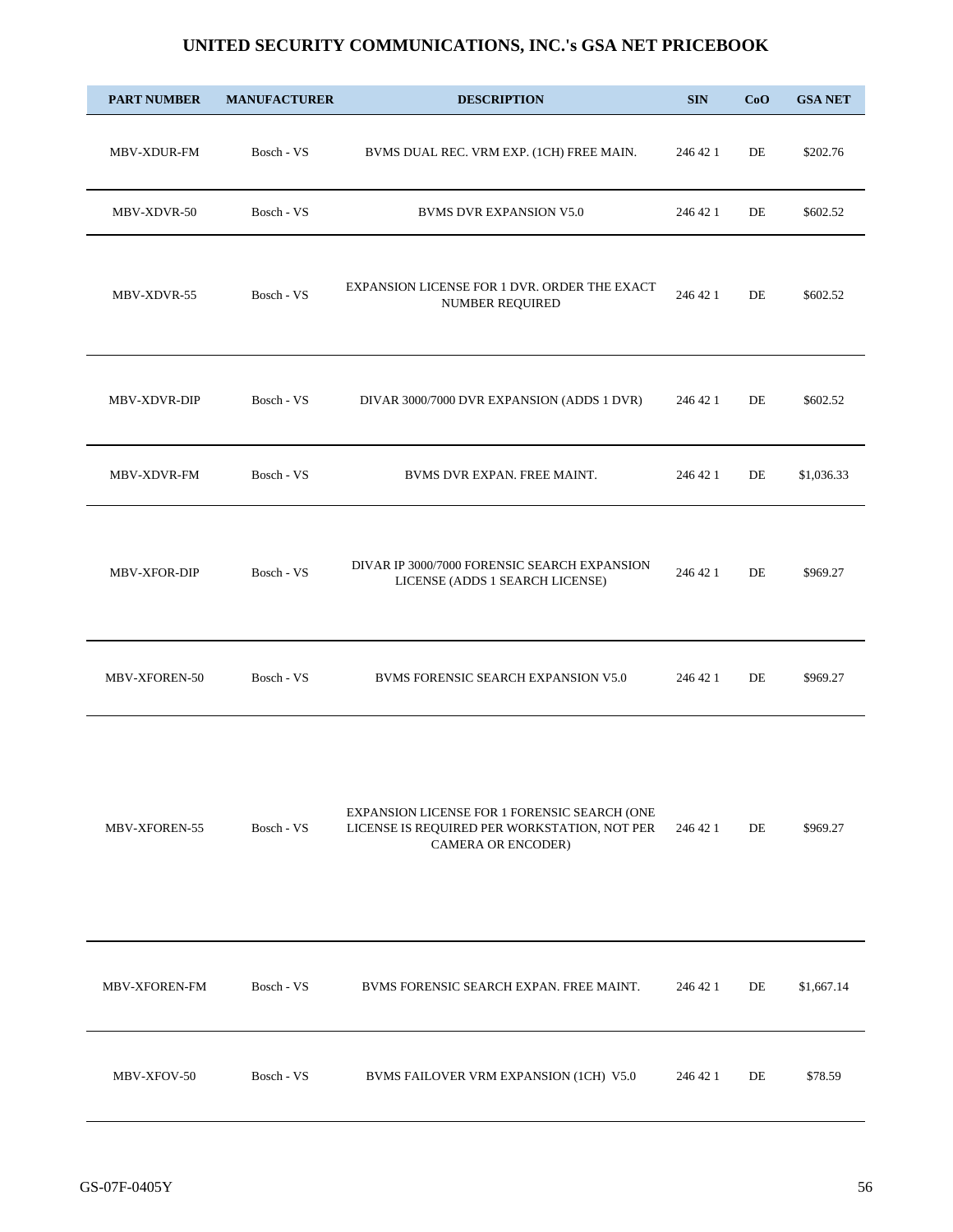# UNITED SECURITY COMMUNICATIONS, INC.'s GSA NET PRICEBOOK

| PART NUMBER | MANUFACTURER | DESCRIPTION | SIN | CoO | GSA NET |
|---|---|---|---|---|---|
| MBV-XDUR-FM | Bosch - VS | BVMS DUAL REC. VRM EXP. (1CH) FREE MAIN. | 246 42 1 | DE | $202.76 |
| MBV-XDVR-50 | Bosch - VS | BVMS DVR EXPANSION V5.0 | 246 42 1 | DE | $602.52 |
| MBV-XDVR-55 | Bosch - VS | EXPANSION LICENSE FOR 1 DVR. ORDER THE EXACT NUMBER REQUIRED | 246 42 1 | DE | $602.52 |
| MBV-XDVR-DIP | Bosch - VS | DIVAR 3000/7000 DVR EXPANSION (ADDS 1 DVR) | 246 42 1 | DE | $602.52 |
| MBV-XDVR-FM | Bosch - VS | BVMS DVR EXPAN. FREE MAINT. | 246 42 1 | DE | $1,036.33 |
| MBV-XFOR-DIP | Bosch - VS | DIVAR IP 3000/7000 FORENSIC SEARCH EXPANSION LICENSE (ADDS 1 SEARCH LICENSE) | 246 42 1 | DE | $969.27 |
| MBV-XFOREN-50 | Bosch - VS | BVMS FORENSIC SEARCH EXPANSION V5.0 | 246 42 1 | DE | $969.27 |
| MBV-XFOREN-55 | Bosch - VS | EXPANSION LICENSE FOR 1 FORENSIC SEARCH (ONE LICENSE IS REQUIRED PER WORKSTATION, NOT PER CAMERA OR ENCODER) | 246 42 1 | DE | $969.27 |
| MBV-XFOREN-FM | Bosch - VS | BVMS FORENSIC SEARCH EXPAN. FREE MAINT. | 246 42 1 | DE | $1,667.14 |
| MBV-XFOV-50 | Bosch - VS | BVMS FAILOVER VRM EXPANSION (1CH) V5.0 | 246 42 1 | DE | $78.59 |

GS-07F-0405Y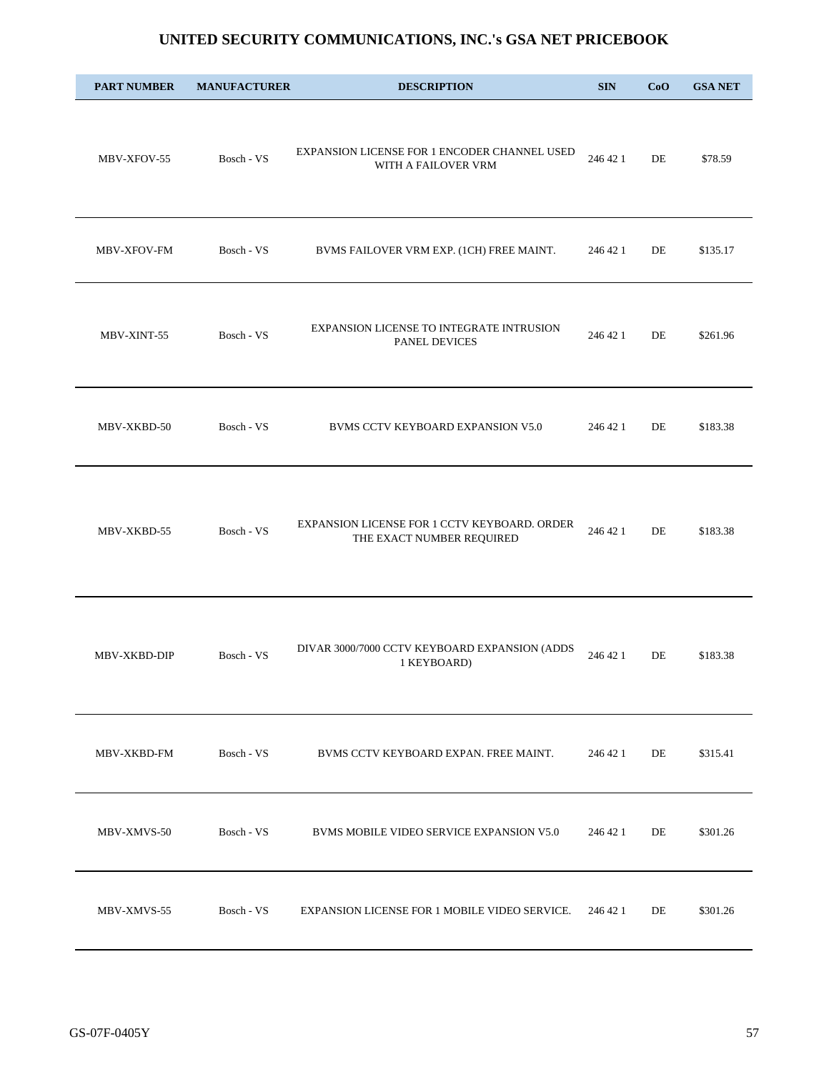# UNITED SECURITY COMMUNICATIONS, INC.'s GSA NET PRICEBOOK

| PART NUMBER | MANUFACTURER | DESCRIPTION | SIN | CoO | GSA NET |
|---|---|---|---|---|---|
| MBV-XFOV-55 | Bosch - VS | EXPANSION LICENSE FOR 1 ENCODER CHANNEL USED WITH A FAILOVER VRM | 246 42 1 | DE | $78.59 |
| MBV-XFOV-FM | Bosch - VS | BVMS FAILOVER VRM EXP. (1CH) FREE MAINT. | 246 42 1 | DE | $135.17 |
| MBV-XINT-55 | Bosch - VS | EXPANSION LICENSE TO INTEGRATE INTRUSION PANEL DEVICES | 246 42 1 | DE | $261.96 |
| MBV-XKBD-50 | Bosch - VS | BVMS CCTV KEYBOARD EXPANSION V5.0 | 246 42 1 | DE | $183.38 |
| MBV-XKBD-55 | Bosch - VS | EXPANSION LICENSE FOR 1 CCTV KEYBOARD. ORDER THE EXACT NUMBER REQUIRED | 246 42 1 | DE | $183.38 |
| MBV-XKBD-DIP | Bosch - VS | DIVAR 3000/7000 CCTV KEYBOARD EXPANSION (ADDS 1 KEYBOARD) | 246 42 1 | DE | $183.38 |
| MBV-XKBD-FM | Bosch - VS | BVMS CCTV KEYBOARD EXPAN. FREE MAINT. | 246 42 1 | DE | $315.41 |
| MBV-XMVS-50 | Bosch - VS | BVMS MOBILE VIDEO SERVICE EXPANSION V5.0 | 246 42 1 | DE | $301.26 |
| MBV-XMVS-55 | Bosch - VS | EXPANSION LICENSE FOR 1 MOBILE VIDEO SERVICE. | 246 42 1 | DE | $301.26 |

GS-07F-0405Y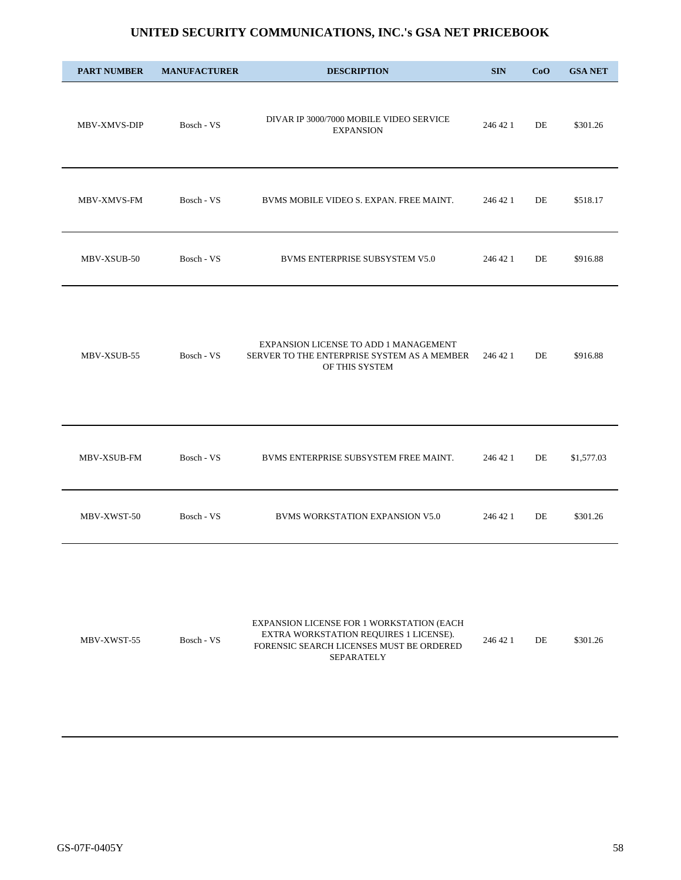# UNITED SECURITY COMMUNICATIONS, INC.'s GSA NET PRICEBOOK

| PART NUMBER | MANUFACTURER | DESCRIPTION | SIN | CoO | GSA NET |
|---|---|---|---|---|---|
| MBV-XMVS-DIP | Bosch - VS | DIVAR IP 3000/7000 MOBILE VIDEO SERVICE EXPANSION | 246 42 1 | DE | $301.26 |
| MBV-XMVS-FM | Bosch - VS | BVMS MOBILE VIDEO S. EXPAN. FREE MAINT. | 246 42 1 | DE | $518.17 |
| MBV-XSUB-50 | Bosch - VS | BVMS ENTERPRISE SUBSYSTEM V5.0 | 246 42 1 | DE | $916.88 |
| MBV-XSUB-55 | Bosch - VS | EXPANSION LICENSE TO ADD 1 MANAGEMENT SERVER TO THE ENTERPRISE SYSTEM AS A MEMBER OF THIS SYSTEM | 246 42 1 | DE | $916.88 |
| MBV-XSUB-FM | Bosch - VS | BVMS ENTERPRISE SUBSYSTEM FREE MAINT. | 246 42 1 | DE | $1,577.03 |
| MBV-XWST-50 | Bosch - VS | BVMS WORKSTATION EXPANSION V5.0 | 246 42 1 | DE | $301.26 |
| MBV-XWST-55 | Bosch - VS | EXPANSION LICENSE FOR 1 WORKSTATION (EACH EXTRA WORKSTATION REQUIRES 1 LICENSE). FORENSIC SEARCH LICENSES MUST BE ORDERED SEPARATELY | 246 42 1 | DE | $301.26 |

GS-07F-0405Y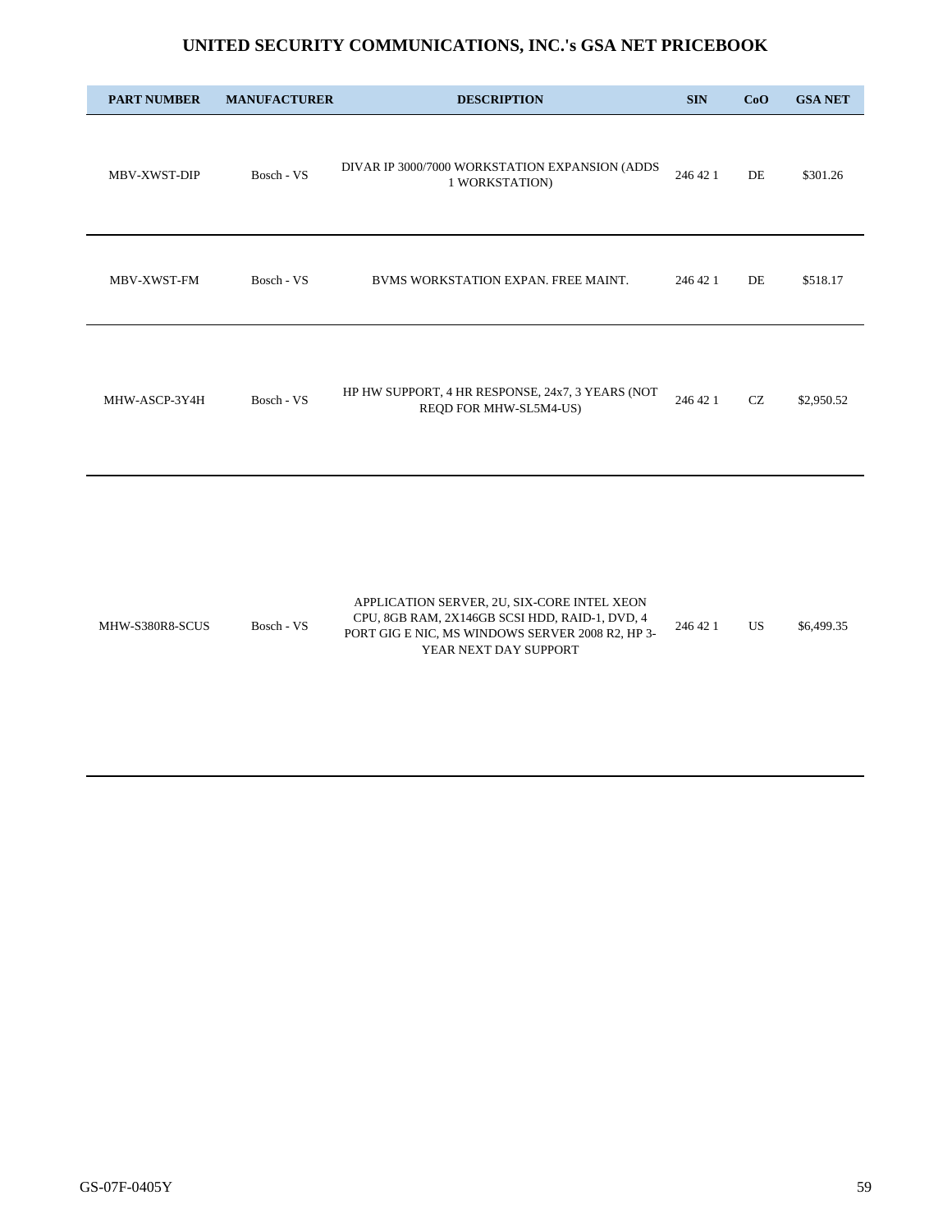## UNITED SECURITY COMMUNICATIONS, INC.'s GSA NET PRICEBOOK

| PART NUMBER | MANUFACTURER | DESCRIPTION | SIN | CoO | GSA NET |
|---|---|---|---|---|---|
| MBV-XWST-DIP | Bosch - VS | DIVAR IP 3000/7000 WORKSTATION EXPANSION (ADDS 1 WORKSTATION) | 246 42 1 | DE | $301.26 |
| MBV-XWST-FM | Bosch - VS | BVMS WORKSTATION EXPAN. FREE MAINT. | 246 42 1 | DE | $518.17 |
| MHW-ASCP-3Y4H | Bosch - VS | HP HW SUPPORT, 4 HR RESPONSE, 24x7, 3 YEARS (NOT REQD FOR MHW-SL5M4-US) | 246 42 1 | CZ | $2,950.52 |
| MHW-S380R8-SCUS | Bosch - VS | APPLICATION SERVER, 2U, SIX-CORE INTEL XEON CPU, 8GB RAM, 2X146GB SCSI HDD, RAID-1, DVD, 4 PORT GIG E NIC, MS WINDOWS SERVER 2008 R2, HP 3-YEAR NEXT DAY SUPPORT | 246 42 1 | US | $6,499.35 |

GS-07F-0405Y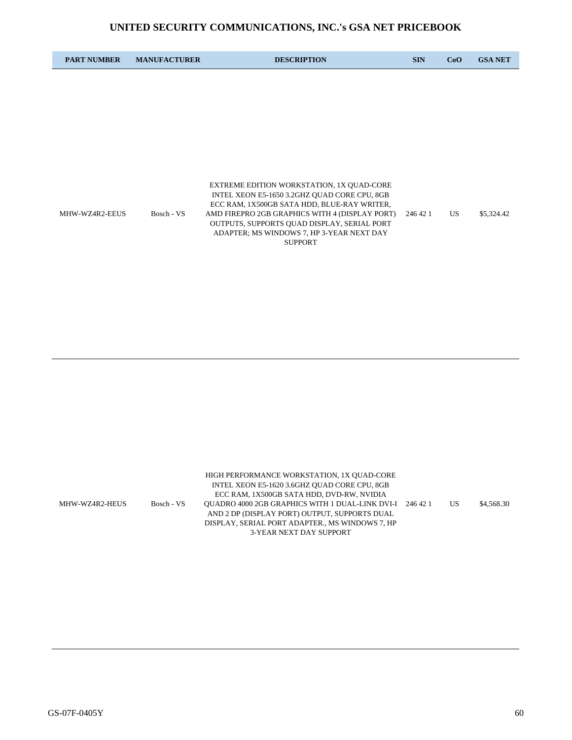# UNITED SECURITY COMMUNICATIONS, INC.'s GSA NET PRICEBOOK

| PART NUMBER | MANUFACTURER | DESCRIPTION | SIN | CoO | GSA NET |
|---|---|---|---|---|---|
| MHW-WZ4R2-EEUS | Bosch - VS | EXTREME EDITION WORKSTATION, 1X QUAD-CORE INTEL XEON E5-1650 3.2GHZ QUAD CORE CPU, 8GB ECC RAM, 1X500GB SATA HDD, BLUE-RAY WRITER, AMD FIREPRO 2GB GRAPHICS WITH 4 (DISPLAY PORT) OUTPUTS, SUPPORTS QUAD DISPLAY, SERIAL PORT ADAPTER; MS WINDOWS 7, HP 3-YEAR NEXT DAY SUPPORT | 246 42 1 | US | $5,324.42 |
| MHW-WZ4R2-HEUS | Bosch - VS | HIGH PERFORMANCE WORKSTATION, 1X QUAD-CORE INTEL XEON E5-1620 3.6GHZ QUAD CORE CPU, 8GB ECC RAM, 1X500GB SATA HDD, DVD-RW, NVIDIA QUADRO 4000 2GB GRAPHICS WITH 1 DUAL-LINK DVI-I AND 2 DP (DISPLAY PORT) OUTPUT, SUPPORTS DUAL DISPLAY, SERIAL PORT ADAPTER., MS WINDOWS 7, HP 3-YEAR NEXT DAY SUPPORT | 246 42 1 | US | $4,568.30 |

GS-07F-0405Y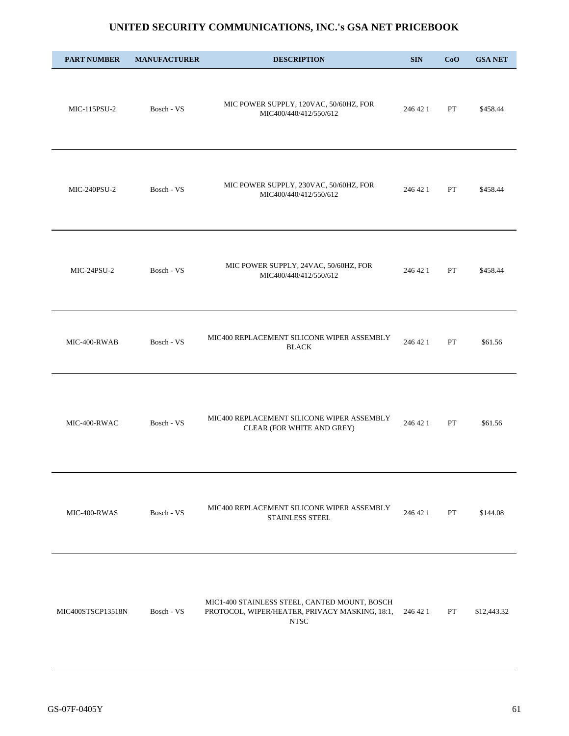# UNITED SECURITY COMMUNICATIONS, INC.'s GSA NET PRICEBOOK

| PART NUMBER | MANUFACTURER | DESCRIPTION | SIN | CoO | GSA NET |
|---|---|---|---|---|---|
| MIC-115PSU-2 | Bosch - VS | MIC POWER SUPPLY, 120VAC, 50/60HZ, FOR MIC400/440/412/550/612 | 246 42 1 | PT | $458.44 |
| MIC-240PSU-2 | Bosch - VS | MIC POWER SUPPLY, 230VAC, 50/60HZ, FOR MIC400/440/412/550/612 | 246 42 1 | PT | $458.44 |
| MIC-24PSU-2 | Bosch - VS | MIC POWER SUPPLY, 24VAC, 50/60HZ, FOR MIC400/440/412/550/612 | 246 42 1 | PT | $458.44 |
| MIC-400-RWAB | Bosch - VS | MIC400 REPLACEMENT SILICONE WIPER ASSEMBLY BLACK | 246 42 1 | PT | $61.56 |
| MIC-400-RWAC | Bosch - VS | MIC400 REPLACEMENT SILICONE WIPER ASSEMBLY CLEAR (FOR WHITE AND GREY) | 246 42 1 | PT | $61.56 |
| MIC-400-RWAS | Bosch - VS | MIC400 REPLACEMENT SILICONE WIPER ASSEMBLY STAINLESS STEEL | 246 42 1 | PT | $144.08 |
| MIC400STSCP13518N | Bosch - VS | MIC1-400 STAINLESS STEEL, CANTED MOUNT, BOSCH PROTOCOL, WIPER/HEATER, PRIVACY MASKING, 18:1, NTSC | 246 42 1 | PT | $12,443.32 |

GS-07F-0405Y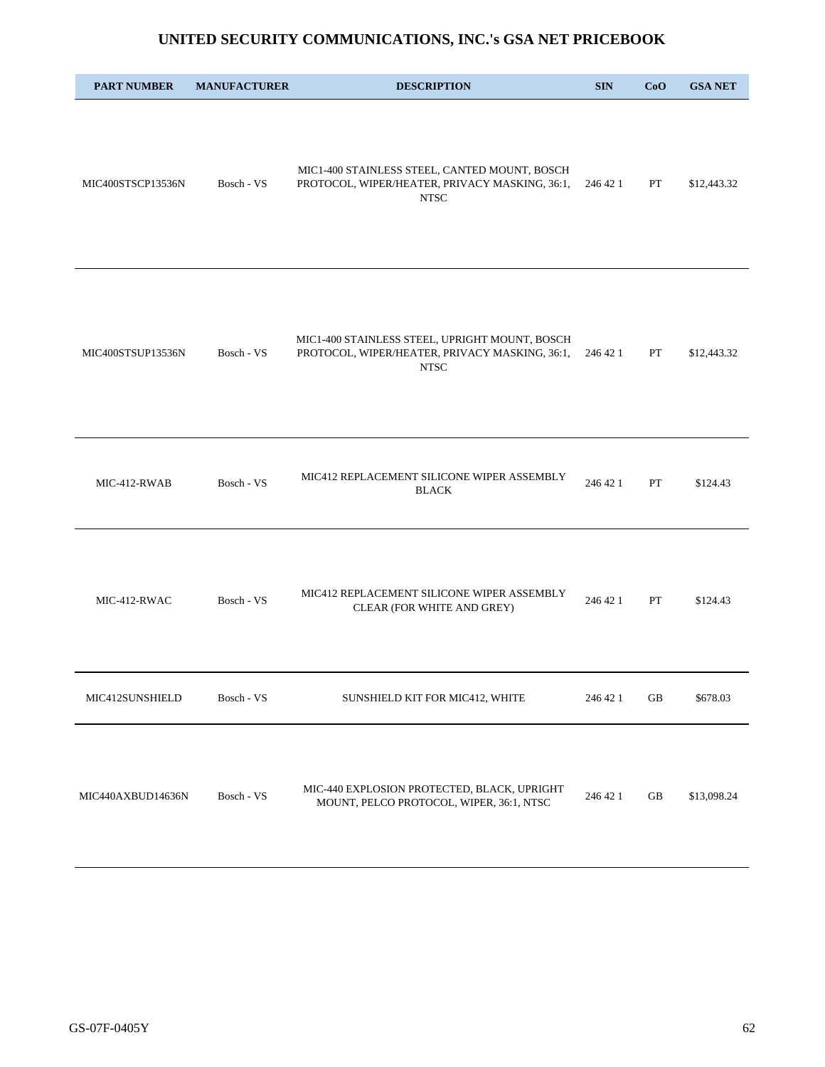# UNITED SECURITY COMMUNICATIONS, INC.'s GSA NET PRICEBOOK

| PART NUMBER | MANUFACTURER | DESCRIPTION | SIN | CoO | GSA NET |
|---|---|---|---|---|---|
| MIC400STSCP13536N | Bosch - VS | MIC1-400 STAINLESS STEEL, CANTED MOUNT, BOSCH PROTOCOL, WIPER/HEATER, PRIVACY MASKING, 36:1, NTSC | 246 42 1 | PT | $12,443.32 |
| MIC400STSUP13536N | Bosch - VS | MIC1-400 STAINLESS STEEL, UPRIGHT MOUNT, BOSCH PROTOCOL, WIPER/HEATER, PRIVACY MASKING, 36:1, NTSC | 246 42 1 | PT | $12,443.32 |
| MIC-412-RWAB | Bosch - VS | MIC412 REPLACEMENT SILICONE WIPER ASSEMBLY BLACK | 246 42 1 | PT | $124.43 |
| MIC-412-RWAC | Bosch - VS | MIC412 REPLACEMENT SILICONE WIPER ASSEMBLY CLEAR (FOR WHITE AND GREY) | 246 42 1 | PT | $124.43 |
| MIC412SUNSHIELD | Bosch - VS | SUNSHIELD KIT FOR MIC412, WHITE | 246 42 1 | GB | $678.03 |
| MIC440AXBUD14636N | Bosch - VS | MIC-440 EXPLOSION PROTECTED, BLACK, UPRIGHT MOUNT, PELCO PROTOCOL, WIPER, 36:1, NTSC | 246 42 1 | GB | $13,098.24 |

GS-07F-0405Y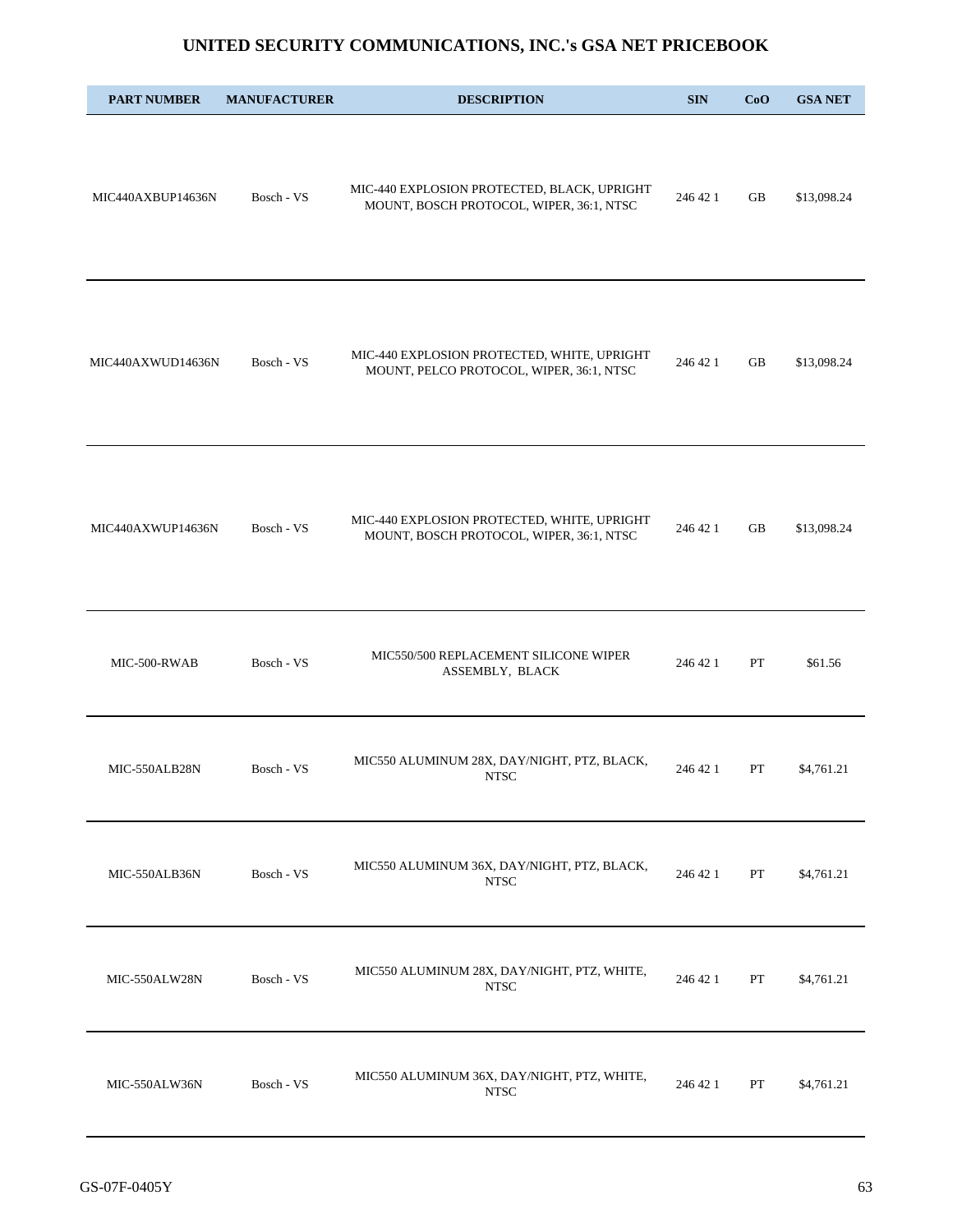## UNITED SECURITY COMMUNICATIONS, INC.'s GSA NET PRICEBOOK

| PART NUMBER | MANUFACTURER | DESCRIPTION | SIN | CoO | GSA NET |
|---|---|---|---|---|---|
| MIC440AXBUP14636N | Bosch - VS | MIC-440 EXPLOSION PROTECTED, BLACK, UPRIGHT MOUNT, BOSCH PROTOCOL, WIPER, 36:1, NTSC | 246 42 1 | GB | $13,098.24 |
| MIC440AXWUD14636N | Bosch - VS | MIC-440 EXPLOSION PROTECTED, WHITE, UPRIGHT MOUNT, PELCO PROTOCOL, WIPER, 36:1, NTSC | 246 42 1 | GB | $13,098.24 |
| MIC440AXWUP14636N | Bosch - VS | MIC-440 EXPLOSION PROTECTED, WHITE, UPRIGHT MOUNT, BOSCH PROTOCOL, WIPER, 36:1, NTSC | 246 42 1 | GB | $13,098.24 |
| MIC-500-RWAB | Bosch - VS | MIC550/500 REPLACEMENT SILICONE WIPER ASSEMBLY, BLACK | 246 42 1 | PT | $61.56 |
| MIC-550ALB28N | Bosch - VS | MIC550 ALUMINUM 28X, DAY/NIGHT, PTZ, BLACK, NTSC | 246 42 1 | PT | $4,761.21 |
| MIC-550ALB36N | Bosch - VS | MIC550 ALUMINUM 36X, DAY/NIGHT, PTZ, BLACK, NTSC | 246 42 1 | PT | $4,761.21 |
| MIC-550ALW28N | Bosch - VS | MIC550 ALUMINUM 28X, DAY/NIGHT, PTZ, WHITE, NTSC | 246 42 1 | PT | $4,761.21 |
| MIC-550ALW36N | Bosch - VS | MIC550 ALUMINUM 36X, DAY/NIGHT, PTZ, WHITE, NTSC | 246 42 1 | PT | $4,761.21 |

GS-07F-0405Y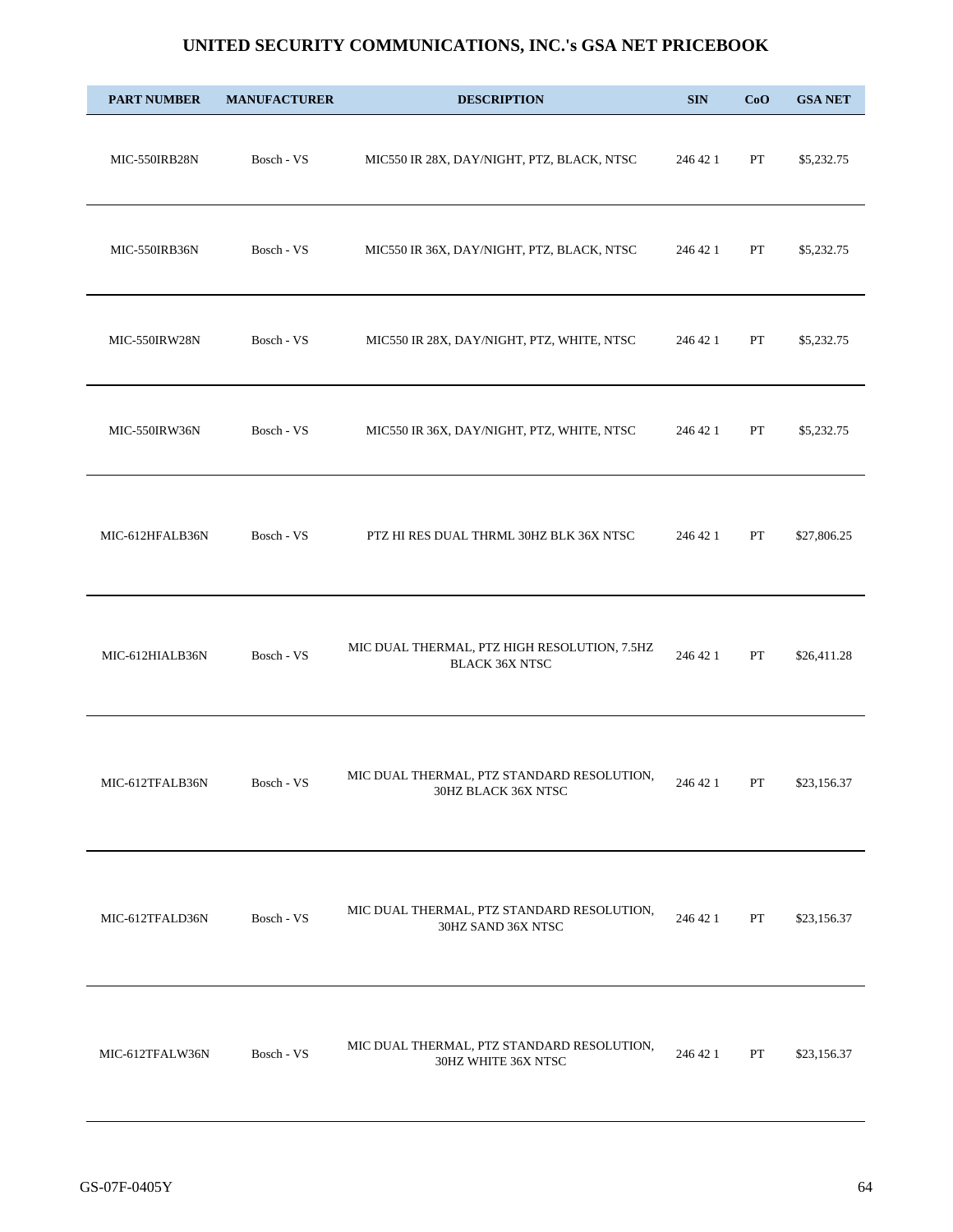# UNITED SECURITY COMMUNICATIONS, INC.'s GSA NET PRICEBOOK

| PART NUMBER | MANUFACTURER | DESCRIPTION | SIN | CoO | GSA NET |
|---|---|---|---|---|---|
| MIC-550IRB28N | Bosch - VS | MIC550 IR 28X, DAY/NIGHT, PTZ, BLACK, NTSC | 246 42 1 | PT | $5,232.75 |
| MIC-550IRB36N | Bosch - VS | MIC550 IR 36X, DAY/NIGHT, PTZ, BLACK, NTSC | 246 42 1 | PT | $5,232.75 |
| MIC-550IRW28N | Bosch - VS | MIC550 IR 28X, DAY/NIGHT, PTZ, WHITE, NTSC | 246 42 1 | PT | $5,232.75 |
| MIC-550IRW36N | Bosch - VS | MIC550 IR 36X, DAY/NIGHT, PTZ, WHITE, NTSC | 246 42 1 | PT | $5,232.75 |
| MIC-612HFALB36N | Bosch - VS | PTZ HI RES DUAL THRML 30HZ BLK 36X NTSC | 246 42 1 | PT | $27,806.25 |
| MIC-612HIALB36N | Bosch - VS | MIC DUAL THERMAL, PTZ HIGH RESOLUTION, 7.5HZ BLACK 36X NTSC | 246 42 1 | PT | $26,411.28 |
| MIC-612TFALB36N | Bosch - VS | MIC DUAL THERMAL, PTZ STANDARD RESOLUTION, 30HZ BLACK 36X NTSC | 246 42 1 | PT | $23,156.37 |
| MIC-612TFALD36N | Bosch - VS | MIC DUAL THERMAL, PTZ STANDARD RESOLUTION, 30HZ SAND 36X NTSC | 246 42 1 | PT | $23,156.37 |
| MIC-612TFALW36N | Bosch - VS | MIC DUAL THERMAL, PTZ STANDARD RESOLUTION, 30HZ WHITE 36X NTSC | 246 42 1 | PT | $23,156.37 |

GS-07F-0405Y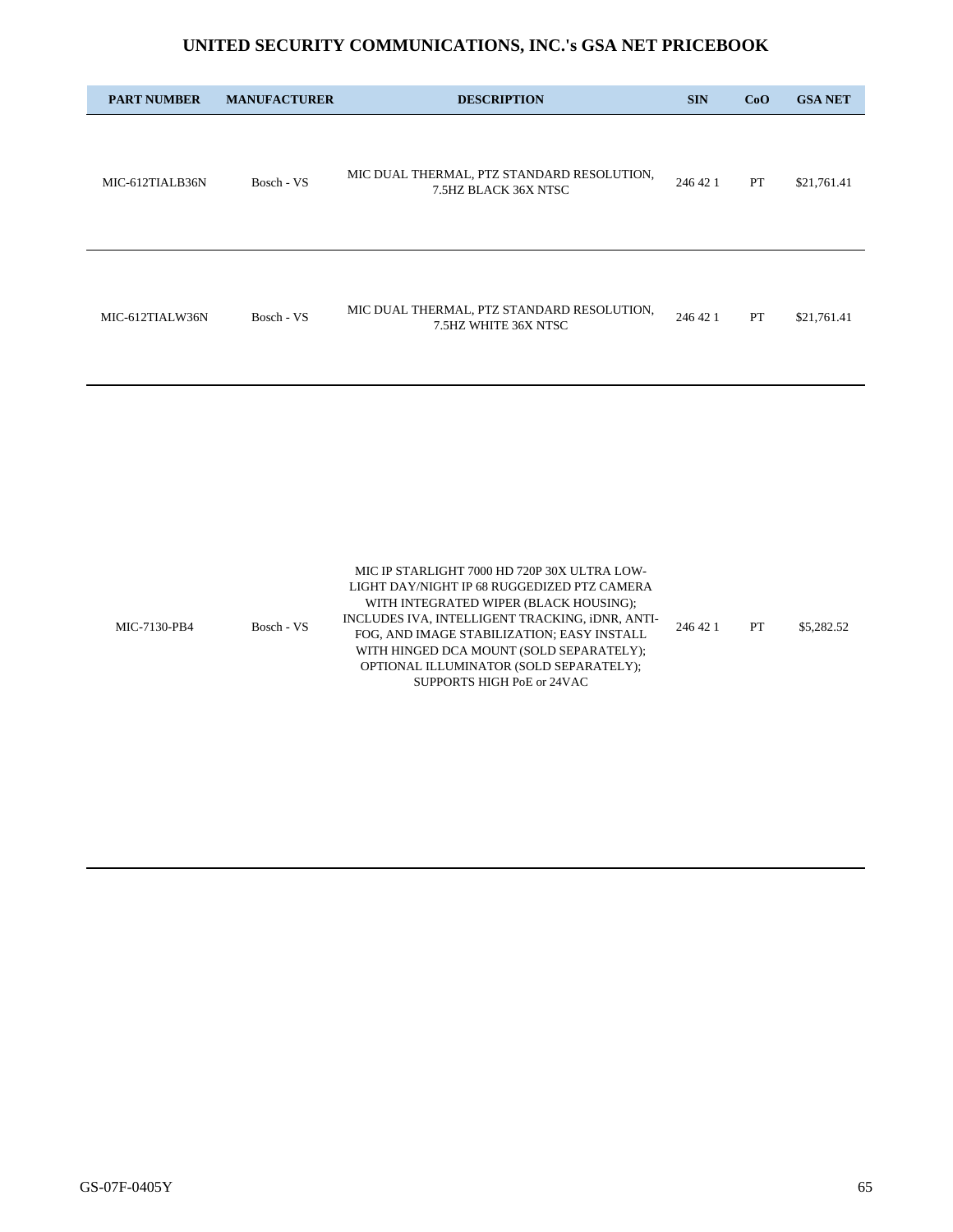# UNITED SECURITY COMMUNICATIONS, INC.'s GSA NET PRICEBOOK

| PART NUMBER | MANUFACTURER | DESCRIPTION | SIN | CoO | GSA NET |
|---|---|---|---|---|---|
| MIC-612TIALB36N | Bosch - VS | MIC DUAL THERMAL, PTZ STANDARD RESOLUTION, 7.5HZ BLACK 36X NTSC | 246 42 1 | PT | $21,761.41 |
| MIC-612TIALW36N | Bosch - VS | MIC DUAL THERMAL, PTZ STANDARD RESOLUTION, 7.5HZ WHITE 36X NTSC | 246 42 1 | PT | $21,761.41 |
| MIC-7130-PB4 | Bosch - VS | MIC IP STARLIGHT 7000 HD 720P 30X ULTRA LOW-LIGHT DAY/NIGHT IP 68 RUGGEDIZED PTZ CAMERA WITH INTEGRATED WIPER (BLACK HOUSING); INCLUDES IVA, INTELLIGENT TRACKING, iDNR, ANTI-FOG, AND IMAGE STABILIZATION; EASY INSTALL WITH HINGED DCA MOUNT (SOLD SEPARATELY); OPTIONAL ILLUMINATOR (SOLD SEPARATELY); SUPPORTS HIGH PoE or 24VAC | 246 42 1 | PT | $5,282.52 |

GS-07F-0405Y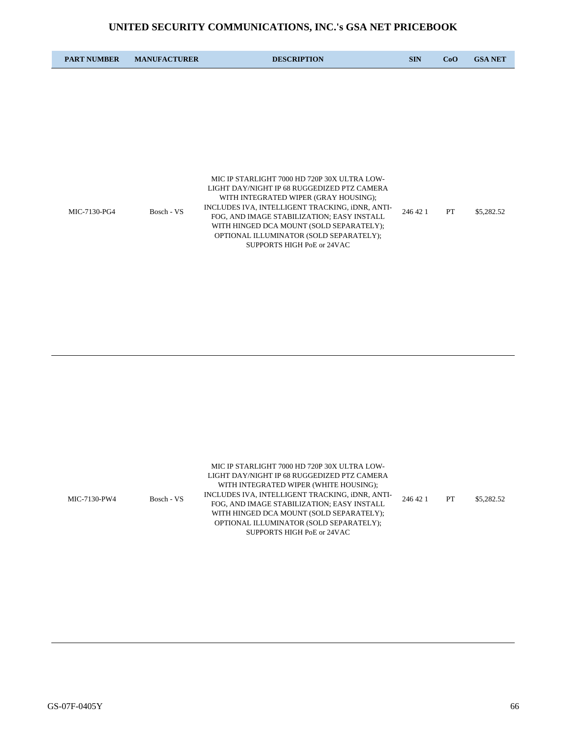# UNITED SECURITY COMMUNICATIONS, INC.'s GSA NET PRICEBOOK

| PART NUMBER | MANUFACTURER | DESCRIPTION | SIN | CoO | GSA NET |
|---|---|---|---|---|---|
| MIC-7130-PG4 | Bosch - VS | MIC IP STARLIGHT 7000 HD 720P 30X ULTRA LOW-LIGHT DAY/NIGHT IP 68 RUGGEDIZED PTZ CAMERA WITH INTEGRATED WIPER (GRAY HOUSING); INCLUDES IVA, INTELLIGENT TRACKING, iDNR, ANTI-FOG, AND IMAGE STABILIZATION; EASY INSTALL WITH HINGED DCA MOUNT (SOLD SEPARATELY); OPTIONAL ILLUMINATOR (SOLD SEPARATELY); SUPPORTS HIGH PoE or 24VAC | 246 42 1 | PT | $5,282.52 |
| MIC-7130-PW4 | Bosch - VS | MIC IP STARLIGHT 7000 HD 720P 30X ULTRA LOW-LIGHT DAY/NIGHT IP 68 RUGGEDIZED PTZ CAMERA WITH INTEGRATED WIPER (WHITE HOUSING); INCLUDES IVA, INTELLIGENT TRACKING, iDNR, ANTI-FOG, AND IMAGE STABILIZATION; EASY INSTALL WITH HINGED DCA MOUNT (SOLD SEPARATELY); OPTIONAL ILLUMINATOR (SOLD SEPARATELY); SUPPORTS HIGH PoE or 24VAC | 246 42 1 | PT | $5,282.52 |

GS-07F-0405Y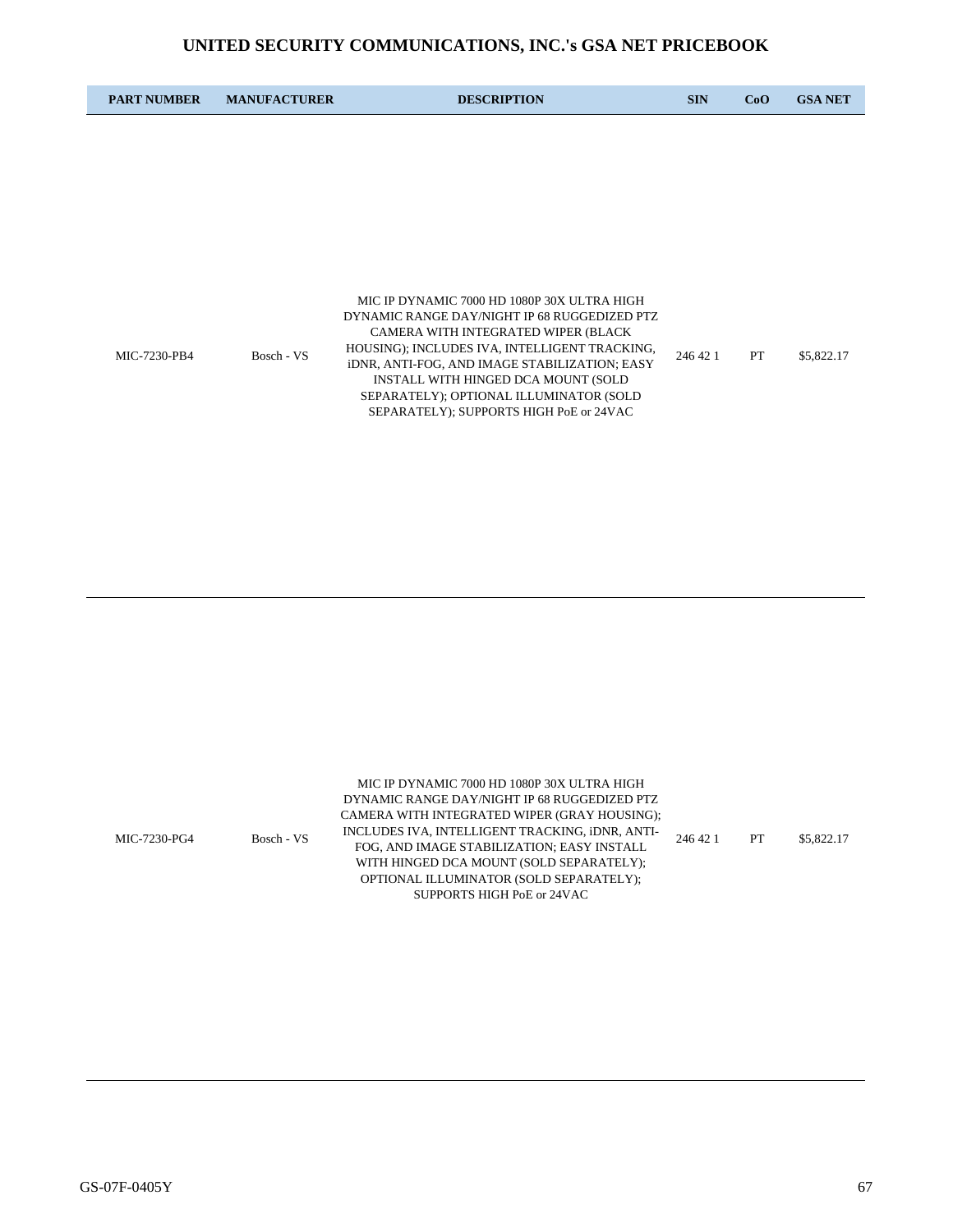# UNITED SECURITY COMMUNICATIONS, INC.'s GSA NET PRICEBOOK

| PART NUMBER | MANUFACTURER | DESCRIPTION | SIN | CoO | GSA NET |
|---|---|---|---|---|---|
| MIC-7230-PB4 | Bosch - VS | MIC IP DYNAMIC 7000 HD 1080P 30X ULTRA HIGH DYNAMIC RANGE DAY/NIGHT IP 68 RUGGEDIZED PTZ CAMERA WITH INTEGRATED WIPER (BLACK HOUSING); INCLUDES IVA, INTELLIGENT TRACKING, iDNR, ANTI-FOG, AND IMAGE STABILIZATION; EASY INSTALL WITH HINGED DCA MOUNT (SOLD SEPARATELY); OPTIONAL ILLUMINATOR (SOLD SEPARATELY); SUPPORTS HIGH PoE or 24VAC | 246 42 1 | PT | $5,822.17 |
| MIC-7230-PG4 | Bosch - VS | MIC IP DYNAMIC 7000 HD 1080P 30X ULTRA HIGH DYNAMIC RANGE DAY/NIGHT IP 68 RUGGEDIZED PTZ CAMERA WITH INTEGRATED WIPER (GRAY HOUSING); INCLUDES IVA, INTELLIGENT TRACKING, iDNR, ANTI-FOG, AND IMAGE STABILIZATION; EASY INSTALL WITH HINGED DCA MOUNT (SOLD SEPARATELY); OPTIONAL ILLUMINATOR (SOLD SEPARATELY); SUPPORTS HIGH PoE or 24VAC | 246 42 1 | PT | $5,822.17 |

GS-07F-0405Y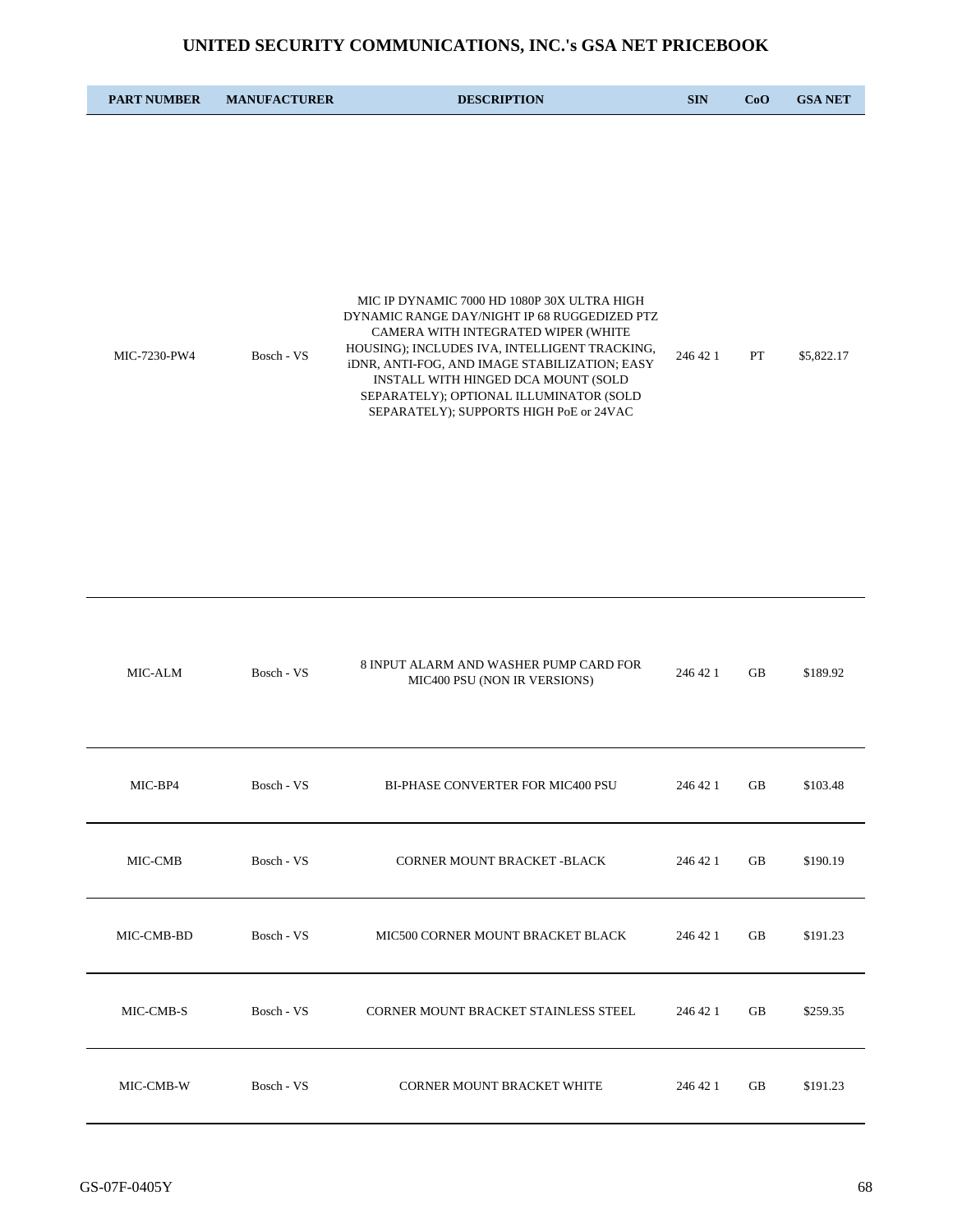# UNITED SECURITY COMMUNICATIONS, INC.'s GSA NET PRICEBOOK

| PART NUMBER | MANUFACTURER | DESCRIPTION | SIN | CoO | GSA NET |
|---|---|---|---|---|---|
| MIC-7230-PW4 | Bosch - VS | MIC IP DYNAMIC 7000 HD 1080P 30X ULTRA HIGH DYNAMIC RANGE DAY/NIGHT IP 68 RUGGEDIZED PTZ CAMERA WITH INTEGRATED WIPER (WHITE HOUSING); INCLUDES IVA, INTELLIGENT TRACKING, iDNR, ANTI-FOG, AND IMAGE STABILIZATION; EASY INSTALL WITH HINGED DCA MOUNT (SOLD SEPARATELY); OPTIONAL ILLUMINATOR (SOLD SEPARATELY); SUPPORTS HIGH PoE or 24VAC | 246 42 1 | PT | $5,822.17 |
| MIC-ALM | Bosch - VS | 8 INPUT ALARM AND WASHER PUMP CARD FOR MIC400 PSU (NON IR VERSIONS) | 246 42 1 | GB | $189.92 |
| MIC-BP4 | Bosch - VS | BI-PHASE CONVERTER FOR MIC400 PSU | 246 42 1 | GB | $103.48 |
| MIC-CMB | Bosch - VS | CORNER MOUNT BRACKET -BLACK | 246 42 1 | GB | $190.19 |
| MIC-CMB-BD | Bosch - VS | MIC500 CORNER MOUNT BRACKET BLACK | 246 42 1 | GB | $191.23 |
| MIC-CMB-S | Bosch - VS | CORNER MOUNT BRACKET STAINLESS STEEL | 246 42 1 | GB | $259.35 |
| MIC-CMB-W | Bosch - VS | CORNER MOUNT BRACKET WHITE | 246 42 1 | GB | $191.23 |

GS-07F-0405Y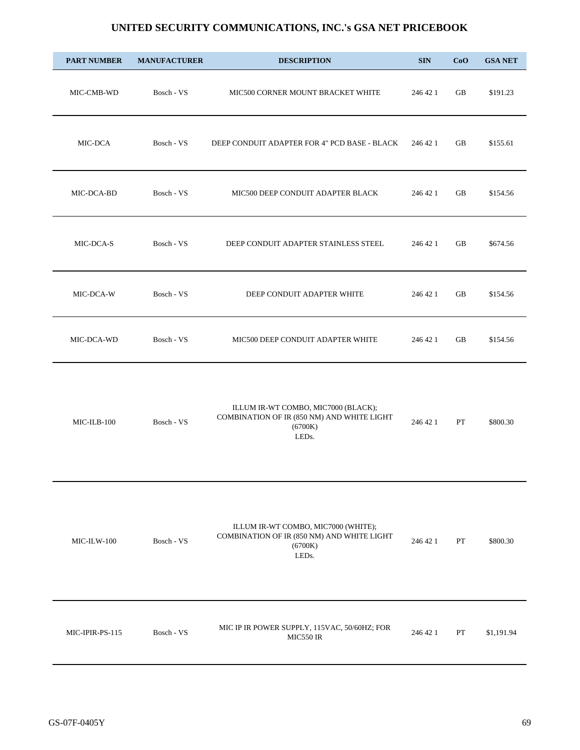# UNITED SECURITY COMMUNICATIONS, INC.'s GSA NET PRICEBOOK

| PART NUMBER | MANUFACTURER | DESCRIPTION | SIN | CoO | GSA NET |
|---|---|---|---|---|---|
| MIC-CMB-WD | Bosch - VS | MIC500 CORNER MOUNT BRACKET WHITE | 246 42 1 | GB | $191.23 |
| MIC-DCA | Bosch - VS | DEEP CONDUIT ADAPTER FOR 4" PCD BASE - BLACK | 246 42 1 | GB | $155.61 |
| MIC-DCA-BD | Bosch - VS | MIC500 DEEP CONDUIT ADAPTER BLACK | 246 42 1 | GB | $154.56 |
| MIC-DCA-S | Bosch - VS | DEEP CONDUIT ADAPTER STAINLESS STEEL | 246 42 1 | GB | $674.56 |
| MIC-DCA-W | Bosch - VS | DEEP CONDUIT ADAPTER WHITE | 246 42 1 | GB | $154.56 |
| MIC-DCA-WD | Bosch - VS | MIC500 DEEP CONDUIT ADAPTER WHITE | 246 42 1 | GB | $154.56 |
| MIC-ILB-100 | Bosch - VS | ILLUM IR-WT COMBO, MIC7000 (BLACK); COMBINATION OF IR (850 NM) AND WHITE LIGHT (6700K) LEDs. | 246 42 1 | PT | $800.30 |
| MIC-ILW-100 | Bosch - VS | ILLUM IR-WT COMBO, MIC7000 (WHITE); COMBINATION OF IR (850 NM) AND WHITE LIGHT (6700K) LEDs. | 246 42 1 | PT | $800.30 |
| MIC-IPIR-PS-115 | Bosch - VS | MIC IP IR POWER SUPPLY, 115VAC, 50/60HZ; FOR MIC550 IR | 246 42 1 | PT | $1,191.94 |

GS-07F-0405Y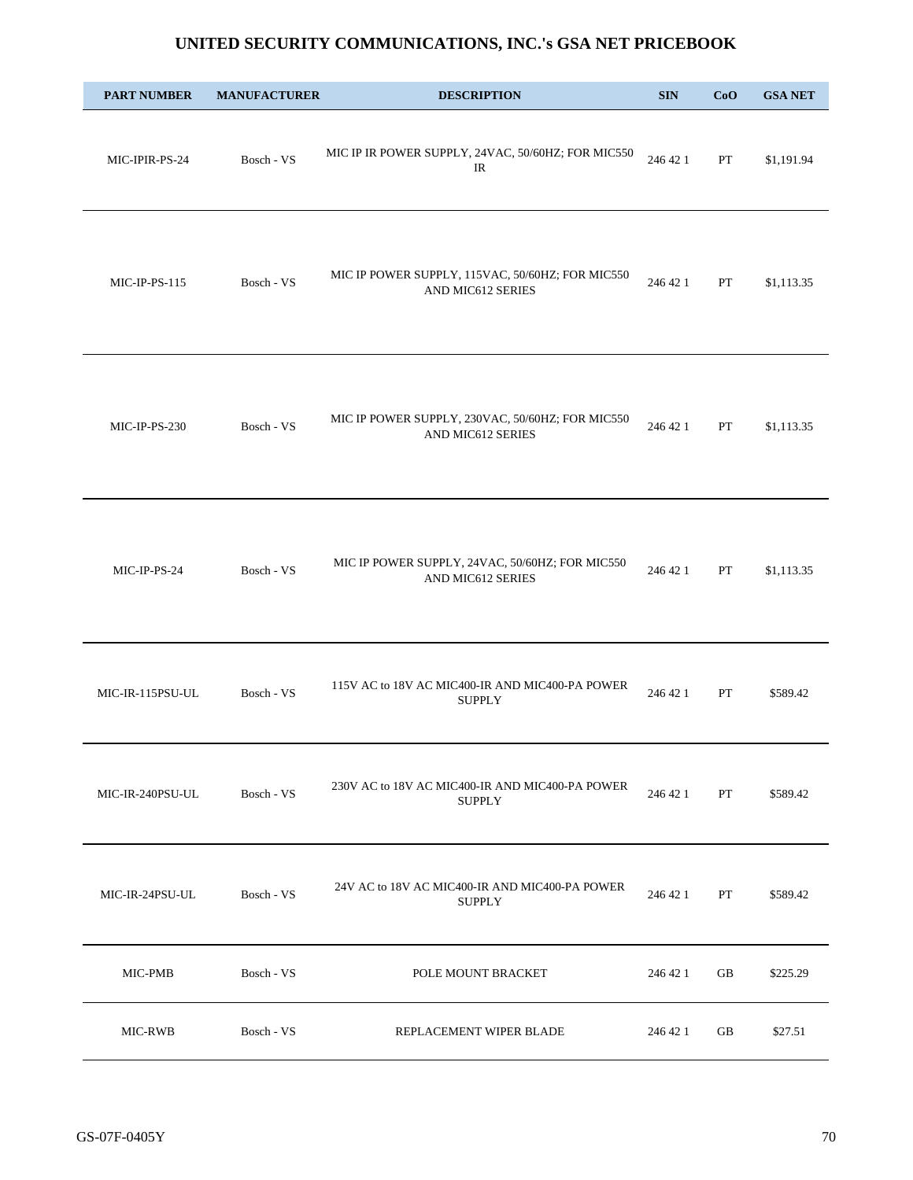# UNITED SECURITY COMMUNICATIONS, INC.'s GSA NET PRICEBOOK

| PART NUMBER | MANUFACTURER | DESCRIPTION | SIN | CoO | GSA NET |
|---|---|---|---|---|---|
| MIC-IPIR-PS-24 | Bosch - VS | MIC IP IR POWER SUPPLY, 24VAC, 50/60HZ; FOR MIC550 IR | 246 42 1 | PT | $1,191.94 |
| MIC-IP-PS-115 | Bosch - VS | MIC IP POWER SUPPLY, 115VAC, 50/60HZ; FOR MIC550 AND MIC612 SERIES | 246 42 1 | PT | $1,113.35 |
| MIC-IP-PS-230 | Bosch - VS | MIC IP POWER SUPPLY, 230VAC, 50/60HZ; FOR MIC550 AND MIC612 SERIES | 246 42 1 | PT | $1,113.35 |
| MIC-IP-PS-24 | Bosch - VS | MIC IP POWER SUPPLY, 24VAC, 50/60HZ; FOR MIC550 AND MIC612 SERIES | 246 42 1 | PT | $1,113.35 |
| MIC-IR-115PSU-UL | Bosch - VS | 115V AC to 18V AC MIC400-IR AND MIC400-PA POWER SUPPLY | 246 42 1 | PT | $589.42 |
| MIC-IR-240PSU-UL | Bosch - VS | 230V AC to 18V AC MIC400-IR AND MIC400-PA POWER SUPPLY | 246 42 1 | PT | $589.42 |
| MIC-IR-24PSU-UL | Bosch - VS | 24V AC to 18V AC MIC400-IR AND MIC400-PA POWER SUPPLY | 246 42 1 | PT | $589.42 |
| MIC-PMB | Bosch - VS | POLE MOUNT BRACKET | 246 42 1 | GB | $225.29 |
| MIC-RWB | Bosch - VS | REPLACEMENT WIPER BLADE | 246 42 1 | GB | $27.51 |

GS-07F-0405Y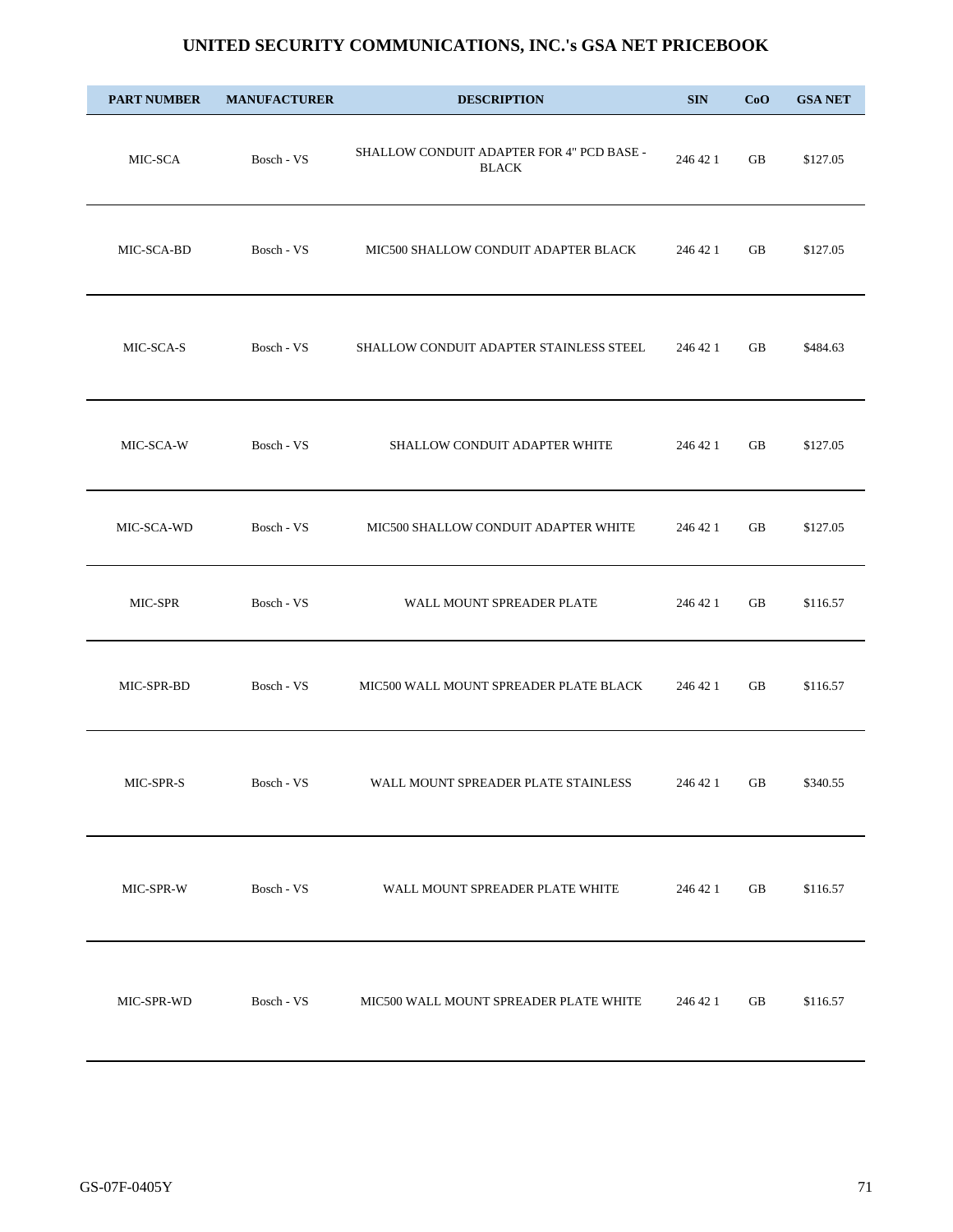# UNITED SECURITY COMMUNICATIONS, INC.'s GSA NET PRICEBOOK

| PART NUMBER | MANUFACTURER | DESCRIPTION | SIN | CoO | GSA NET |
|---|---|---|---|---|---|
| MIC-SCA | Bosch - VS | SHALLOW CONDUIT ADAPTER FOR 4" PCD BASE - BLACK | 246 42 1 | GB | $127.05 |
| MIC-SCA-BD | Bosch - VS | MIC500 SHALLOW CONDUIT ADAPTER BLACK | 246 42 1 | GB | $127.05 |
| MIC-SCA-S | Bosch - VS | SHALLOW CONDUIT ADAPTER STAINLESS STEEL | 246 42 1 | GB | $484.63 |
| MIC-SCA-W | Bosch - VS | SHALLOW CONDUIT ADAPTER WHITE | 246 42 1 | GB | $127.05 |
| MIC-SCA-WD | Bosch - VS | MIC500 SHALLOW CONDUIT ADAPTER WHITE | 246 42 1 | GB | $127.05 |
| MIC-SPR | Bosch - VS | WALL MOUNT SPREADER PLATE | 246 42 1 | GB | $116.57 |
| MIC-SPR-BD | Bosch - VS | MIC500 WALL MOUNT SPREADER PLATE BLACK | 246 42 1 | GB | $116.57 |
| MIC-SPR-S | Bosch - VS | WALL MOUNT SPREADER PLATE STAINLESS | 246 42 1 | GB | $340.55 |
| MIC-SPR-W | Bosch - VS | WALL MOUNT SPREADER PLATE WHITE | 246 42 1 | GB | $116.57 |
| MIC-SPR-WD | Bosch - VS | MIC500 WALL MOUNT SPREADER PLATE WHITE | 246 42 1 | GB | $116.57 |

GS-07F-0405Y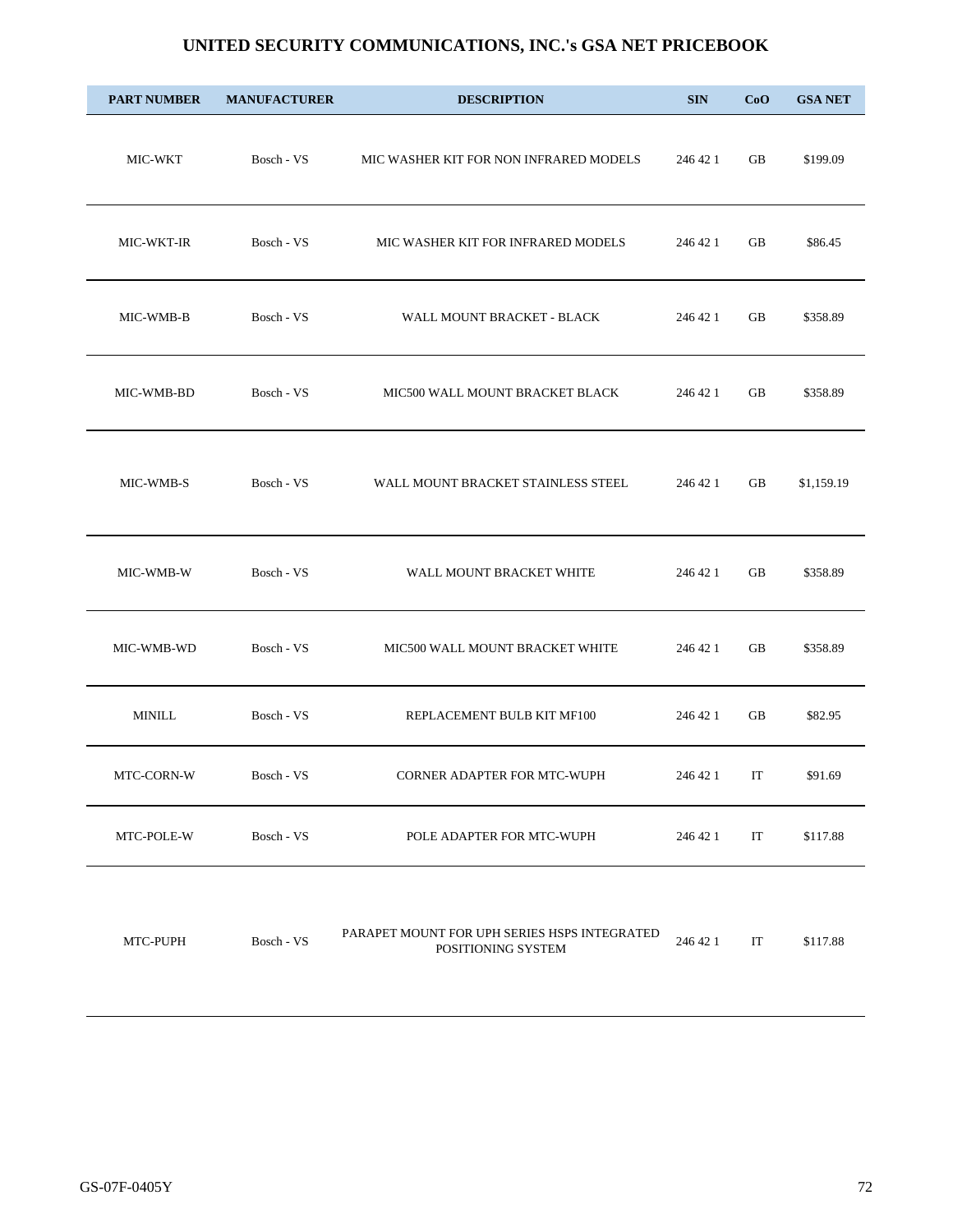# UNITED SECURITY COMMUNICATIONS, INC.'s GSA NET PRICEBOOK

| PART NUMBER | MANUFACTURER | DESCRIPTION | SIN | CoO | GSA NET |
|---|---|---|---|---|---|
| MIC-WKT | Bosch - VS | MIC WASHER KIT FOR NON INFRARED MODELS | 246 42 1 | GB | $199.09 |
| MIC-WKT-IR | Bosch - VS | MIC WASHER KIT FOR INFRARED MODELS | 246 42 1 | GB | $86.45 |
| MIC-WMB-B | Bosch - VS | WALL MOUNT BRACKET - BLACK | 246 42 1 | GB | $358.89 |
| MIC-WMB-BD | Bosch - VS | MIC500 WALL MOUNT BRACKET BLACK | 246 42 1 | GB | $358.89 |
| MIC-WMB-S | Bosch - VS | WALL MOUNT BRACKET STAINLESS STEEL | 246 42 1 | GB | $1,159.19 |
| MIC-WMB-W | Bosch - VS | WALL MOUNT BRACKET WHITE | 246 42 1 | GB | $358.89 |
| MIC-WMB-WD | Bosch - VS | MIC500 WALL MOUNT BRACKET WHITE | 246 42 1 | GB | $358.89 |
| MINILL | Bosch - VS | REPLACEMENT BULB KIT MF100 | 246 42 1 | GB | $82.95 |
| MTC-CORN-W | Bosch - VS | CORNER ADAPTER FOR MTC-WUPH | 246 42 1 | IT | $91.69 |
| MTC-POLE-W | Bosch - VS | POLE ADAPTER FOR MTC-WUPH | 246 42 1 | IT | $117.88 |
| MTC-PUPH | Bosch - VS | PARAPET MOUNT FOR UPH SERIES HSPS INTEGRATED POSITIONING SYSTEM | 246 42 1 | IT | $117.88 |

GS-07F-0405Y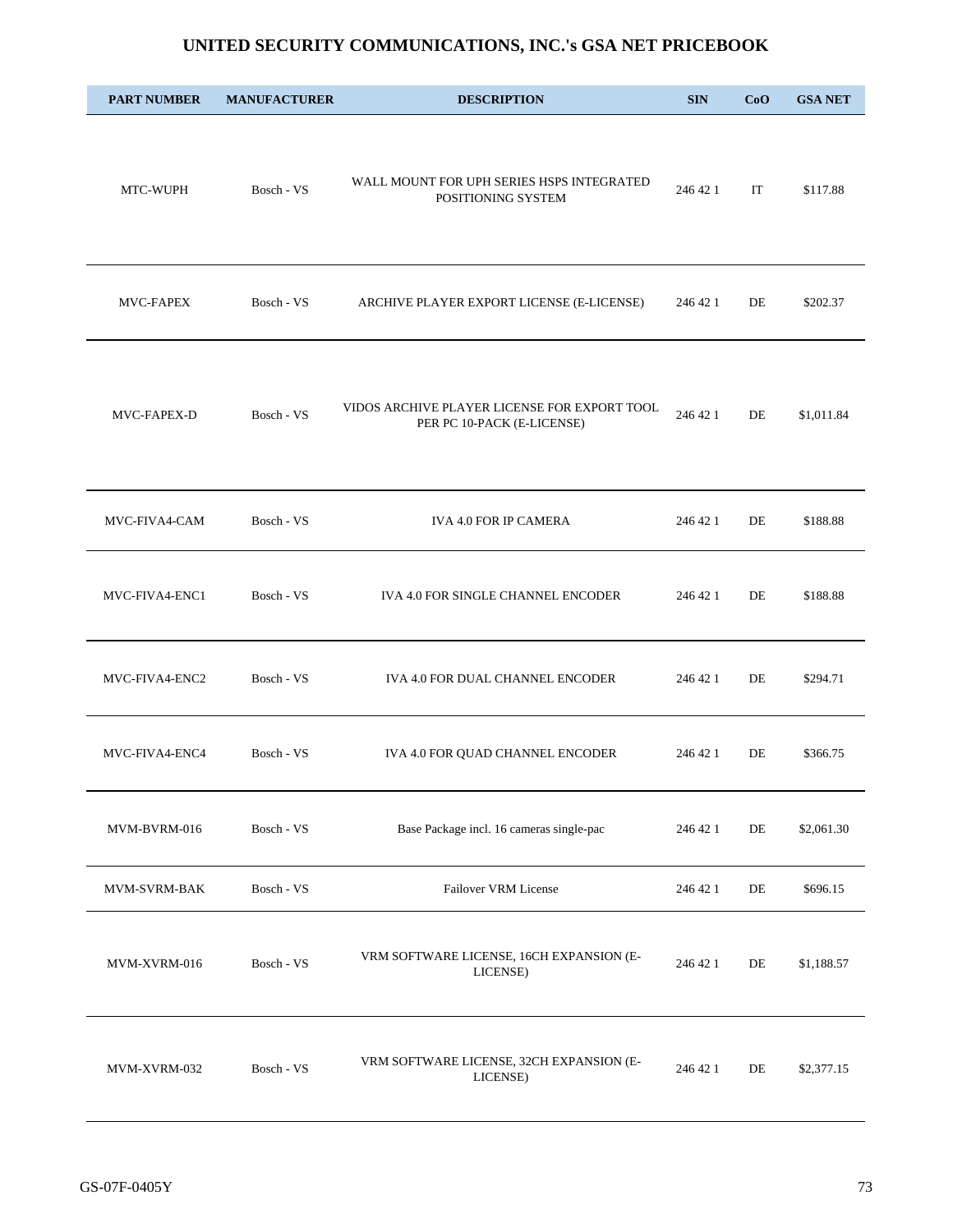# UNITED SECURITY COMMUNICATIONS, INC.'s GSA NET PRICEBOOK

| PART NUMBER | MANUFACTURER | DESCRIPTION | SIN | CoO | GSA NET |
|---|---|---|---|---|---|
| MTC-WUPH | Bosch - VS | WALL MOUNT FOR UPH SERIES HSPS INTEGRATED POSITIONING SYSTEM | 246 42 1 | IT | $117.88 |
| MVC-FAPEX | Bosch - VS | ARCHIVE PLAYER EXPORT LICENSE (E-LICENSE) | 246 42 1 | DE | $202.37 |
| MVC-FAPEX-D | Bosch - VS | VIDOS ARCHIVE PLAYER LICENSE FOR EXPORT TOOL PER PC 10-PACK (E-LICENSE) | 246 42 1 | DE | $1,011.84 |
| MVC-FIVA4-CAM | Bosch - VS | IVA 4.0 FOR IP CAMERA | 246 42 1 | DE | $188.88 |
| MVC-FIVA4-ENC1 | Bosch - VS | IVA 4.0 FOR SINGLE CHANNEL ENCODER | 246 42 1 | DE | $188.88 |
| MVC-FIVA4-ENC2 | Bosch - VS | IVA 4.0 FOR DUAL CHANNEL ENCODER | 246 42 1 | DE | $294.71 |
| MVC-FIVA4-ENC4 | Bosch - VS | IVA 4.0 FOR QUAD CHANNEL ENCODER | 246 42 1 | DE | $366.75 |
| MVM-BVRM-016 | Bosch - VS | Base Package incl. 16 cameras single-pac | 246 42 1 | DE | $2,061.30 |
| MVM-SVRM-BAK | Bosch - VS | Failover VRM License | 246 42 1 | DE | $696.15 |
| MVM-XVRM-016 | Bosch - VS | VRM SOFTWARE LICENSE, 16CH EXPANSION (E-LICENSE) | 246 42 1 | DE | $1,188.57 |
| MVM-XVRM-032 | Bosch - VS | VRM SOFTWARE LICENSE, 32CH EXPANSION (E-LICENSE) | 246 42 1 | DE | $2,377.15 |

GS-07F-0405Y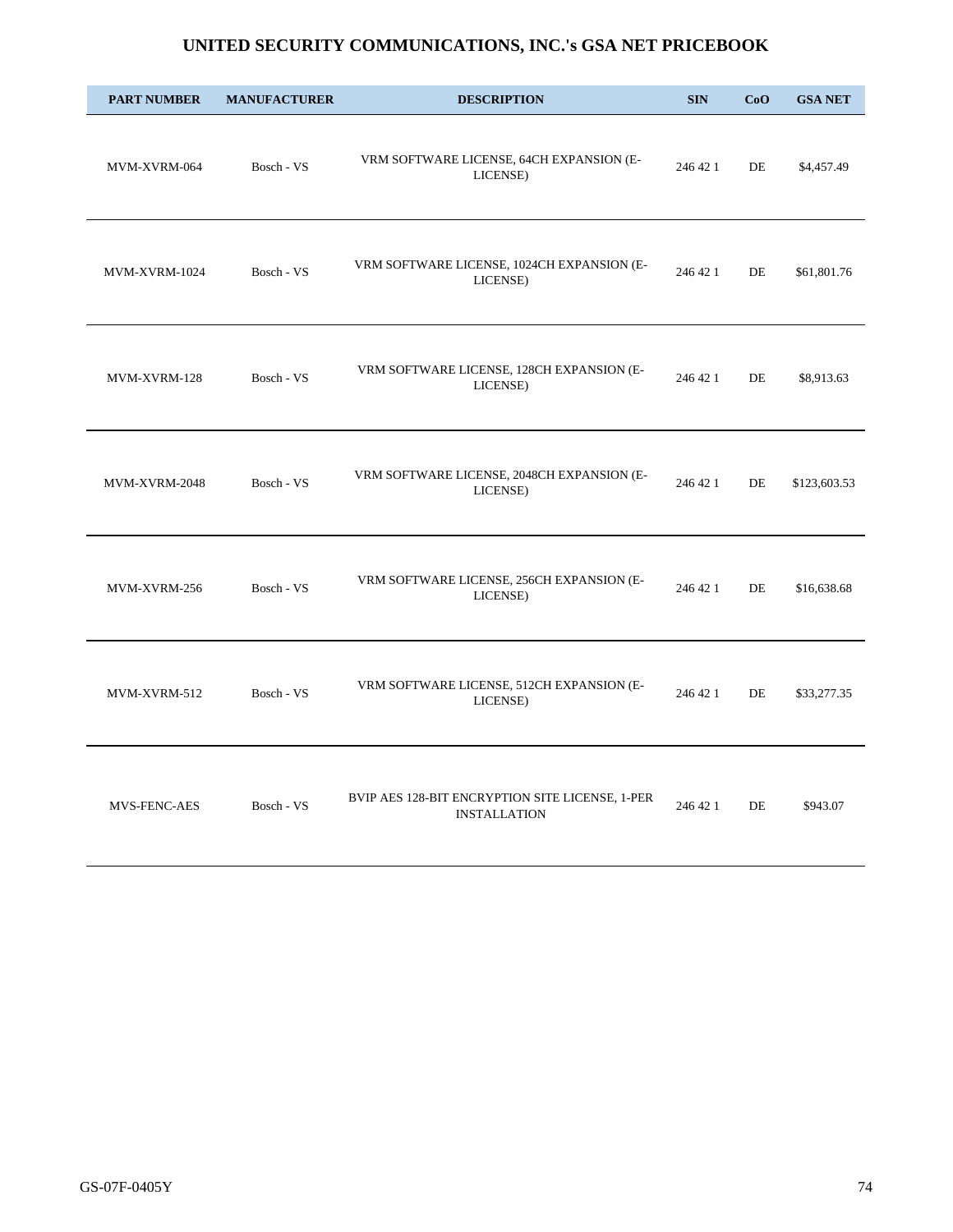# UNITED SECURITY COMMUNICATIONS, INC.'s GSA NET PRICEBOOK

| PART NUMBER | MANUFACTURER | DESCRIPTION | SIN | CoO | GSA NET |
|---|---|---|---|---|---|
| MVM-XVRM-064 | Bosch - VS | VRM SOFTWARE LICENSE, 64CH EXPANSION (E-LICENSE) | 246 42 1 | DE | $4,457.49 |
| MVM-XVRM-1024 | Bosch - VS | VRM SOFTWARE LICENSE, 1024CH EXPANSION (E-LICENSE) | 246 42 1 | DE | $61,801.76 |
| MVM-XVRM-128 | Bosch - VS | VRM SOFTWARE LICENSE, 128CH EXPANSION (E-LICENSE) | 246 42 1 | DE | $8,913.63 |
| MVM-XVRM-2048 | Bosch - VS | VRM SOFTWARE LICENSE, 2048CH EXPANSION (E-LICENSE) | 246 42 1 | DE | $123,603.53 |
| MVM-XVRM-256 | Bosch - VS | VRM SOFTWARE LICENSE, 256CH EXPANSION (E-LICENSE) | 246 42 1 | DE | $16,638.68 |
| MVM-XVRM-512 | Bosch - VS | VRM SOFTWARE LICENSE, 512CH EXPANSION (E-LICENSE) | 246 42 1 | DE | $33,277.35 |
| MVS-FENC-AES | Bosch - VS | BVIP AES 128-BIT ENCRYPTION SITE LICENSE, 1-PER INSTALLATION | 246 42 1 | DE | $943.07 |

GS-07F-0405Y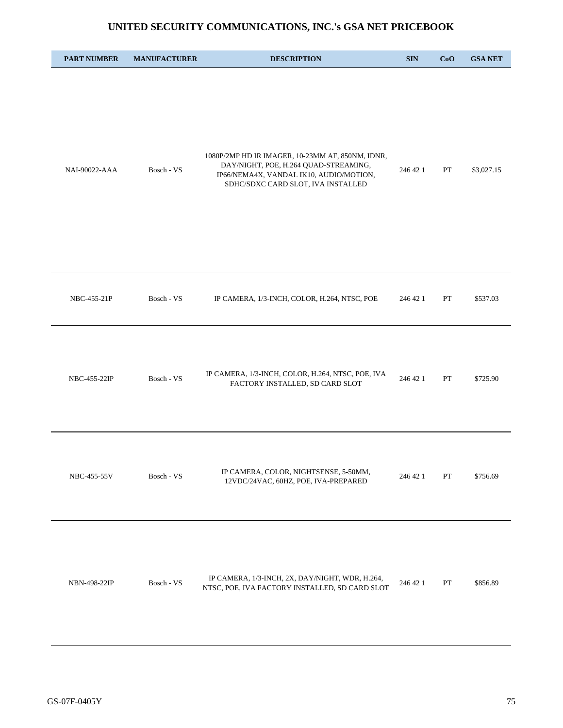# UNITED SECURITY COMMUNICATIONS, INC.'s GSA NET PRICEBOOK

| PART NUMBER | MANUFACTURER | DESCRIPTION | SIN | CoO | GSA NET |
|---|---|---|---|---|---|
| NAI-90022-AAA | Bosch - VS | 1080P/2MP HD IR IMAGER, 10-23MM AF, 850NM, IDNR, DAY/NIGHT, POE, H.264 QUAD-STREAMING, IP66/NEMA4X, VANDAL IK10, AUDIO/MOTION, SDHC/SDXC CARD SLOT, IVA INSTALLED | 246 42 1 | PT | $3,027.15 |
| NBC-455-21P | Bosch - VS | IP CAMERA, 1/3-INCH, COLOR, H.264, NTSC, POE | 246 42 1 | PT | $537.03 |
| NBC-455-22IP | Bosch - VS | IP CAMERA, 1/3-INCH, COLOR, H.264, NTSC, POE, IVA FACTORY INSTALLED, SD CARD SLOT | 246 42 1 | PT | $725.90 |
| NBC-455-55V | Bosch - VS | IP CAMERA, COLOR, NIGHTSENSE, 5-50MM, 12VDC/24VAC, 60HZ, POE, IVA-PREPARED | 246 42 1 | PT | $756.69 |
| NBN-498-22IP | Bosch - VS | IP CAMERA, 1/3-INCH, 2X, DAY/NIGHT, WDR, H.264, NTSC, POE, IVA FACTORY INSTALLED, SD CARD SLOT | 246 42 1 | PT | $856.89 |

GS-07F-0405Y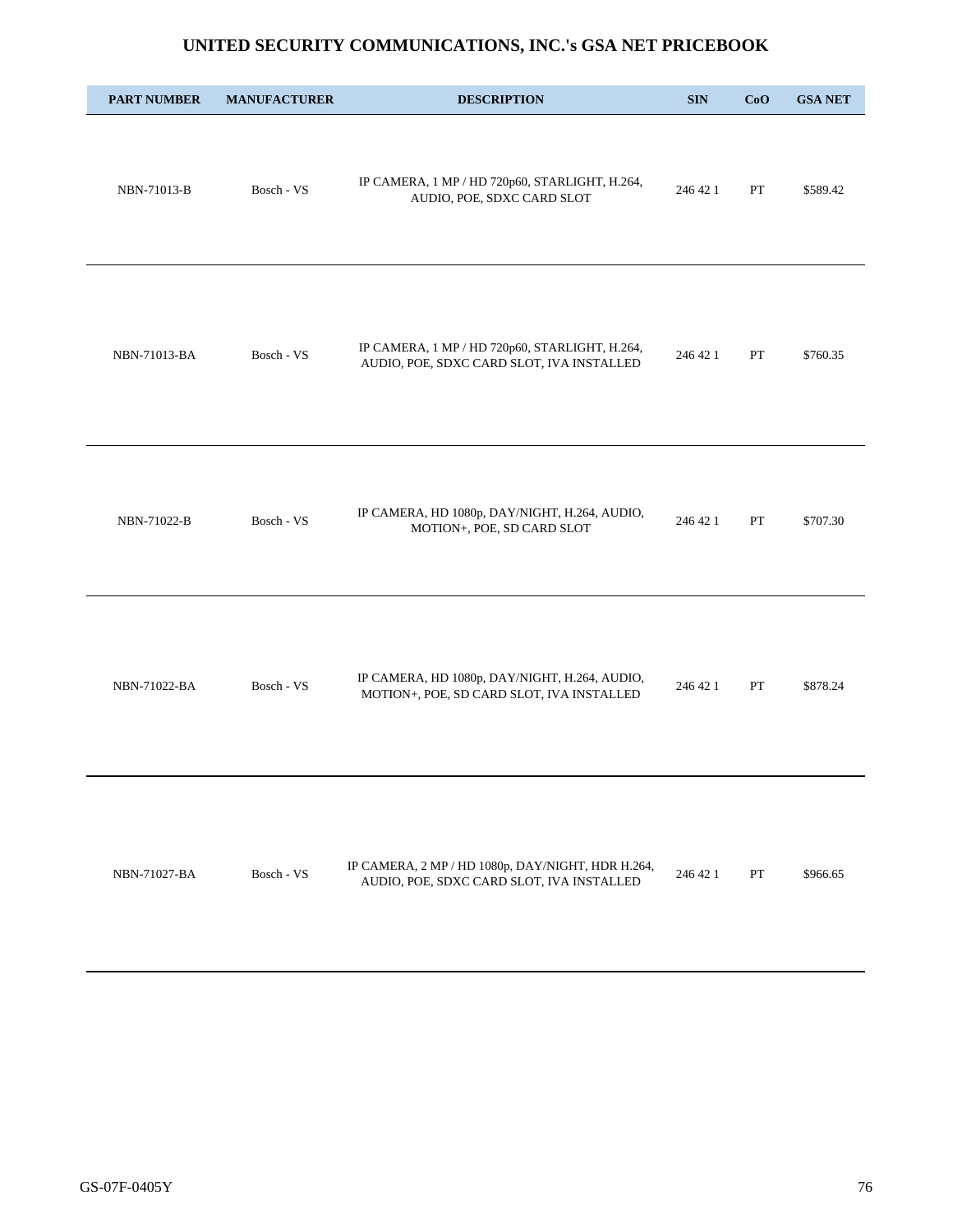# UNITED SECURITY COMMUNICATIONS, INC.'s GSA NET PRICEBOOK

| PART NUMBER | MANUFACTURER | DESCRIPTION | SIN | CoO | GSA NET |
|---|---|---|---|---|---|
| NBN-71013-B | Bosch - VS | IP CAMERA, 1 MP / HD 720p60, STARLIGHT, H.264, AUDIO, POE, SDXC CARD SLOT | 246 42 1 | PT | $589.42 |
| NBN-71013-BA | Bosch - VS | IP CAMERA, 1 MP / HD 720p60, STARLIGHT, H.264, AUDIO, POE, SDXC CARD SLOT, IVA INSTALLED | 246 42 1 | PT | $760.35 |
| NBN-71022-B | Bosch - VS | IP CAMERA, HD 1080p, DAY/NIGHT, H.264, AUDIO, MOTION+, POE, SD CARD SLOT | 246 42 1 | PT | $707.30 |
| NBN-71022-BA | Bosch - VS | IP CAMERA, HD 1080p, DAY/NIGHT, H.264, AUDIO, MOTION+, POE, SD CARD SLOT, IVA INSTALLED | 246 42 1 | PT | $878.24 |
| NBN-71027-BA | Bosch - VS | IP CAMERA, 2 MP / HD 1080p, DAY/NIGHT, HDR H.264, AUDIO, POE, SDXC CARD SLOT, IVA INSTALLED | 246 42 1 | PT | $966.65 |

GS-07F-0405Y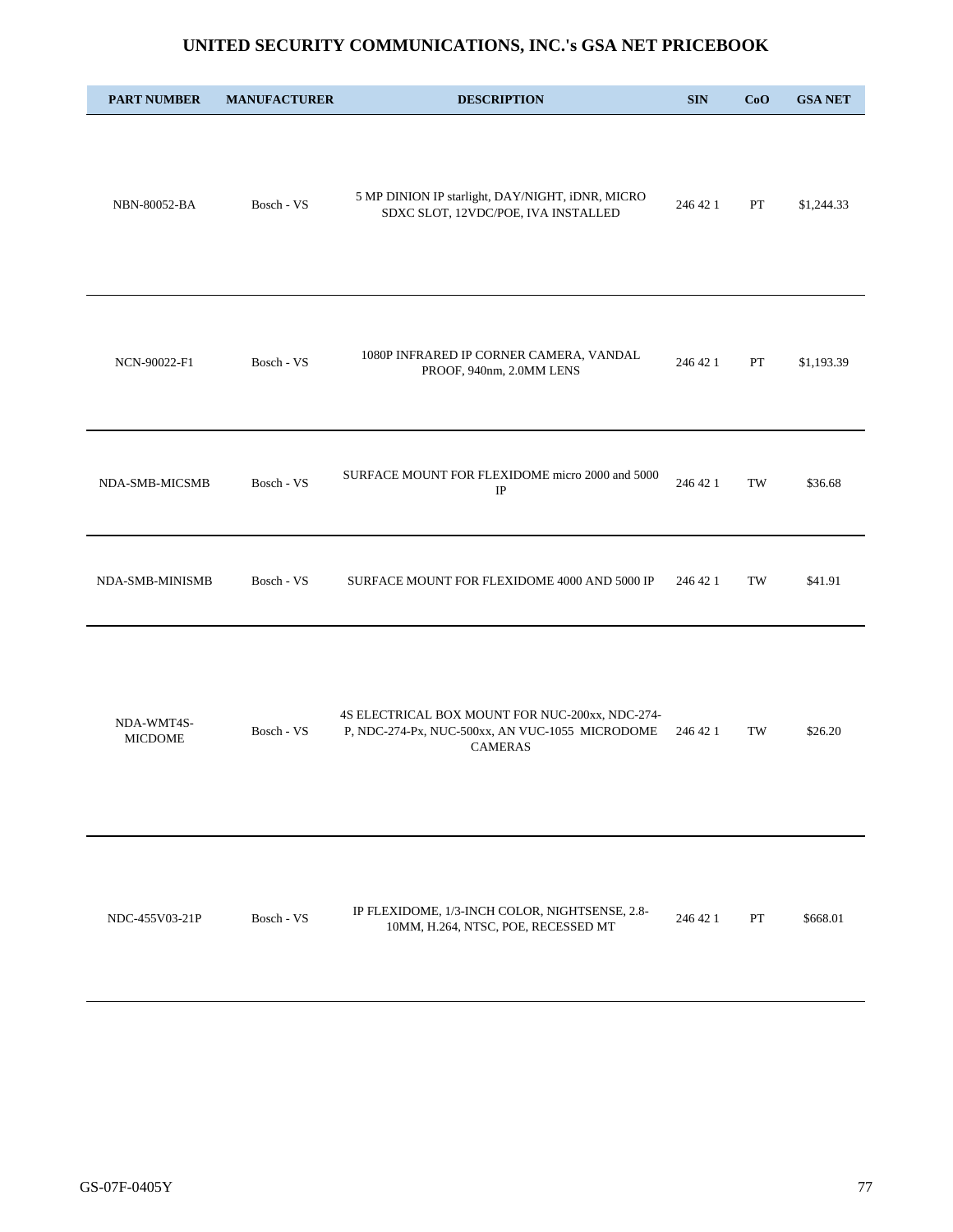# UNITED SECURITY COMMUNICATIONS, INC.'s GSA NET PRICEBOOK

| PART NUMBER | MANUFACTURER | DESCRIPTION | SIN | CoO | GSA NET |
|---|---|---|---|---|---|
| NBN-80052-BA | Bosch - VS | 5 MP DINION IP starlight, DAY/NIGHT, iDNR, MICRO SDXC SLOT, 12VDC/POE, IVA INSTALLED | 246 42 1 | PT | $1,244.33 |
| NCN-90022-F1 | Bosch - VS | 1080P INFRARED IP CORNER CAMERA, VANDAL PROOF, 940nm, 2.0MM LENS | 246 42 1 | PT | $1,193.39 |
| NDA-SMB-MICSMB | Bosch - VS | SURFACE MOUNT FOR FLEXIDOME micro 2000 and 5000 IP | 246 42 1 | TW | $36.68 |
| NDA-SMB-MINISMB | Bosch - VS | SURFACE MOUNT FOR FLEXIDOME 4000 AND 5000 IP | 246 42 1 | TW | $41.91 |
| NDA-WMT4S-MICDOME | Bosch - VS | 4S ELECTRICAL BOX MOUNT FOR NUC-200xx, NDC-274-P, NDC-274-Px, NUC-500xx, AN VUC-1055 MICRODOME CAMERAS | 246 42 1 | TW | $26.20 |
| NDC-455V03-21P | Bosch - VS | IP FLEXIDOME, 1/3-INCH COLOR, NIGHTSENSE, 2.8-10MM, H.264, NTSC, POE, RECESSED MT | 246 42 1 | PT | $668.01 |

GS-07F-0405Y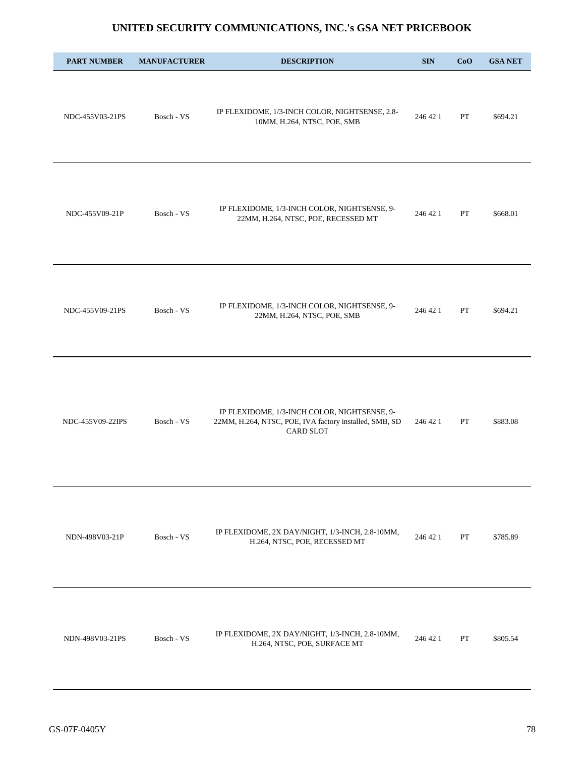# UNITED SECURITY COMMUNICATIONS, INC.'s GSA NET PRICEBOOK

| PART NUMBER | MANUFACTURER | DESCRIPTION | SIN | CoO | GSA NET |
|---|---|---|---|---|---|
| NDC-455V03-21PS | Bosch - VS | IP FLEXIDOME, 1/3-INCH COLOR, NIGHTSENSE, 2.8-10MM, H.264, NTSC, POE, SMB | 246 42 1 | PT | $694.21 |
| NDC-455V09-21P | Bosch - VS | IP FLEXIDOME, 1/3-INCH COLOR, NIGHTSENSE, 9-22MM, H.264, NTSC, POE, RECESSED MT | 246 42 1 | PT | $668.01 |
| NDC-455V09-21PS | Bosch - VS | IP FLEXIDOME, 1/3-INCH COLOR, NIGHTSENSE, 9-22MM, H.264, NTSC, POE, SMB | 246 42 1 | PT | $694.21 |
| NDC-455V09-22IPS | Bosch - VS | IP FLEXIDOME, 1/3-INCH COLOR, NIGHTSENSE, 9-22MM, H.264, NTSC, POE, IVA factory installed, SMB, SD CARD SLOT | 246 42 1 | PT | $883.08 |
| NDN-498V03-21P | Bosch - VS | IP FLEXIDOME, 2X DAY/NIGHT, 1/3-INCH, 2.8-10MM, H.264, NTSC, POE, RECESSED MT | 246 42 1 | PT | $785.89 |
| NDN-498V03-21PS | Bosch - VS | IP FLEXIDOME, 2X DAY/NIGHT, 1/3-INCH, 2.8-10MM, H.264, NTSC, POE, SURFACE MT | 246 42 1 | PT | $805.54 |

GS-07F-0405Y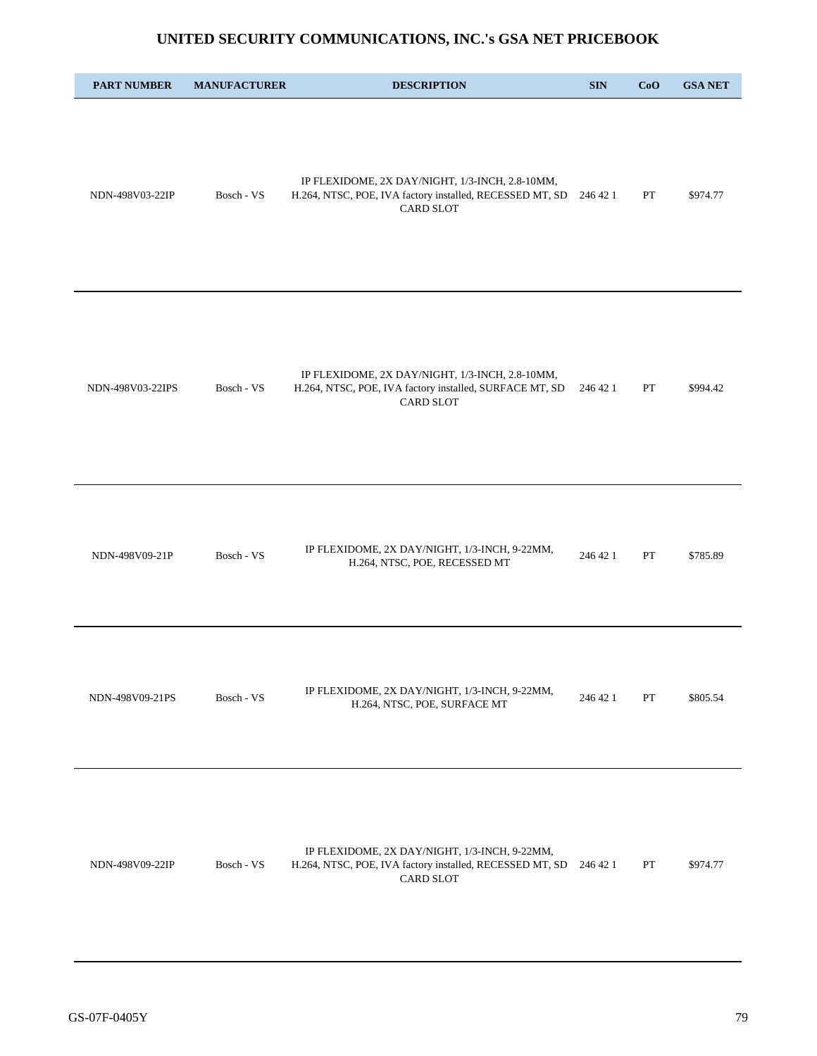# UNITED SECURITY COMMUNICATIONS, INC.'s GSA NET PRICEBOOK

| PART NUMBER | MANUFACTURER | DESCRIPTION | SIN | CoO | GSA NET |
|---|---|---|---|---|---|
| NDN-498V03-22IP | Bosch - VS | IP FLEXIDOME, 2X DAY/NIGHT, 1/3-INCH, 2.8-10MM, H.264, NTSC, POE, IVA factory installed, RECESSED MT, SD CARD SLOT | 246 42 1 | PT | $974.77 |
| NDN-498V03-22IPS | Bosch - VS | IP FLEXIDOME, 2X DAY/NIGHT, 1/3-INCH, 2.8-10MM, H.264, NTSC, POE, IVA factory installed, SURFACE MT, SD CARD SLOT | 246 42 1 | PT | $994.42 |
| NDN-498V09-21P | Bosch - VS | IP FLEXIDOME, 2X DAY/NIGHT, 1/3-INCH, 9-22MM, H.264, NTSC, POE, RECESSED MT | 246 42 1 | PT | $785.89 |
| NDN-498V09-21PS | Bosch - VS | IP FLEXIDOME, 2X DAY/NIGHT, 1/3-INCH, 9-22MM, H.264, NTSC, POE, SURFACE MT | 246 42 1 | PT | $805.54 |
| NDN-498V09-22IP | Bosch - VS | IP FLEXIDOME, 2X DAY/NIGHT, 1/3-INCH, 9-22MM, H.264, NTSC, POE, IVA factory installed, RECESSED MT, SD CARD SLOT | 246 42 1 | PT | $974.77 |

GS-07F-0405Y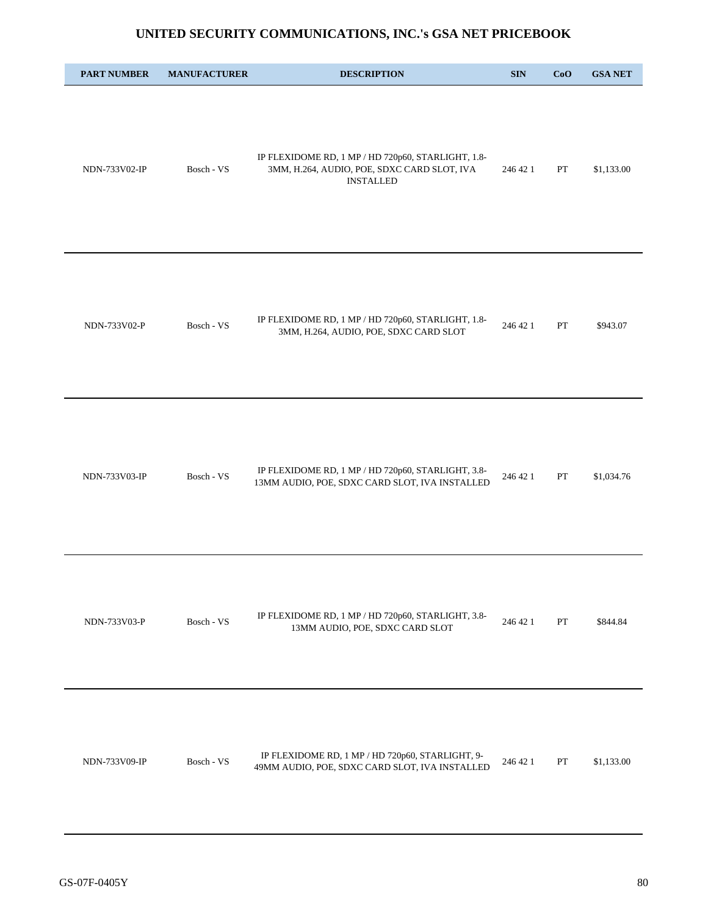# UNITED SECURITY COMMUNICATIONS, INC.'s GSA NET PRICEBOOK

| PART NUMBER | MANUFACTURER | DESCRIPTION | SIN | CoO | GSA NET |
|---|---|---|---|---|---|
| NDN-733V02-IP | Bosch - VS | IP FLEXIDOME RD, 1 MP / HD 720p60, STARLIGHT, 1.8-3MM, H.264, AUDIO, POE, SDXC CARD SLOT, IVA INSTALLED | 246 42 1 | PT | $1,133.00 |
| NDN-733V02-P | Bosch - VS | IP FLEXIDOME RD, 1 MP / HD 720p60, STARLIGHT, 1.8-3MM, H.264, AUDIO, POE, SDXC CARD SLOT | 246 42 1 | PT | $943.07 |
| NDN-733V03-IP | Bosch - VS | IP FLEXIDOME RD, 1 MP / HD 720p60, STARLIGHT, 3.8-13MM AUDIO, POE, SDXC CARD SLOT, IVA INSTALLED | 246 42 1 | PT | $1,034.76 |
| NDN-733V03-P | Bosch - VS | IP FLEXIDOME RD, 1 MP / HD 720p60, STARLIGHT, 3.8-13MM AUDIO, POE, SDXC CARD SLOT | 246 42 1 | PT | $844.84 |
| NDN-733V09-IP | Bosch - VS | IP FLEXIDOME RD, 1 MP / HD 720p60, STARLIGHT, 9-49MM AUDIO, POE, SDXC CARD SLOT, IVA INSTALLED | 246 42 1 | PT | $1,133.00 |

GS-07F-0405Y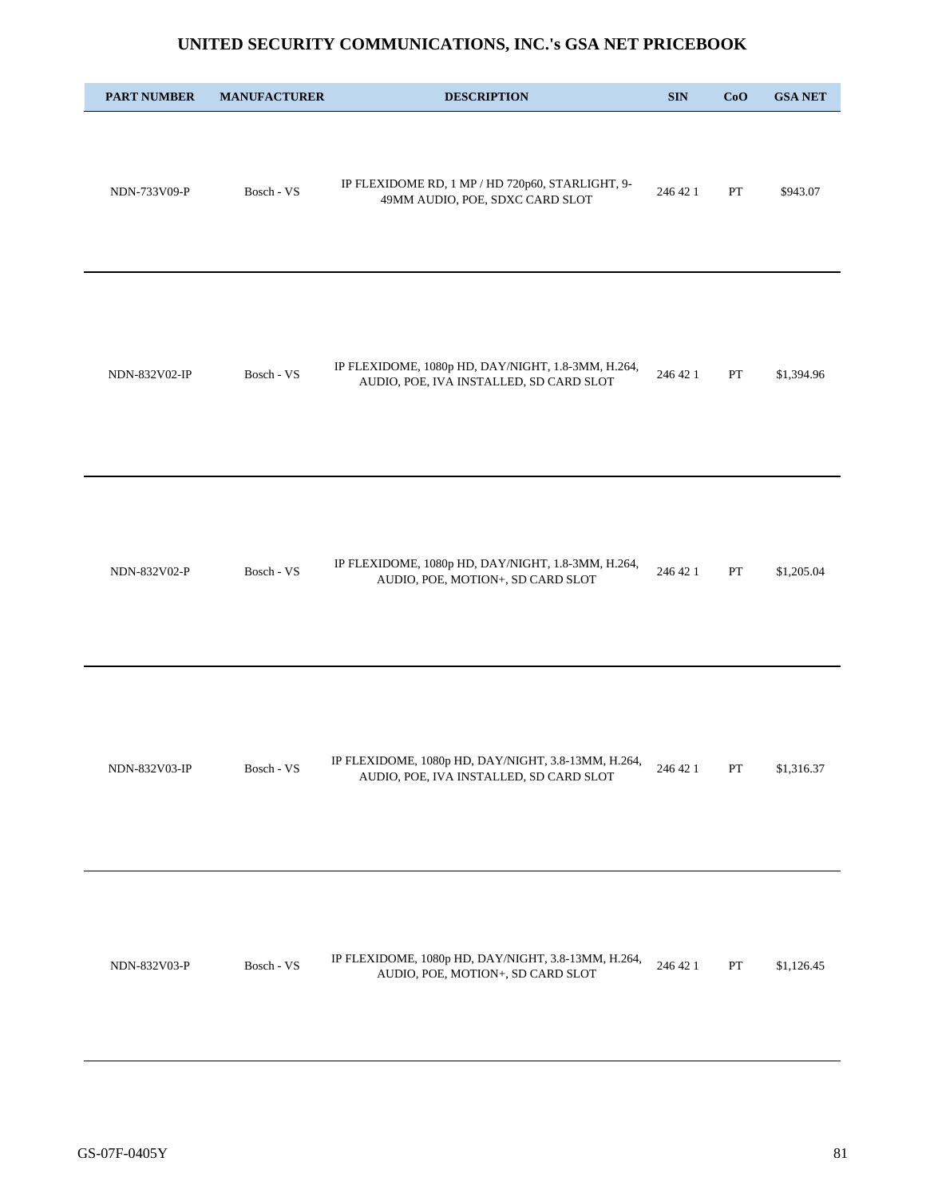# UNITED SECURITY COMMUNICATIONS, INC.'s GSA NET PRICEBOOK

| PART NUMBER | MANUFACTURER | DESCRIPTION | SIN | CoO | GSA NET |
|---|---|---|---|---|---|
| NDN-733V09-P | Bosch - VS | IP FLEXIDOME RD, 1 MP / HD 720p60, STARLIGHT, 9-49MM AUDIO, POE, SDXC CARD SLOT | 246 42 1 | PT | $943.07 |
| NDN-832V02-IP | Bosch - VS | IP FLEXIDOME, 1080p HD, DAY/NIGHT, 1.8-3MM, H.264, AUDIO, POE, IVA INSTALLED, SD CARD SLOT | 246 42 1 | PT | $1,394.96 |
| NDN-832V02-P | Bosch - VS | IP FLEXIDOME, 1080p HD, DAY/NIGHT, 1.8-3MM, H.264, AUDIO, POE, MOTION+, SD CARD SLOT | 246 42 1 | PT | $1,205.04 |
| NDN-832V03-IP | Bosch - VS | IP FLEXIDOME, 1080p HD, DAY/NIGHT, 3.8-13MM, H.264, AUDIO, POE, IVA INSTALLED, SD CARD SLOT | 246 42 1 | PT | $1,316.37 |
| NDN-832V03-P | Bosch - VS | IP FLEXIDOME, 1080p HD, DAY/NIGHT, 3.8-13MM, H.264, AUDIO, POE, MOTION+, SD CARD SLOT | 246 42 1 | PT | $1,126.45 |

GS-07F-0405Y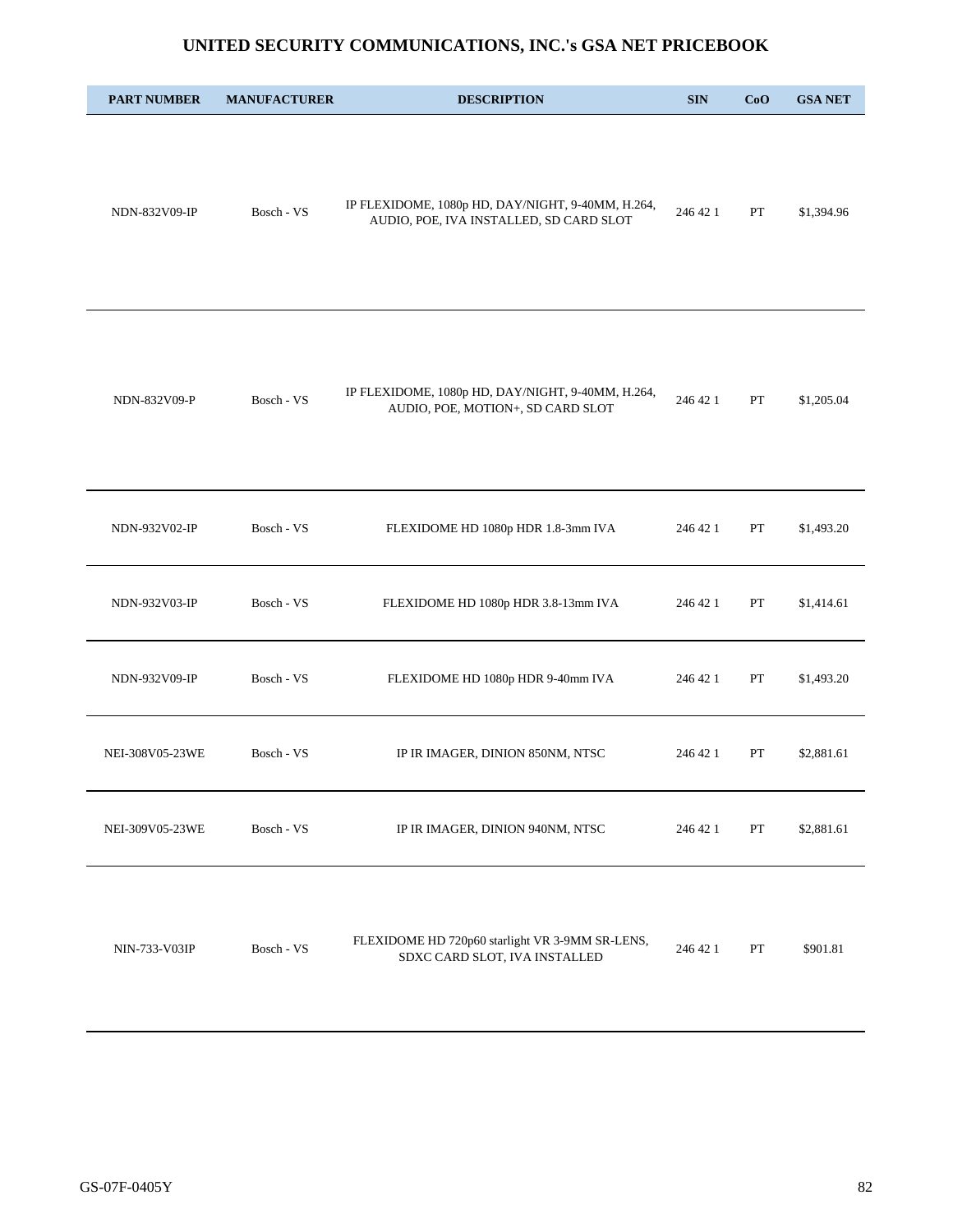# UNITED SECURITY COMMUNICATIONS, INC.'s GSA NET PRICEBOOK

| PART NUMBER | MANUFACTURER | DESCRIPTION | SIN | CoO | GSA NET |
|---|---|---|---|---|---|
| NDN-832V09-IP | Bosch - VS | IP FLEXIDOME, 1080p HD, DAY/NIGHT, 9-40MM, H.264, AUDIO, POE, IVA INSTALLED, SD CARD SLOT | 246 42 1 | PT | $1,394.96 |
| NDN-832V09-P | Bosch - VS | IP FLEXIDOME, 1080p HD, DAY/NIGHT, 9-40MM, H.264, AUDIO, POE, MOTION+, SD CARD SLOT | 246 42 1 | PT | $1,205.04 |
| NDN-932V02-IP | Bosch - VS | FLEXIDOME HD 1080p HDR 1.8-3mm IVA | 246 42 1 | PT | $1,493.20 |
| NDN-932V03-IP | Bosch - VS | FLEXIDOME HD 1080p HDR 3.8-13mm IVA | 246 42 1 | PT | $1,414.61 |
| NDN-932V09-IP | Bosch - VS | FLEXIDOME HD 1080p HDR 9-40mm IVA | 246 42 1 | PT | $1,493.20 |
| NEI-308V05-23WE | Bosch - VS | IP IR IMAGER, DINION 850NM, NTSC | 246 42 1 | PT | $2,881.61 |
| NEI-309V05-23WE | Bosch - VS | IP IR IMAGER, DINION 940NM, NTSC | 246 42 1 | PT | $2,881.61 |
| NIN-733-V03IP | Bosch - VS | FLEXIDOME HD 720p60 starlight VR 3-9MM SR-LENS, SDXC CARD SLOT, IVA INSTALLED | 246 42 1 | PT | $901.81 |

GS-07F-0405Y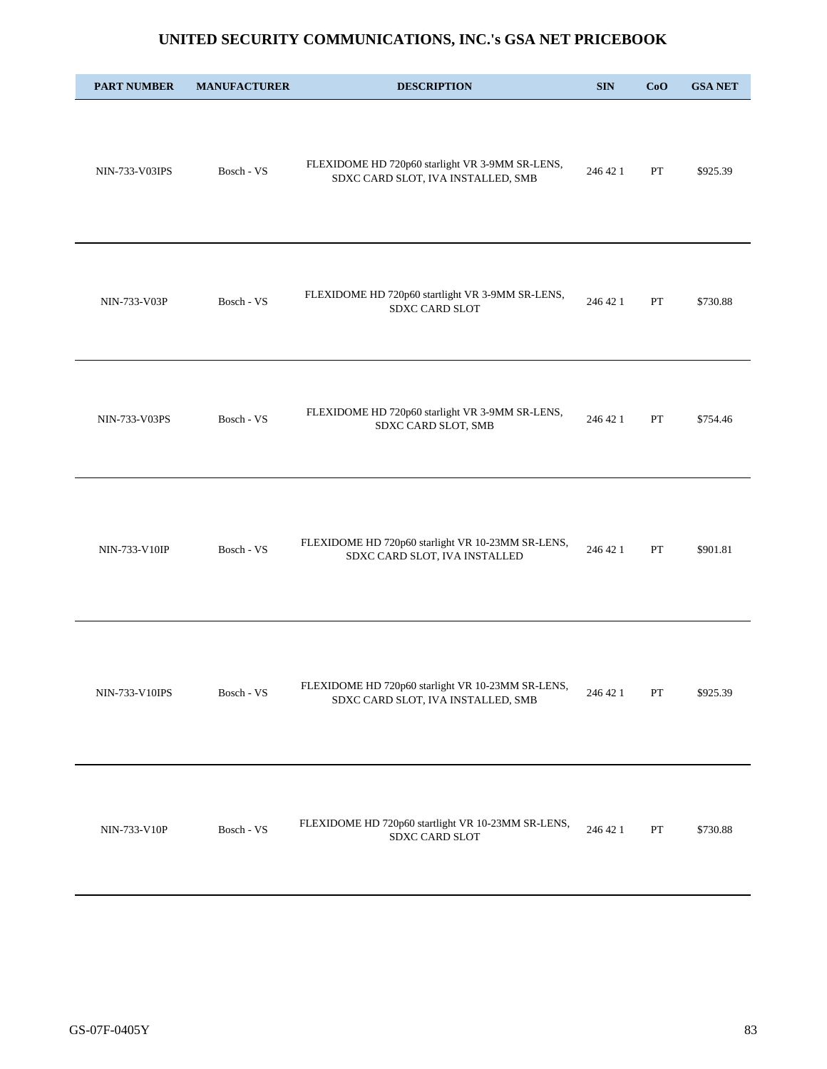# UNITED SECURITY COMMUNICATIONS, INC.'s GSA NET PRICEBOOK

| PART NUMBER | MANUFACTURER | DESCRIPTION | SIN | CoO | GSA NET |
|---|---|---|---|---|---|
| NIN-733-V03IPS | Bosch - VS | FLEXIDOME HD 720p60 starlight VR 3-9MM SR-LENS, SDXC CARD SLOT, IVA INSTALLED, SMB | 246 42 1 | PT | $925.39 |
| NIN-733-V03P | Bosch - VS | FLEXIDOME HD 720p60 startlight VR 3-9MM SR-LENS, SDXC CARD SLOT | 246 42 1 | PT | $730.88 |
| NIN-733-V03PS | Bosch - VS | FLEXIDOME HD 720p60 starlight VR 3-9MM SR-LENS, SDXC CARD SLOT, SMB | 246 42 1 | PT | $754.46 |
| NIN-733-V10IP | Bosch - VS | FLEXIDOME HD 720p60 starlight VR 10-23MM SR-LENS, SDXC CARD SLOT, IVA INSTALLED | 246 42 1 | PT | $901.81 |
| NIN-733-V10IPS | Bosch - VS | FLEXIDOME HD 720p60 starlight VR 10-23MM SR-LENS, SDXC CARD SLOT, IVA INSTALLED, SMB | 246 42 1 | PT | $925.39 |
| NIN-733-V10P | Bosch - VS | FLEXIDOME HD 720p60 startlight VR 10-23MM SR-LENS, SDXC CARD SLOT | 246 42 1 | PT | $730.88 |

GS-07F-0405Y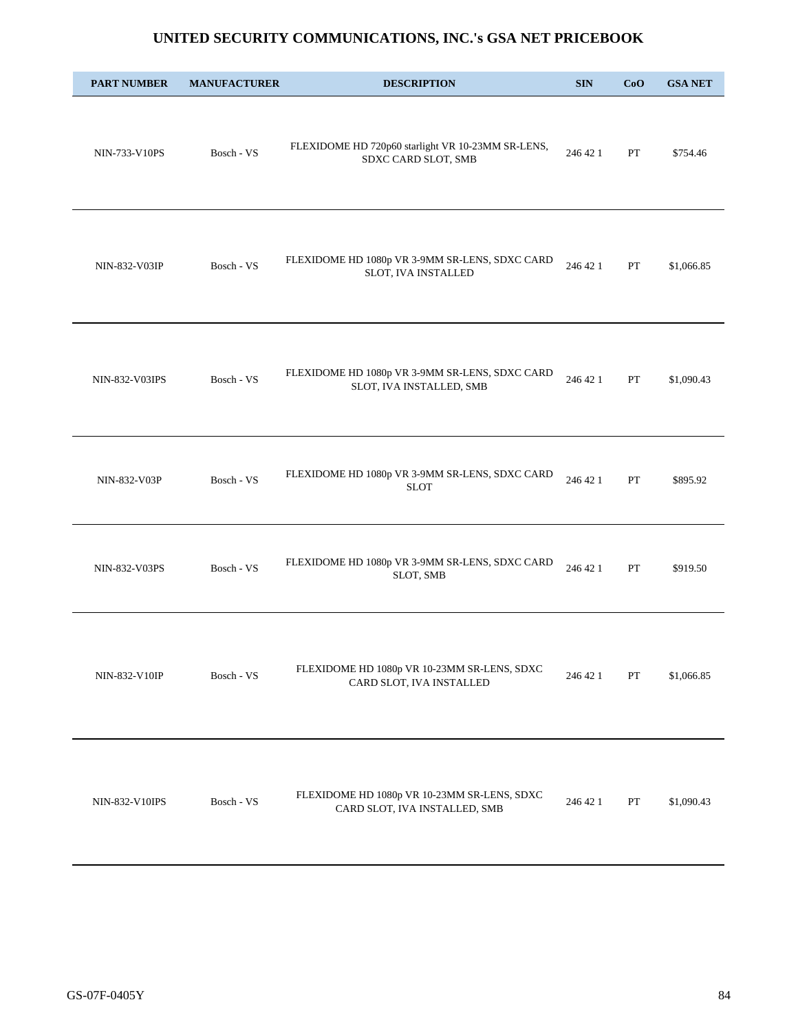# UNITED SECURITY COMMUNICATIONS, INC.'s GSA NET PRICEBOOK

| PART NUMBER | MANUFACTURER | DESCRIPTION | SIN | CoO | GSA NET |
|---|---|---|---|---|---|
| NIN-733-V10PS | Bosch - VS | FLEXIDOME HD 720p60 starlight VR 10-23MM SR-LENS, SDXC CARD SLOT, SMB | 246 42 1 | PT | $754.46 |
| NIN-832-V03IP | Bosch - VS | FLEXIDOME HD 1080p VR 3-9MM SR-LENS, SDXC CARD SLOT, IVA INSTALLED | 246 42 1 | PT | $1,066.85 |
| NIN-832-V03IPS | Bosch - VS | FLEXIDOME HD 1080p VR 3-9MM SR-LENS, SDXC CARD SLOT, IVA INSTALLED, SMB | 246 42 1 | PT | $1,090.43 |
| NIN-832-V03P | Bosch - VS | FLEXIDOME HD 1080p VR 3-9MM SR-LENS, SDXC CARD SLOT | 246 42 1 | PT | $895.92 |
| NIN-832-V03PS | Bosch - VS | FLEXIDOME HD 1080p VR 3-9MM SR-LENS, SDXC CARD SLOT, SMB | 246 42 1 | PT | $919.50 |
| NIN-832-V10IP | Bosch - VS | FLEXIDOME HD 1080p VR 10-23MM SR-LENS, SDXC CARD SLOT, IVA INSTALLED | 246 42 1 | PT | $1,066.85 |
| NIN-832-V10IPS | Bosch - VS | FLEXIDOME HD 1080p VR 10-23MM SR-LENS, SDXC CARD SLOT, IVA INSTALLED, SMB | 246 42 1 | PT | $1,090.43 |

GS-07F-0405Y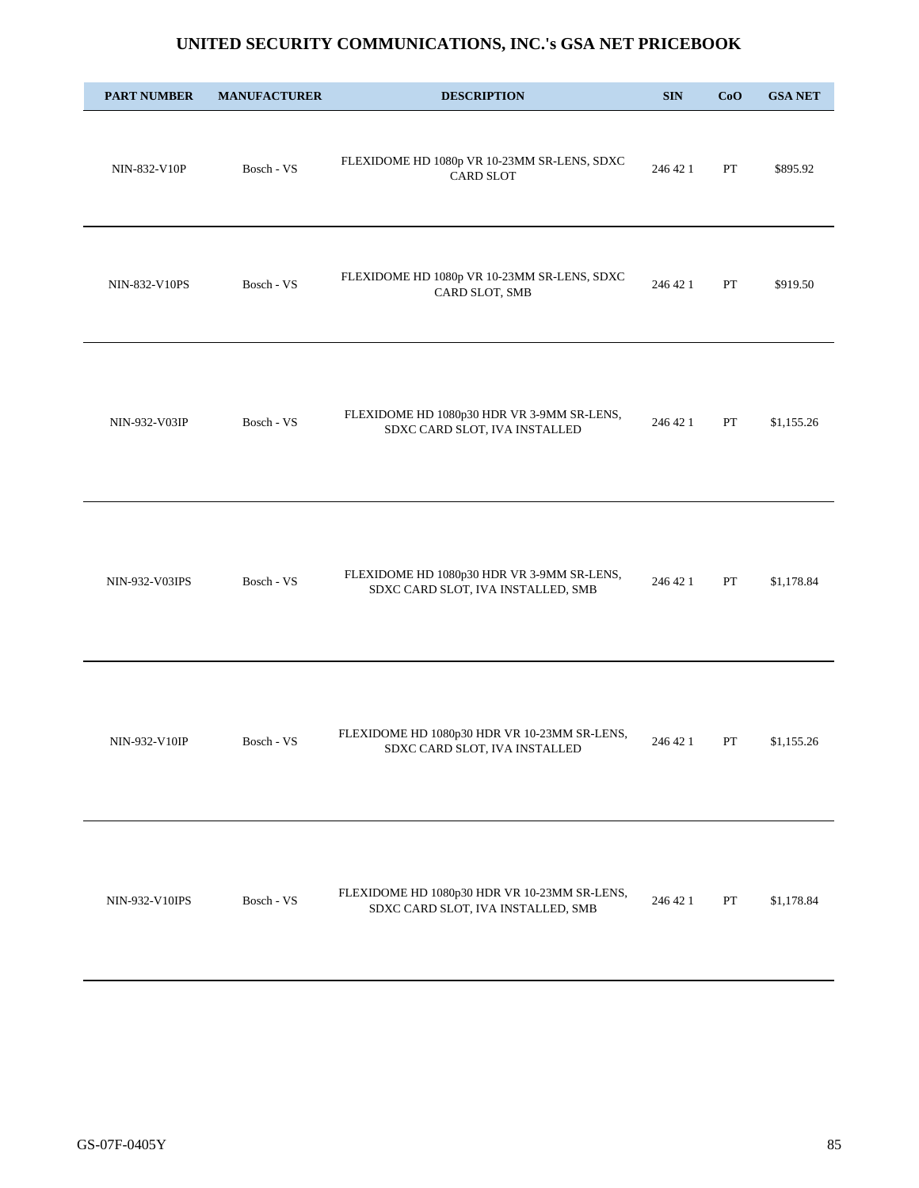# UNITED SECURITY COMMUNICATIONS, INC.'s GSA NET PRICEBOOK

| PART NUMBER | MANUFACTURER | DESCRIPTION | SIN | CoO | GSA NET |
|---|---|---|---|---|---|
| NIN-832-V10P | Bosch - VS | FLEXIDOME HD 1080p VR 10-23MM SR-LENS, SDXC CARD SLOT | 246 42 1 | PT | $895.92 |
| NIN-832-V10PS | Bosch - VS | FLEXIDOME HD 1080p VR 10-23MM SR-LENS, SDXC CARD SLOT, SMB | 246 42 1 | PT | $919.50 |
| NIN-932-V03IP | Bosch - VS | FLEXIDOME HD 1080p30 HDR VR 3-9MM SR-LENS, SDXC CARD SLOT, IVA INSTALLED | 246 42 1 | PT | $1,155.26 |
| NIN-932-V03IPS | Bosch - VS | FLEXIDOME HD 1080p30 HDR VR 3-9MM SR-LENS, SDXC CARD SLOT, IVA INSTALLED, SMB | 246 42 1 | PT | $1,178.84 |
| NIN-932-V10IP | Bosch - VS | FLEXIDOME HD 1080p30 HDR VR 10-23MM SR-LENS, SDXC CARD SLOT, IVA INSTALLED | 246 42 1 | PT | $1,155.26 |
| NIN-932-V10IPS | Bosch - VS | FLEXIDOME HD 1080p30 HDR VR 10-23MM SR-LENS, SDXC CARD SLOT, IVA INSTALLED, SMB | 246 42 1 | PT | $1,178.84 |

GS-07F-0405Y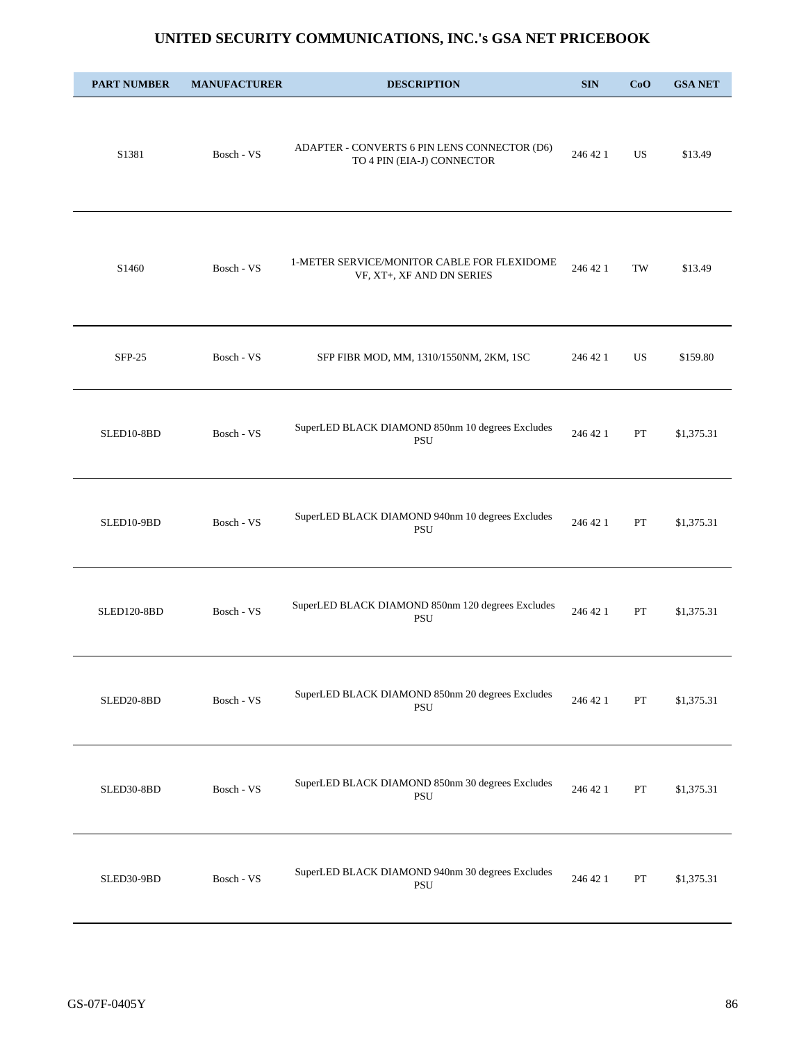# UNITED SECURITY COMMUNICATIONS, INC.'s GSA NET PRICEBOOK

| PART NUMBER | MANUFACTURER | DESCRIPTION | SIN | CoO | GSA NET |
|---|---|---|---|---|---|
| S1381 | Bosch - VS | ADAPTER - CONVERTS 6 PIN LENS CONNECTOR (D6) TO 4 PIN (EIA-J) CONNECTOR | 246 42 1 | US | $13.49 |
| S1460 | Bosch - VS | 1-METER SERVICE/MONITOR CABLE FOR FLEXIDOME VF, XT+, XF AND DN SERIES | 246 42 1 | TW | $13.49 |
| SFP-25 | Bosch - VS | SFP FIBR MOD, MM, 1310/1550NM, 2KM, 1SC | 246 42 1 | US | $159.80 |
| SLED10-8BD | Bosch - VS | SuperLED BLACK DIAMOND 850nm 10 degrees Excludes PSU | 246 42 1 | PT | $1,375.31 |
| SLED10-9BD | Bosch - VS | SuperLED BLACK DIAMOND 940nm 10 degrees Excludes PSU | 246 42 1 | PT | $1,375.31 |
| SLED120-8BD | Bosch - VS | SuperLED BLACK DIAMOND 850nm 120 degrees Excludes PSU | 246 42 1 | PT | $1,375.31 |
| SLED20-8BD | Bosch - VS | SuperLED BLACK DIAMOND 850nm 20 degrees Excludes PSU | 246 42 1 | PT | $1,375.31 |
| SLED30-8BD | Bosch - VS | SuperLED BLACK DIAMOND 850nm 30 degrees Excludes PSU | 246 42 1 | PT | $1,375.31 |
| SLED30-9BD | Bosch - VS | SuperLED BLACK DIAMOND 940nm 30 degrees Excludes PSU | 246 42 1 | PT | $1,375.31 |

GS-07F-0405Y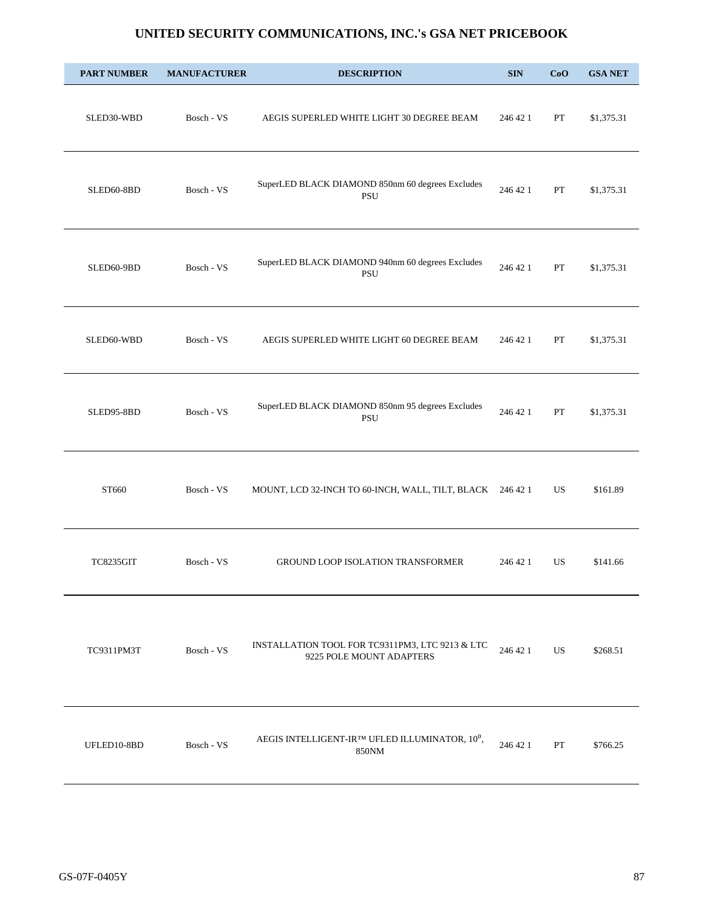## UNITED SECURITY COMMUNICATIONS, INC.'s GSA NET PRICEBOOK

| PART NUMBER | MANUFACTURER | DESCRIPTION | SIN | CoO | GSA NET |
|---|---|---|---|---|---|
| SLED30-WBD | Bosch - VS | AEGIS SUPERLED WHITE LIGHT 30 DEGREE BEAM | 246 42 1 | PT | $1,375.31 |
| SLED60-8BD | Bosch - VS | SuperLED BLACK DIAMOND 850nm 60 degrees Excludes PSU | 246 42 1 | PT | $1,375.31 |
| SLED60-9BD | Bosch - VS | SuperLED BLACK DIAMOND 940nm 60 degrees Excludes PSU | 246 42 1 | PT | $1,375.31 |
| SLED60-WBD | Bosch - VS | AEGIS SUPERLED WHITE LIGHT 60 DEGREE BEAM | 246 42 1 | PT | $1,375.31 |
| SLED95-8BD | Bosch - VS | SuperLED BLACK DIAMOND 850nm 95 degrees Excludes PSU | 246 42 1 | PT | $1,375.31 |
| ST660 | Bosch - VS | MOUNT, LCD 32-INCH TO 60-INCH, WALL, TILT, BLACK | 246 42 1 | US | $161.89 |
| TC8235GIT | Bosch - VS | GROUND LOOP ISOLATION TRANSFORMER | 246 42 1 | US | $141.66 |
| TC9311PM3T | Bosch - VS | INSTALLATION TOOL FOR TC9311PM3, LTC 9213 & LTC 9225 POLE MOUNT ADAPTERS | 246 42 1 | US | $268.51 |
| UFLED10-8BD | Bosch - VS | AEGIS INTELLIGENT-IR™ UFLED ILLUMINATOR, 10º, 850NM | 246 42 1 | PT | $766.25 |

GS-07F-0405Y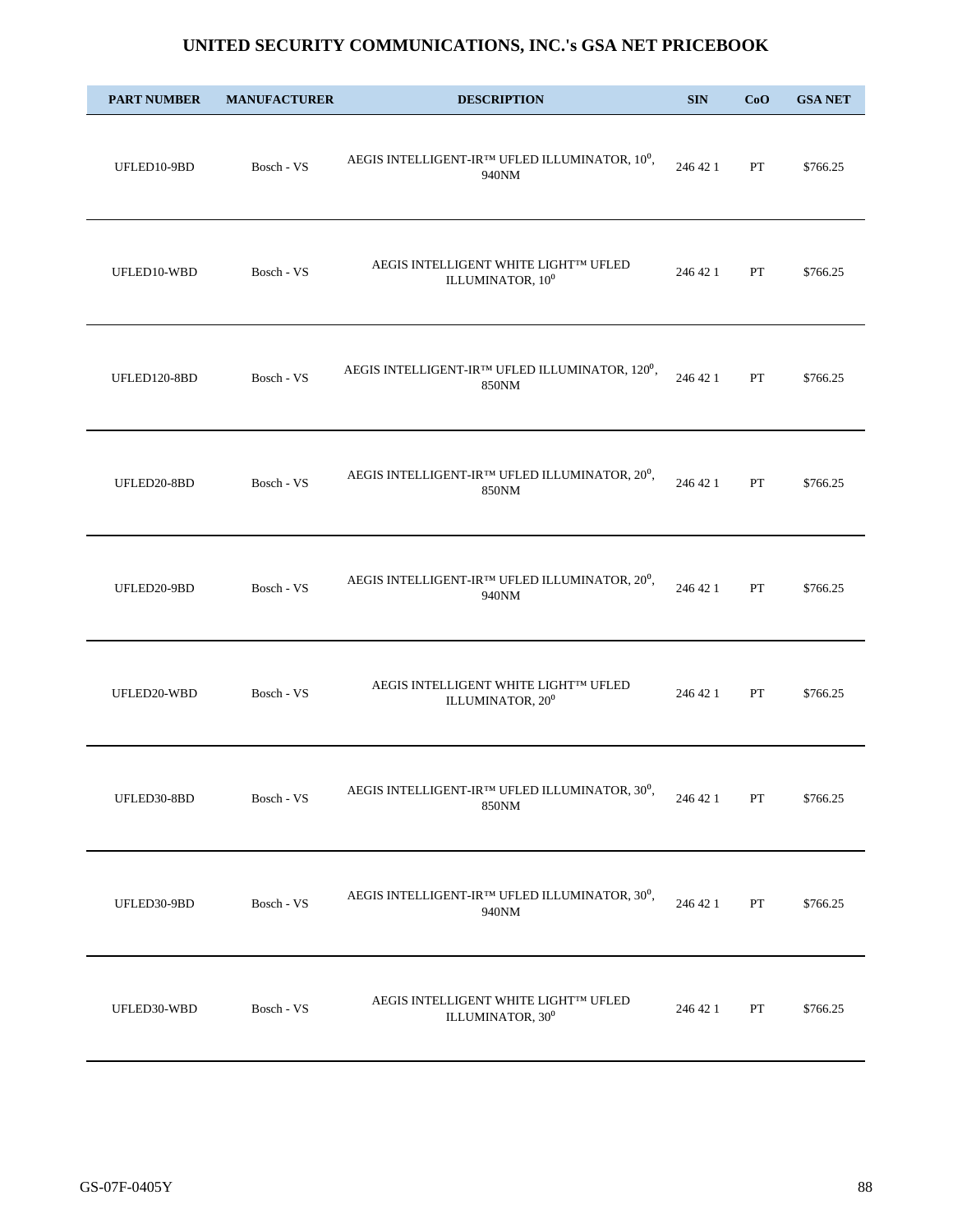# UNITED SECURITY COMMUNICATIONS, INC.'s GSA NET PRICEBOOK

| PART NUMBER | MANUFACTURER | DESCRIPTION | SIN | CoO | GSA NET |
|---|---|---|---|---|---|
| UFLED10-9BD | Bosch - VS | AEGIS INTELLIGENT-IR™ UFLED ILLUMINATOR, $10^0$, 940NM | 246 42 1 | PT | $766.25 |
| UFLED10-WBD | Bosch - VS | AEGIS INTELLIGENT WHITE LIGHT™ UFLED ILLUMINATOR, $10^0$ | 246 42 1 | PT | $766.25 |
| UFLED120-8BD | Bosch - VS | AEGIS INTELLIGENT-IR™ UFLED ILLUMINATOR, $120^0$, 850NM | 246 42 1 | PT | $766.25 |
| UFLED20-8BD | Bosch - VS | AEGIS INTELLIGENT-IR™ UFLED ILLUMINATOR, $20^0$, 850NM | 246 42 1 | PT | $766.25 |
| UFLED20-9BD | Bosch - VS | AEGIS INTELLIGENT-IR™ UFLED ILLUMINATOR, $20^0$, 940NM | 246 42 1 | PT | $766.25 |
| UFLED20-WBD | Bosch - VS | AEGIS INTELLIGENT WHITE LIGHT™ UFLED ILLUMINATOR, $20^0$ | 246 42 1 | PT | $766.25 |
| UFLED30-8BD | Bosch - VS | AEGIS INTELLIGENT-IR™ UFLED ILLUMINATOR, $30^0$, 850NM | 246 42 1 | PT | $766.25 |
| UFLED30-9BD | Bosch - VS | AEGIS INTELLIGENT-IR™ UFLED ILLUMINATOR, $30^0$, 940NM | 246 42 1 | PT | $766.25 |
| UFLED30-WBD | Bosch - VS | AEGIS INTELLIGENT WHITE LIGHT™ UFLED ILLUMINATOR, $30^0$ | 246 42 1 | PT | $766.25 |

GS-07F-0405Y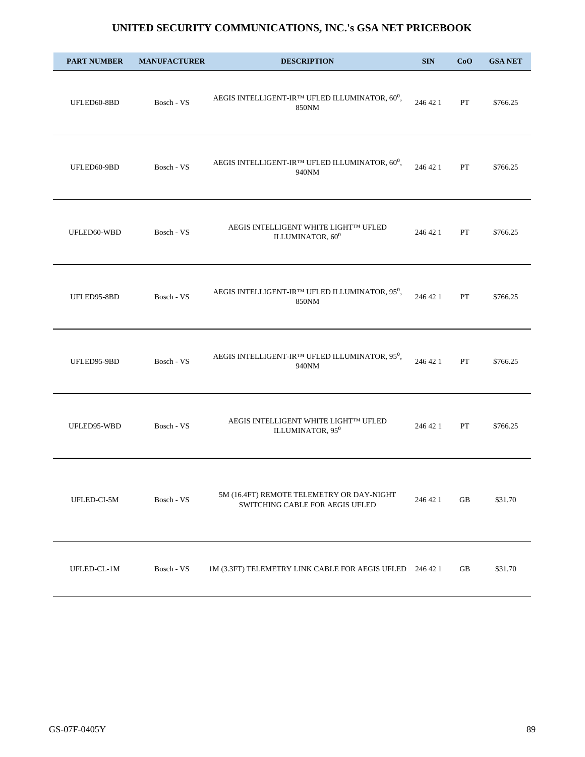# UNITED SECURITY COMMUNICATIONS, INC.'s GSA NET PRICEBOOK

| PART NUMBER | MANUFACTURER | DESCRIPTION | SIN | CoO | GSA NET |
|---|---|---|---|---|---|
| UFLED60-8BD | Bosch - VS | AEGIS INTELLIGENT-IR™ UFLED ILLUMINATOR, $60^0$, 850NM | 246 42 1 | PT | $766.25 |
| UFLED60-9BD | Bosch - VS | AEGIS INTELLIGENT-IR™ UFLED ILLUMINATOR, $60^0$, 940NM | 246 42 1 | PT | $766.25 |
| UFLED60-WBD | Bosch - VS | AEGIS INTELLIGENT WHITE LIGHT™ UFLED ILLUMINATOR, $60^0$ | 246 42 1 | PT | $766.25 |
| UFLED95-8BD | Bosch - VS | AEGIS INTELLIGENT-IR™ UFLED ILLUMINATOR, $95^0$, 850NM | 246 42 1 | PT | $766.25 |
| UFLED95-9BD | Bosch - VS | AEGIS INTELLIGENT-IR™ UFLED ILLUMINATOR, $95^0$, 940NM | 246 42 1 | PT | $766.25 |
| UFLED95-WBD | Bosch - VS | AEGIS INTELLIGENT WHITE LIGHT™ UFLED ILLUMINATOR, $95^0$ | 246 42 1 | PT | $766.25 |
| UFLED-CI-5M | Bosch - VS | 5M (16.4FT) REMOTE TELEMETRY OR DAY-NIGHT SWITCHING CABLE FOR AEGIS UFLED | 246 42 1 | GB | $31.70 |
| UFLED-CL-1M | Bosch - VS | 1M (3.3FT) TELEMETRY LINK CABLE FOR AEGIS UFLED | 246 42 1 | GB | $31.70 |

GS-07F-0405Y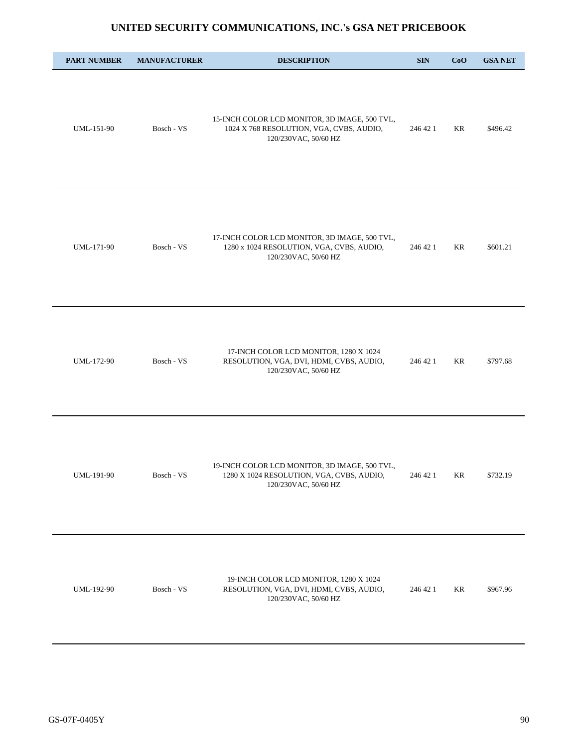# UNITED SECURITY COMMUNICATIONS, INC.'s GSA NET PRICEBOOK

| PART NUMBER | MANUFACTURER | DESCRIPTION | SIN | CoO | GSA NET |
|---|---|---|---|---|---|
| UML-151-90 | Bosch - VS | 15-INCH COLOR LCD MONITOR, 3D IMAGE, 500 TVL, 1024 X 768 RESOLUTION, VGA, CVBS, AUDIO, 120/230VAC, 50/60 HZ | 246 42 1 | KR | $496.42 |
| UML-171-90 | Bosch - VS | 17-INCH COLOR LCD MONITOR, 3D IMAGE, 500 TVL, 1280 x 1024 RESOLUTION, VGA, CVBS, AUDIO, 120/230VAC, 50/60 HZ | 246 42 1 | KR | $601.21 |
| UML-172-90 | Bosch - VS | 17-INCH COLOR LCD MONITOR, 1280 X 1024 RESOLUTION, VGA, DVI, HDMI, CVBS, AUDIO, 120/230VAC, 50/60 HZ | 246 42 1 | KR | $797.68 |
| UML-191-90 | Bosch - VS | 19-INCH COLOR LCD MONITOR, 3D IMAGE, 500 TVL, 1280 X 1024 RESOLUTION, VGA, CVBS, AUDIO, 120/230VAC, 50/60 HZ | 246 42 1 | KR | $732.19 |
| UML-192-90 | Bosch - VS | 19-INCH COLOR LCD MONITOR, 1280 X 1024 RESOLUTION, VGA, DVI, HDMI, CVBS, AUDIO, 120/230VAC, 50/60 HZ | 246 42 1 | KR | $967.96 |

GS-07F-0405Y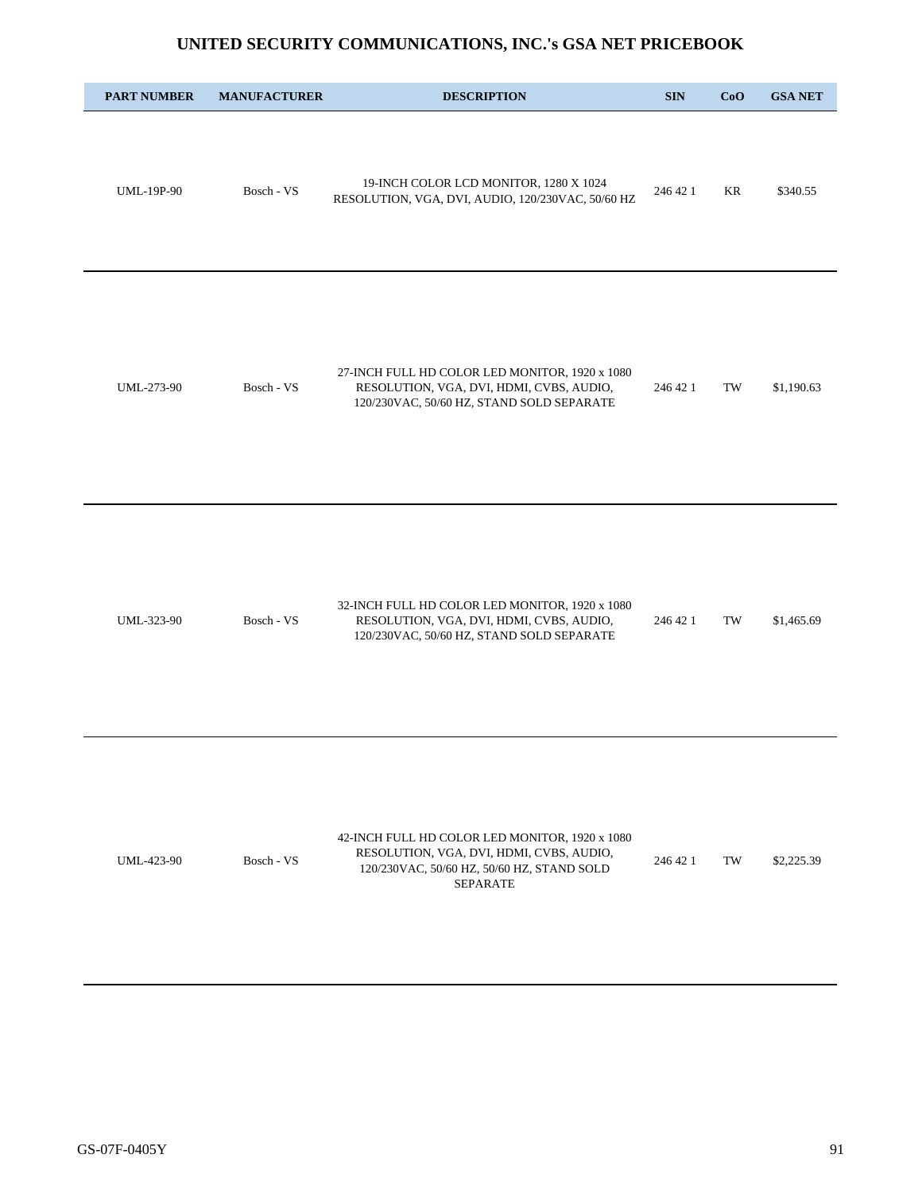# UNITED SECURITY COMMUNICATIONS, INC.'s GSA NET PRICEBOOK

| PART NUMBER | MANUFACTURER | DESCRIPTION | SIN | CoO | GSA NET |
|---|---|---|---|---|---|
| UML-19P-90 | Bosch - VS | 19-INCH COLOR LCD MONITOR, 1280 X 1024 RESOLUTION, VGA, DVI, AUDIO, 120/230VAC, 50/60 HZ | 246 42 1 | KR | $340.55 |
| UML-273-90 | Bosch - VS | 27-INCH FULL HD COLOR LED MONITOR, 1920 x 1080 RESOLUTION, VGA, DVI, HDMI, CVBS, AUDIO, 120/230VAC, 50/60 HZ, STAND SOLD SEPARATE | 246 42 1 | TW | $1,190.63 |
| UML-323-90 | Bosch - VS | 32-INCH FULL HD COLOR LED MONITOR, 1920 x 1080 RESOLUTION, VGA, DVI, HDMI, CVBS, AUDIO, 120/230VAC, 50/60 HZ, STAND SOLD SEPARATE | 246 42 1 | TW | $1,465.69 |
| UML-423-90 | Bosch - VS | 42-INCH FULL HD COLOR LED MONITOR, 1920 x 1080 RESOLUTION, VGA, DVI, HDMI, CVBS, AUDIO, 120/230VAC, 50/60 HZ, 50/60 HZ, STAND SOLD SEPARATE | 246 42 1 | TW | $2,225.39 |

GS-07F-0405Y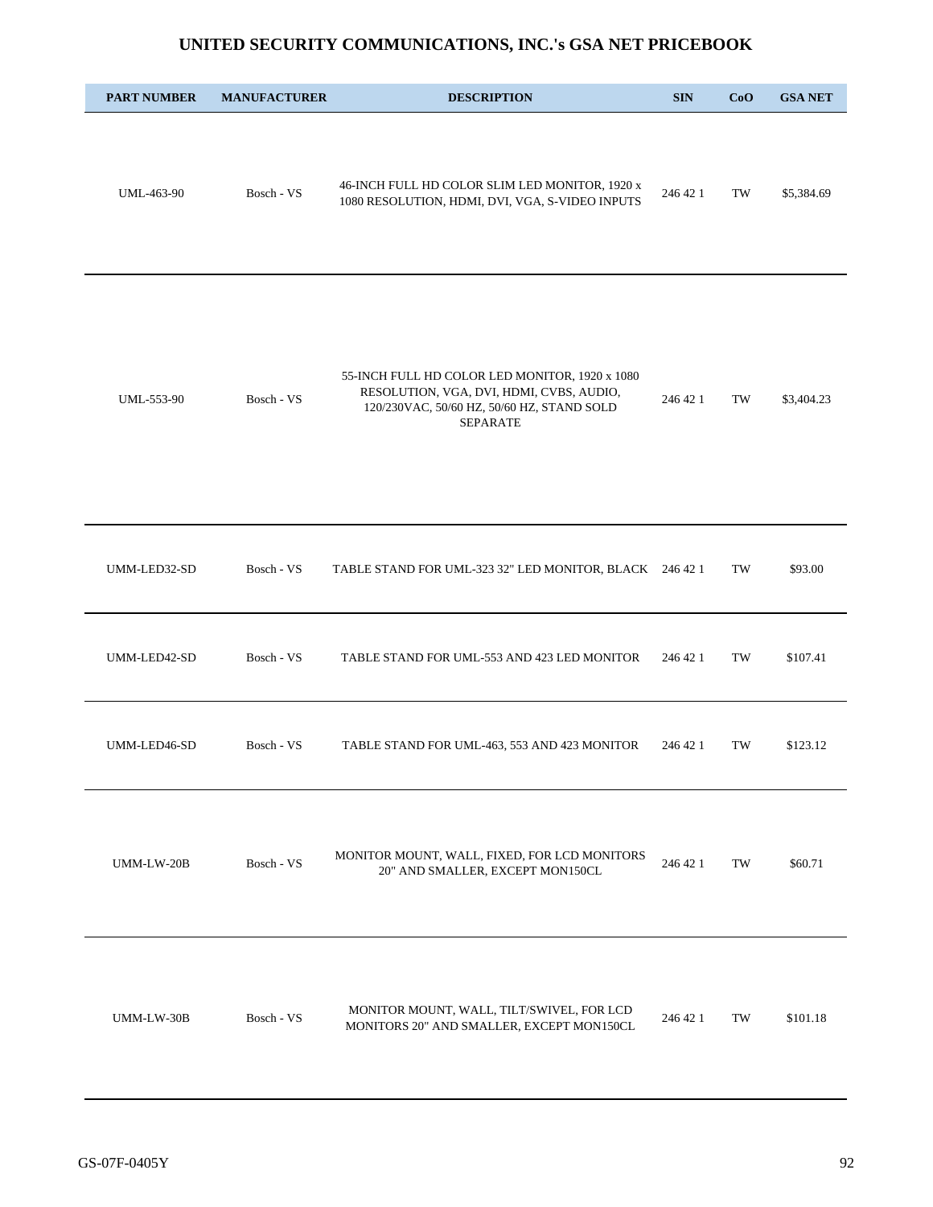# UNITED SECURITY COMMUNICATIONS, INC.'s GSA NET PRICEBOOK

| PART NUMBER | MANUFACTURER | DESCRIPTION | SIN | CoO | GSA NET |
|---|---|---|---|---|---|
| UML-463-90 | Bosch - VS | 46-INCH FULL HD COLOR SLIM LED MONITOR, 1920 x 1080 RESOLUTION, HDMI, DVI, VGA, S-VIDEO INPUTS | 246 42 1 | TW | $5,384.69 |
| UML-553-90 | Bosch - VS | 55-INCH FULL HD COLOR LED MONITOR, 1920 x 1080 RESOLUTION, VGA, DVI, HDMI, CVBS, AUDIO, 120/230VAC, 50/60 HZ, 50/60 HZ, STAND SOLD SEPARATE | 246 42 1 | TW | $3,404.23 |
| UMM-LED32-SD | Bosch - VS | TABLE STAND FOR UML-323 32" LED MONITOR, BLACK | 246 42 1 | TW | $93.00 |
| UMM-LED42-SD | Bosch - VS | TABLE STAND FOR UML-553 AND 423 LED MONITOR | 246 42 1 | TW | $107.41 |
| UMM-LED46-SD | Bosch - VS | TABLE STAND FOR UML-463, 553 AND 423 MONITOR | 246 42 1 | TW | $123.12 |
| UMM-LW-20B | Bosch - VS | MONITOR MOUNT, WALL, FIXED, FOR LCD MONITORS 20" AND SMALLER, EXCEPT MON150CL | 246 42 1 | TW | $60.71 |
| UMM-LW-30B | Bosch - VS | MONITOR MOUNT, WALL, TILT/SWIVEL, FOR LCD MONITORS 20" AND SMALLER, EXCEPT MON150CL | 246 42 1 | TW | $101.18 |

GS-07F-0405Y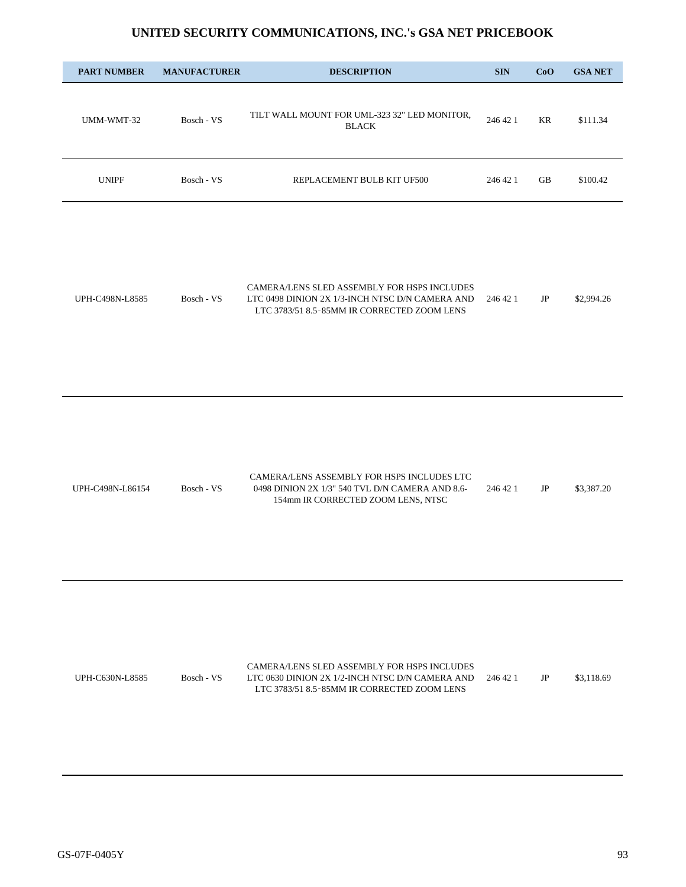# UNITED SECURITY COMMUNICATIONS, INC.'s GSA NET PRICEBOOK

| PART NUMBER | MANUFACTURER | DESCRIPTION | SIN | CoO | GSA NET |
|---|---|---|---|---|---|
| UMM-WMT-32 | Bosch - VS | TILT WALL MOUNT FOR UML-323 32" LED MONITOR, BLACK | 246 42 1 | KR | $111.34 |
| UNIPF | Bosch - VS | REPLACEMENT BULB KIT UF500 | 246 42 1 | GB | $100.42 |
| UPH-C498N-L8585 | Bosch - VS | CAMERA/LENS SLED ASSEMBLY FOR HSPS INCLUDES LTC 0498 DINION 2X 1/3-INCH NTSC D/N CAMERA AND LTC 3783/51 8.5-85MM IR CORRECTED ZOOM LENS | 246 42 1 | JP | $2,994.26 |
| UPH-C498N-L86154 | Bosch - VS | CAMERA/LENS ASSEMBLY FOR HSPS INCLUDES LTC 0498 DINION 2X 1/3" 540 TVL D/N CAMERA AND 8.6-154mm IR CORRECTED ZOOM LENS, NTSC | 246 42 1 | JP | $3,387.20 |
| UPH-C630N-L8585 | Bosch - VS | CAMERA/LENS SLED ASSEMBLY FOR HSPS INCLUDES LTC 0630 DINION 2X 1/2-INCH NTSC D/N CAMERA AND LTC 3783/51 8.5-85MM IR CORRECTED ZOOM LENS | 246 42 1 | JP | $3,118.69 |

GS-07F-0405Y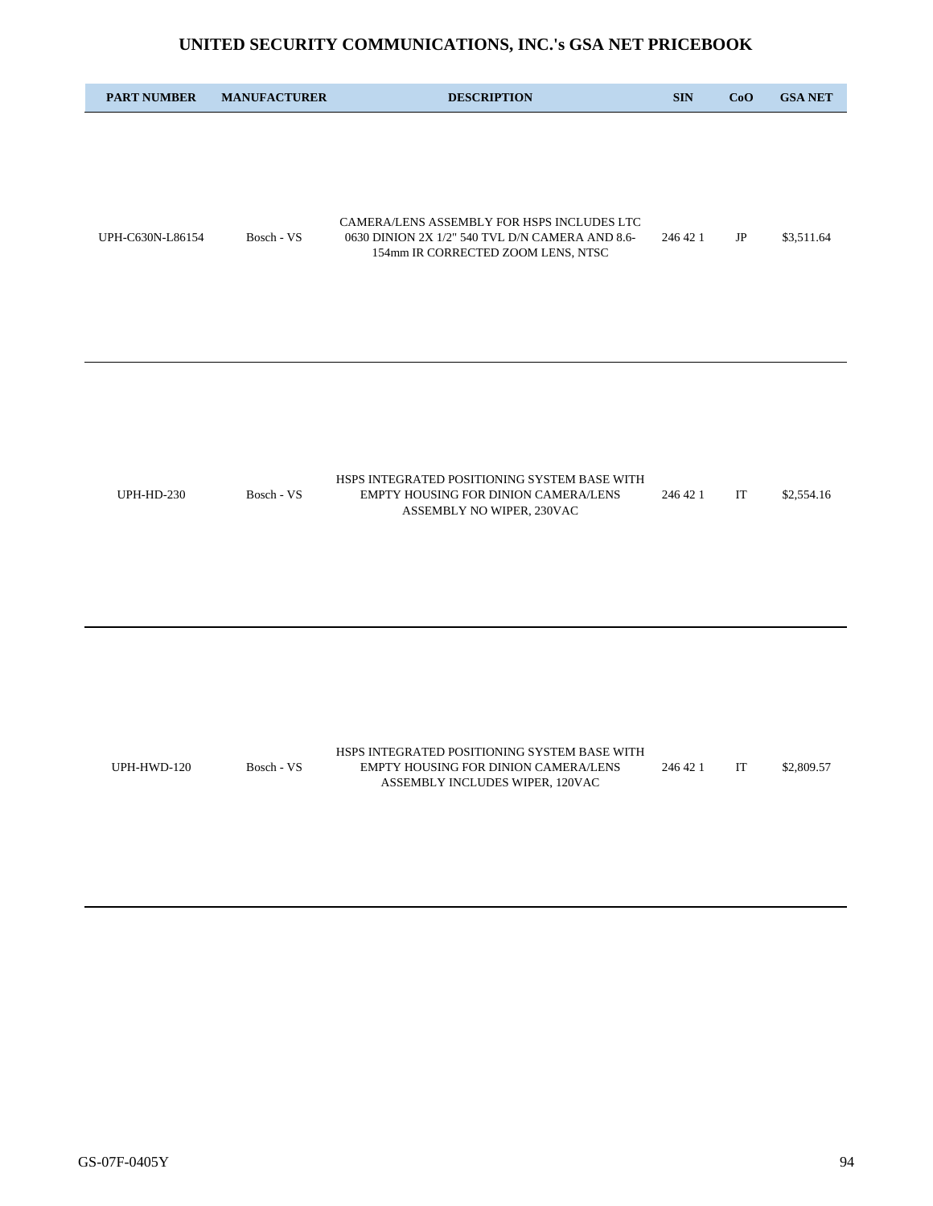# UNITED SECURITY COMMUNICATIONS, INC.'s GSA NET PRICEBOOK

| PART NUMBER | MANUFACTURER | DESCRIPTION | SIN | CoO | GSA NET |
|---|---|---|---|---|---|
| UPH-C630N-L86154 | Bosch - VS | CAMERA/LENS ASSEMBLY FOR HSPS INCLUDES LTC 0630 DINION 2X 1/2" 540 TVL D/N CAMERA AND 8.6-154mm IR CORRECTED ZOOM LENS, NTSC | 246 42 1 | JP | $3,511.64 |
| UPH-HD-230 | Bosch - VS | HSPS INTEGRATED POSITIONING SYSTEM BASE WITH EMPTY HOUSING FOR DINION CAMERA/LENS ASSEMBLY NO WIPER, 230VAC | 246 42 1 | IT | $2,554.16 |
| UPH-HWD-120 | Bosch - VS | HSPS INTEGRATED POSITIONING SYSTEM BASE WITH EMPTY HOUSING FOR DINION CAMERA/LENS ASSEMBLY INCLUDES WIPER, 120VAC | 246 42 1 | IT | $2,809.57 |

GS-07F-0405Y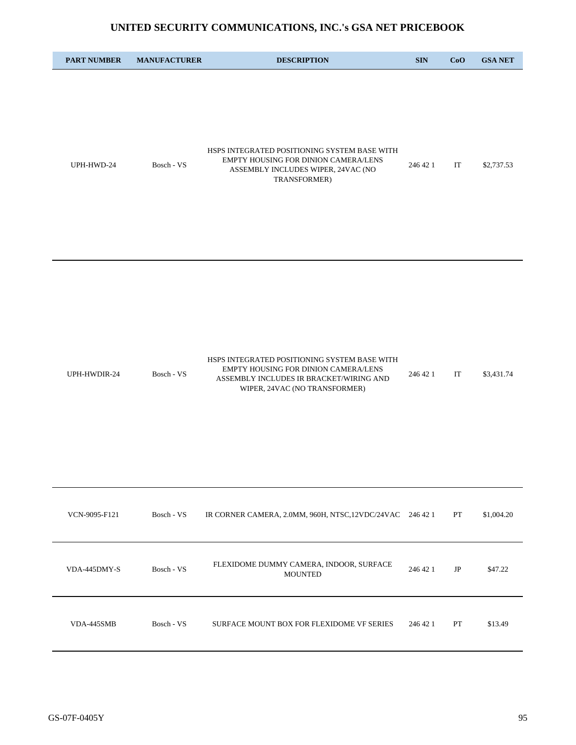# UNITED SECURITY COMMUNICATIONS, INC.'s GSA NET PRICEBOOK

| PART NUMBER | MANUFACTURER | DESCRIPTION | SIN | CoO | GSA NET |
|---|---|---|---|---|---|
| UPH-HWD-24 | Bosch - VS | HSPS INTEGRATED POSITIONING SYSTEM BASE WITH EMPTY HOUSING FOR DINION CAMERA/LENS ASSEMBLY INCLUDES WIPER, 24VAC (NO TRANSFORMER) | 246 42 1 | IT | $2,737.53 |
| UPH-HWDIR-24 | Bosch - VS | HSPS INTEGRATED POSITIONING SYSTEM BASE WITH EMPTY HOUSING FOR DINION CAMERA/LENS ASSEMBLY INCLUDES IR BRACKET/WIRING AND WIPER, 24VAC (NO TRANSFORMER) | 246 42 1 | IT | $3,431.74 |
| VCN-9095-F121 | Bosch - VS | IR CORNER CAMERA, 2.0MM, 960H, NTSC,12VDC/24VAC | 246 42 1 | PT | $1,004.20 |
| VDA-445DMY-S | Bosch - VS | FLEXIDOME DUMMY CAMERA, INDOOR, SURFACE MOUNTED | 246 42 1 | JP | $47.22 |
| VDA-445SMB | Bosch - VS | SURFACE MOUNT BOX FOR FLEXIDOME VF SERIES | 246 42 1 | PT | $13.49 |

GS-07F-0405Y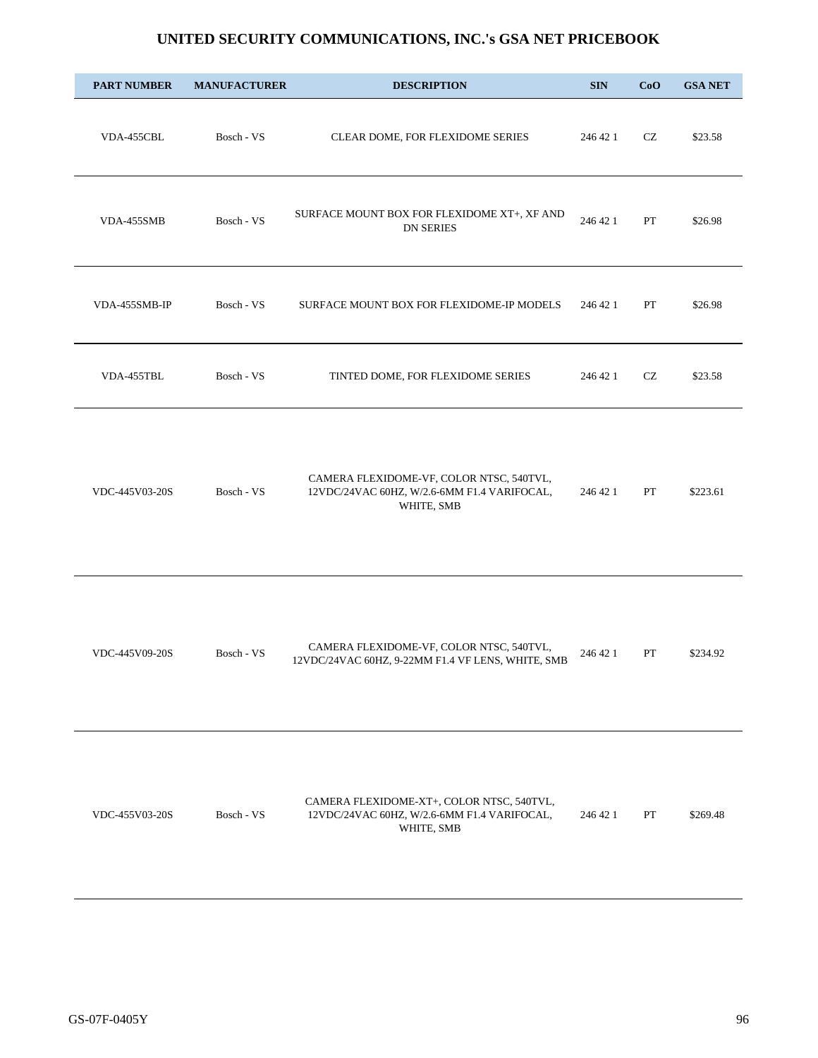# UNITED SECURITY COMMUNICATIONS, INC.'s GSA NET PRICEBOOK

| PART NUMBER | MANUFACTURER | DESCRIPTION | SIN | CoO | GSA NET |
|---|---|---|---|---|---|
| VDA-455CBL | Bosch - VS | CLEAR DOME, FOR FLEXIDOME SERIES | 246 42 1 | CZ | $23.58 |
| VDA-455SMB | Bosch - VS | SURFACE MOUNT BOX FOR FLEXIDOME XT+, XF AND DN SERIES | 246 42 1 | PT | $26.98 |
| VDA-455SMB-IP | Bosch - VS | SURFACE MOUNT BOX FOR FLEXIDOME-IP MODELS | 246 42 1 | PT | $26.98 |
| VDA-455TBL | Bosch - VS | TINTED DOME, FOR FLEXIDOME SERIES | 246 42 1 | CZ | $23.58 |
| VDC-445V03-20S | Bosch - VS | CAMERA FLEXIDOME-VF, COLOR NTSC, 540TVL, 12VDC/24VAC 60HZ, W/2.6-6MM F1.4 VARIFOCAL, WHITE, SMB | 246 42 1 | PT | $223.61 |
| VDC-445V09-20S | Bosch - VS | CAMERA FLEXIDOME-VF, COLOR NTSC, 540TVL, 12VDC/24VAC 60HZ, 9-22MM F1.4 VF LENS, WHITE, SMB | 246 42 1 | PT | $234.92 |
| VDC-455V03-20S | Bosch - VS | CAMERA FLEXIDOME-XT+, COLOR NTSC, 540TVL, 12VDC/24VAC 60HZ, W/2.6-6MM F1.4 VARIFOCAL, WHITE, SMB | 246 42 1 | PT | $269.48 |

GS-07F-0405Y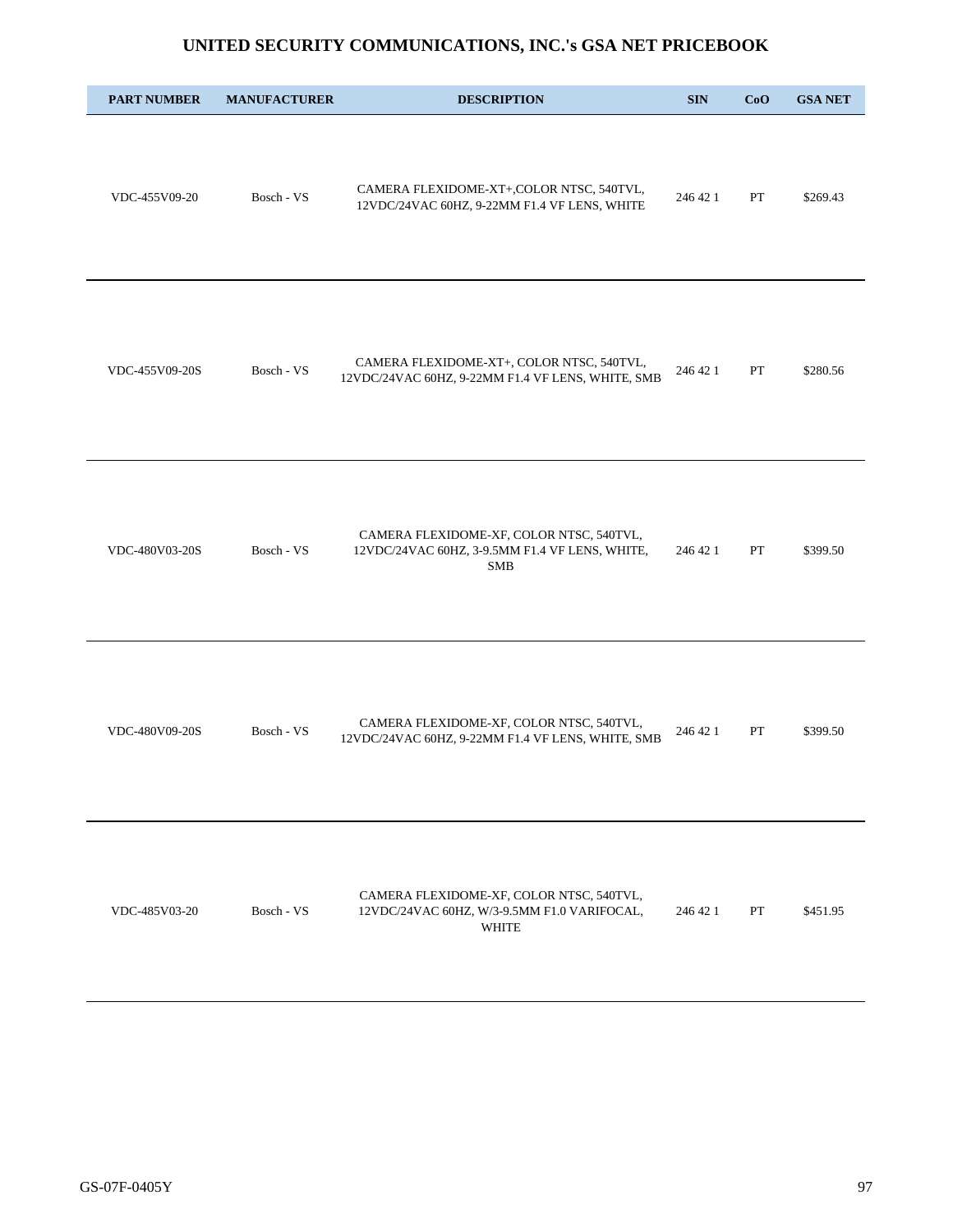# UNITED SECURITY COMMUNICATIONS, INC.'s GSA NET PRICEBOOK

| PART NUMBER | MANUFACTURER | DESCRIPTION | SIN | CoO | GSA NET |
|---|---|---|---|---|---|
| VDC-455V09-20 | Bosch - VS | CAMERA FLEXIDOME-XT+,COLOR NTSC, 540TVL, 12VDC/24VAC 60HZ, 9-22MM F1.4 VF LENS, WHITE | 246 42 1 | PT | $269.43 |
| VDC-455V09-20S | Bosch - VS | CAMERA FLEXIDOME-XT+, COLOR NTSC, 540TVL, 12VDC/24VAC 60HZ, 9-22MM F1.4 VF LENS, WHITE, SMB | 246 42 1 | PT | $280.56 |
| VDC-480V03-20S | Bosch - VS | CAMERA FLEXIDOME-XF, COLOR NTSC, 540TVL, 12VDC/24VAC 60HZ, 3-9.5MM F1.4 VF LENS, WHITE, SMB | 246 42 1 | PT | $399.50 |
| VDC-480V09-20S | Bosch - VS | CAMERA FLEXIDOME-XF, COLOR NTSC, 540TVL, 12VDC/24VAC 60HZ, 9-22MM F1.4 VF LENS, WHITE, SMB | 246 42 1 | PT | $399.50 |
| VDC-485V03-20 | Bosch - VS | CAMERA FLEXIDOME-XF, COLOR NTSC, 540TVL, 12VDC/24VAC 60HZ, W/3-9.5MM F1.0 VARIFOCAL, WHITE | 246 42 1 | PT | $451.95 |

GS-07F-0405Y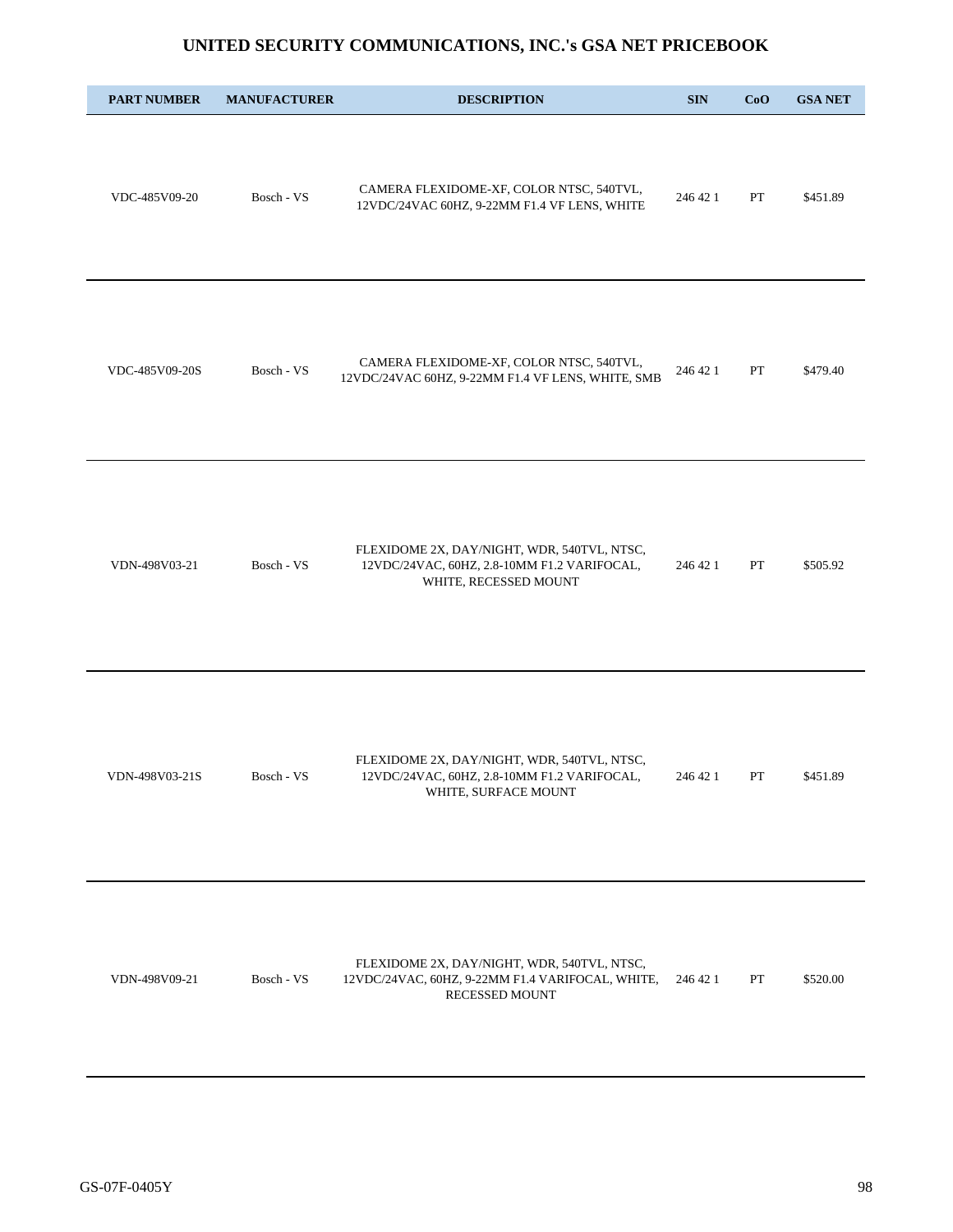# UNITED SECURITY COMMUNICATIONS, INC.'s GSA NET PRICEBOOK

| PART NUMBER | MANUFACTURER | DESCRIPTION | SIN | CoO | GSA NET |
|---|---|---|---|---|---|
| VDC-485V09-20 | Bosch - VS | CAMERA FLEXIDOME-XF, COLOR NTSC, 540TVL, 12VDC/24VAC 60HZ, 9-22MM F1.4 VF LENS, WHITE | 246 42 1 | PT | $451.89 |
| VDC-485V09-20S | Bosch - VS | CAMERA FLEXIDOME-XF, COLOR NTSC, 540TVL, 12VDC/24VAC 60HZ, 9-22MM F1.4 VF LENS, WHITE, SMB | 246 42 1 | PT | $479.40 |
| VDN-498V03-21 | Bosch - VS | FLEXIDOME 2X, DAY/NIGHT, WDR, 540TVL, NTSC, 12VDC/24VAC, 60HZ, 2.8-10MM F1.2 VARIFOCAL, WHITE, RECESSED MOUNT | 246 42 1 | PT | $505.92 |
| VDN-498V03-21S | Bosch - VS | FLEXIDOME 2X, DAY/NIGHT, WDR, 540TVL, NTSC, 12VDC/24VAC, 60HZ, 2.8-10MM F1.2 VARIFOCAL, WHITE, SURFACE MOUNT | 246 42 1 | PT | $451.89 |
| VDN-498V09-21 | Bosch - VS | FLEXIDOME 2X, DAY/NIGHT, WDR, 540TVL, NTSC, 12VDC/24VAC, 60HZ, 9-22MM F1.4 VARIFOCAL, WHITE, RECESSED MOUNT | 246 42 1 | PT | $520.00 |

GS-07F-0405Y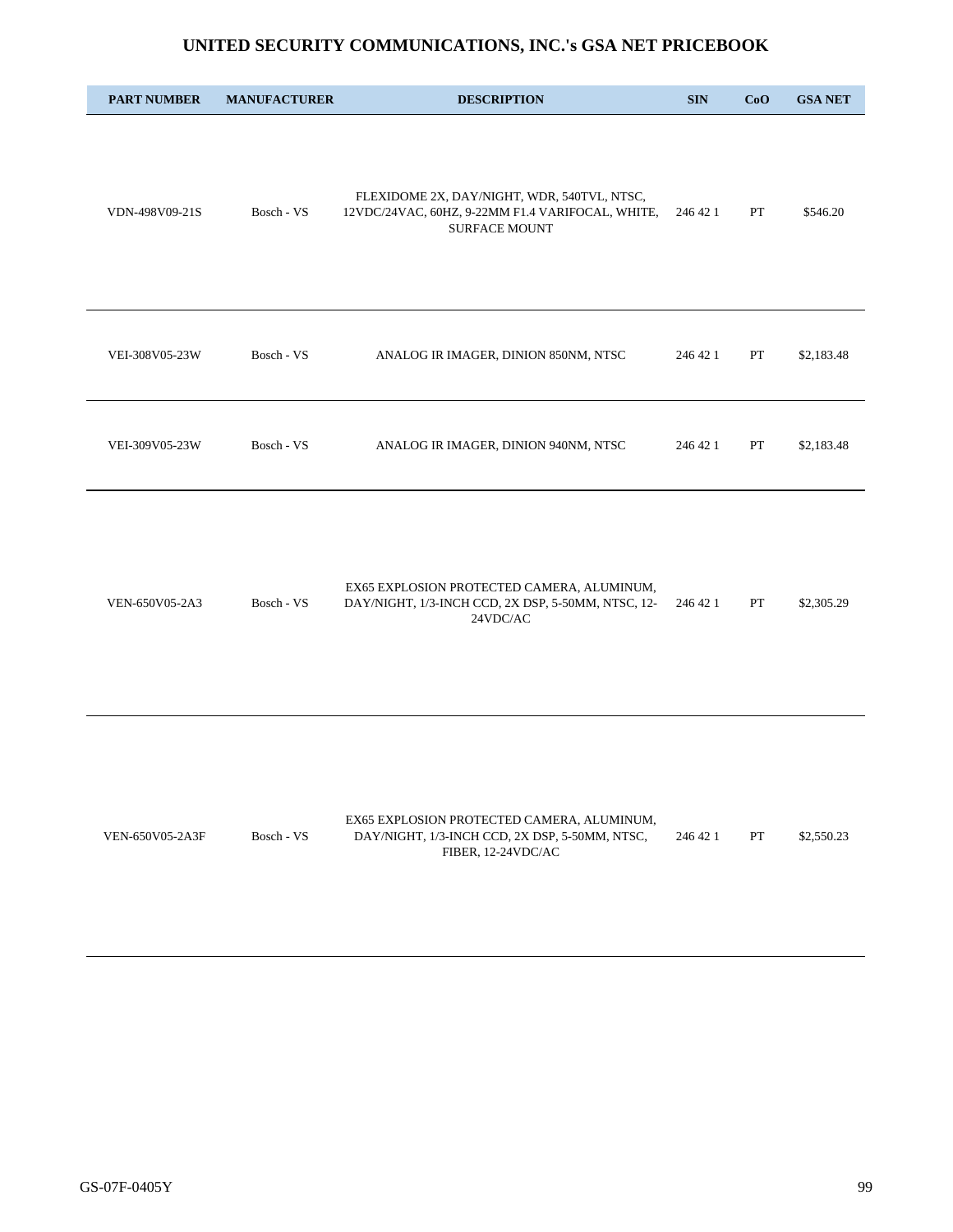# UNITED SECURITY COMMUNICATIONS, INC.'s GSA NET PRICEBOOK

| PART NUMBER | MANUFACTURER | DESCRIPTION | SIN | CoO | GSA NET |
|---|---|---|---|---|---|
| VDN-498V09-21S | Bosch - VS | FLEXIDOME 2X, DAY/NIGHT, WDR, 540TVL, NTSC, 12VDC/24VAC, 60HZ, 9-22MM F1.4 VARIFOCAL, WHITE, SURFACE MOUNT | 246 42 1 | PT | $546.20 |
| VEI-308V05-23W | Bosch - VS | ANALOG IR IMAGER, DINION 850NM, NTSC | 246 42 1 | PT | $2,183.48 |
| VEI-309V05-23W | Bosch - VS | ANALOG IR IMAGER, DINION 940NM, NTSC | 246 42 1 | PT | $2,183.48 |
| VEN-650V05-2A3 | Bosch - VS | EX65 EXPLOSION PROTECTED CAMERA, ALUMINUM, DAY/NIGHT, 1/3-INCH CCD, 2X DSP, 5-50MM, NTSC, 12-24VDC/AC | 246 42 1 | PT | $2,305.29 |
| VEN-650V05-2A3F | Bosch - VS | EX65 EXPLOSION PROTECTED CAMERA, ALUMINUM, DAY/NIGHT, 1/3-INCH CCD, 2X DSP, 5-50MM, NTSC, FIBER, 12-24VDC/AC | 246 42 1 | PT | $2,550.23 |

GS-07F-0405Y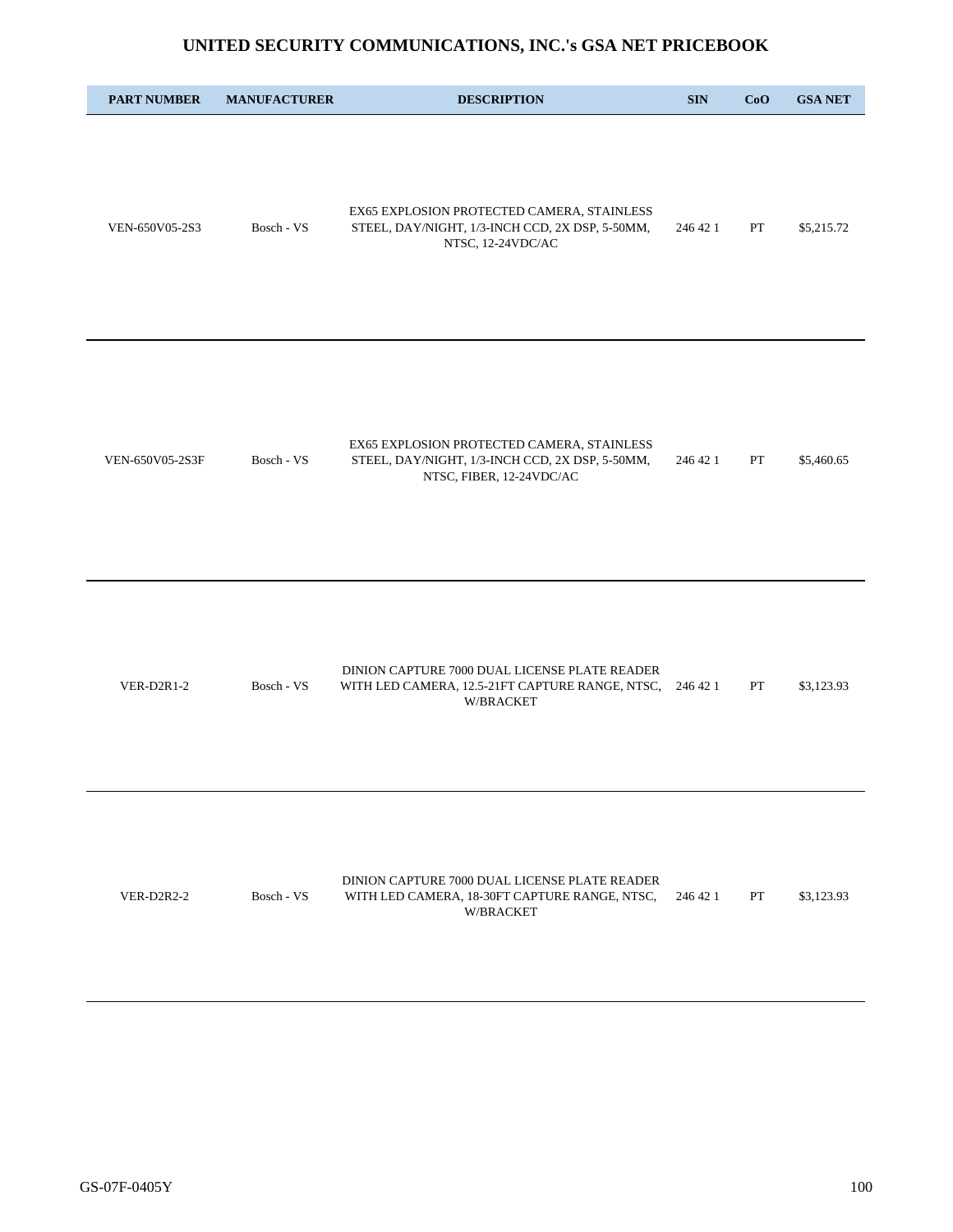# UNITED SECURITY COMMUNICATIONS, INC.'s GSA NET PRICEBOOK

| PART NUMBER | MANUFACTURER | DESCRIPTION | SIN | CoO | GSA NET |
|---|---|---|---|---|---|
| VEN-650V05-2S3 | Bosch - VS | EX65 EXPLOSION PROTECTED CAMERA, STAINLESS STEEL, DAY/NIGHT, 1/3-INCH CCD, 2X DSP, 5-50MM, NTSC, 12-24VDC/AC | 246 42 1 | PT | $5,215.72 |
| VEN-650V05-2S3F | Bosch - VS | EX65 EXPLOSION PROTECTED CAMERA, STAINLESS STEEL, DAY/NIGHT, 1/3-INCH CCD, 2X DSP, 5-50MM, NTSC, FIBER, 12-24VDC/AC | 246 42 1 | PT | $5,460.65 |
| VER-D2R1-2 | Bosch - VS | DINION CAPTURE 7000 DUAL LICENSE PLATE READER WITH LED CAMERA, 12.5-21FT CAPTURE RANGE, NTSC, W/BRACKET | 246 42 1 | PT | $3,123.93 |
| VER-D2R2-2 | Bosch - VS | DINION CAPTURE 7000 DUAL LICENSE PLATE READER WITH LED CAMERA, 18-30FT CAPTURE RANGE, NTSC, W/BRACKET | 246 42 1 | PT | $3,123.93 |

GS-07F-0405Y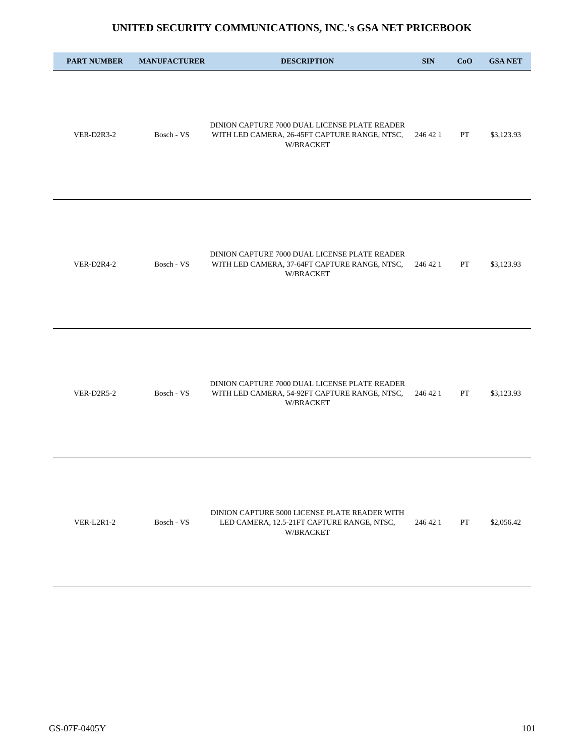# UNITED SECURITY COMMUNICATIONS, INC.'s GSA NET PRICEBOOK

| PART NUMBER | MANUFACTURER | DESCRIPTION | SIN | CoO | GSA NET |
|---|---|---|---|---|---|
| VER-D2R3-2 | Bosch - VS | DINION CAPTURE 7000 DUAL LICENSE PLATE READER WITH LED CAMERA, 26-45FT CAPTURE RANGE, NTSC, W/BRACKET | 246 42 1 | PT | $3,123.93 |
| VER-D2R4-2 | Bosch - VS | DINION CAPTURE 7000 DUAL LICENSE PLATE READER WITH LED CAMERA, 37-64FT CAPTURE RANGE, NTSC, W/BRACKET | 246 42 1 | PT | $3,123.93 |
| VER-D2R5-2 | Bosch - VS | DINION CAPTURE 7000 DUAL LICENSE PLATE READER WITH LED CAMERA, 54-92FT CAPTURE RANGE, NTSC, W/BRACKET | 246 42 1 | PT | $3,123.93 |
| VER-L2R1-2 | Bosch - VS | DINION CAPTURE 5000 LICENSE PLATE READER WITH LED CAMERA, 12.5-21FT CAPTURE RANGE, NTSC, W/BRACKET | 246 42 1 | PT | $2,056.42 |

GS-07F-0405Y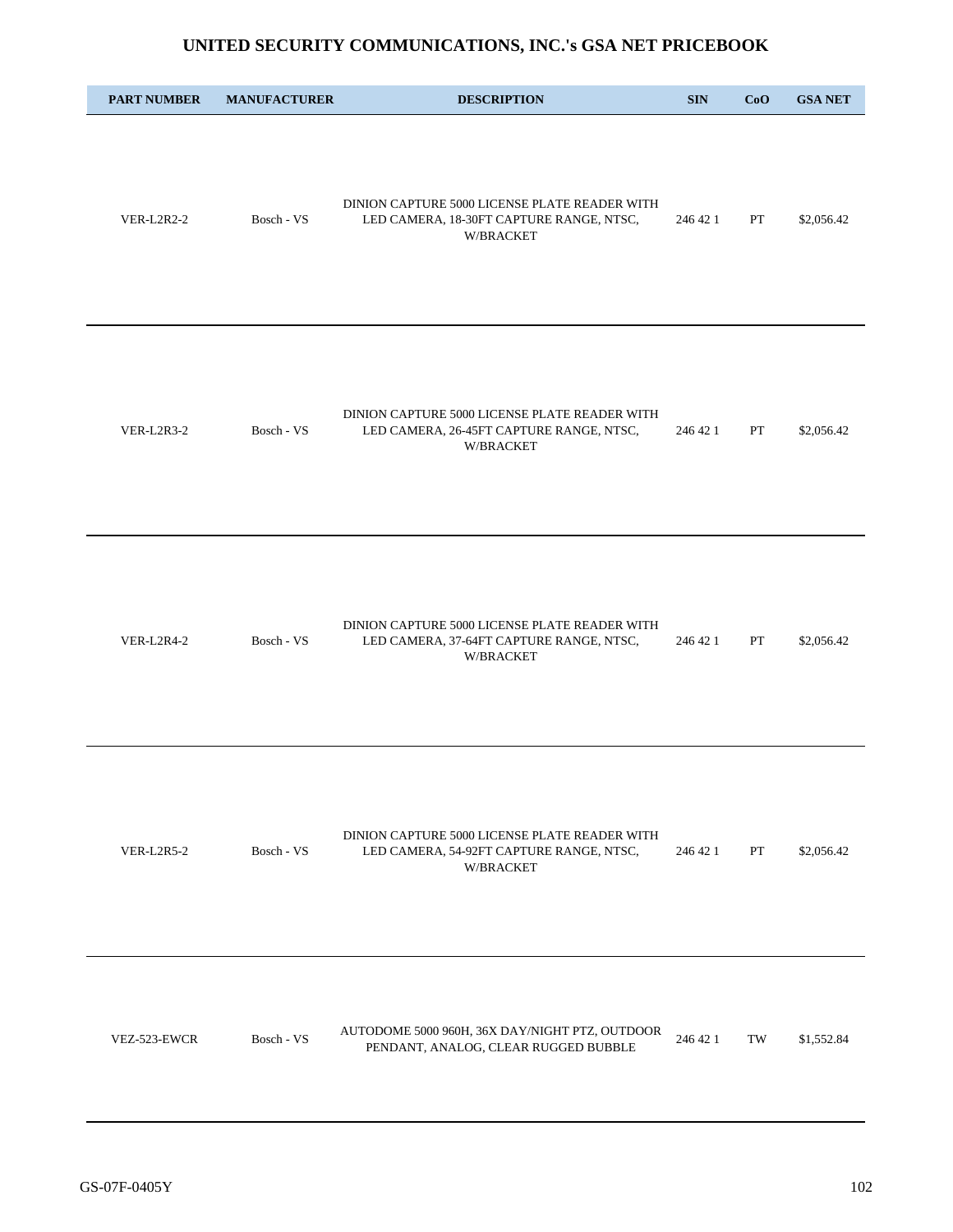# UNITED SECURITY COMMUNICATIONS, INC.'s GSA NET PRICEBOOK

| PART NUMBER | MANUFACTURER | DESCRIPTION | SIN | CoO | GSA NET |
|---|---|---|---|---|---|
| VER-L2R2-2 | Bosch - VS | DINION CAPTURE 5000 LICENSE PLATE READER WITH LED CAMERA, 18-30FT CAPTURE RANGE, NTSC, W/BRACKET | 246 42 1 | PT | $2,056.42 |
| VER-L2R3-2 | Bosch - VS | DINION CAPTURE 5000 LICENSE PLATE READER WITH LED CAMERA, 26-45FT CAPTURE RANGE, NTSC, W/BRACKET | 246 42 1 | PT | $2,056.42 |
| VER-L2R4-2 | Bosch - VS | DINION CAPTURE 5000 LICENSE PLATE READER WITH LED CAMERA, 37-64FT CAPTURE RANGE, NTSC, W/BRACKET | 246 42 1 | PT | $2,056.42 |
| VER-L2R5-2 | Bosch - VS | DINION CAPTURE 5000 LICENSE PLATE READER WITH LED CAMERA, 54-92FT CAPTURE RANGE, NTSC, W/BRACKET | 246 42 1 | PT | $2,056.42 |
| VEZ-523-EWCR | Bosch - VS | AUTODOME 5000 960H, 36X DAY/NIGHT PTZ, OUTDOOR PENDANT, ANALOG, CLEAR RUGGED BUBBLE | 246 42 1 | TW | $1,552.84 |

GS-07F-0405Y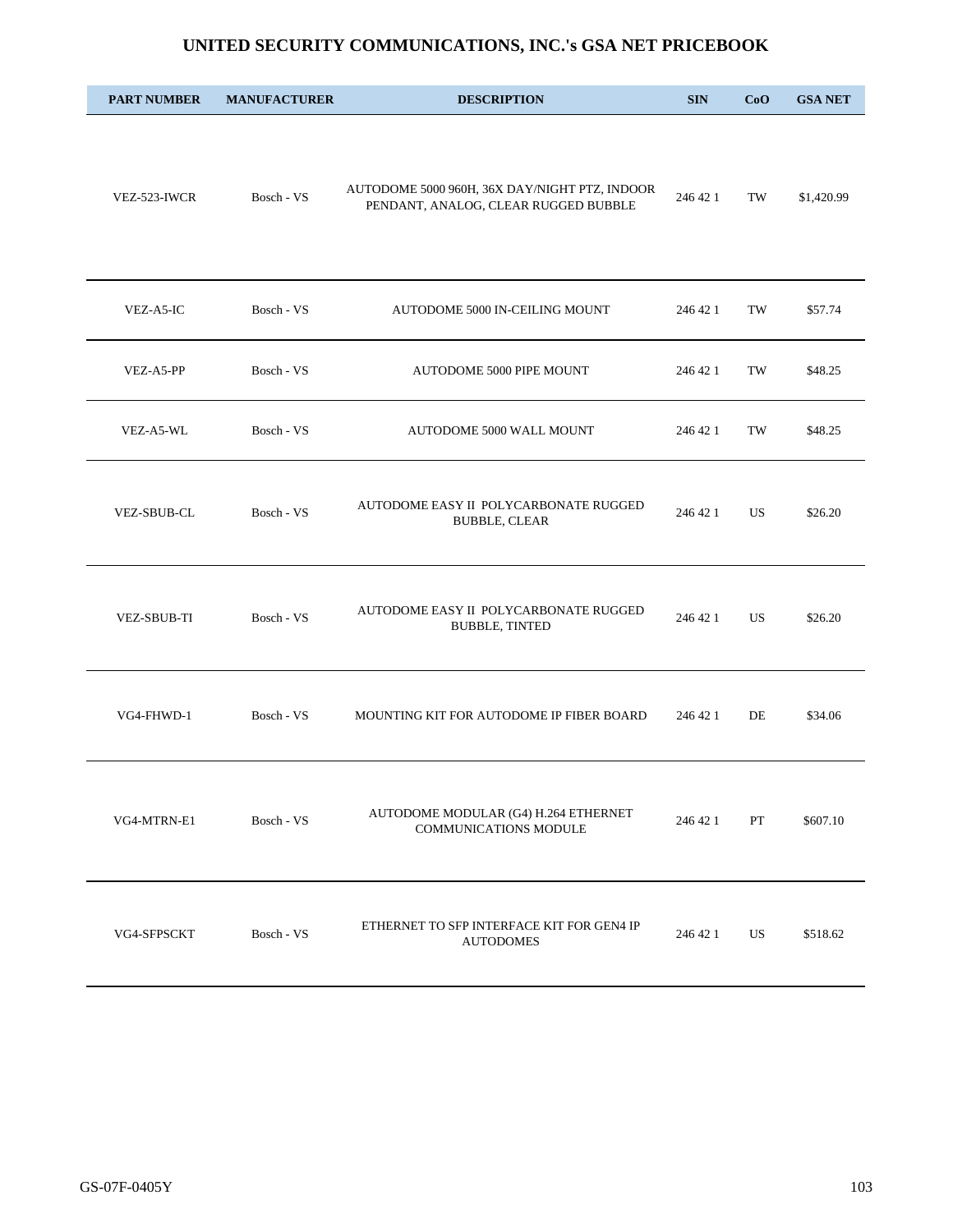# UNITED SECURITY COMMUNICATIONS, INC.'s GSA NET PRICEBOOK

| PART NUMBER | MANUFACTURER | DESCRIPTION | SIN | CoO | GSA NET |
|---|---|---|---|---|---|
| VEZ-523-IWCR | Bosch - VS | AUTODOME 5000 960H, 36X DAY/NIGHT PTZ, INDOOR PENDANT, ANALOG, CLEAR RUGGED BUBBLE | 246 42 1 | TW | $1,420.99 |
| VEZ-A5-IC | Bosch - VS | AUTODOME 5000 IN-CEILING MOUNT | 246 42 1 | TW | $57.74 |
| VEZ-A5-PP | Bosch - VS | AUTODOME 5000 PIPE MOUNT | 246 42 1 | TW | $48.25 |
| VEZ-A5-WL | Bosch - VS | AUTODOME 5000 WALL MOUNT | 246 42 1 | TW | $48.25 |
| VEZ-SBUB-CL | Bosch - VS | AUTODOME EASY II POLYCARBONATE RUGGED BUBBLE, CLEAR | 246 42 1 | US | $26.20 |
| VEZ-SBUB-TI | Bosch - VS | AUTODOME EASY II POLYCARBONATE RUGGED BUBBLE, TINTED | 246 42 1 | US | $26.20 |
| VG4-FHWD-1 | Bosch - VS | MOUNTING KIT FOR AUTODOME IP FIBER BOARD | 246 42 1 | DE | $34.06 |
| VG4-MTRN-E1 | Bosch - VS | AUTODOME MODULAR (G4) H.264 ETHERNET COMMUNICATIONS MODULE | 246 42 1 | PT | $607.10 |
| VG4-SFPSCKT | Bosch - VS | ETHERNET TO SFP INTERFACE KIT FOR GEN4 IP AUTODOMES | 246 42 1 | US | $518.62 |

GS-07F-0405Y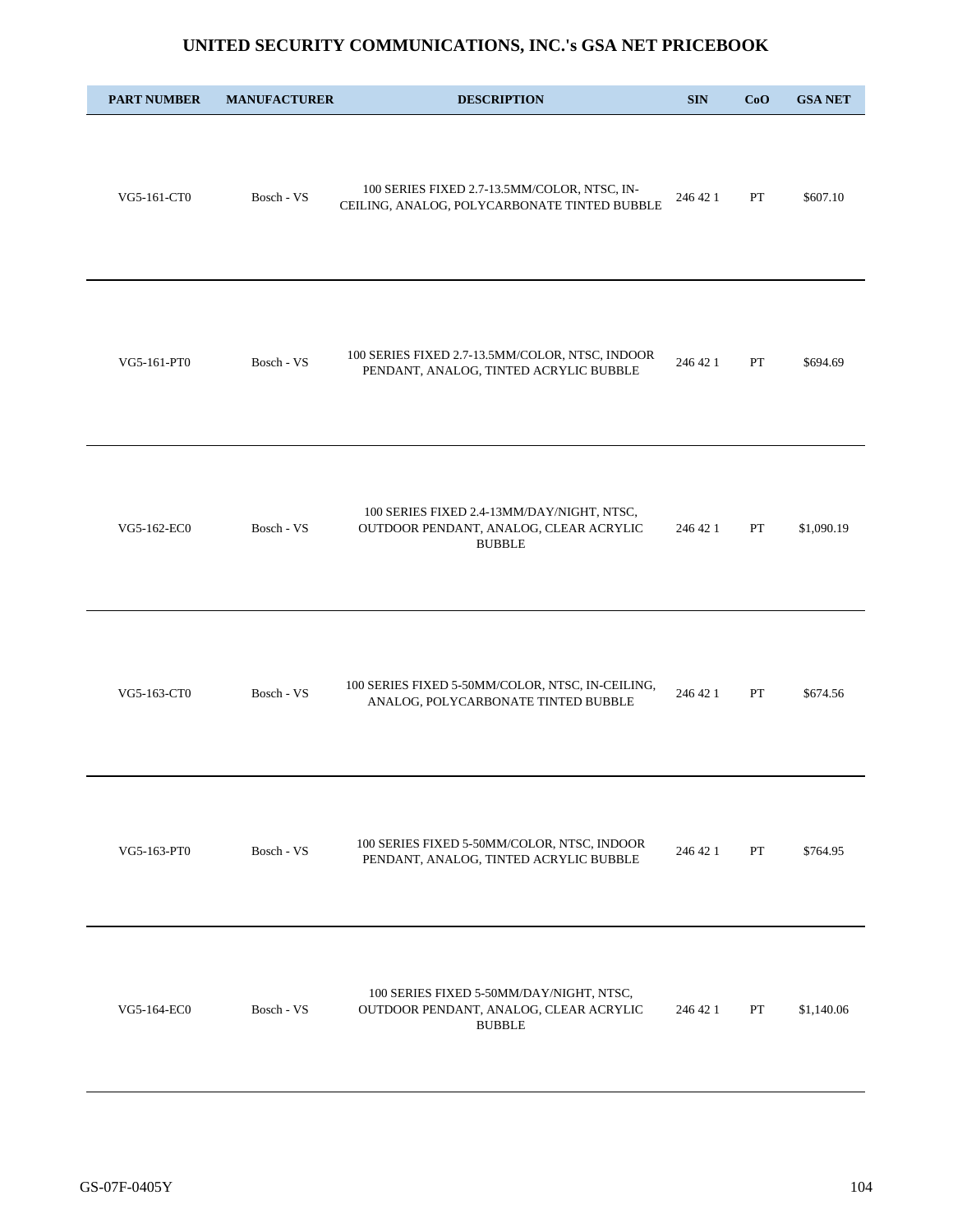# UNITED SECURITY COMMUNICATIONS, INC.'s GSA NET PRICEBOOK

| PART NUMBER | MANUFACTURER | DESCRIPTION | SIN | CoO | GSA NET |
|---|---|---|---|---|---|
| VG5-161-CT0 | Bosch - VS | 100 SERIES FIXED 2.7-13.5MM/COLOR, NTSC, IN-CEILING, ANALOG, POLYCARBONATE TINTED BUBBLE | 246 42 1 | PT | $607.10 |
| VG5-161-PT0 | Bosch - VS | 100 SERIES FIXED 2.7-13.5MM/COLOR, NTSC, INDOOR PENDANT, ANALOG, TINTED ACRYLIC BUBBLE | 246 42 1 | PT | $694.69 |
| VG5-162-EC0 | Bosch - VS | 100 SERIES FIXED 2.4-13MM/DAY/NIGHT, NTSC, OUTDOOR PENDANT, ANALOG, CLEAR ACRYLIC BUBBLE | 246 42 1 | PT | $1,090.19 |
| VG5-163-CT0 | Bosch - VS | 100 SERIES FIXED 5-50MM/COLOR, NTSC, IN-CEILING, ANALOG, POLYCARBONATE TINTED BUBBLE | 246 42 1 | PT | $674.56 |
| VG5-163-PT0 | Bosch - VS | 100 SERIES FIXED 5-50MM/COLOR, NTSC, INDOOR PENDANT, ANALOG, TINTED ACRYLIC BUBBLE | 246 42 1 | PT | $764.95 |
| VG5-164-EC0 | Bosch - VS | 100 SERIES FIXED 5-50MM/DAY/NIGHT, NTSC, OUTDOOR PENDANT, ANALOG, CLEAR ACRYLIC BUBBLE | 246 42 1 | PT | $1,140.06 |

GS-07F-0405Y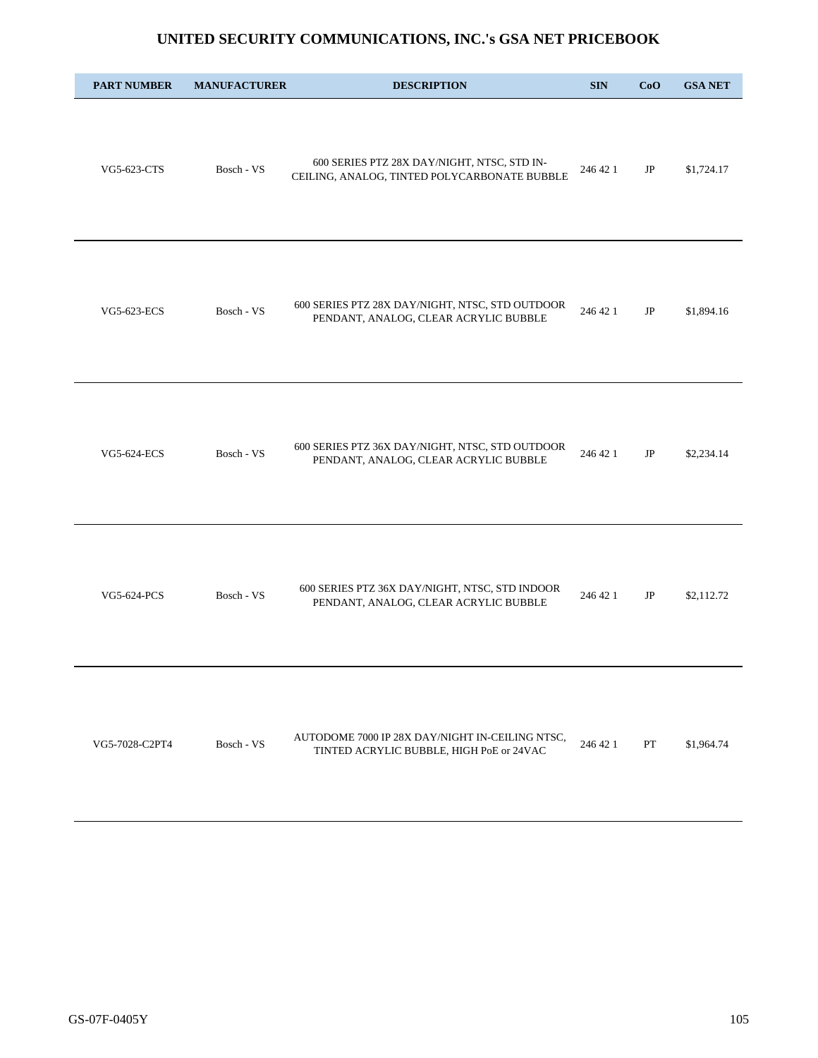# UNITED SECURITY COMMUNICATIONS, INC.'s GSA NET PRICEBOOK

| PART NUMBER | MANUFACTURER | DESCRIPTION | SIN | CoO | GSA NET |
|---|---|---|---|---|---|
| VG5-623-CTS | Bosch - VS | 600 SERIES PTZ 28X DAY/NIGHT, NTSC, STD IN-CEILING, ANALOG, TINTED POLYCARBONATE BUBBLE | 246 42 1 | JP | $1,724.17 |
| VG5-623-ECS | Bosch - VS | 600 SERIES PTZ 28X DAY/NIGHT, NTSC, STD OUTDOOR PENDANT, ANALOG, CLEAR ACRYLIC BUBBLE | 246 42 1 | JP | $1,894.16 |
| VG5-624-ECS | Bosch - VS | 600 SERIES PTZ 36X DAY/NIGHT, NTSC, STD OUTDOOR PENDANT, ANALOG, CLEAR ACRYLIC BUBBLE | 246 42 1 | JP | $2,234.14 |
| VG5-624-PCS | Bosch - VS | 600 SERIES PTZ 36X DAY/NIGHT, NTSC, STD INDOOR PENDANT, ANALOG, CLEAR ACRYLIC BUBBLE | 246 42 1 | JP | $2,112.72 |
| VG5-7028-C2PT4 | Bosch - VS | AUTODOME 7000 IP 28X DAY/NIGHT IN-CEILING NTSC, TINTED ACRYLIC BUBBLE, HIGH PoE or 24VAC | 246 42 1 | PT | $1,964.74 |

GS-07F-0405Y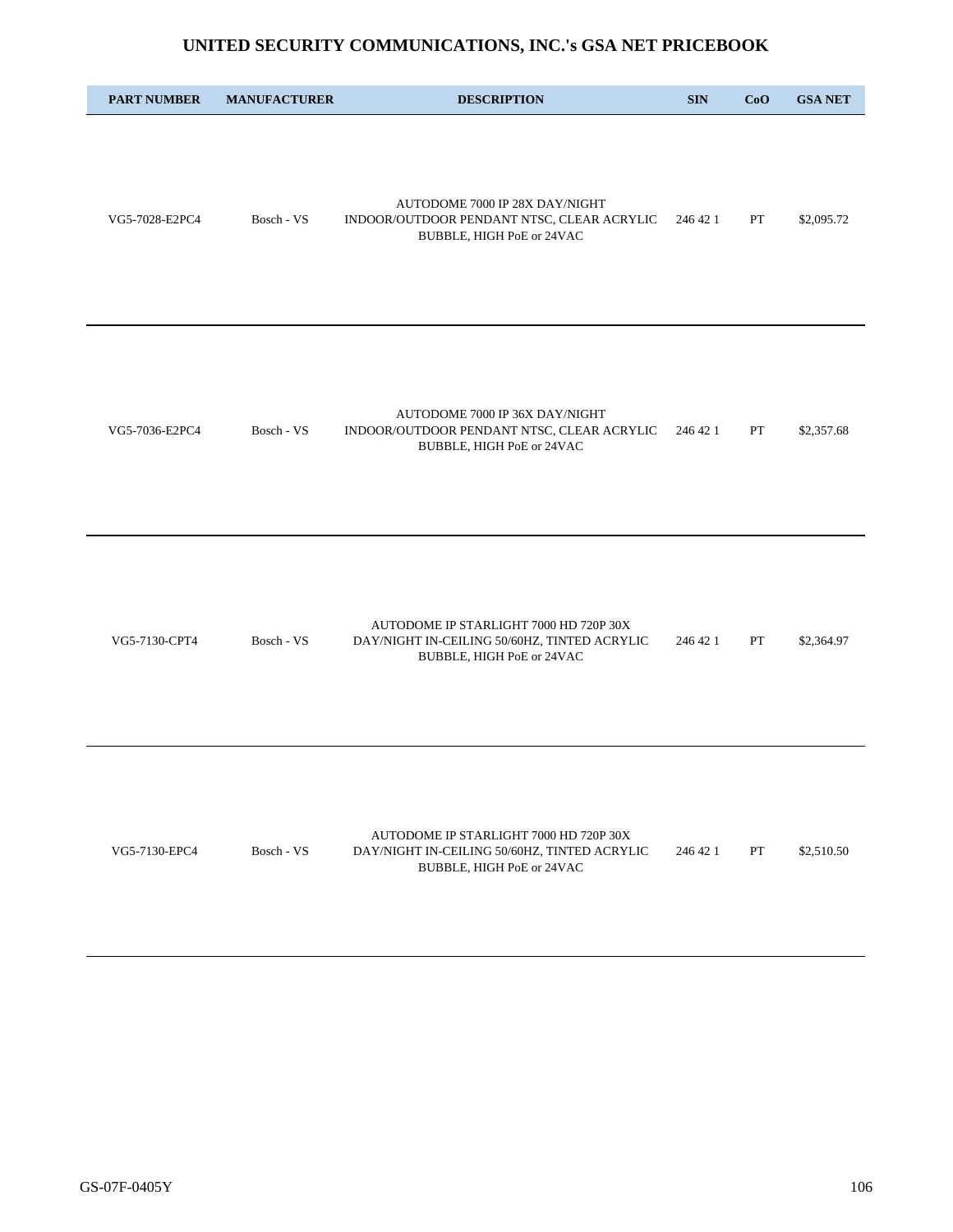# UNITED SECURITY COMMUNICATIONS, INC.'s GSA NET PRICEBOOK

| PART NUMBER | MANUFACTURER | DESCRIPTION | SIN | CoO | GSA NET |
|---|---|---|---|---|---|
| VG5-7028-E2PC4 | Bosch - VS | AUTODOME 7000 IP 28X DAY/NIGHT INDOOR/OUTDOOR PENDANT NTSC, CLEAR ACRYLIC BUBBLE, HIGH PoE or 24VAC | 246 42 1 | PT | $2,095.72 |
| VG5-7036-E2PC4 | Bosch - VS | AUTODOME 7000 IP 36X DAY/NIGHT INDOOR/OUTDOOR PENDANT NTSC, CLEAR ACRYLIC BUBBLE, HIGH PoE or 24VAC | 246 42 1 | PT | $2,357.68 |
| VG5-7130-CPT4 | Bosch - VS | AUTODOME IP STARLIGHT 7000 HD 720P 30X DAY/NIGHT IN-CEILING 50/60HZ, TINTED ACRYLIC BUBBLE, HIGH PoE or 24VAC | 246 42 1 | PT | $2,364.97 |
| VG5-7130-EPC4 | Bosch - VS | AUTODOME IP STARLIGHT 7000 HD 720P 30X DAY/NIGHT IN-CEILING 50/60HZ, TINTED ACRYLIC BUBBLE, HIGH PoE or 24VAC | 246 42 1 | PT | $2,510.50 |

GS-07F-0405Y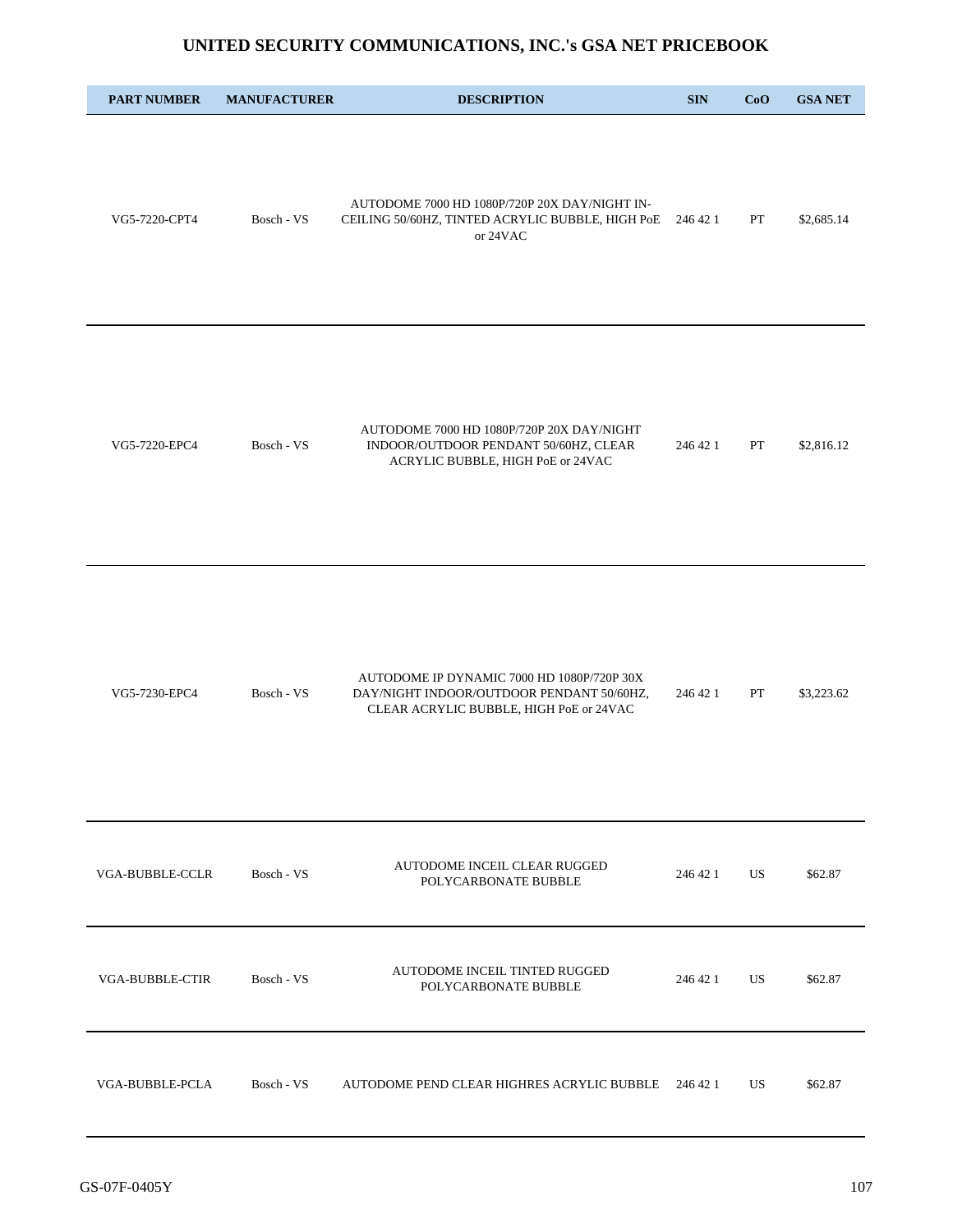# UNITED SECURITY COMMUNICATIONS, INC.'s GSA NET PRICEBOOK

| PART NUMBER | MANUFACTURER | DESCRIPTION | SIN | CoO | GSA NET |
|---|---|---|---|---|---|
| VG5-7220-CPT4 | Bosch - VS | AUTODOME 7000 HD 1080P/720P 20X DAY/NIGHT IN-CEILING 50/60HZ, TINTED ACRYLIC BUBBLE, HIGH PoE or 24VAC | 246 42 1 | PT | $2,685.14 |
| VG5-7220-EPC4 | Bosch - VS | AUTODOME 7000 HD 1080P/720P 20X DAY/NIGHT INDOOR/OUTDOOR PENDANT 50/60HZ, CLEAR ACRYLIC BUBBLE, HIGH PoE or 24VAC | 246 42 1 | PT | $2,816.12 |
| VG5-7230-EPC4 | Bosch - VS | AUTODOME IP DYNAMIC 7000 HD 1080P/720P 30X DAY/NIGHT INDOOR/OUTDOOR PENDANT 50/60HZ, CLEAR ACRYLIC BUBBLE, HIGH PoE or 24VAC | 246 42 1 | PT | $3,223.62 |
| VGA-BUBBLE-CCLR | Bosch - VS | AUTODOME INCEIL CLEAR RUGGED POLYCARBONATE BUBBLE | 246 42 1 | US | $62.87 |
| VGA-BUBBLE-CTIR | Bosch - VS | AUTODOME INCEIL TINTED RUGGED POLYCARBONATE BUBBLE | 246 42 1 | US | $62.87 |
| VGA-BUBBLE-PCLA | Bosch - VS | AUTODOME PEND CLEAR HIGHRES ACRYLIC BUBBLE | 246 42 1 | US | $62.87 |

GS-07F-0405Y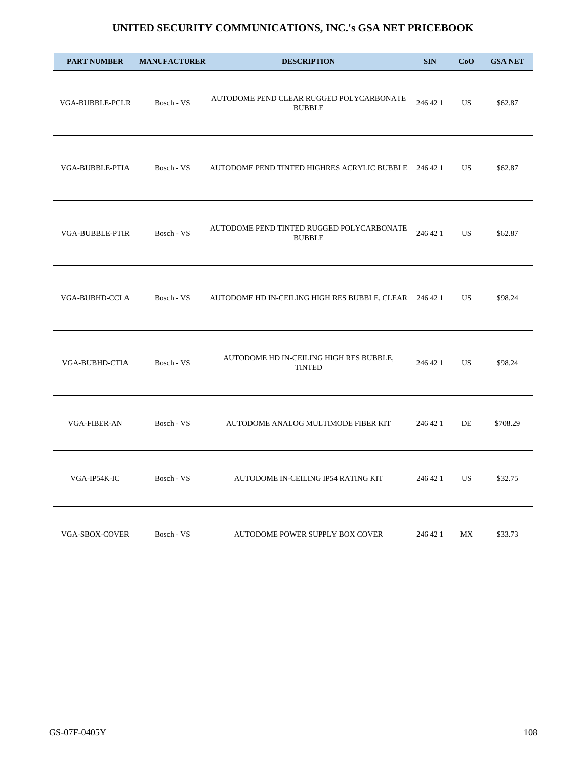# UNITED SECURITY COMMUNICATIONS, INC.'s GSA NET PRICEBOOK

| PART NUMBER | MANUFACTURER | DESCRIPTION | SIN | CoO | GSA NET |
|---|---|---|---|---|---|
| VGA-BUBBLE-PCLR | Bosch - VS | AUTODOME PEND CLEAR RUGGED POLYCARBONATE BUBBLE | 246 42 1 | US | $62.87 |
| VGA-BUBBLE-PTIA | Bosch - VS | AUTODOME PEND TINTED HIGHRES ACRYLIC BUBBLE | 246 42 1 | US | $62.87 |
| VGA-BUBBLE-PTIR | Bosch - VS | AUTODOME PEND TINTED RUGGED POLYCARBONATE BUBBLE | 246 42 1 | US | $62.87 |
| VGA-BUBHD-CCLA | Bosch - VS | AUTODOME HD IN-CEILING HIGH RES BUBBLE, CLEAR | 246 42 1 | US | $98.24 |
| VGA-BUBHD-CTIA | Bosch - VS | AUTODOME HD IN-CEILING HIGH RES BUBBLE, TINTED | 246 42 1 | US | $98.24 |
| VGA-FIBER-AN | Bosch - VS | AUTODOME ANALOG MULTIMODE FIBER KIT | 246 42 1 | DE | $708.29 |
| VGA-IP54K-IC | Bosch - VS | AUTODOME IN-CEILING IP54 RATING KIT | 246 42 1 | US | $32.75 |
| VGA-SBOX-COVER | Bosch - VS | AUTODOME POWER SUPPLY BOX COVER | 246 42 1 | MX | $33.73 |

GS-07F-0405Y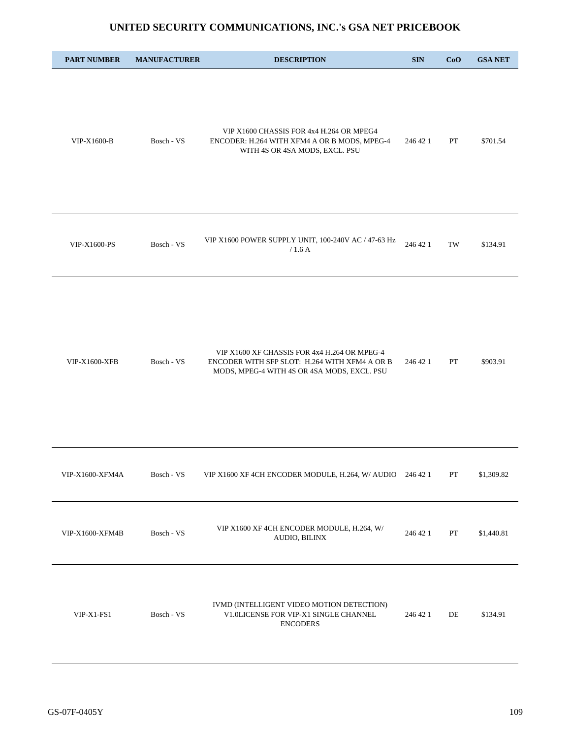# UNITED SECURITY COMMUNICATIONS, INC.'s GSA NET PRICEBOOK

| PART NUMBER | MANUFACTURER | DESCRIPTION | SIN | CoO | GSA NET |
|---|---|---|---|---|---|
| VIP-X1600-B | Bosch - VS | VIP X1600 CHASSIS FOR 4x4 H.264 OR MPEG4 ENCODER: H.264 WITH XFM4 A OR B MODS, MPEG-4 WITH 4S OR 4SA MODS, EXCL. PSU | 246 42 1 | PT | $701.54 |
| VIP-X1600-PS | Bosch - VS | VIP X1600 POWER SUPPLY UNIT, 100-240V AC / 47-63 Hz / 1.6 A | 246 42 1 | TW | $134.91 |
| VIP-X1600-XFB | Bosch - VS | VIP X1600 XF CHASSIS FOR 4x4 H.264 OR MPEG-4 ENCODER WITH SFP SLOT: H.264 WITH XFM4 A OR B MODS, MPEG-4 WITH 4S OR 4SA MODS, EXCL. PSU | 246 42 1 | PT | $903.91 |
| VIP-X1600-XFM4A | Bosch - VS | VIP X1600 XF 4CH ENCODER MODULE, H.264, W/ AUDIO | 246 42 1 | PT | $1,309.82 |
| VIP-X1600-XFM4B | Bosch - VS | VIP X1600 XF 4CH ENCODER MODULE, H.264, W/ AUDIO, BILINX | 246 42 1 | PT | $1,440.81 |
| VIP-X1-FS1 | Bosch - VS | IVMD (INTELLIGENT VIDEO MOTION DETECTION) V1.0LICENSE FOR VIP-X1 SINGLE CHANNEL ENCODERS | 246 42 1 | DE | $134.91 |

GS-07F-0405Y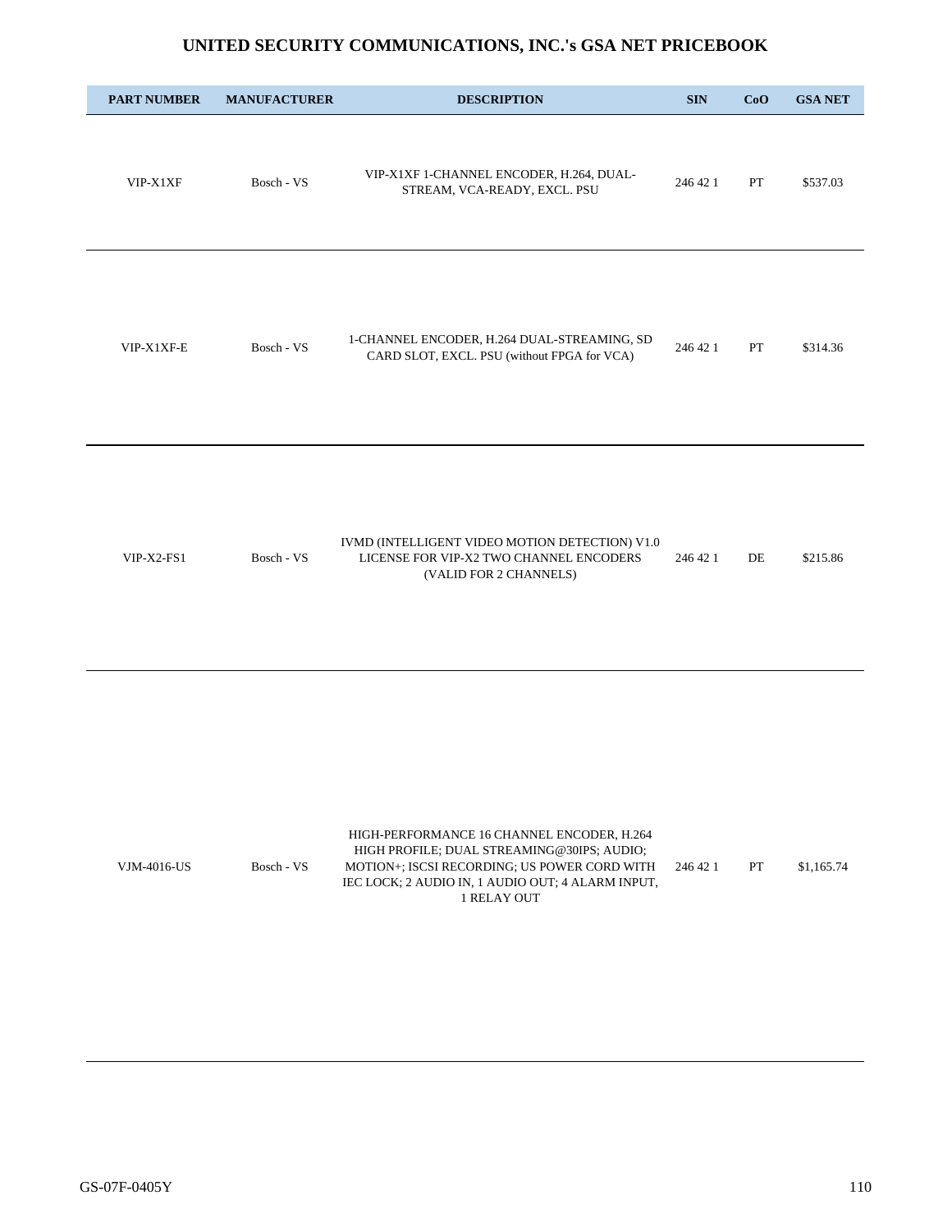# UNITED SECURITY COMMUNICATIONS, INC.'s GSA NET PRICEBOOK

| PART NUMBER | MANUFACTURER | DESCRIPTION | SIN | CoO | GSA NET |
|---|---|---|---|---|---|
| VIP-X1XF | Bosch - VS | VIP-X1XF 1-CHANNEL ENCODER, H.264, DUAL-STREAM, VCA-READY, EXCL. PSU | 246 42 1 | PT | $537.03 |
| VIP-X1XF-E | Bosch - VS | 1-CHANNEL ENCODER, H.264 DUAL-STREAMING, SD CARD SLOT, EXCL. PSU (without FPGA for VCA) | 246 42 1 | PT | $314.36 |
| VIP-X2-FS1 | Bosch - VS | IVMD (INTELLIGENT VIDEO MOTION DETECTION) V1.0 LICENSE FOR VIP-X2 TWO CHANNEL ENCODERS (VALID FOR 2 CHANNELS) | 246 42 1 | DE | $215.86 |
| VJM-4016-US | Bosch - VS | HIGH-PERFORMANCE 16 CHANNEL ENCODER, H.264 HIGH PROFILE; DUAL STREAMING@30IPS; AUDIO; MOTION+; ISCSI RECORDING; US POWER CORD WITH IEC LOCK; 2 AUDIO IN, 1 AUDIO OUT; 4 ALARM INPUT, 1 RELAY OUT | 246 42 1 | PT | $1,165.74 |

GS-07F-0405Y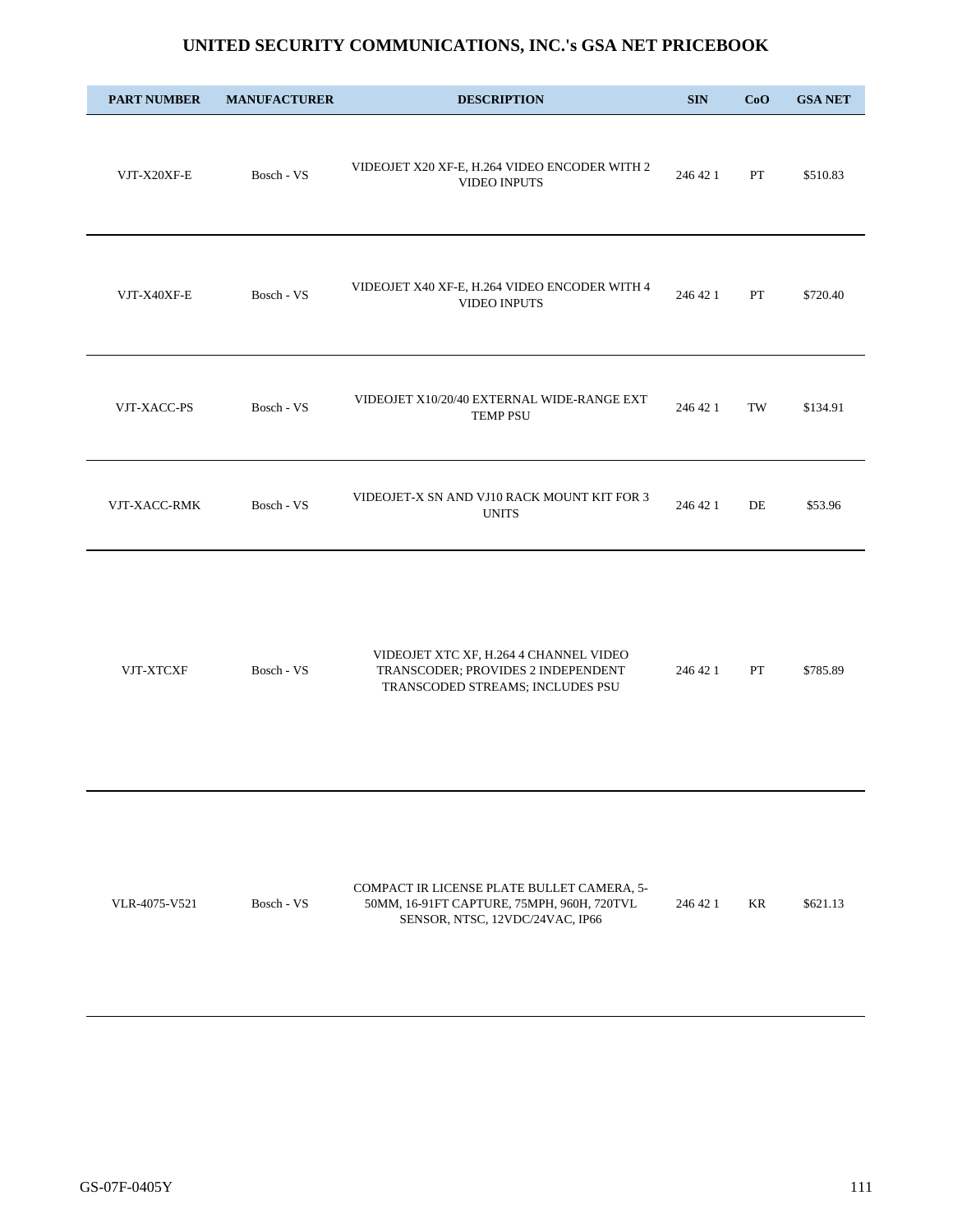# UNITED SECURITY COMMUNICATIONS, INC.'s GSA NET PRICEBOOK

| PART NUMBER | MANUFACTURER | DESCRIPTION | SIN | CoO | GSA NET |
|---|---|---|---|---|---|
| VJT-X20XF-E | Bosch - VS | VIDEOJET X20 XF-E, H.264 VIDEO ENCODER WITH 2 VIDEO INPUTS | 246 42 1 | PT | $510.83 |
| VJT-X40XF-E | Bosch - VS | VIDEOJET X40 XF-E, H.264 VIDEO ENCODER WITH 4 VIDEO INPUTS | 246 42 1 | PT | $720.40 |
| VJT-XACC-PS | Bosch - VS | VIDEOJET X10/20/40 EXTERNAL WIDE-RANGE EXT TEMP PSU | 246 42 1 | TW | $134.91 |
| VJT-XACC-RMK | Bosch - VS | VIDEOJET-X SN AND VJ10 RACK MOUNT KIT FOR 3 UNITS | 246 42 1 | DE | $53.96 |
| VJT-XTCXF | Bosch - VS | VIDEOJET XTC XF, H.264 4 CHANNEL VIDEO TRANSCODER; PROVIDES 2 INDEPENDENT TRANSCODED STREAMS; INCLUDES PSU | 246 42 1 | PT | $785.89 |
| VLR-4075-V521 | Bosch - VS | COMPACT IR LICENSE PLATE BULLET CAMERA, 5-50MM, 16-91FT CAPTURE, 75MPH, 960H, 720TVL SENSOR, NTSC, 12VDC/24VAC, IP66 | 246 42 1 | KR | $621.13 |

GS-07F-0405Y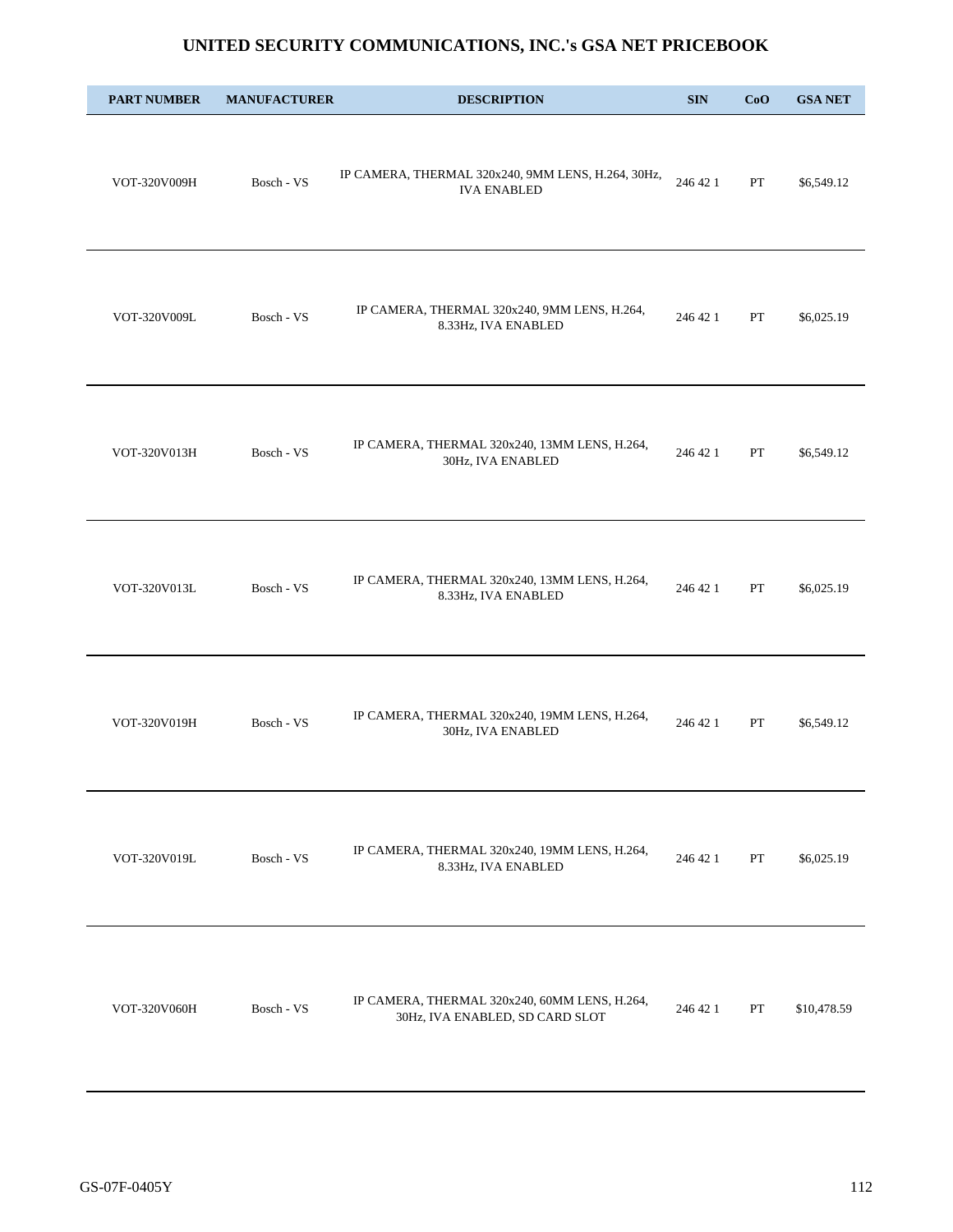# UNITED SECURITY COMMUNICATIONS, INC.'s GSA NET PRICEBOOK

| PART NUMBER | MANUFACTURER | DESCRIPTION | SIN | CoO | GSA NET |
|---|---|---|---|---|---|
| VOT-320V009H | Bosch - VS | IP CAMERA, THERMAL 320x240, 9MM LENS, H.264, 30Hz, IVA ENABLED | 246 42 1 | PT | $6,549.12 |
| VOT-320V009L | Bosch - VS | IP CAMERA, THERMAL 320x240, 9MM LENS, H.264, 8.33Hz, IVA ENABLED | 246 42 1 | PT | $6,025.19 |
| VOT-320V013H | Bosch - VS | IP CAMERA, THERMAL 320x240, 13MM LENS, H.264, 30Hz, IVA ENABLED | 246 42 1 | PT | $6,549.12 |
| VOT-320V013L | Bosch - VS | IP CAMERA, THERMAL 320x240, 13MM LENS, H.264, 8.33Hz, IVA ENABLED | 246 42 1 | PT | $6,025.19 |
| VOT-320V019H | Bosch - VS | IP CAMERA, THERMAL 320x240, 19MM LENS, H.264, 30Hz, IVA ENABLED | 246 42 1 | PT | $6,549.12 |
| VOT-320V019L | Bosch - VS | IP CAMERA, THERMAL 320x240, 19MM LENS, H.264, 8.33Hz, IVA ENABLED | 246 42 1 | PT | $6,025.19 |
| VOT-320V060H | Bosch - VS | IP CAMERA, THERMAL 320x240, 60MM LENS, H.264, 30Hz, IVA ENABLED, SD CARD SLOT | 246 42 1 | PT | $10,478.59 |

GS-07F-0405Y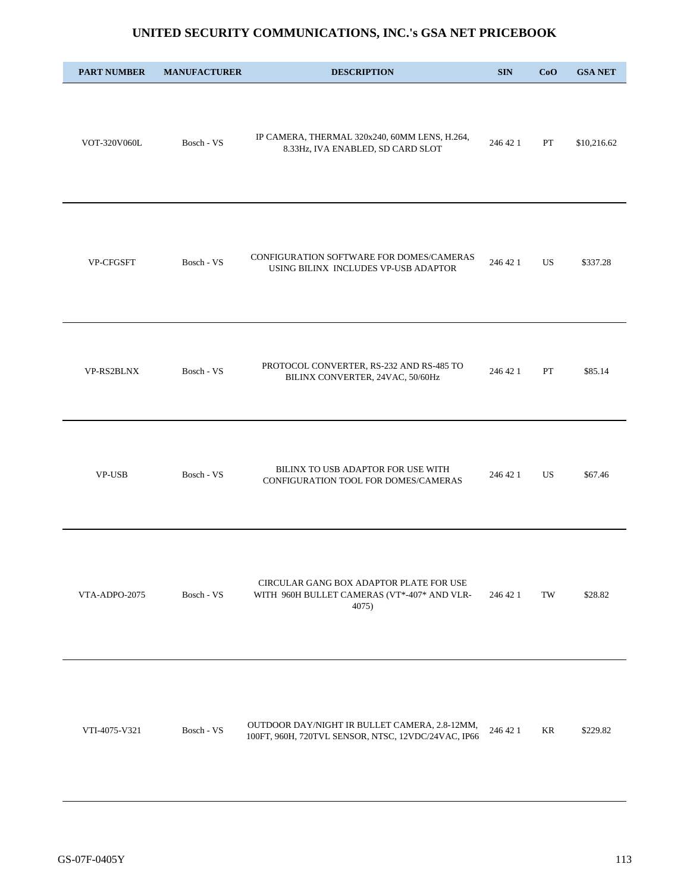# UNITED SECURITY COMMUNICATIONS, INC.'s GSA NET PRICEBOOK

| PART NUMBER | MANUFACTURER | DESCRIPTION | SIN | CoO | GSA NET |
|---|---|---|---|---|---|
| VOT-320V060L | Bosch - VS | IP CAMERA, THERMAL 320x240, 60MM LENS, H.264, 8.33Hz, IVA ENABLED, SD CARD SLOT | 246 42 1 | PT | $10,216.62 |
| VP-CFGSFT | Bosch - VS | CONFIGURATION SOFTWARE FOR DOMES/CAMERAS USING BILINX INCLUDES VP-USB ADAPTOR | 246 42 1 | US | $337.28 |
| VP-RS2BLNX | Bosch - VS | PROTOCOL CONVERTER, RS-232 AND RS-485 TO BILINX CONVERTER, 24VAC, 50/60Hz | 246 42 1 | PT | $85.14 |
| VP-USB | Bosch - VS | BILINX TO USB ADAPTOR FOR USE WITH CONFIGURATION TOOL FOR DOMES/CAMERAS | 246 42 1 | US | $67.46 |
| VTA-ADPO-2075 | Bosch - VS | CIRCULAR GANG BOX ADAPTOR PLATE FOR USE WITH 960H BULLET CAMERAS (VT*-407* AND VLR-4075) | 246 42 1 | TW | $28.82 |
| VTI-4075-V321 | Bosch - VS | OUTDOOR DAY/NIGHT IR BULLET CAMERA, 2.8-12MM, 100FT, 960H, 720TVL SENSOR, NTSC, 12VDC/24VAC, IP66 | 246 42 1 | KR | $229.82 |

GS-07F-0405Y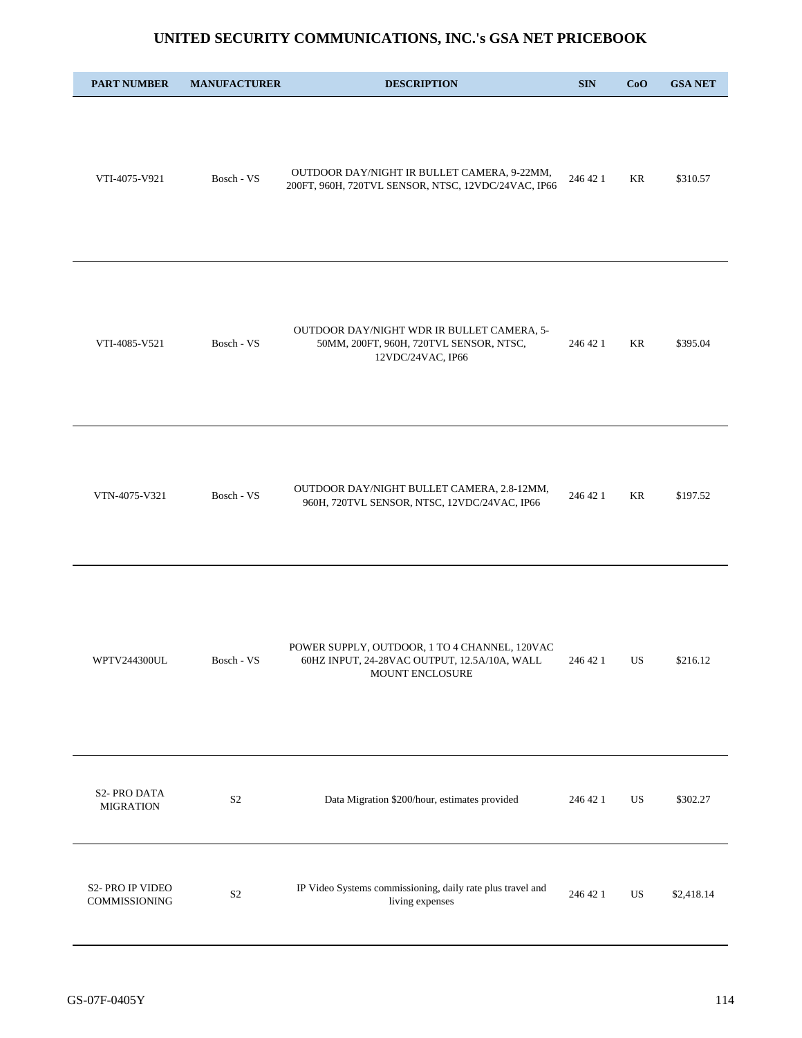# UNITED SECURITY COMMUNICATIONS, INC.'s GSA NET PRICEBOOK

| PART NUMBER | MANUFACTURER | DESCRIPTION | SIN | CoO | GSA NET |
|---|---|---|---|---|---|
| VTI-4075-V921 | Bosch - VS | OUTDOOR DAY/NIGHT IR BULLET CAMERA, 9-22MM, 200FT, 960H, 720TVL SENSOR, NTSC, 12VDC/24VAC, IP66 | 246 42 1 | KR | $310.57 |
| VTI-4085-V521 | Bosch - VS | OUTDOOR DAY/NIGHT WDR IR BULLET CAMERA, 5-50MM, 200FT, 960H, 720TVL SENSOR, NTSC, 12VDC/24VAC, IP66 | 246 42 1 | KR | $395.04 |
| VTN-4075-V321 | Bosch - VS | OUTDOOR DAY/NIGHT BULLET CAMERA, 2.8-12MM, 960H, 720TVL SENSOR, NTSC, 12VDC/24VAC, IP66 | 246 42 1 | KR | $197.52 |
| WPTV244300UL | Bosch - VS | POWER SUPPLY, OUTDOOR, 1 TO 4 CHANNEL, 120VAC 60HZ INPUT, 24-28VAC OUTPUT, 12.5A/10A, WALL MOUNT ENCLOSURE | 246 42 1 | US | $216.12 |
| S2- PRO DATA MIGRATION | S2 | Data Migration $200/hour, estimates provided | 246 42 1 | US | $302.27 |
| S2- PRO IP VIDEO COMMISSIONING | S2 | IP Video Systems commissioning, daily rate plus travel and living expenses | 246 42 1 | US | $2,418.14 |

GS-07F-0405Y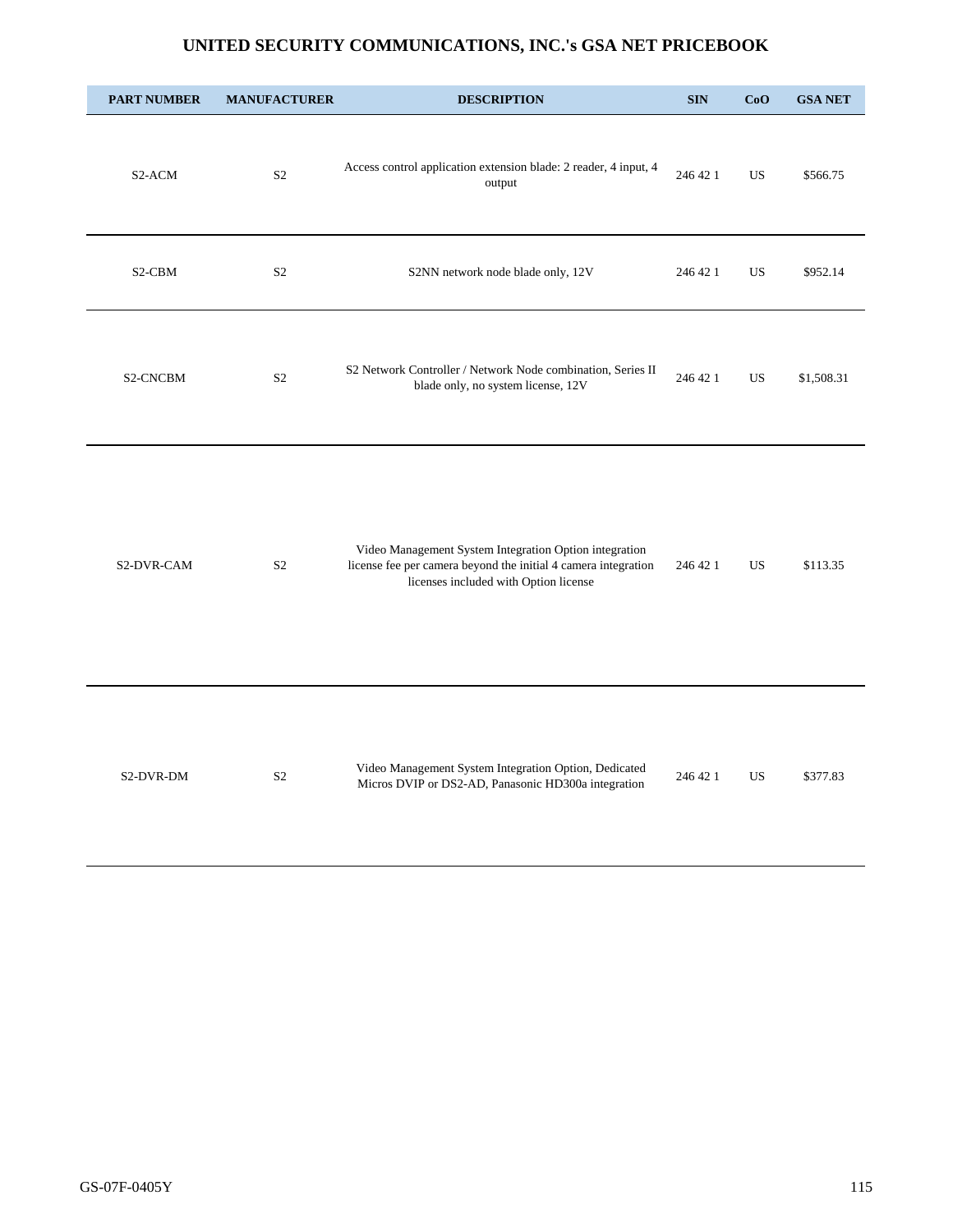# UNITED SECURITY COMMUNICATIONS, INC.'s GSA NET PRICEBOOK

| PART NUMBER | MANUFACTURER | DESCRIPTION | SIN | CoO | GSA NET |
|---|---|---|---|---|---|
| S2-ACM | S2 | Access control application extension blade: 2 reader, 4 input, 4 output | 246 42 1 | US | $566.75 |
| S2-CBM | S2 | S2NN network node blade only, 12V | 246 42 1 | US | $952.14 |
| S2-CNCBM | S2 | S2 Network Controller / Network Node combination, Series II blade only, no system license, 12V | 246 42 1 | US | $1,508.31 |
| S2-DVR-CAM | S2 | Video Management System Integration Option integration license fee per camera beyond the initial 4 camera integration licenses included with Option license | 246 42 1 | US | $113.35 |
| S2-DVR-DM | S2 | Video Management System Integration Option, Dedicated Micros DVIP or DS2-AD, Panasonic HD300a integration | 246 42 1 | US | $377.83 |

GS-07F-0405Y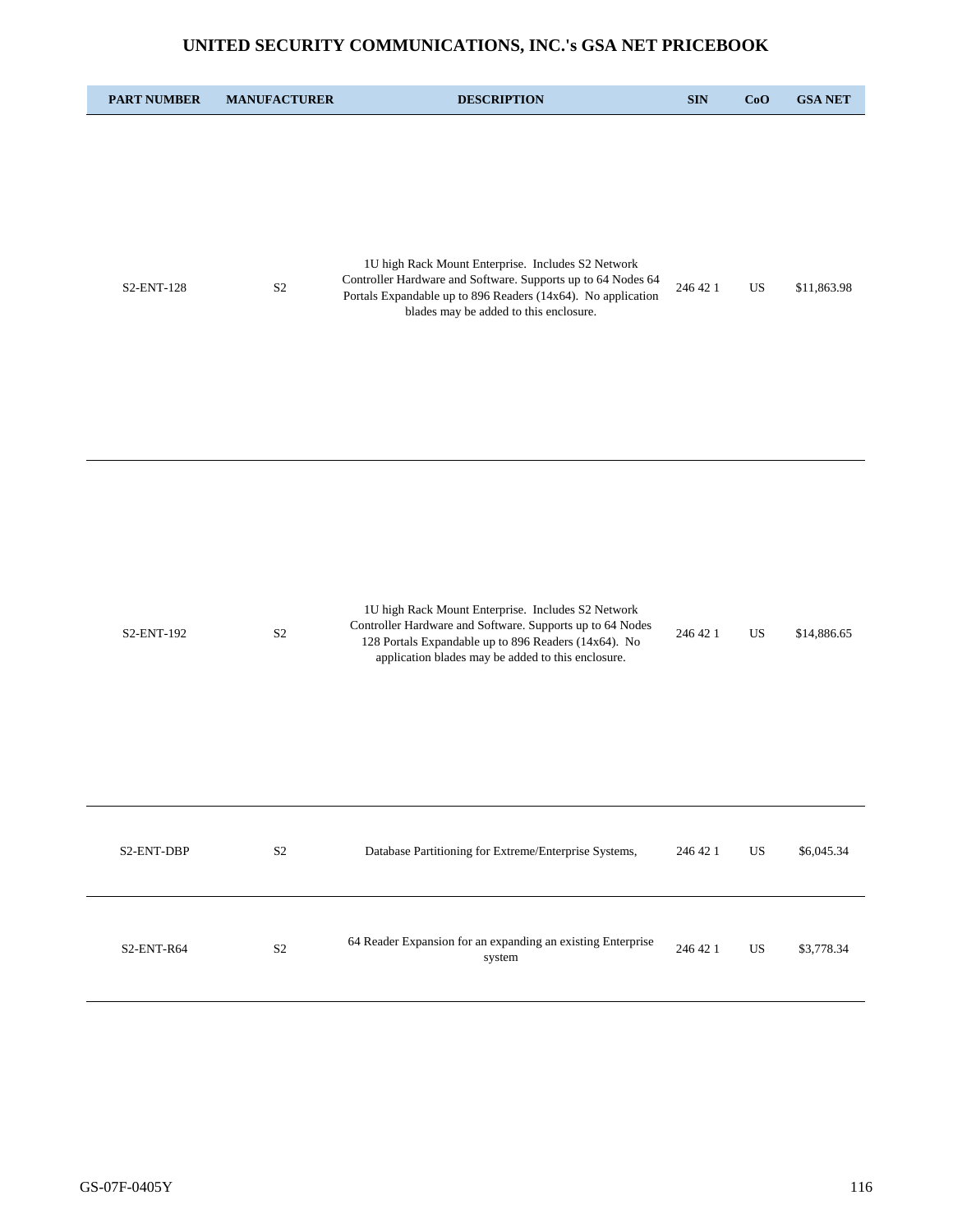# UNITED SECURITY COMMUNICATIONS, INC.'s GSA NET PRICEBOOK

| PART NUMBER | MANUFACTURER | DESCRIPTION | SIN | CoO | GSA NET |
|---|---|---|---|---|---|
| S2-ENT-128 | S2 | 1U high Rack Mount Enterprise. Includes S2 Network Controller Hardware and Software. Supports up to 64 Nodes 64 Portals Expandable up to 896 Readers (14x64). No application blades may be added to this enclosure. | 246 42 1 | US | $11,863.98 |
| S2-ENT-192 | S2 | 1U high Rack Mount Enterprise. Includes S2 Network Controller Hardware and Software. Supports up to 64 Nodes 128 Portals Expandable up to 896 Readers (14x64). No application blades may be added to this enclosure. | 246 42 1 | US | $14,886.65 |
| S2-ENT-DBP | S2 | Database Partitioning for Extreme/Enterprise Systems, | 246 42 1 | US | $6,045.34 |
| S2-ENT-R64 | S2 | 64 Reader Expansion for an expanding an existing Enterprise system | 246 42 1 | US | $3,778.34 |

GS-07F-0405Y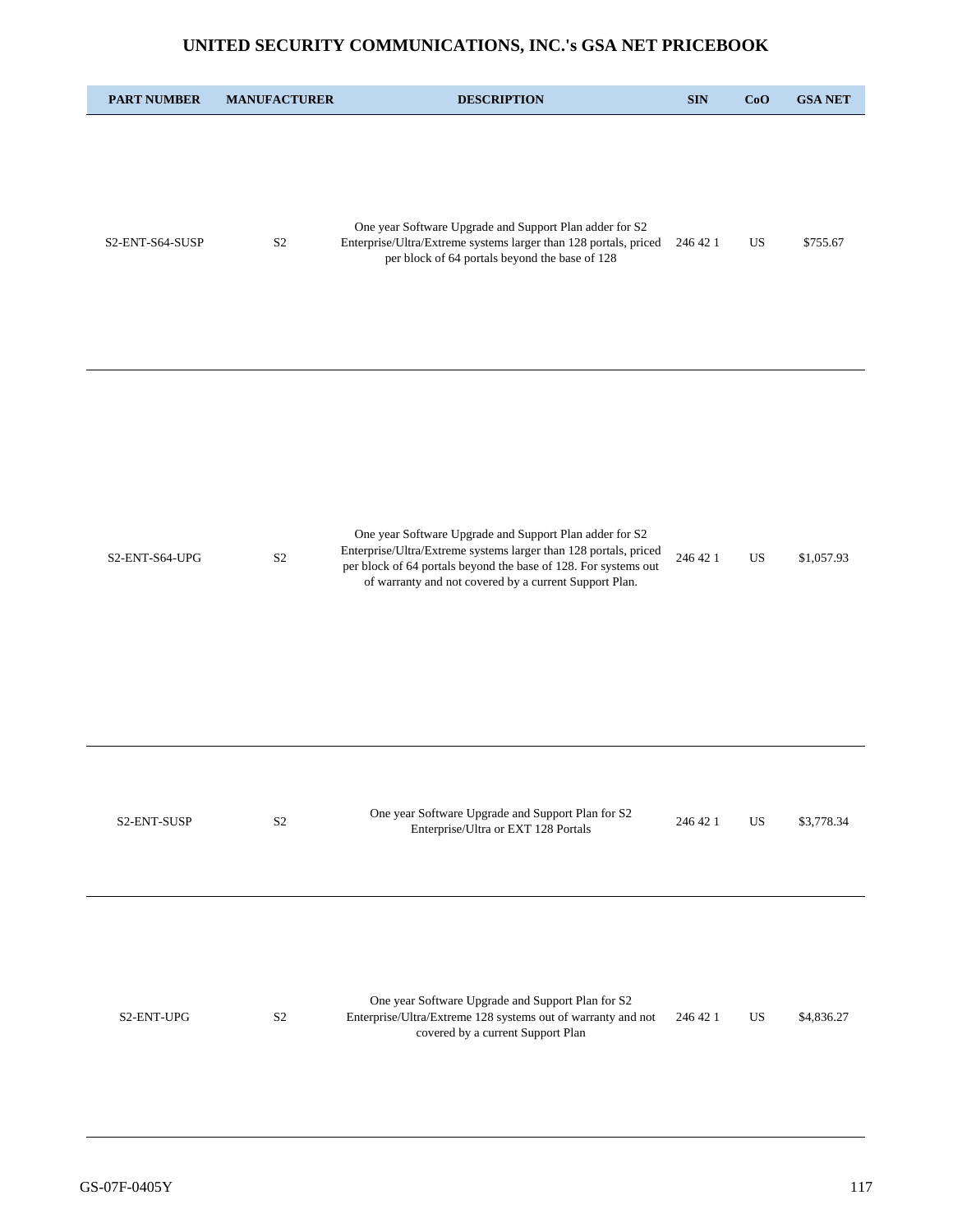# UNITED SECURITY COMMUNICATIONS, INC.'s GSA NET PRICEBOOK

| PART NUMBER | MANUFACTURER | DESCRIPTION | SIN | CoO | GSA NET |
|---|---|---|---|---|---|
| S2-ENT-S64-SUSP | S2 | One year Software Upgrade and Support Plan adder for S2 Enterprise/Ultra/Extreme systems larger than 128 portals, priced per block of 64 portals beyond the base of 128 | 246 42 1 | US | $755.67 |
| S2-ENT-S64-UPG | S2 | One year Software Upgrade and Support Plan adder for S2 Enterprise/Ultra/Extreme systems larger than 128 portals, priced per block of 64 portals beyond the base of 128. For systems out of warranty and not covered by a current Support Plan. | 246 42 1 | US | $1,057.93 |
| S2-ENT-SUSP | S2 | One year Software Upgrade and Support Plan for S2 Enterprise/Ultra or EXT 128 Portals | 246 42 1 | US | $3,778.34 |
| S2-ENT-UPG | S2 | One year Software Upgrade and Support Plan for S2 Enterprise/Ultra/Extreme 128 systems out of warranty and not covered by a current Support Plan | 246 42 1 | US | $4,836.27 |

GS-07F-0405Y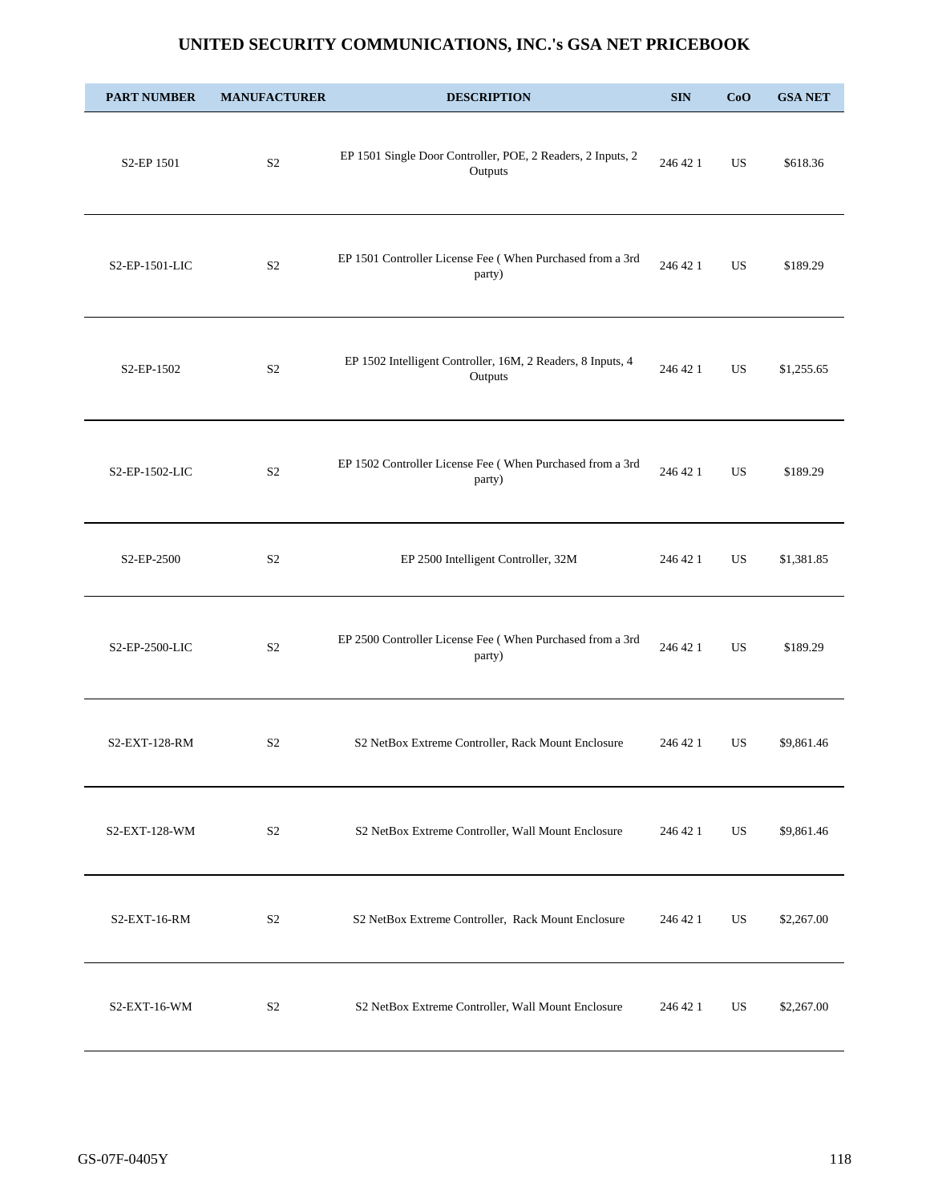# UNITED SECURITY COMMUNICATIONS, INC.'s GSA NET PRICEBOOK

| PART NUMBER | MANUFACTURER | DESCRIPTION | SIN | CoO | GSA NET |
|---|---|---|---|---|---|
| S2-EP 1501 | S2 | EP 1501 Single Door Controller, POE, 2 Readers, 2 Inputs, 2 Outputs | 246 42 1 | US | $618.36 |
| S2-EP-1501-LIC | S2 | EP 1501 Controller License Fee ( When Purchased from a 3rd party) | 246 42 1 | US | $189.29 |
| S2-EP-1502 | S2 | EP 1502 Intelligent Controller, 16M, 2 Readers, 8 Inputs, 4 Outputs | 246 42 1 | US | $1,255.65 |
| S2-EP-1502-LIC | S2 | EP 1502 Controller License Fee ( When Purchased from a 3rd party) | 246 42 1 | US | $189.29 |
| S2-EP-2500 | S2 | EP 2500 Intelligent Controller, 32M | 246 42 1 | US | $1,381.85 |
| S2-EP-2500-LIC | S2 | EP 2500 Controller License Fee ( When Purchased from a 3rd party) | 246 42 1 | US | $189.29 |
| S2-EXT-128-RM | S2 | S2 NetBox Extreme Controller, Rack Mount Enclosure | 246 42 1 | US | $9,861.46 |
| S2-EXT-128-WM | S2 | S2 NetBox Extreme Controller, Wall Mount Enclosure | 246 42 1 | US | $9,861.46 |
| S2-EXT-16-RM | S2 | S2 NetBox Extreme Controller, Rack Mount Enclosure | 246 42 1 | US | $2,267.00 |
| S2-EXT-16-WM | S2 | S2 NetBox Extreme Controller, Wall Mount Enclosure | 246 42 1 | US | $2,267.00 |

GS-07F-0405Y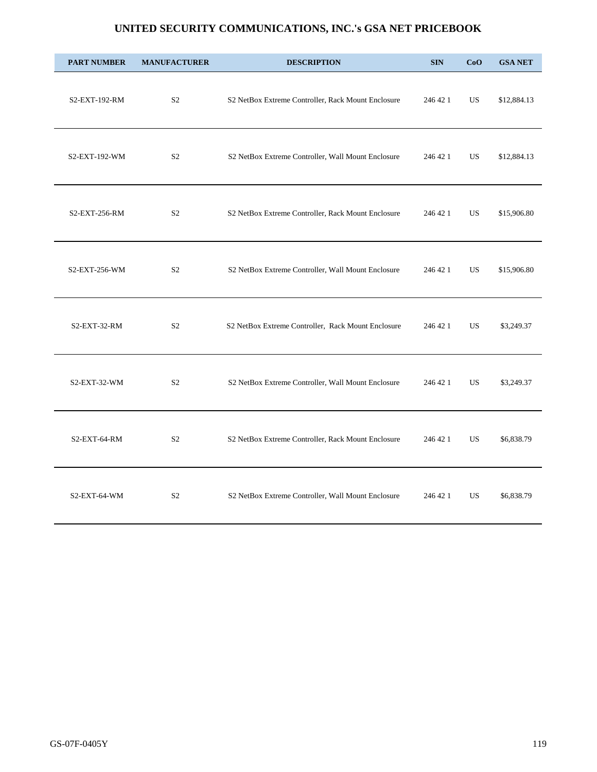# UNITED SECURITY COMMUNICATIONS, INC.'s GSA NET PRICEBOOK

| PART NUMBER | MANUFACTURER | DESCRIPTION | SIN | CoO | GSA NET |
|---|---|---|---|---|---|
| S2-EXT-192-RM | S2 | S2 NetBox Extreme Controller, Rack Mount Enclosure | 246 42 1 | US | $12,884.13 |
| S2-EXT-192-WM | S2 | S2 NetBox Extreme Controller, Wall Mount Enclosure | 246 42 1 | US | $12,884.13 |
| S2-EXT-256-RM | S2 | S2 NetBox Extreme Controller, Rack Mount Enclosure | 246 42 1 | US | $15,906.80 |
| S2-EXT-256-WM | S2 | S2 NetBox Extreme Controller, Wall Mount Enclosure | 246 42 1 | US | $15,906.80 |
| S2-EXT-32-RM | S2 | S2 NetBox Extreme Controller, Rack Mount Enclosure | 246 42 1 | US | $3,249.37 |
| S2-EXT-32-WM | S2 | S2 NetBox Extreme Controller, Wall Mount Enclosure | 246 42 1 | US | $3,249.37 |
| S2-EXT-64-RM | S2 | S2 NetBox Extreme Controller, Rack Mount Enclosure | 246 42 1 | US | $6,838.79 |
| S2-EXT-64-WM | S2 | S2 NetBox Extreme Controller, Wall Mount Enclosure | 246 42 1 | US | $6,838.79 |

GS-07F-0405Y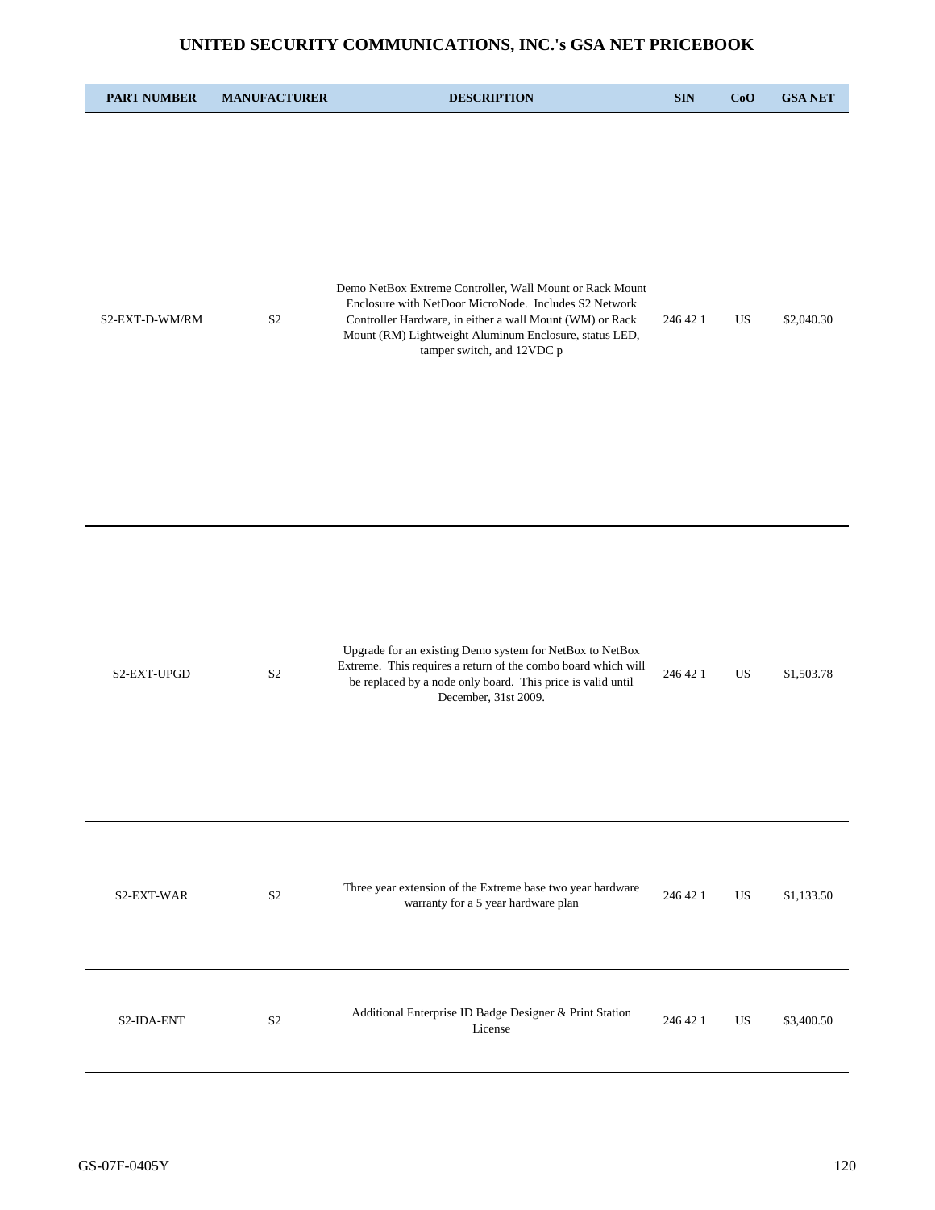# UNITED SECURITY COMMUNICATIONS, INC.'s GSA NET PRICEBOOK

| PART NUMBER | MANUFACTURER | DESCRIPTION | SIN | CoO | GSA NET |
|---|---|---|---|---|---|
| S2-EXT-D-WM/RM | S2 | Demo NetBox Extreme Controller, Wall Mount or Rack Mount Enclosure with NetDoor MicroNode. Includes S2 Network Controller Hardware, in either a wall Mount (WM) or Rack Mount (RM) Lightweight Aluminum Enclosure, status LED, tamper switch, and 12VDC p | 246 42 1 | US | $2,040.30 |
| S2-EXT-UPGD | S2 | Upgrade for an existing Demo system for NetBox to NetBox Extreme. This requires a return of the combo board which will be replaced by a node only board. This price is valid until December, 31st 2009. | 246 42 1 | US | $1,503.78 |
| S2-EXT-WAR | S2 | Three year extension of the Extreme base two year hardware warranty for a 5 year hardware plan | 246 42 1 | US | $1,133.50 |
| S2-IDA-ENT | S2 | Additional Enterprise ID Badge Designer & Print Station License | 246 42 1 | US | $3,400.50 |

GS-07F-0405Y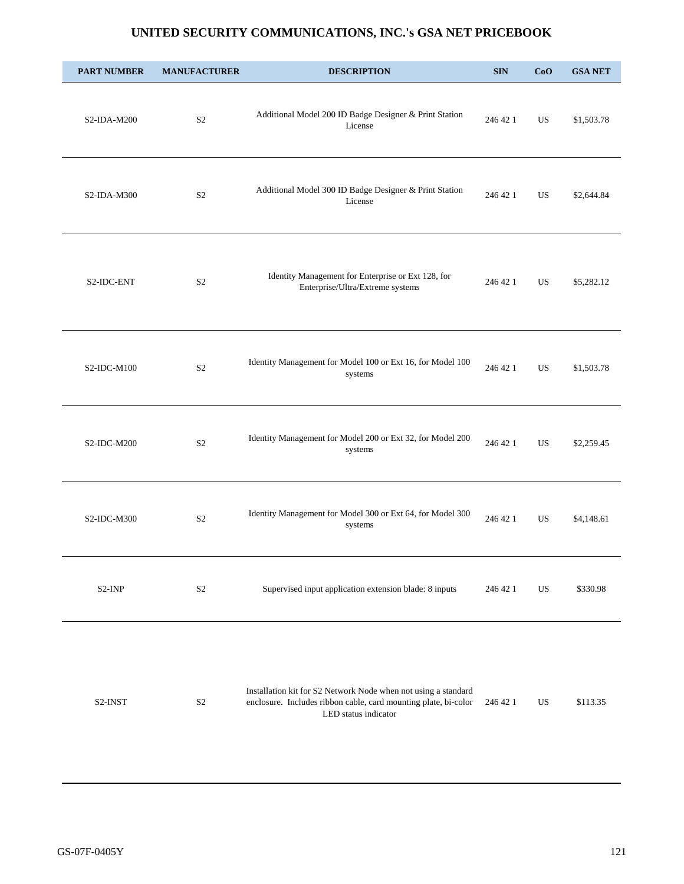# UNITED SECURITY COMMUNICATIONS, INC.'s GSA NET PRICEBOOK

| PART NUMBER | MANUFACTURER | DESCRIPTION | SIN | CoO | GSA NET |
|---|---|---|---|---|---|
| S2-IDA-M200 | S2 | Additional Model 200 ID Badge Designer & Print Station License | 246 42 1 | US | $1,503.78 |
| S2-IDA-M300 | S2 | Additional Model 300 ID Badge Designer & Print Station License | 246 42 1 | US | $2,644.84 |
| S2-IDC-ENT | S2 | Identity Management for Enterprise or Ext 128, for Enterprise/Ultra/Extreme systems | 246 42 1 | US | $5,282.12 |
| S2-IDC-M100 | S2 | Identity Management for Model 100 or Ext 16, for Model 100 systems | 246 42 1 | US | $1,503.78 |
| S2-IDC-M200 | S2 | Identity Management for Model 200 or Ext 32, for Model 200 systems | 246 42 1 | US | $2,259.45 |
| S2-IDC-M300 | S2 | Identity Management for Model 300 or Ext 64, for Model 300 systems | 246 42 1 | US | $4,148.61 |
| S2-INP | S2 | Supervised input application extension blade: 8 inputs | 246 42 1 | US | $330.98 |
| S2-INST | S2 | Installation kit for S2 Network Node when not using a standard enclosure. Includes ribbon cable, card mounting plate, bi-color LED status indicator | 246 42 1 | US | $113.35 |

GS-07F-0405Y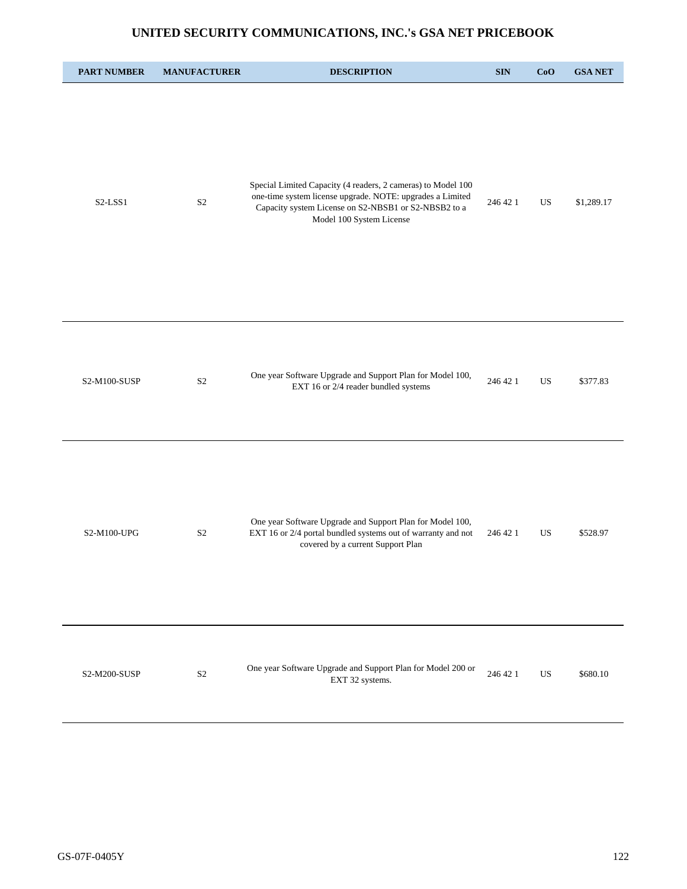# UNITED SECURITY COMMUNICATIONS, INC.'s GSA NET PRICEBOOK

| PART NUMBER | MANUFACTURER | DESCRIPTION | SIN | CoO | GSA NET |
|---|---|---|---|---|---|
| S2-LSS1 | S2 | Special Limited Capacity (4 readers, 2 cameras) to Model 100 one-time system license upgrade. NOTE: upgrades a Limited Capacity system License on S2-NBSB1 or S2-NBSB2 to a Model 100 System License | 246 42 1 | US | $1,289.17 |
| S2-M100-SUSP | S2 | One year Software Upgrade and Support Plan for Model 100, EXT 16 or 2/4 reader bundled systems | 246 42 1 | US | $377.83 |
| S2-M100-UPG | S2 | One year Software Upgrade and Support Plan for Model 100, EXT 16 or 2/4 portal bundled systems out of warranty and not covered by a current Support Plan | 246 42 1 | US | $528.97 |
| S2-M200-SUSP | S2 | One year Software Upgrade and Support Plan for Model 200 or EXT 32 systems. | 246 42 1 | US | $680.10 |

GS-07F-0405Y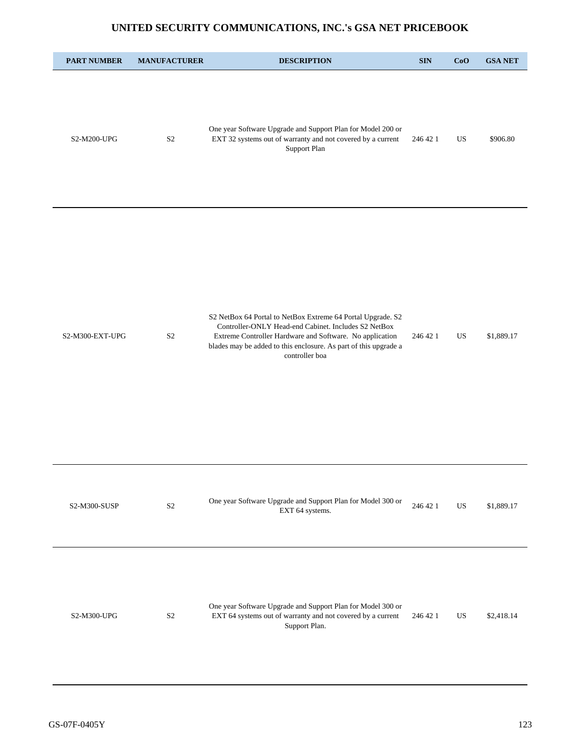# UNITED SECURITY COMMUNICATIONS, INC.'s GSA NET PRICEBOOK

| PART NUMBER | MANUFACTURER | DESCRIPTION | SIN | CoO | GSA NET |
|---|---|---|---|---|---|
| S2-M200-UPG | S2 | One year Software Upgrade and Support Plan for Model 200 or EXT 32 systems out of warranty and not covered by a current Support Plan | 246 42 1 | US | $906.80 |
| S2-M300-EXT-UPG | S2 | S2 NetBox 64 Portal to NetBox Extreme 64 Portal Upgrade. S2 Controller-ONLY Head-end Cabinet. Includes S2 NetBox Extreme Controller Hardware and Software. No application blades may be added to this enclosure. As part of this upgrade a controller boa | 246 42 1 | US | $1,889.17 |
| S2-M300-SUSP | S2 | One year Software Upgrade and Support Plan for Model 300 or EXT 64 systems. | 246 42 1 | US | $1,889.17 |
| S2-M300-UPG | S2 | One year Software Upgrade and Support Plan for Model 300 or EXT 64 systems out of warranty and not covered by a current Support Plan. | 246 42 1 | US | $2,418.14 |

GS-07F-0405Y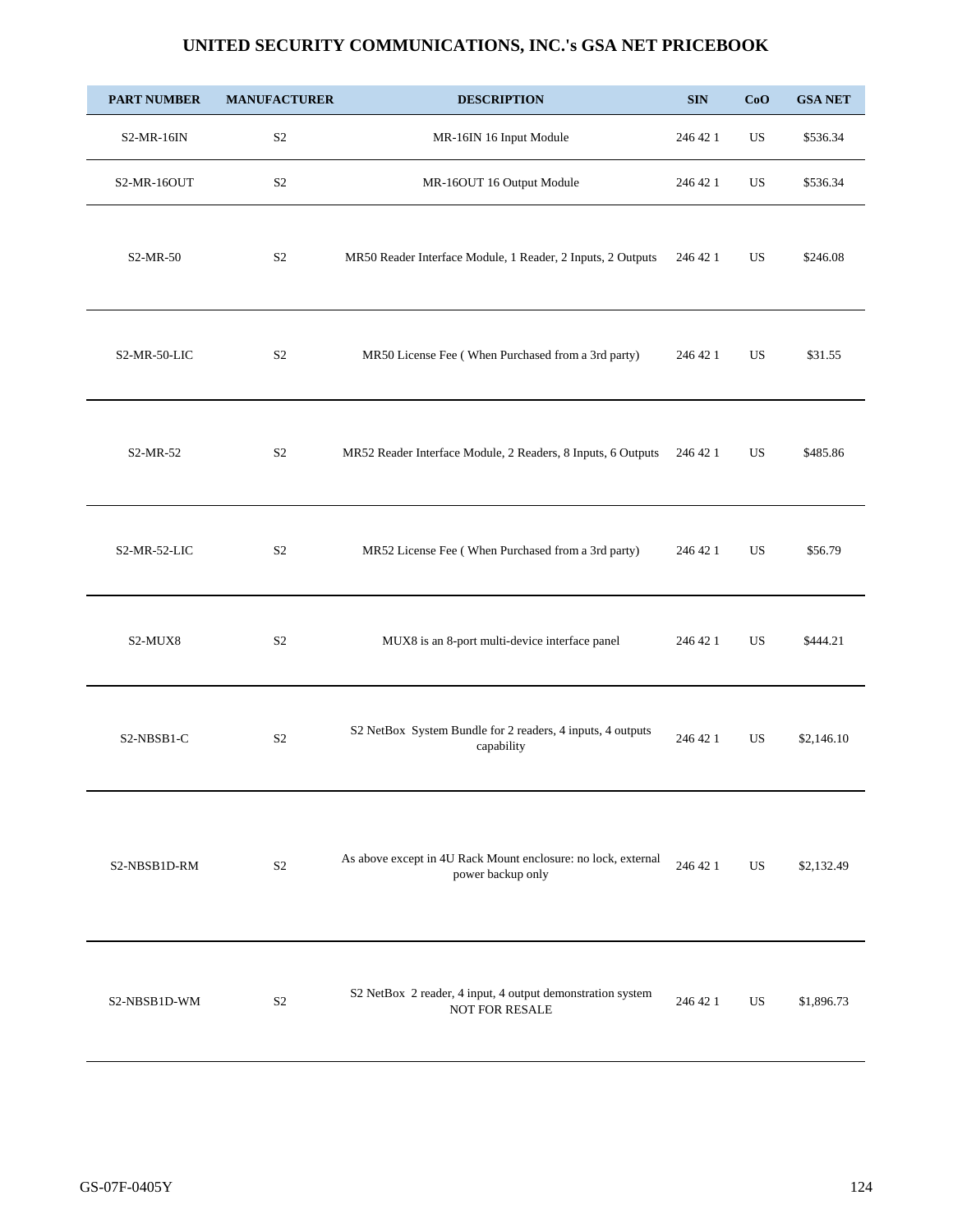# UNITED SECURITY COMMUNICATIONS, INC.'s GSA NET PRICEBOOK

| PART NUMBER | MANUFACTURER | DESCRIPTION | SIN | CoO | GSA NET |
|---|---|---|---|---|---|
| S2-MR-16IN | S2 | MR-16IN 16 Input Module | 246 42 1 | US | $536.34 |
| S2-MR-16OUT | S2 | MR-16OUT 16 Output Module | 246 42 1 | US | $536.34 |
| S2-MR-50 | S2 | MR50 Reader Interface Module, 1 Reader, 2 Inputs, 2 Outputs | 246 42 1 | US | $246.08 |
| S2-MR-50-LIC | S2 | MR50 License Fee ( When Purchased from a 3rd party) | 246 42 1 | US | $31.55 |
| S2-MR-52 | S2 | MR52 Reader Interface Module, 2 Readers, 8 Inputs, 6 Outputs | 246 42 1 | US | $485.86 |
| S2-MR-52-LIC | S2 | MR52 License Fee ( When Purchased from a 3rd party) | 246 42 1 | US | $56.79 |
| S2-MUX8 | S2 | MUX8 is an 8-port multi-device interface panel | 246 42 1 | US | $444.21 |
| S2-NBSB1-C | S2 | S2 NetBox System Bundle for 2 readers, 4 inputs, 4 outputs capability | 246 42 1 | US | $2,146.10 |
| S2-NBSB1D-RM | S2 | As above except in 4U Rack Mount enclosure: no lock, external power backup only | 246 42 1 | US | $2,132.49 |
| S2-NBSB1D-WM | S2 | S2 NetBox 2 reader, 4 input, 4 output demonstration system NOT FOR RESALE | 246 42 1 | US | $1,896.73 |

GS-07F-0405Y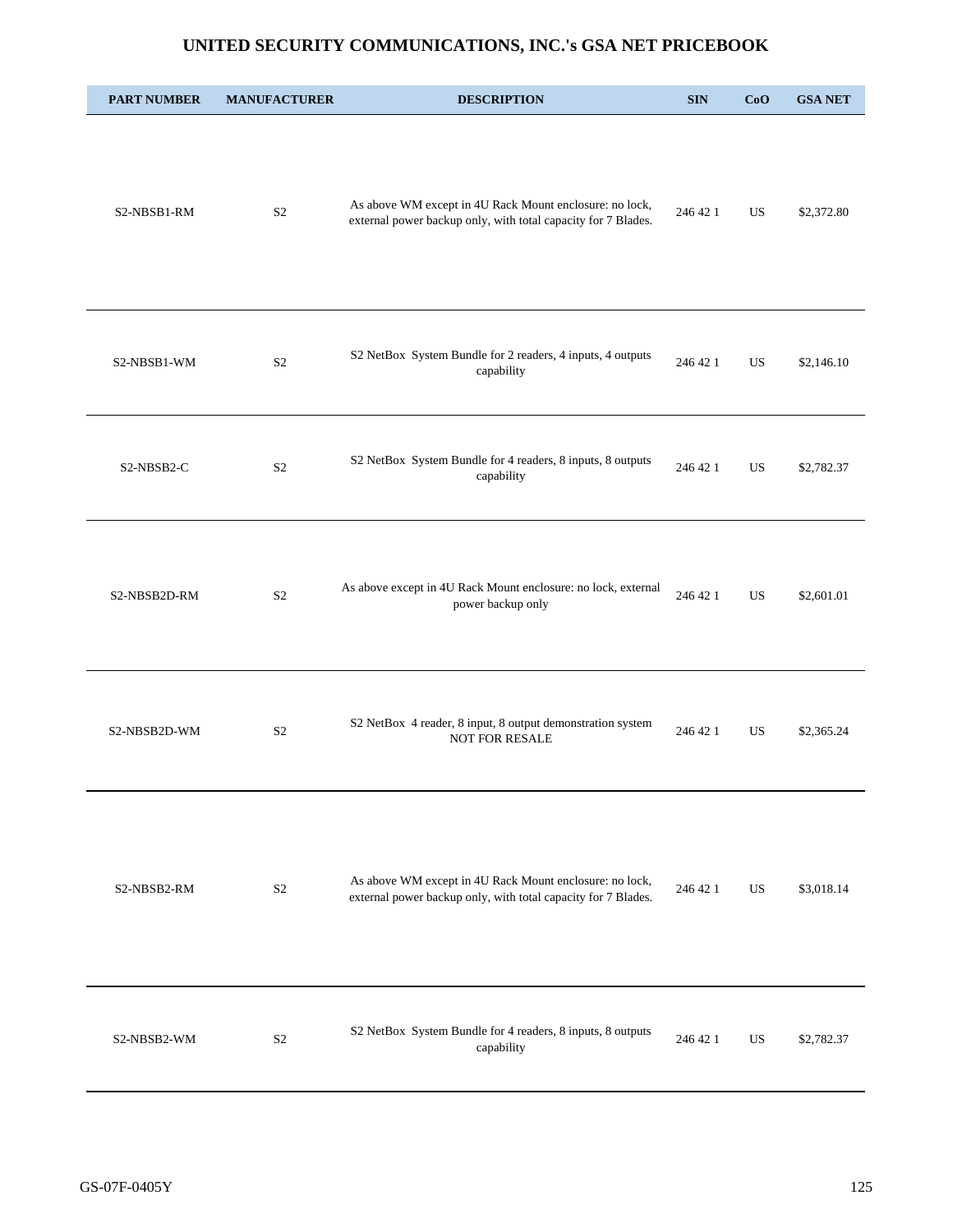# UNITED SECURITY COMMUNICATIONS, INC.'s GSA NET PRICEBOOK

| PART NUMBER | MANUFACTURER | DESCRIPTION | SIN | CoO | GSA NET |
|---|---|---|---|---|---|
| S2-NBSB1-RM | S2 | As above WM except in 4U Rack Mount enclosure: no lock, external power backup only, with total capacity for 7 Blades. | 246 42 1 | US | $2,372.80 |
| S2-NBSB1-WM | S2 | S2 NetBox System Bundle for 2 readers, 4 inputs, 4 outputs capability | 246 42 1 | US | $2,146.10 |
| S2-NBSB2-C | S2 | S2 NetBox System Bundle for 4 readers, 8 inputs, 8 outputs capability | 246 42 1 | US | $2,782.37 |
| S2-NBSB2D-RM | S2 | As above except in 4U Rack Mount enclosure: no lock, external power backup only | 246 42 1 | US | $2,601.01 |
| S2-NBSB2D-WM | S2 | S2 NetBox 4 reader, 8 input, 8 output demonstration system NOT FOR RESALE | 246 42 1 | US | $2,365.24 |
| S2-NBSB2-RM | S2 | As above WM except in 4U Rack Mount enclosure: no lock, external power backup only, with total capacity for 7 Blades. | 246 42 1 | US | $3,018.14 |
| S2-NBSB2-WM | S2 | S2 NetBox System Bundle for 4 readers, 8 inputs, 8 outputs capability | 246 42 1 | US | $2,782.37 |

GS-07F-0405Y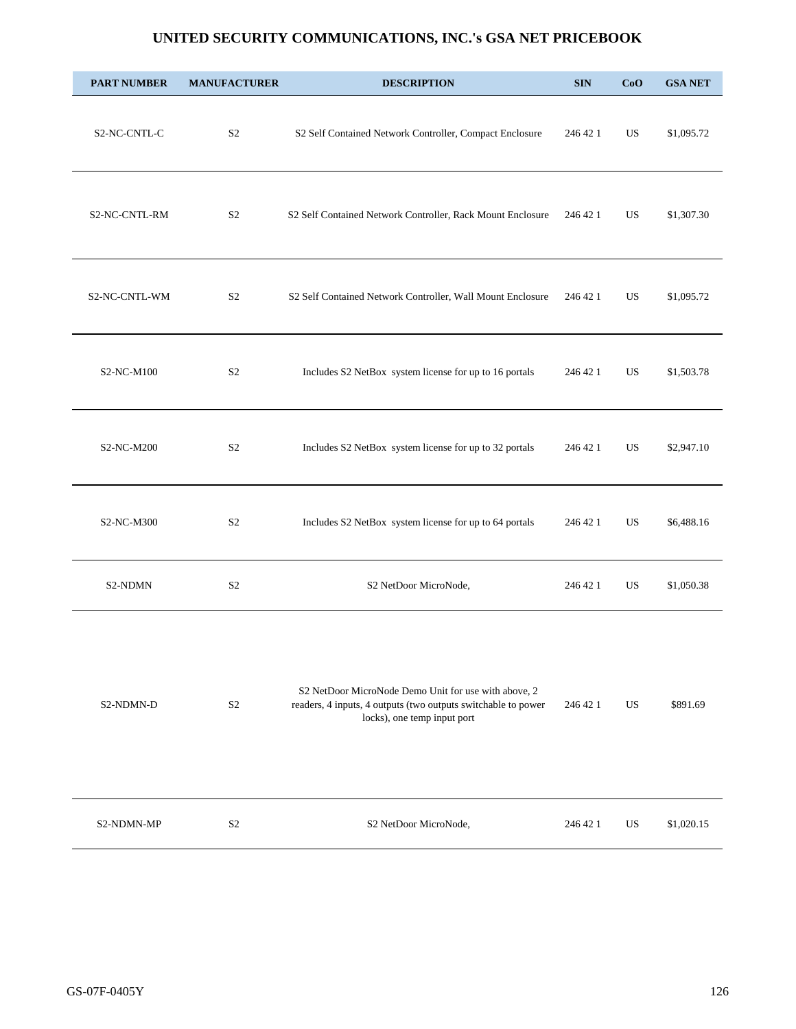# UNITED SECURITY COMMUNICATIONS, INC.'s GSA NET PRICEBOOK

| PART NUMBER | MANUFACTURER | DESCRIPTION | SIN | CoO | GSA NET |
|---|---|---|---|---|---|
| S2-NC-CNTL-C | S2 | S2 Self Contained Network Controller, Compact Enclosure | 246 42 1 | US | $1,095.72 |
| S2-NC-CNTL-RM | S2 | S2 Self Contained Network Controller, Rack Mount Enclosure | 246 42 1 | US | $1,307.30 |
| S2-NC-CNTL-WM | S2 | S2 Self Contained Network Controller, Wall Mount Enclosure | 246 42 1 | US | $1,095.72 |
| S2-NC-M100 | S2 | Includes S2 NetBox system license for up to 16 portals | 246 42 1 | US | $1,503.78 |
| S2-NC-M200 | S2 | Includes S2 NetBox system license for up to 32 portals | 246 42 1 | US | $2,947.10 |
| S2-NC-M300 | S2 | Includes S2 NetBox system license for up to 64 portals | 246 42 1 | US | $6,488.16 |
| S2-NDMN | S2 | S2 NetDoor MicroNode, | 246 42 1 | US | $1,050.38 |
| S2-NDMN-D | S2 | S2 NetDoor MicroNode Demo Unit for use with above, 2 readers, 4 inputs, 4 outputs (two outputs switchable to power locks), one temp input port | 246 42 1 | US | $891.69 |
| S2-NDMN-MP | S2 | S2 NetDoor MicroNode, | 246 42 1 | US | $1,020.15 |

GS-07F-0405Y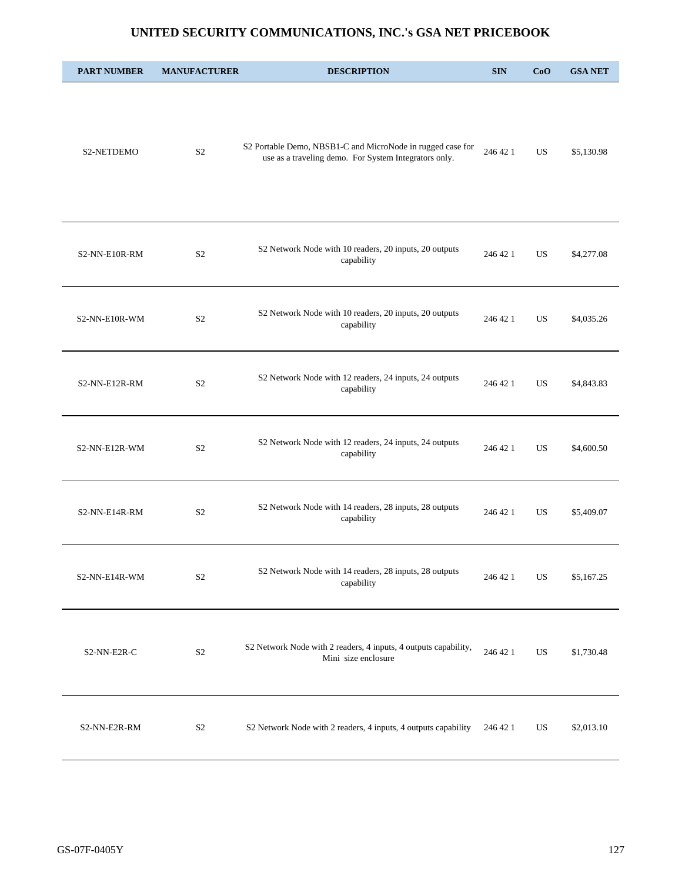# UNITED SECURITY COMMUNICATIONS, INC.'s GSA NET PRICEBOOK

| PART NUMBER | MANUFACTURER | DESCRIPTION | SIN | CoO | GSA NET |
|---|---|---|---|---|---|
| S2-NETDEMO | S2 | S2 Portable Demo, NBSB1-C and MicroNode in rugged case for use as a traveling demo. For System Integrators only. | 246 42 1 | US | $5,130.98 |
| S2-NN-E10R-RM | S2 | S2 Network Node with 10 readers, 20 inputs, 20 outputs capability | 246 42 1 | US | $4,277.08 |
| S2-NN-E10R-WM | S2 | S2 Network Node with 10 readers, 20 inputs, 20 outputs capability | 246 42 1 | US | $4,035.26 |
| S2-NN-E12R-RM | S2 | S2 Network Node with 12 readers, 24 inputs, 24 outputs capability | 246 42 1 | US | $4,843.83 |
| S2-NN-E12R-WM | S2 | S2 Network Node with 12 readers, 24 inputs, 24 outputs capability | 246 42 1 | US | $4,600.50 |
| S2-NN-E14R-RM | S2 | S2 Network Node with 14 readers, 28 inputs, 28 outputs capability | 246 42 1 | US | $5,409.07 |
| S2-NN-E14R-WM | S2 | S2 Network Node with 14 readers, 28 inputs, 28 outputs capability | 246 42 1 | US | $5,167.25 |
| S2-NN-E2R-C | S2 | S2 Network Node with 2 readers, 4 inputs, 4 outputs capability, Mini size enclosure | 246 42 1 | US | $1,730.48 |
| S2-NN-E2R-RM | S2 | S2 Network Node with 2 readers, 4 inputs, 4 outputs capability | 246 42 1 | US | $2,013.10 |

GS-07F-0405Y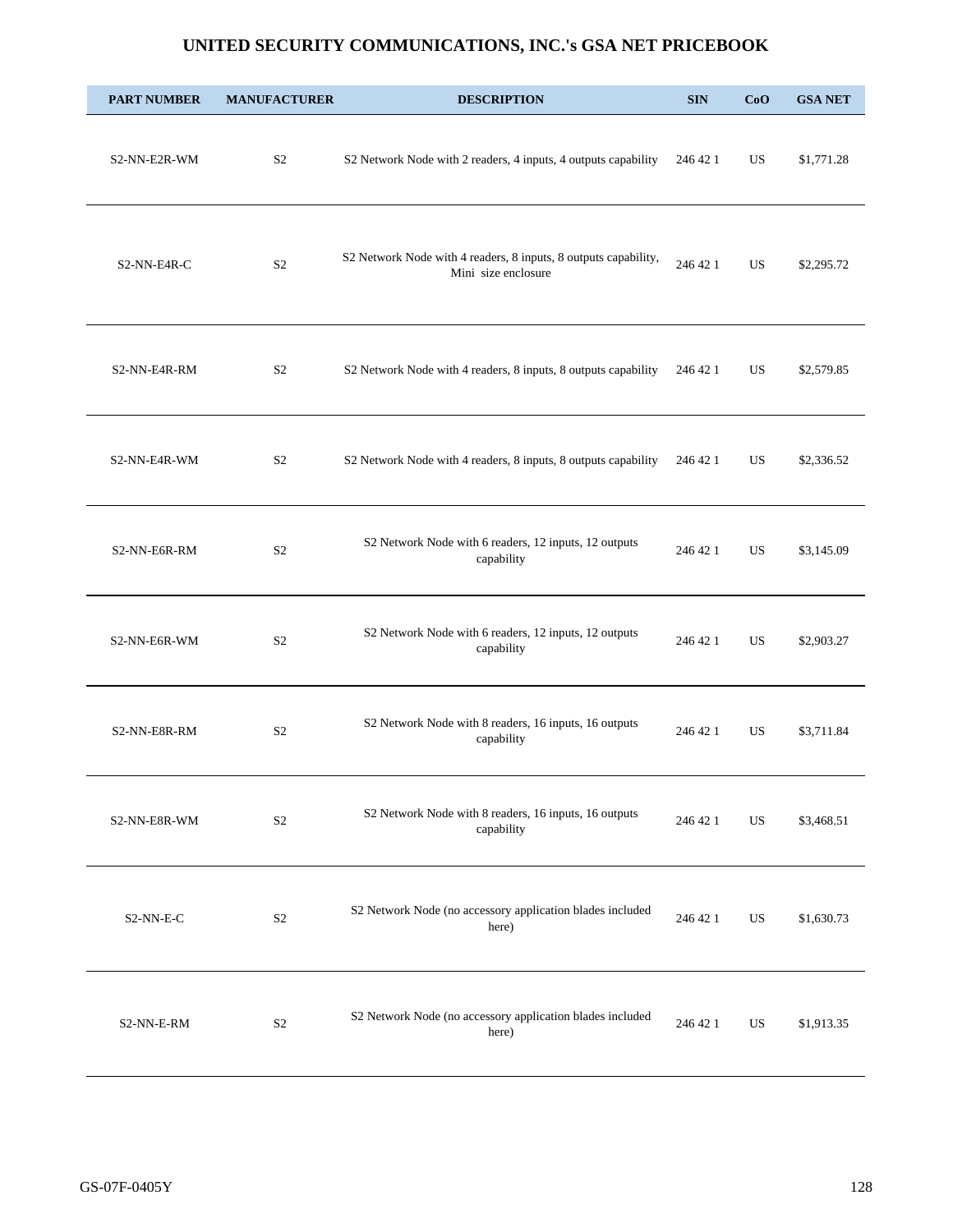# UNITED SECURITY COMMUNICATIONS, INC.'s GSA NET PRICEBOOK

| PART NUMBER | MANUFACTURER | DESCRIPTION | SIN | CoO | GSA NET |
|---|---|---|---|---|---|
| S2-NN-E2R-WM | S2 | S2 Network Node with 2 readers, 4 inputs, 4 outputs capability | 246 42 1 | US | $1,771.28 |
| S2-NN-E4R-C | S2 | S2 Network Node with 4 readers, 8 inputs, 8 outputs capability, Mini size enclosure | 246 42 1 | US | $2,295.72 |
| S2-NN-E4R-RM | S2 | S2 Network Node with 4 readers, 8 inputs, 8 outputs capability | 246 42 1 | US | $2,579.85 |
| S2-NN-E4R-WM | S2 | S2 Network Node with 4 readers, 8 inputs, 8 outputs capability | 246 42 1 | US | $2,336.52 |
| S2-NN-E6R-RM | S2 | S2 Network Node with 6 readers, 12 inputs, 12 outputs capability | 246 42 1 | US | $3,145.09 |
| S2-NN-E6R-WM | S2 | S2 Network Node with 6 readers, 12 inputs, 12 outputs capability | 246 42 1 | US | $2,903.27 |
| S2-NN-E8R-RM | S2 | S2 Network Node with 8 readers, 16 inputs, 16 outputs capability | 246 42 1 | US | $3,711.84 |
| S2-NN-E8R-WM | S2 | S2 Network Node with 8 readers, 16 inputs, 16 outputs capability | 246 42 1 | US | $3,468.51 |
| S2-NN-E-C | S2 | S2 Network Node (no accessory application blades included here) | 246 42 1 | US | $1,630.73 |
| S2-NN-E-RM | S2 | S2 Network Node (no accessory application blades included here) | 246 42 1 | US | $1,913.35 |

GS-07F-0405Y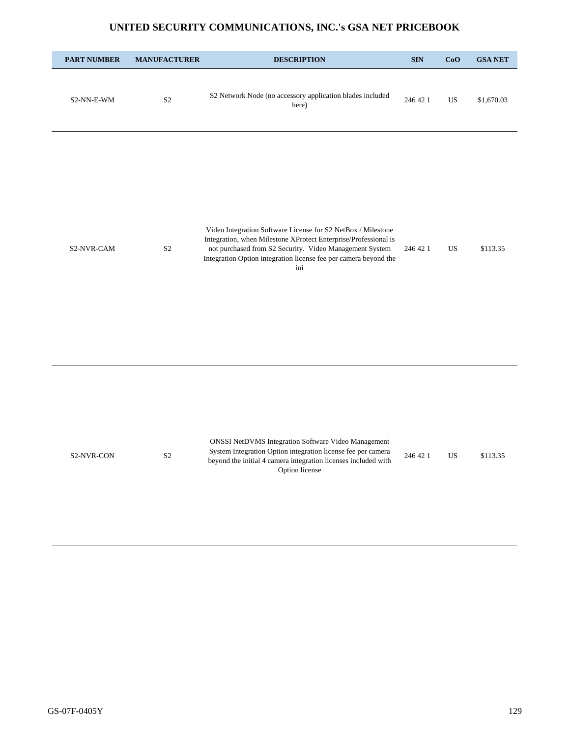# UNITED SECURITY COMMUNICATIONS, INC.'s GSA NET PRICEBOOK

| PART NUMBER | MANUFACTURER | DESCRIPTION | SIN | CoO | GSA NET |
| --- | --- | --- | --- | --- | --- |
| S2-NN-E-WM | S2 | S2 Network Node (no accessory application blades included here) | 246 42 1 | US | $1,670.03 |
| S2-NVR-CAM | S2 | Video Integration Software License for S2 NetBox / Milestone Integration, when Milestone XProtect Enterprise/Professional is not purchased from S2 Security. Video Management System Integration Option integration license fee per camera beyond the ini | 246 42 1 | US | $113.35 |
| S2-NVR-CON | S2 | ONSSI NetDVMS Integration Software Video Management System Integration Option integration license fee per camera beyond the initial 4 camera integration licenses included with Option license | 246 42 1 | US | $113.35 |

GS-07F-0405Y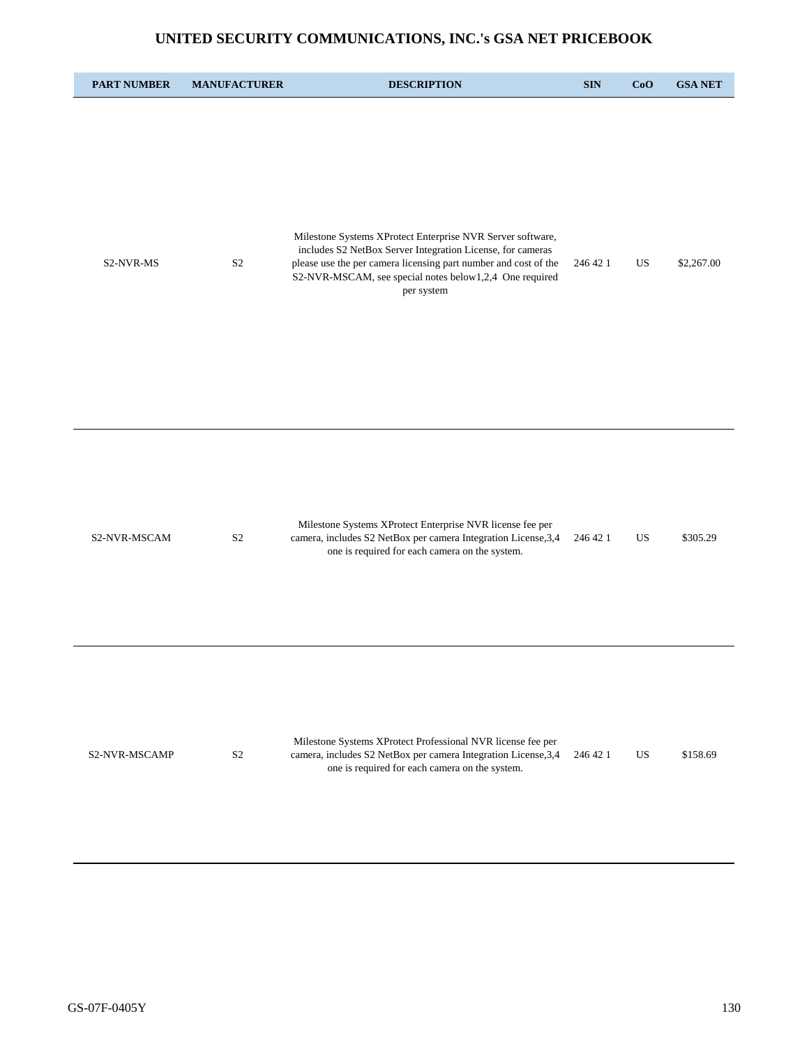# UNITED SECURITY COMMUNICATIONS, INC.'s GSA NET PRICEBOOK

| PART NUMBER | MANUFACTURER | DESCRIPTION | SIN | CoO | GSA NET |
|---|---|---|---|---|---|
| S2-NVR-MS | S2 | Milestone Systems XProtect Enterprise NVR Server software, includes S2 NetBox Server Integration License, for cameras please use the per camera licensing part number and cost of the S2-NVR-MSCAM, see special notes below1,2,4 One required per system | 246 42 1 | US | $2,267.00 |
| S2-NVR-MSCAM | S2 | Milestone Systems XProtect Enterprise NVR license fee per camera, includes S2 NetBox per camera Integration License,3,4 one is required for each camera on the system. | 246 42 1 | US | $305.29 |
| S2-NVR-MSCAMP | S2 | Milestone Systems XProtect Professional NVR license fee per camera, includes S2 NetBox per camera Integration License,3,4 one is required for each camera on the system. | 246 42 1 | US | $158.69 |

GS-07F-0405Y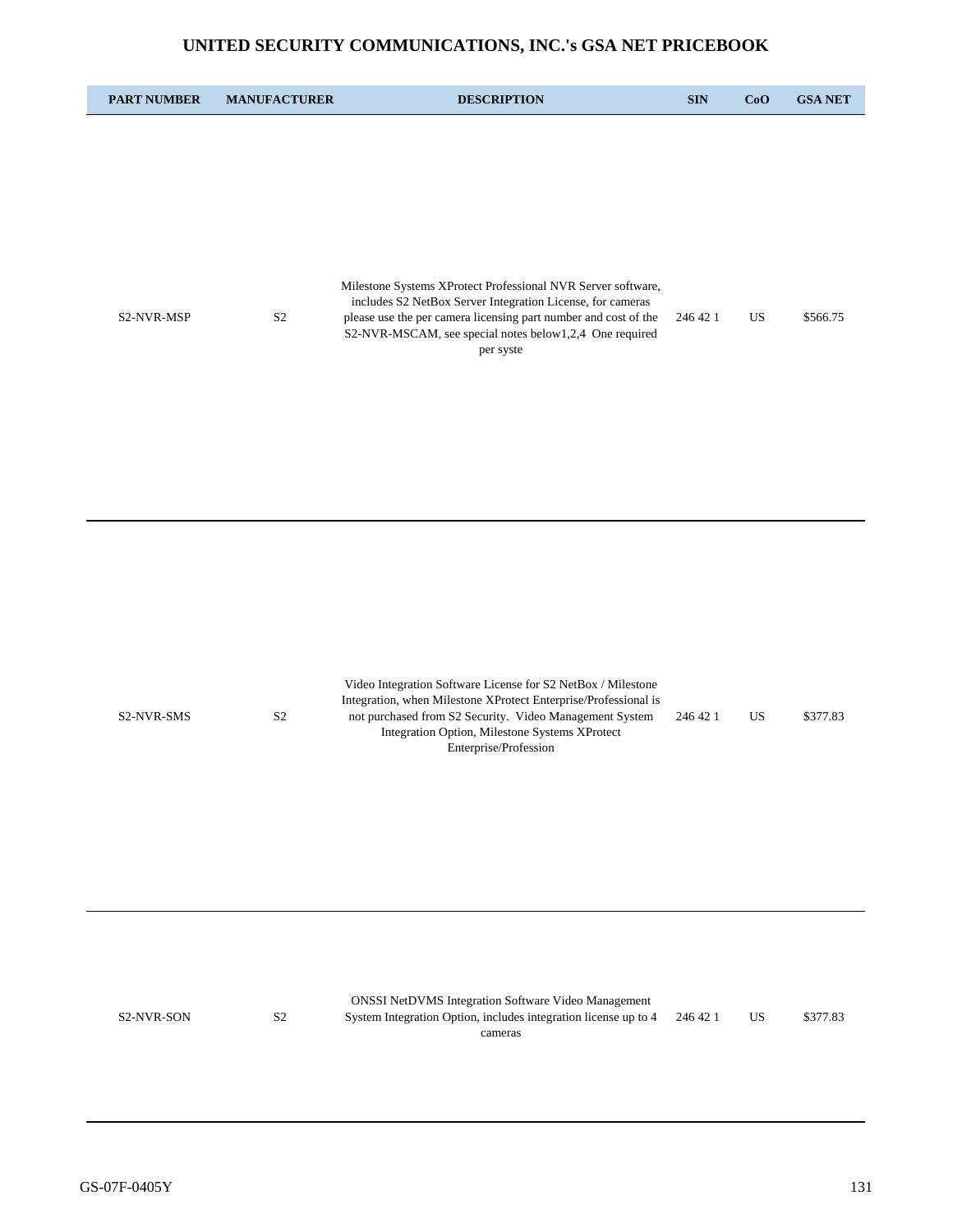# UNITED SECURITY COMMUNICATIONS, INC.'s GSA NET PRICEBOOK

| PART NUMBER | MANUFACTURER | DESCRIPTION | SIN | CoO | GSA NET |
|---|---|---|---|---|---|
| S2-NVR-MSP | S2 | Milestone Systems XProtect Professional NVR Server software, includes S2 NetBox Server Integration License, for cameras please use the per camera licensing part number and cost of the S2-NVR-MSCAM, see special notes below1,2,4 One required per syste | 246 42 1 | US | $566.75 |
| S2-NVR-SMS | S2 | Video Integration Software License for S2 NetBox / Milestone Integration, when Milestone XProtect Enterprise/Professional is not purchased from S2 Security. Video Management System Integration Option, Milestone Systems XProtect Enterprise/Profession | 246 42 1 | US | $377.83 |
| S2-NVR-SON | S2 | ONSSI NetDVMS Integration Software Video Management System Integration Option, includes integration license up to 4 cameras | 246 42 1 | US | $377.83 |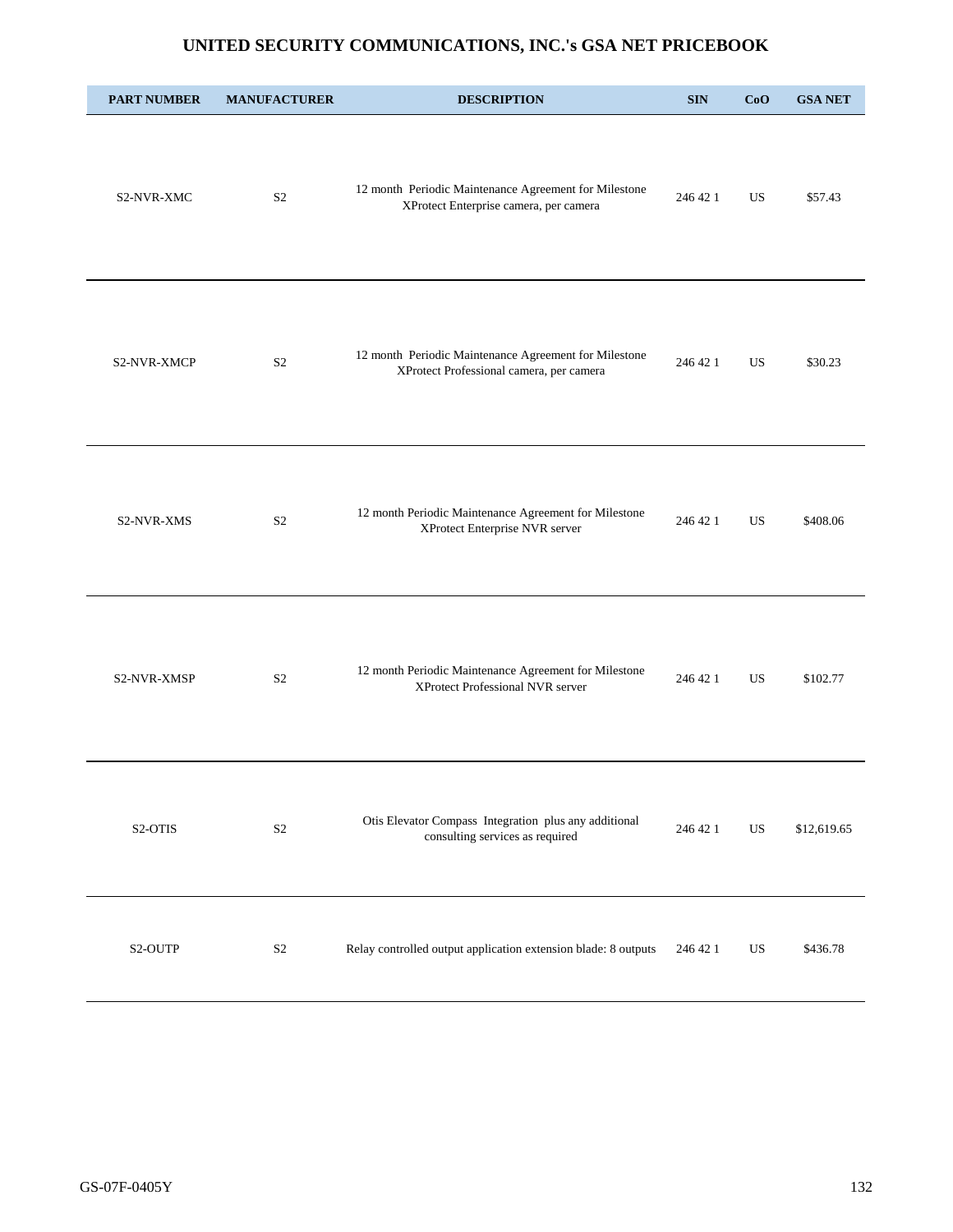# UNITED SECURITY COMMUNICATIONS, INC.'s GSA NET PRICEBOOK

| PART NUMBER | MANUFACTURER | DESCRIPTION | SIN | CoO | GSA NET |
|---|---|---|---|---|---|
| S2-NVR-XMC | S2 | 12 month Periodic Maintenance Agreement for Milestone XProtect Enterprise camera, per camera | 246 42 1 | US | $57.43 |
| S2-NVR-XMCP | S2 | 12 month Periodic Maintenance Agreement for Milestone XProtect Professional camera, per camera | 246 42 1 | US | $30.23 |
| S2-NVR-XMS | S2 | 12 month Periodic Maintenance Agreement for Milestone XProtect Enterprise NVR server | 246 42 1 | US | $408.06 |
| S2-NVR-XMSP | S2 | 12 month Periodic Maintenance Agreement for Milestone XProtect Professional NVR server | 246 42 1 | US | $102.77 |
| S2-OTIS | S2 | Otis Elevator Compass Integration plus any additional consulting services as required | 246 42 1 | US | $12,619.65 |
| S2-OUTP | S2 | Relay controlled output application extension blade: 8 outputs | 246 42 1 | US | $436.78 |

GS-07F-0405Y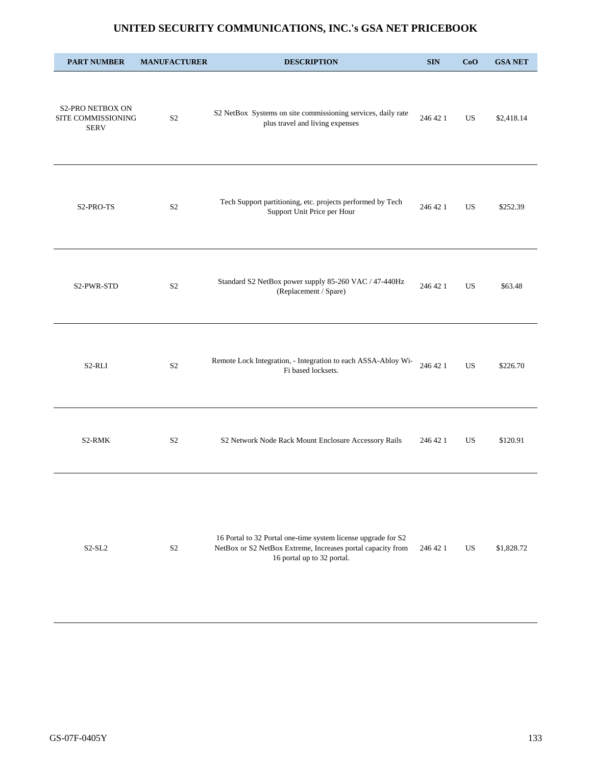# UNITED SECURITY COMMUNICATIONS, INC.'s GSA NET PRICEBOOK

| PART NUMBER | MANUFACTURER | DESCRIPTION | SIN | CoO | GSA NET |
|---|---|---|---|---|---|
| S2-PRO NETBOX ON SITE COMMISSIONING SERV | S2 | S2 NetBox Systems on site commissioning services, daily rate plus travel and living expenses | 246 42 1 | US | $2,418.14 |
| S2-PRO-TS | S2 | Tech Support partitioning, etc. projects performed by Tech Support Unit Price per Hour | 246 42 1 | US | $252.39 |
| S2-PWR-STD | S2 | Standard S2 NetBox power supply 85-260 VAC / 47-440Hz (Replacement / Spare) | 246 42 1 | US | $63.48 |
| S2-RLI | S2 | Remote Lock Integration, - Integration to each ASSA-Abloy Wi-Fi based locksets. | 246 42 1 | US | $226.70 |
| S2-RMK | S2 | S2 Network Node Rack Mount Enclosure Accessory Rails | 246 42 1 | US | $120.91 |
| S2-SL2 | S2 | 16 Portal to 32 Portal one-time system license upgrade for S2 NetBox or S2 NetBox Extreme, Increases portal capacity from 16 portal up to 32 portal. | 246 42 1 | US | $1,828.72 |

GS-07F-0405Y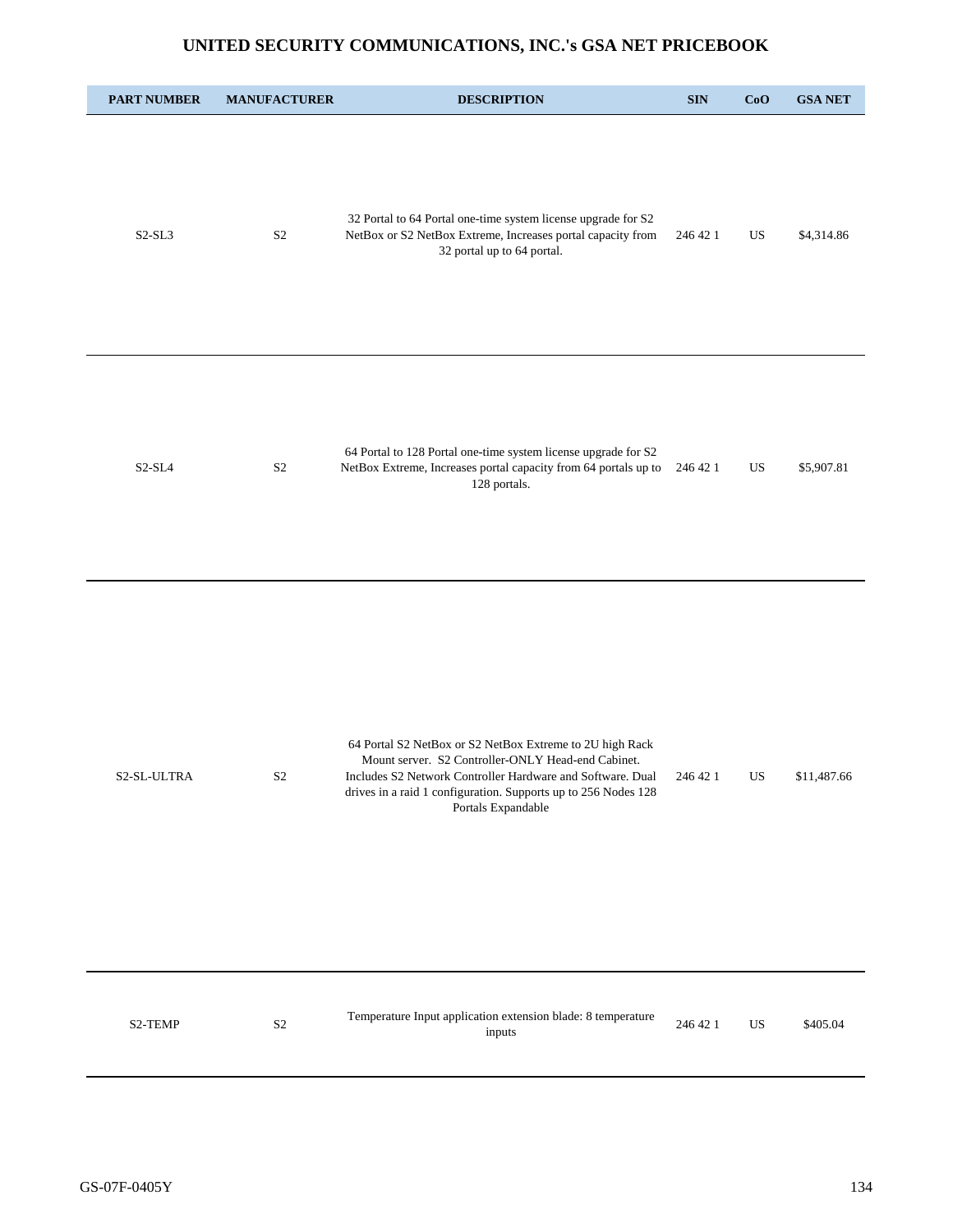# UNITED SECURITY COMMUNICATIONS, INC.'s GSA NET PRICEBOOK

| PART NUMBER | MANUFACTURER | DESCRIPTION | SIN | CoO | GSA NET |
|---|---|---|---|---|---|
| S2-SL3 | S2 | 32 Portal to 64 Portal one-time system license upgrade for S2 NetBox or S2 NetBox Extreme, Increases portal capacity from 32 portal up to 64 portal. | 246 42 1 | US | $4,314.86 |
| S2-SL4 | S2 | 64 Portal to 128 Portal one-time system license upgrade for S2 NetBox Extreme, Increases portal capacity from 64 portals up to 128 portals. | 246 42 1 | US | $5,907.81 |
| S2-SL-ULTRA | S2 | 64 Portal S2 NetBox or S2 NetBox Extreme to 2U high Rack Mount server. S2 Controller-ONLY Head-end Cabinet. Includes S2 Network Controller Hardware and Software. Dual drives in a raid 1 configuration. Supports up to 256 Nodes 128 Portals Expandable | 246 42 1 | US | $11,487.66 |
| S2-TEMP | S2 | Temperature Input application extension blade: 8 temperature inputs | 246 42 1 | US | $405.04 |

GS-07F-0405Y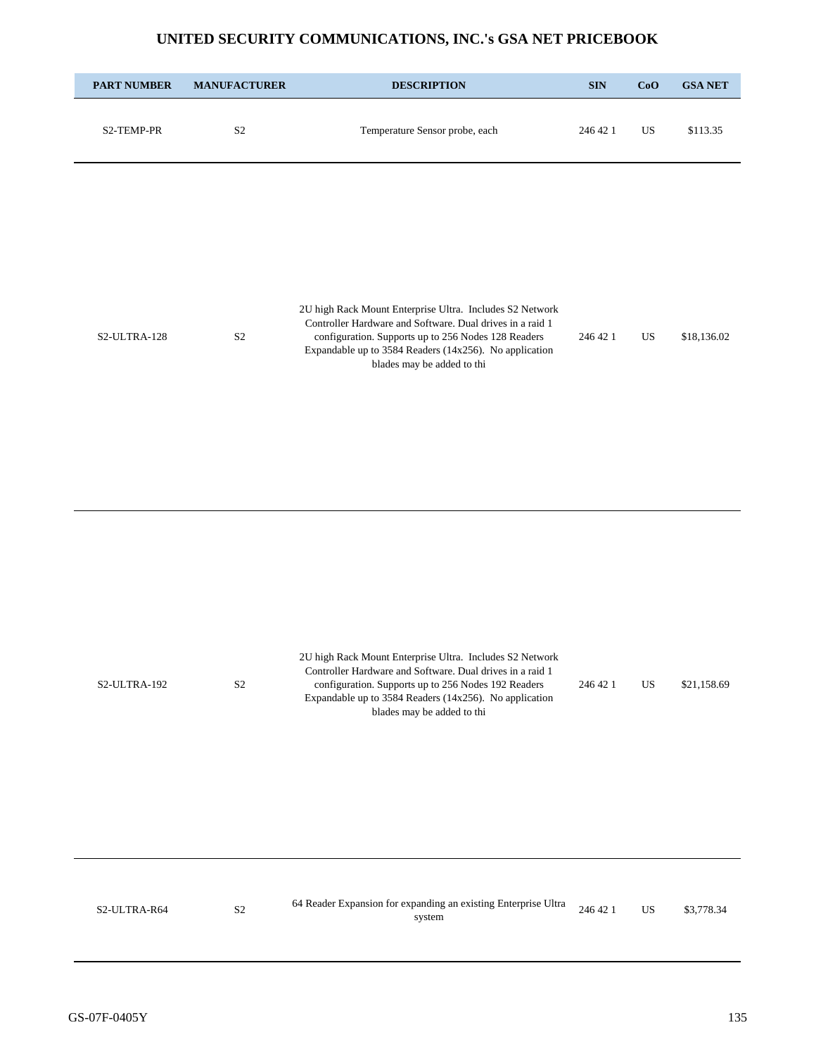# UNITED SECURITY COMMUNICATIONS, INC.'s GSA NET PRICEBOOK

| PART NUMBER | MANUFACTURER | DESCRIPTION | SIN | CoO | GSA NET |
|---|---|---|---|---|---|
| S2-TEMP-PR | S2 | Temperature Sensor probe, each | 246 42 1 | US | $113.35 |
| S2-ULTRA-128 | S2 | 2U high Rack Mount Enterprise Ultra. Includes S2 Network Controller Hardware and Software. Dual drives in a raid 1 configuration. Supports up to 256 Nodes 128 Readers Expandable up to 3584 Readers (14x256). No application blades may be added to thi | 246 42 1 | US | $18,136.02 |
| S2-ULTRA-192 | S2 | 2U high Rack Mount Enterprise Ultra. Includes S2 Network Controller Hardware and Software. Dual drives in a raid 1 configuration. Supports up to 256 Nodes 192 Readers Expandable up to 3584 Readers (14x256). No application blades may be added to thi | 246 42 1 | US | $21,158.69 |
| S2-ULTRA-R64 | S2 | 64 Reader Expansion for expanding an existing Enterprise Ultra system | 246 42 1 | US | $3,778.34 |

GS-07F-0405Y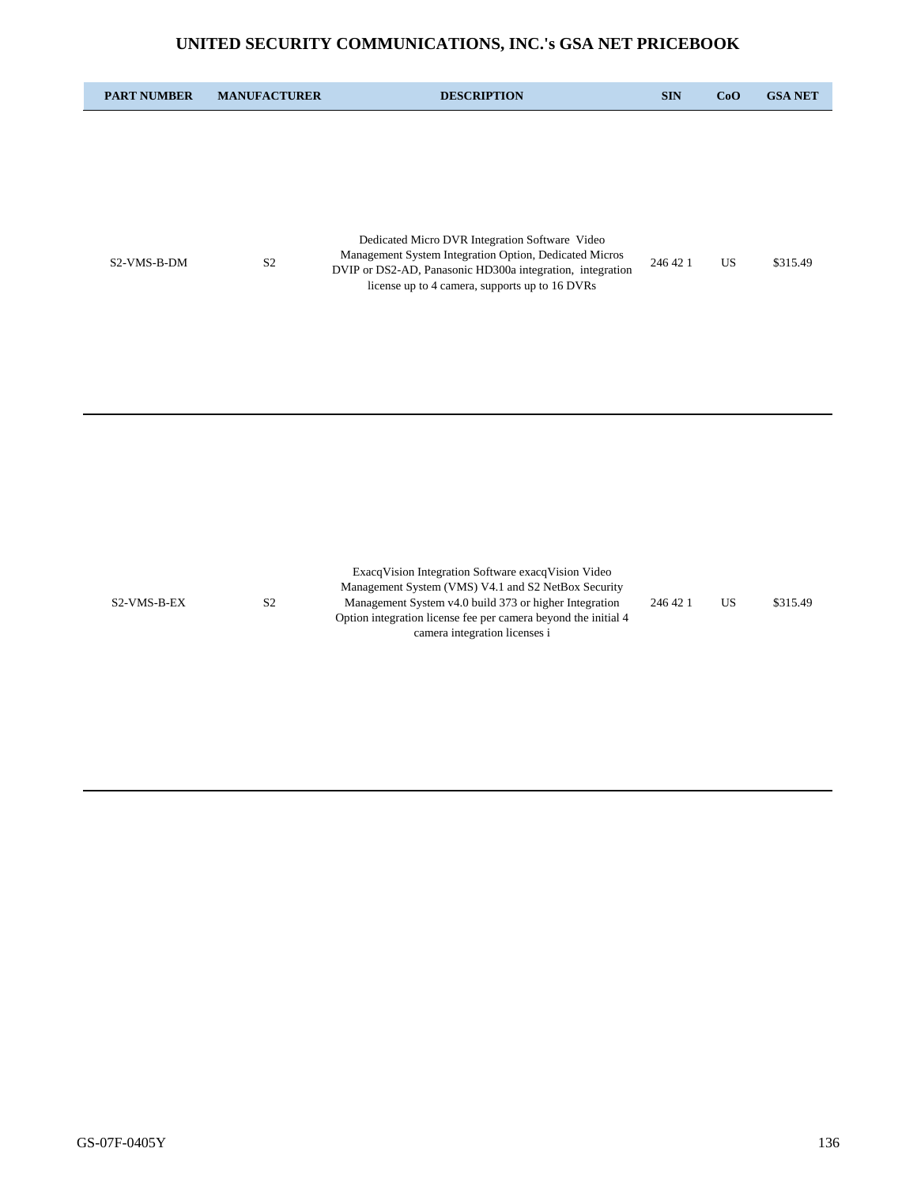# UNITED SECURITY COMMUNICATIONS, INC.'s GSA NET PRICEBOOK

| PART NUMBER | MANUFACTURER | DESCRIPTION | SIN | CoO | GSA NET |
|---|---|---|---|---|---|
| S2-VMS-B-DM | S2 | Dedicated Micro DVR Integration Software Video Management System Integration Option, Dedicated Micros DVIP or DS2-AD, Panasonic HD300a integration, integration license up to 4 camera, supports up to 16 DVRs | 246 42 1 | US | $315.49 |
| S2-VMS-B-EX | S2 | ExacqVision Integration Software exacqVision Video Management System (VMS) V4.1 and S2 NetBox Security Management System v4.0 build 373 or higher Integration Option integration license fee per camera beyond the initial 4 camera integration licenses i | 246 42 1 | US | $315.49 |

GS-07F-0405Y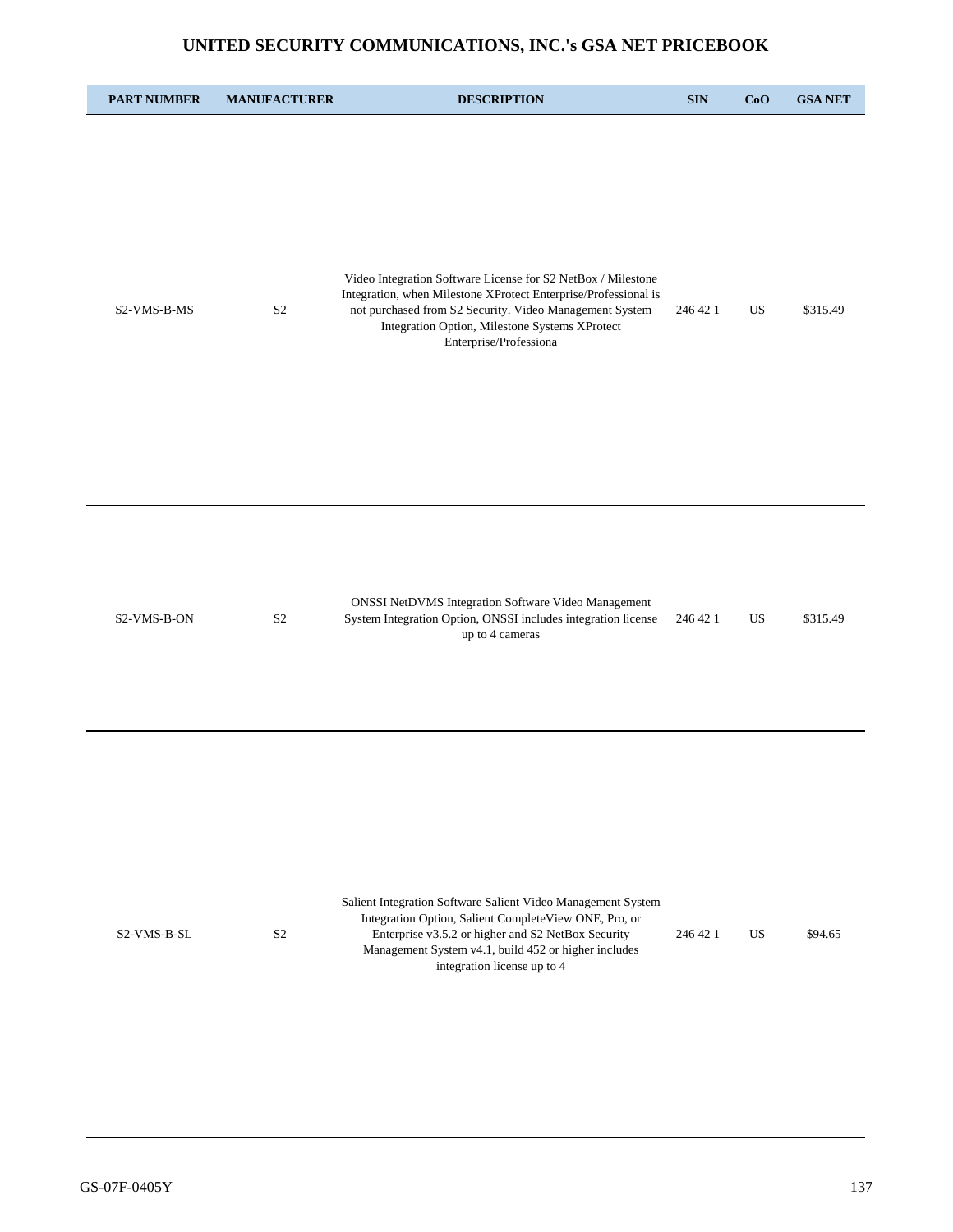# UNITED SECURITY COMMUNICATIONS, INC.'s GSA NET PRICEBOOK

| PART NUMBER | MANUFACTURER | DESCRIPTION | SIN | CoO | GSA NET |
|---|---|---|---|---|---|
| S2-VMS-B-MS | S2 | Video Integration Software License for S2 NetBox / Milestone Integration, when Milestone XProtect Enterprise/Professional is not purchased from S2 Security. Video Management System Integration Option, Milestone Systems XProtect Enterprise/Professiona | 246 42 1 | US | $315.49 |
| S2-VMS-B-ON | S2 | ONSSI NetDVMS Integration Software Video Management System Integration Option, ONSSI includes integration license up to 4 cameras | 246 42 1 | US | $315.49 |
| S2-VMS-B-SL | S2 | Salient Integration Software Salient Video Management System Integration Option, Salient CompleteView ONE, Pro, or Enterprise v3.5.2 or higher and S2 NetBox Security Management System v4.1, build 452 or higher includes integration license up to 4 | 246 42 1 | US | $94.65 |

GS-07F-0405Y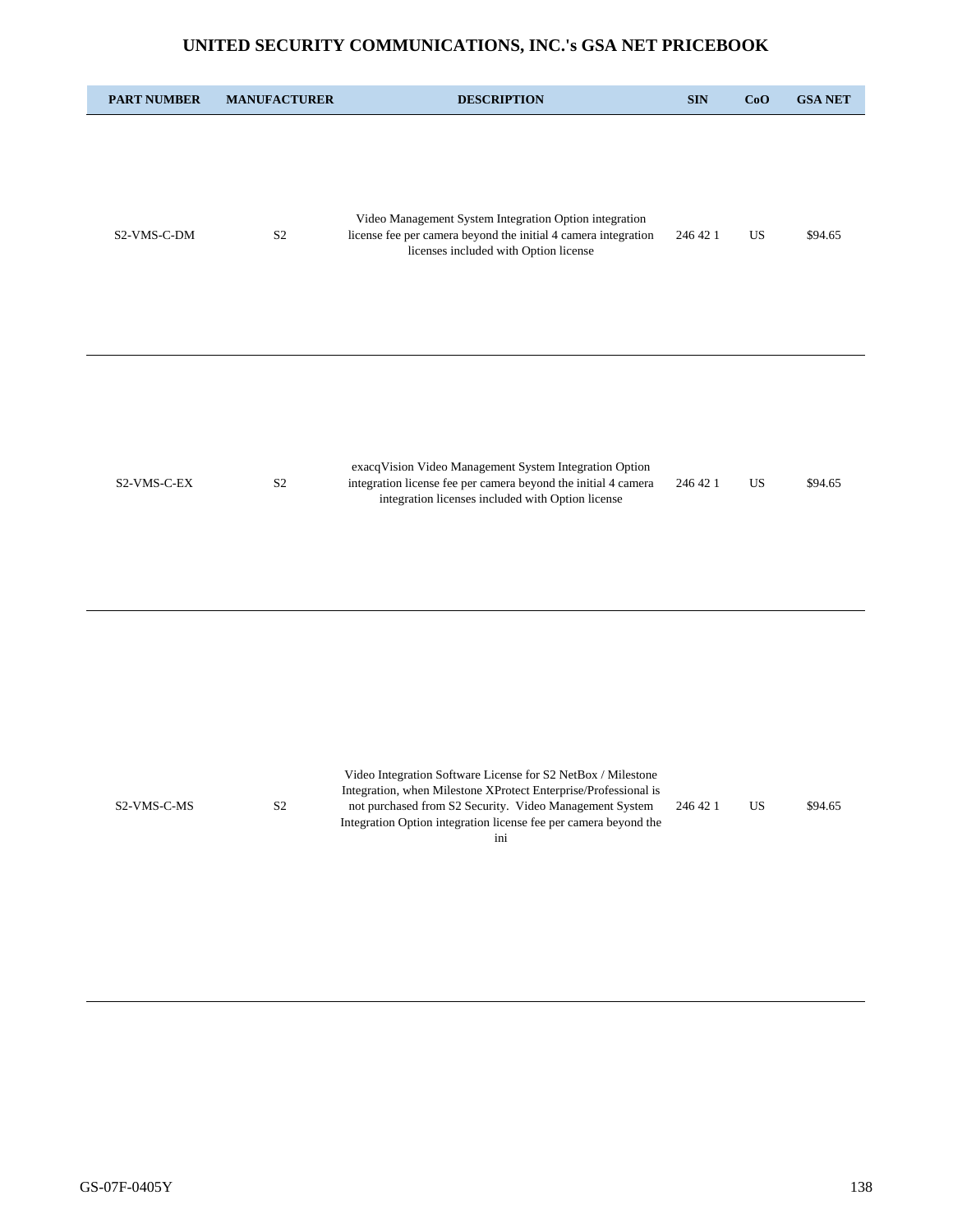# UNITED SECURITY COMMUNICATIONS, INC.'s GSA NET PRICEBOOK

| PART NUMBER | MANUFACTURER | DESCRIPTION | SIN | CoO | GSA NET |
|---|---|---|---|---|---|
| S2-VMS-C-DM | S2 | Video Management System Integration Option integration license fee per camera beyond the initial 4 camera integration licenses included with Option license | 246 42 1 | US | $94.65 |
| S2-VMS-C-EX | S2 | exacqVision Video Management System Integration Option integration license fee per camera beyond the initial 4 camera integration licenses included with Option license | 246 42 1 | US | $94.65 |
| S2-VMS-C-MS | S2 | Video Integration Software License for S2 NetBox / Milestone Integration, when Milestone XProtect Enterprise/Professional is not purchased from S2 Security. Video Management System Integration Option integration license fee per camera beyond the ini | 246 42 1 | US | $94.65 |

GS-07F-0405Y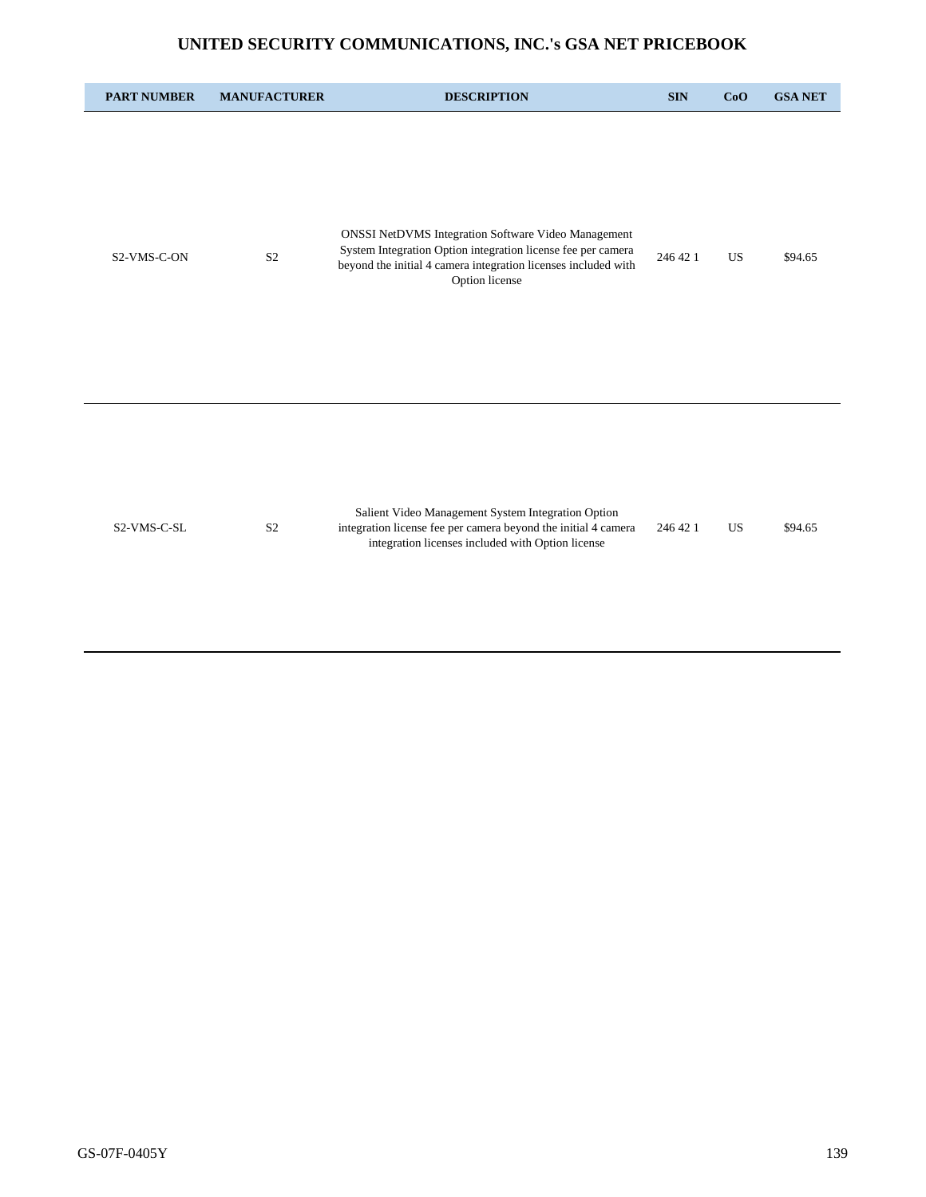## UNITED SECURITY COMMUNICATIONS, INC.'s GSA NET PRICEBOOK

| PART NUMBER | MANUFACTURER | DESCRIPTION | SIN | CoO | GSA NET |
|---|---|---|---|---|---|
| S2-VMS-C-ON | S2 | ONSSI NetDVMS Integration Software Video Management System Integration Option integration license fee per camera beyond the initial 4 camera integration licenses included with Option license | 246 42 1 | US | $94.65 |
| S2-VMS-C-SL | S2 | Salient Video Management System Integration Option integration license fee per camera beyond the initial 4 camera integration licenses included with Option license | 246 42 1 | US | $94.65 |

GS-07F-0405Y